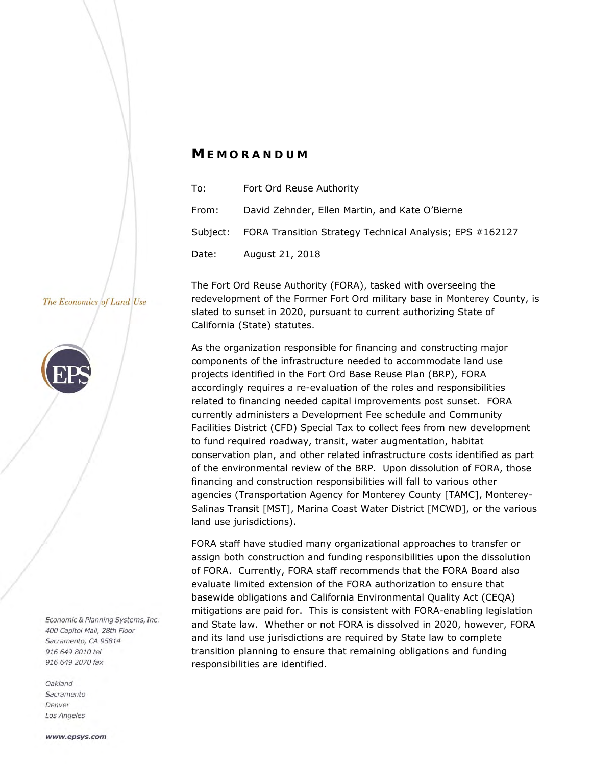# MEMORANDUM

To: Fort Ord Reuse Authority

From: David Zehnder, Ellen Martin, and Kate O'Bierne

Subject: FORA Transition Strategy Technical Analysis; EPS #162127

Date: August 21, 2018

*The Economics of Land Use*

Economic & Planning Systems, Inc.
400 Capitol Mall, 28th Floor
Sacramento, CA 95814
916 649 8010 tel
916 649 2070 fax

Oakland
Sacramento
Denver
Los Angeles

**www.epsys.com**

The Fort Ord Reuse Authority (FORA), tasked with overseeing the redevelopment of the Former Fort Ord military base in Monterey County, is slated to sunset in 2020, pursuant to current authorizing State of California (State) statutes.

As the organization responsible for financing and constructing major components of the infrastructure needed to accommodate land use projects identified in the Fort Ord Base Reuse Plan (BRP), FORA accordingly requires a re-evaluation of the roles and responsibilities related to financing needed capital improvements post sunset. FORA currently administers a Development Fee schedule and Community Facilities District (CFD) Special Tax to collect fees from new development to fund required roadway, transit, water augmentation, habitat conservation plan, and other related infrastructure costs identified as part of the environmental review of the BRP. Upon dissolution of FORA, those financing and construction responsibilities will fall to various other agencies (Transportation Agency for Monterey County [TAMC], Monterey-Salinas Transit [MST], Marina Coast Water District [MCWD], or the various land use jurisdictions).

FORA staff have studied many organizational approaches to transfer or assign both construction and funding responsibilities upon the dissolution of FORA. Currently, FORA staff recommends that the FORA Board also evaluate limited extension of the FORA authorization to ensure that basewide obligations and California Environmental Quality Act (CEQA) mitigations are paid for. This is consistent with FORA-enabling legislation and State law. Whether or not FORA is dissolved in 2020, however, FORA and its land use jurisdictions are required by State law to complete transition planning to ensure that remaining obligations and funding responsibilities are identified.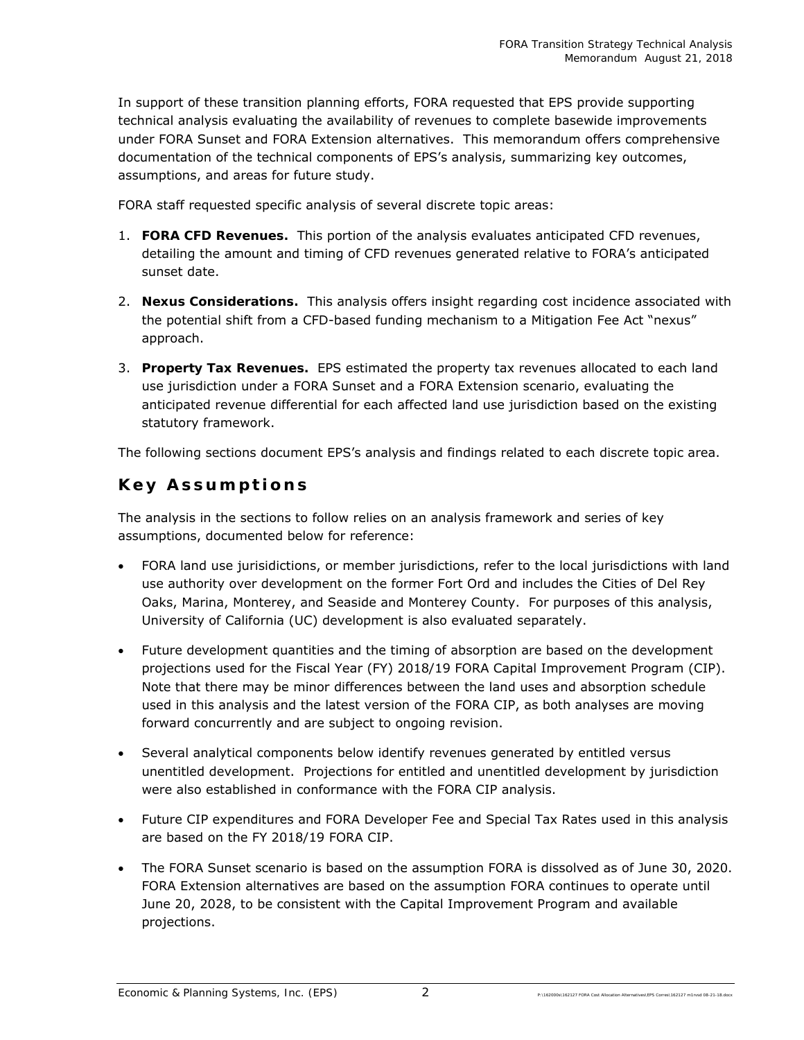In support of these transition planning efforts, FORA requested that EPS provide supporting technical analysis evaluating the availability of revenues to complete basewide improvements under FORA Sunset and FORA Extension alternatives. This memorandum offers comprehensive documentation of the technical components of EPS's analysis, summarizing key outcomes, assumptions, and areas for future study.

FORA staff requested specific analysis of several discrete topic areas:

1. **FORA CFD Revenues.** This portion of the analysis evaluates anticipated CFD revenues, detailing the amount and timing of CFD revenues generated relative to FORA's anticipated sunset date.
2. **Nexus Considerations.** This analysis offers insight regarding cost incidence associated with the potential shift from a CFD-based funding mechanism to a Mitigation Fee Act "nexus" approach.
3. **Property Tax Revenues.** EPS estimated the property tax revenues allocated to each land use jurisdiction under a FORA Sunset and a FORA Extension scenario, evaluating the anticipated revenue differential for each affected land use jurisdiction based on the existing statutory framework.

The following sections document EPS's analysis and findings related to each discrete topic area.

## Key Assumptions

The analysis in the sections to follow relies on an analysis framework and series of key assumptions, documented below for reference:

- FORA land use jurisidictions, or member jurisdictions, refer to the local jurisdictions with land use authority over development on the former Fort Ord and includes the Cities of Del Rey Oaks, Marina, Monterey, and Seaside and Monterey County. For purposes of this analysis, University of California (UC) development is also evaluated separately.
- Future development quantities and the timing of absorption are based on the development projections used for the Fiscal Year (FY) 2018/19 FORA Capital Improvement Program (CIP). Note that there may be minor differences between the land uses and absorption schedule used in this analysis and the latest version of the FORA CIP, as both analyses are moving forward concurrently and are subject to ongoing revision.
- Several analytical components below identify revenues generated by entitled versus unentitled development. Projections for entitled and unentitled development by jurisdiction were also established in conformance with the FORA CIP analysis.
- Future CIP expenditures and FORA Developer Fee and Special Tax Rates used in this analysis are based on the FY 2018/19 FORA CIP.
- The FORA Sunset scenario is based on the assumption FORA is dissolved as of June 30, 2020. FORA Extension alternatives are based on the assumption FORA continues to operate until June 20, 2028, to be consistent with the Capital Improvement Program and available projections.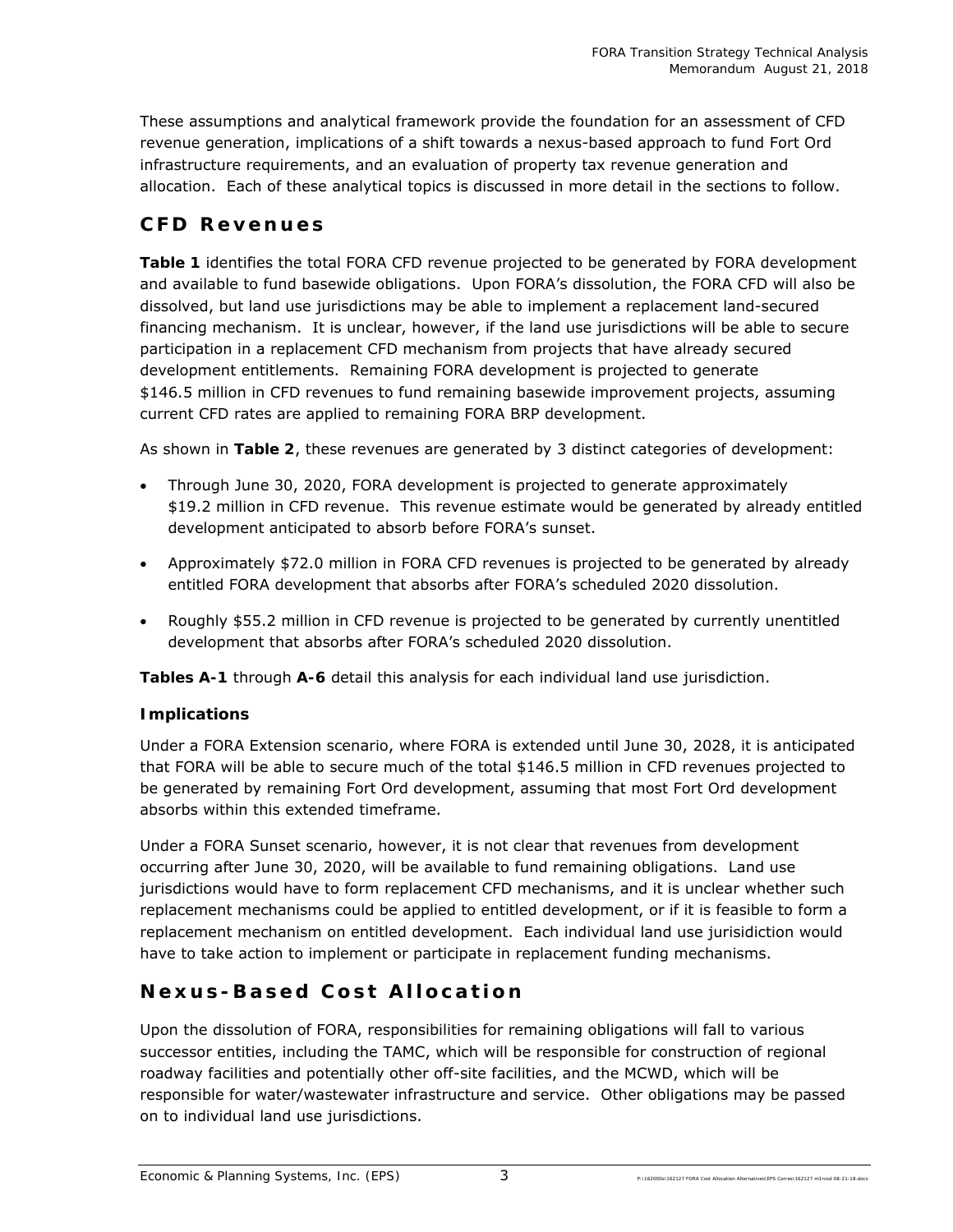These assumptions and analytical framework provide the foundation for an assessment of CFD revenue generation, implications of a shift towards a nexus-based approach to fund Fort Ord infrastructure requirements, and an evaluation of property tax revenue generation and allocation. Each of these analytical topics is discussed in more detail in the sections to follow.

## CFD Revenues

**Table 1** identifies the total FORA CFD revenue projected to be generated by FORA development and available to fund basewide obligations. Upon FORA's dissolution, the FORA CFD will also be dissolved, but land use jurisdictions may be able to implement a replacement land-secured financing mechanism. It is unclear, however, if the land use jurisdictions will be able to secure participation in a replacement CFD mechanism from projects that have already secured development entitlements. Remaining FORA development is projected to generate $146.5 million in CFD revenues to fund remaining basewide improvement projects, assuming current CFD rates are applied to remaining FORA BRP development.

As shown in **Table 2**, these revenues are generated by 3 distinct categories of development:

- Through June 30, 2020, FORA development is projected to generate approximately $19.2 million in CFD revenue. This revenue estimate would be generated by already entitled development anticipated to absorb before FORA's sunset.
- Approximately $72.0 million in FORA CFD revenues is projected to be generated by already entitled FORA development that absorbs after FORA's scheduled 2020 dissolution.
- Roughly $55.2 million in CFD revenue is projected to be generated by currently unentitled development that absorbs after FORA's scheduled 2020 dissolution.

**Tables A-1** through **A-6** detail this analysis for each individual land use jurisdiction.

### Implications

Under a FORA Extension scenario, where FORA is extended until June 30, 2028, it is anticipated that FORA will be able to secure much of the total $146.5 million in CFD revenues projected to be generated by remaining Fort Ord development, assuming that most Fort Ord development absorbs within this extended timeframe.

Under a FORA Sunset scenario, however, it is not clear that revenues from development occurring after June 30, 2020, will be available to fund remaining obligations. Land use jurisdictions would have to form replacement CFD mechanisms, and it is unclear whether such replacement mechanisms could be applied to entitled development, or if it is feasible to form a replacement mechanism on entitled development. Each individual land use jurisidiction would have to take action to implement or participate in replacement funding mechanisms.

## Nexus-Based Cost Allocation

Upon the dissolution of FORA, responsibilities for remaining obligations will fall to various successor entities, including the TAMC, which will be responsible for construction of regional roadway facilities and potentially other off-site facilities, and the MCWD, which will be responsible for water/wastewater infrastructure and service. Other obligations may be passed on to individual land use jurisdictions.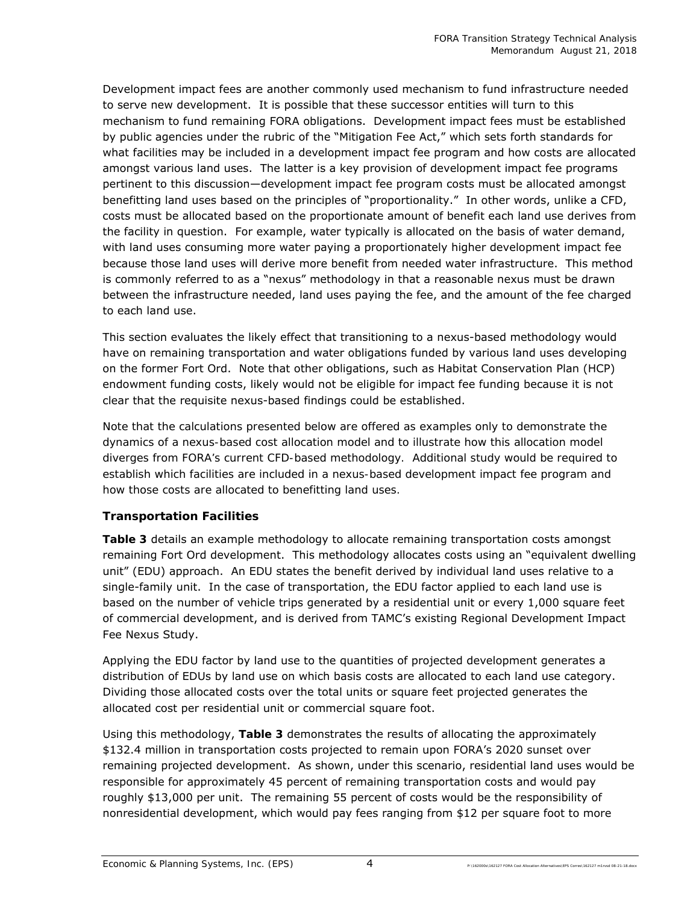Development impact fees are another commonly used mechanism to fund infrastructure needed to serve new development. It is possible that these successor entities will turn to this mechanism to fund remaining FORA obligations. Development impact fees must be established by public agencies under the rubric of the "Mitigation Fee Act," which sets forth standards for what facilities may be included in a development impact fee program and how costs are allocated amongst various land uses. The latter is a key provision of development impact fee programs pertinent to this discussion—development impact fee program costs must be allocated amongst benefitting land uses based on the principles of "proportionality." In other words, unlike a CFD, costs must be allocated based on the proportionate amount of benefit each land use derives from the facility in question. For example, water typically is allocated on the basis of water demand, with land uses consuming more water paying a proportionately higher development impact fee because those land uses will derive more benefit from needed water infrastructure. This method is commonly referred to as a "nexus" methodology in that a reasonable nexus must be drawn between the infrastructure needed, land uses paying the fee, and the amount of the fee charged to each land use.

This section evaluates the likely effect that transitioning to a nexus-based methodology would have on remaining transportation and water obligations funded by various land uses developing on the former Fort Ord. Note that other obligations, such as Habitat Conservation Plan (HCP) endowment funding costs, likely would not be eligible for impact fee funding because it is not clear that the requisite nexus-based findings could be established.

Note that the calculations presented below are offered as examples only to demonstrate the dynamics of a nexus-based cost allocation model and to illustrate how this allocation model diverges from FORA's current CFD-based methodology. Additional study would be required to establish which facilities are included in a nexus-based development impact fee program and how those costs are allocated to benefitting land uses.

### Transportation Facilities

**Table 3** details an example methodology to allocate remaining transportation costs amongst remaining Fort Ord development. This methodology allocates costs using an "equivalent dwelling unit" (EDU) approach. An EDU states the benefit derived by individual land uses relative to a single-family unit. In the case of transportation, the EDU factor applied to each land use is based on the number of vehicle trips generated by a residential unit or every 1,000 square feet of commercial development, and is derived from TAMC's existing Regional Development Impact Fee Nexus Study.

Applying the EDU factor by land use to the quantities of projected development generates a distribution of EDUs by land use on which basis costs are allocated to each land use category. Dividing those allocated costs over the total units or square feet projected generates the allocated cost per residential unit or commercial square foot.

Using this methodology, **Table 3** demonstrates the results of allocating the approximately $132.4 million in transportation costs projected to remain upon FORA's 2020 sunset over remaining projected development. As shown, under this scenario, residential land uses would be responsible for approximately 45 percent of remaining transportation costs and would pay roughly $13,000 per unit. The remaining 55 percent of costs would be the responsibility of nonresidential development, which would pay fees ranging from $12 per square foot to more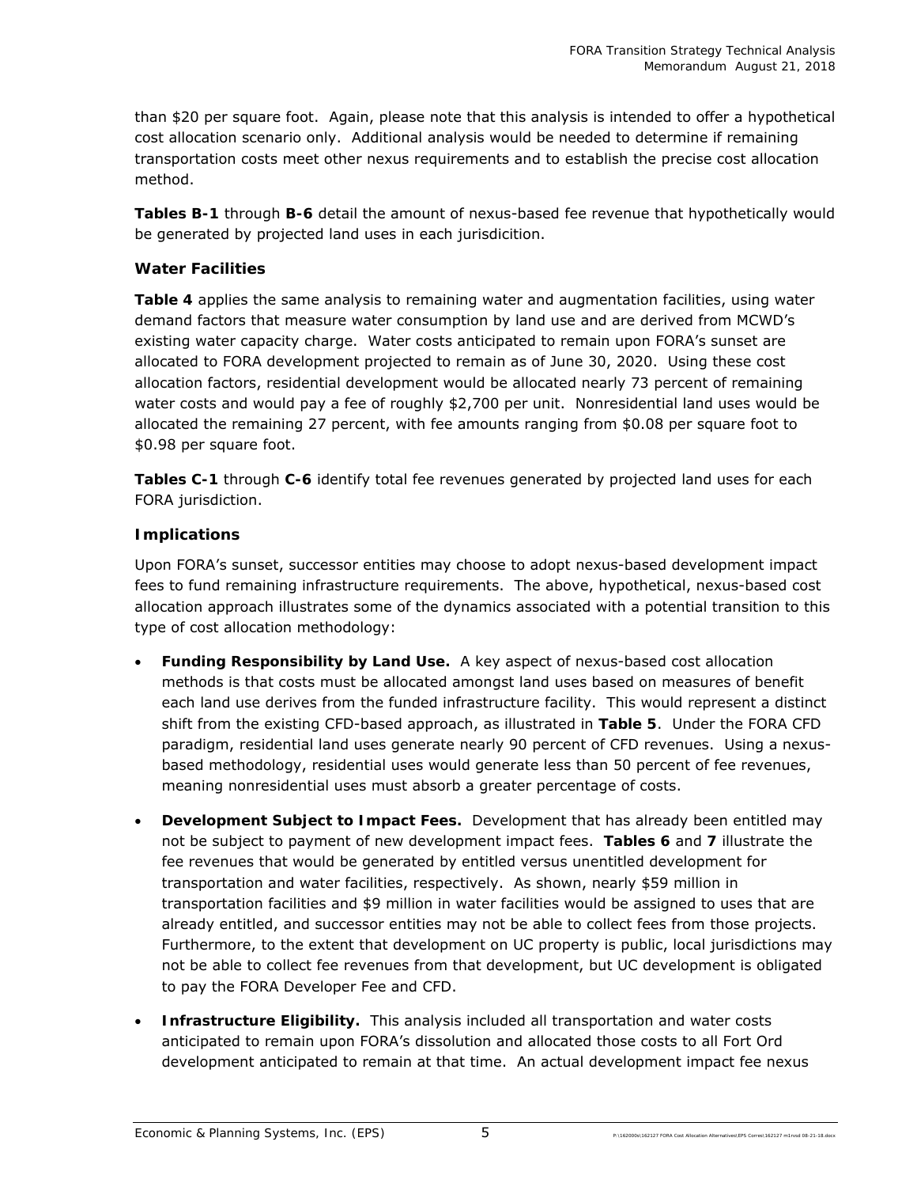than $20 per square foot. Again, please note that this analysis is intended to offer a hypothetical cost allocation scenario only. Additional analysis would be needed to determine if remaining transportation costs meet other nexus requirements and to establish the precise cost allocation method.

**Tables B-1** through **B-6** detail the amount of nexus-based fee revenue that hypothetically would be generated by projected land uses in each jurisdicition.

### Water Facilities

**Table 4** applies the same analysis to remaining water and augmentation facilities, using water demand factors that measure water consumption by land use and are derived from MCWD's existing water capacity charge. Water costs anticipated to remain upon FORA's sunset are allocated to FORA development projected to remain as of June 30, 2020. Using these cost allocation factors, residential development would be allocated nearly 73 percent of remaining water costs and would pay a fee of roughly $2,700 per unit. Nonresidential land uses would be allocated the remaining 27 percent, with fee amounts ranging from $0.08 per square foot to $0.98 per square foot.

**Tables C-1** through **C-6** identify total fee revenues generated by projected land uses for each FORA jurisdiction.

### Implications

Upon FORA's sunset, successor entities may choose to adopt nexus-based development impact fees to fund remaining infrastructure requirements. The above, hypothetical, nexus-based cost allocation approach illustrates some of the dynamics associated with a potential transition to this type of cost allocation methodology:

- **Funding Responsibility by Land Use.** A key aspect of nexus-based cost allocation methods is that costs must be allocated amongst land uses based on measures of benefit each land use derives from the funded infrastructure facility. This would represent a distinct shift from the existing CFD-based approach, as illustrated in **Table 5**. Under the FORA CFD paradigm, residential land uses generate nearly 90 percent of CFD revenues. Using a nexus-based methodology, residential uses would generate less than 50 percent of fee revenues, meaning nonresidential uses must absorb a greater percentage of costs.
- **Development Subject to Impact Fees.** Development that has already been entitled may not be subject to payment of new development impact fees. **Tables 6** and **7** illustrate the fee revenues that would be generated by entitled versus unentitled development for transportation and water facilities, respectively. As shown, nearly $59 million in transportation facilities and $9 million in water facilities would be assigned to uses that are already entitled, and successor entities may not be able to collect fees from those projects. Furthermore, to the extent that development on UC property is public, local jurisdictions may not be able to collect fee revenues from that development, but UC development is obligated to pay the FORA Developer Fee and CFD.
- **Infrastructure Eligibility.** This analysis included all transportation and water costs anticipated to remain upon FORA's dissolution and allocated those costs to all Fort Ord development anticipated to remain at that time. An actual development impact fee nexus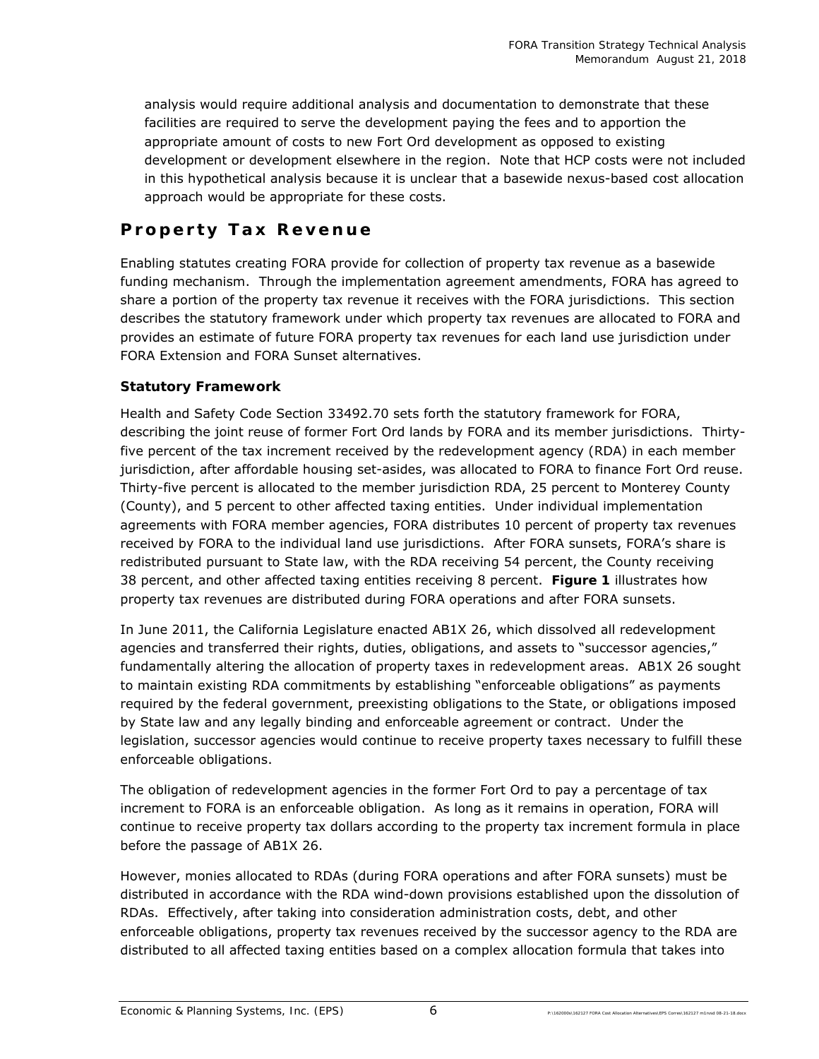analysis would require additional analysis and documentation to demonstrate that these facilities are required to serve the development paying the fees and to apportion the appropriate amount of costs to new Fort Ord development as opposed to existing development or development elsewhere in the region. Note that HCP costs were not included in this hypothetical analysis because it is unclear that a basewide nexus-based cost allocation approach would be appropriate for these costs.

## Property Tax Revenue

Enabling statutes creating FORA provide for collection of property tax revenue as a basewide funding mechanism. Through the implementation agreement amendments, FORA has agreed to share a portion of the property tax revenue it receives with the FORA jurisdictions. This section describes the statutory framework under which property tax revenues are allocated to FORA and provides an estimate of future FORA property tax revenues for each land use jurisdiction under FORA Extension and FORA Sunset alternatives.

### Statutory Framework

Health and Safety Code Section 33492.70 sets forth the statutory framework for FORA, describing the joint reuse of former Fort Ord lands by FORA and its member jurisdictions. Thirty-five percent of the tax increment received by the redevelopment agency (RDA) in each member jurisdiction, after affordable housing set-asides, was allocated to FORA to finance Fort Ord reuse. Thirty-five percent is allocated to the member jurisdiction RDA, 25 percent to Monterey County (County), and 5 percent to other affected taxing entities. Under individual implementation agreements with FORA member agencies, FORA distributes 10 percent of property tax revenues received by FORA to the individual land use jurisdictions. After FORA sunsets, FORA's share is redistributed pursuant to State law, with the RDA receiving 54 percent, the County receiving 38 percent, and other affected taxing entities receiving 8 percent. **Figure 1** illustrates how property tax revenues are distributed during FORA operations and after FORA sunsets.

In June 2011, the California Legislature enacted AB1X 26, which dissolved all redevelopment agencies and transferred their rights, duties, obligations, and assets to "successor agencies," fundamentally altering the allocation of property taxes in redevelopment areas. AB1X 26 sought to maintain existing RDA commitments by establishing "enforceable obligations" as payments required by the federal government, preexisting obligations to the State, or obligations imposed by State law and any legally binding and enforceable agreement or contract. Under the legislation, successor agencies would continue to receive property taxes necessary to fulfill these enforceable obligations.

The obligation of redevelopment agencies in the former Fort Ord to pay a percentage of tax increment to FORA is an enforceable obligation. As long as it remains in operation, FORA will continue to receive property tax dollars according to the property tax increment formula in place before the passage of AB1X 26.

However, monies allocated to RDAs (during FORA operations and after FORA sunsets) must be distributed in accordance with the RDA wind-down provisions established upon the dissolution of RDAs. Effectively, after taking into consideration administration costs, debt, and other enforceable obligations, property tax revenues received by the successor agency to the RDA are distributed to all affected taxing entities based on a complex allocation formula that takes into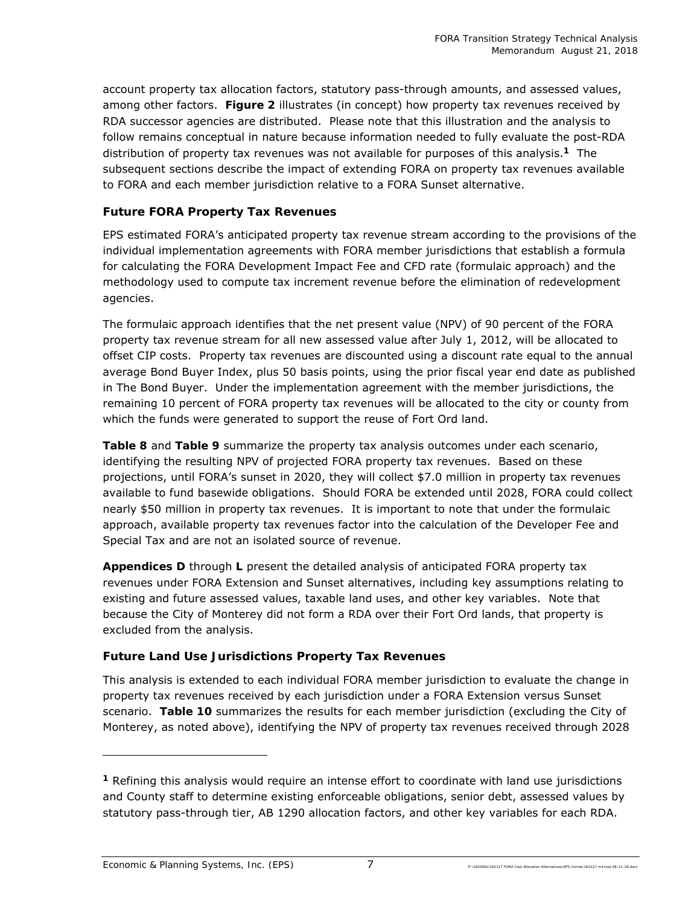account property tax allocation factors, statutory pass-through amounts, and assessed values, among other factors. **Figure 2** illustrates (in concept) how property tax revenues received by RDA successor agencies are distributed. Please note that this illustration and the analysis to follow remains conceptual in nature because information needed to fully evaluate the post-RDA distribution of property tax revenues was not available for purposes of this analysis.[1] The subsequent sections describe the impact of extending FORA on property tax revenues available to FORA and each member jurisdiction relative to a FORA Sunset alternative.

### Future FORA Property Tax Revenues

EPS estimated FORA's anticipated property tax revenue stream according to the provisions of the individual implementation agreements with FORA member jurisdictions that establish a formula for calculating the FORA Development Impact Fee and CFD rate (formulaic approach) and the methodology used to compute tax increment revenue before the elimination of redevelopment agencies.

The formulaic approach identifies that the net present value (NPV) of 90 percent of the FORA property tax revenue stream for all new assessed value after July 1, 2012, will be allocated to offset CIP costs. Property tax revenues are discounted using a discount rate equal to the annual average Bond Buyer Index, plus 50 basis points, using the prior fiscal year end date as published in The Bond Buyer. Under the implementation agreement with the member jurisdictions, the remaining 10 percent of FORA property tax revenues will be allocated to the city or county from which the funds were generated to support the reuse of Fort Ord land.

**Table 8** and **Table 9** summarize the property tax analysis outcomes under each scenario, identifying the resulting NPV of projected FORA property tax revenues. Based on these projections, until FORA's sunset in 2020, they will collect $7.0 million in property tax revenues available to fund basewide obligations. Should FORA be extended until 2028, FORA could collect nearly $50 million in property tax revenues. It is important to note that under the formulaic approach, available property tax revenues factor into the calculation of the Developer Fee and Special Tax and are not an isolated source of revenue.

**Appendices D** through **L** present the detailed analysis of anticipated FORA property tax revenues under FORA Extension and Sunset alternatives, including key assumptions relating to existing and future assessed values, taxable land uses, and other key variables. Note that because the City of Monterey did not form a RDA over their Fort Ord lands, that property is excluded from the analysis.

### Future Land Use Jurisdictions Property Tax Revenues

This analysis is extended to each individual FORA member jurisdiction to evaluate the change in property tax revenues received by each jurisdiction under a FORA Extension versus Sunset scenario. **Table 10** summarizes the results for each member jurisdiction (excluding the City of Monterey, as noted above), identifying the NPV of property tax revenues received through 2028

---

[1] Refining this analysis would require an intense effort to coordinate with land use jurisdictions and County staff to determine existing enforceable obligations, senior debt, assessed values by statutory pass-through tier, AB 1290 allocation factors, and other key variables for each RDA.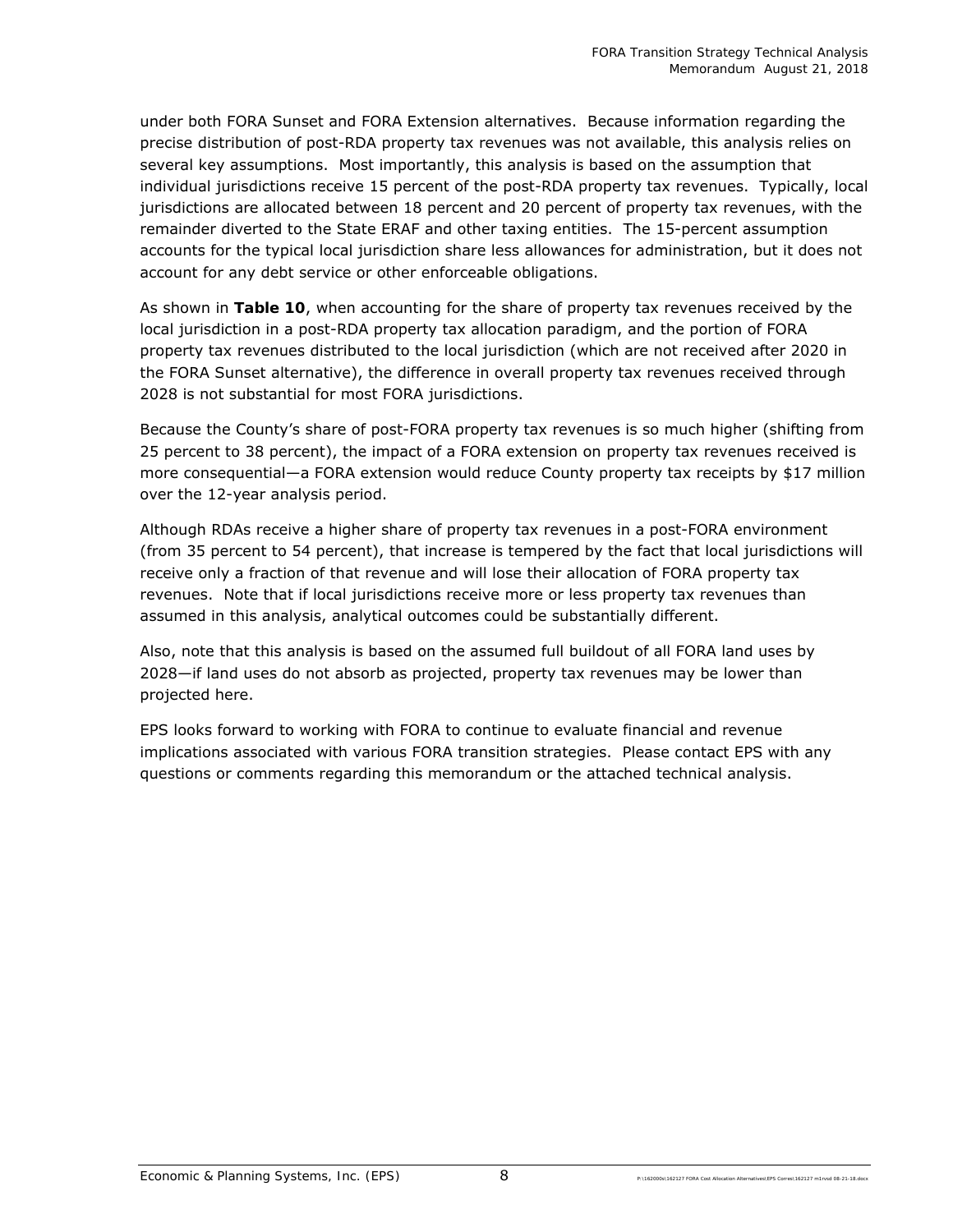under both FORA Sunset and FORA Extension alternatives. Because information regarding the precise distribution of post-RDA property tax revenues was not available, this analysis relies on several key assumptions. Most importantly, this analysis is based on the assumption that individual jurisdictions receive 15 percent of the post-RDA property tax revenues. Typically, local jurisdictions are allocated between 18 percent and 20 percent of property tax revenues, with the remainder diverted to the State ERAF and other taxing entities. The 15-percent assumption accounts for the typical local jurisdiction share less allowances for administration, but it does not account for any debt service or other enforceable obligations.

As shown in **Table 10**, when accounting for the share of property tax revenues received by the local jurisdiction in a post-RDA property tax allocation paradigm, and the portion of FORA property tax revenues distributed to the local jurisdiction (which are not received after 2020 in the FORA Sunset alternative), the difference in overall property tax revenues received through 2028 is not substantial for most FORA jurisdictions.

Because the County's share of post-FORA property tax revenues is so much higher (shifting from 25 percent to 38 percent), the impact of a FORA extension on property tax revenues received is more consequential—a FORA extension would reduce County property tax receipts by $17 million over the 12-year analysis period.

Although RDAs receive a higher share of property tax revenues in a post-FORA environment (from 35 percent to 54 percent), that increase is tempered by the fact that local jurisdictions will receive only a fraction of that revenue and will lose their allocation of FORA property tax revenues. Note that if local jurisdictions receive more or less property tax revenues than assumed in this analysis, analytical outcomes could be substantially different.

Also, note that this analysis is based on the assumed full buildout of all FORA land uses by 2028—if land uses do not absorb as projected, property tax revenues may be lower than projected here.

EPS looks forward to working with FORA to continue to evaluate financial and revenue implications associated with various FORA transition strategies. Please contact EPS with any questions or comments regarding this memorandum or the attached technical analysis.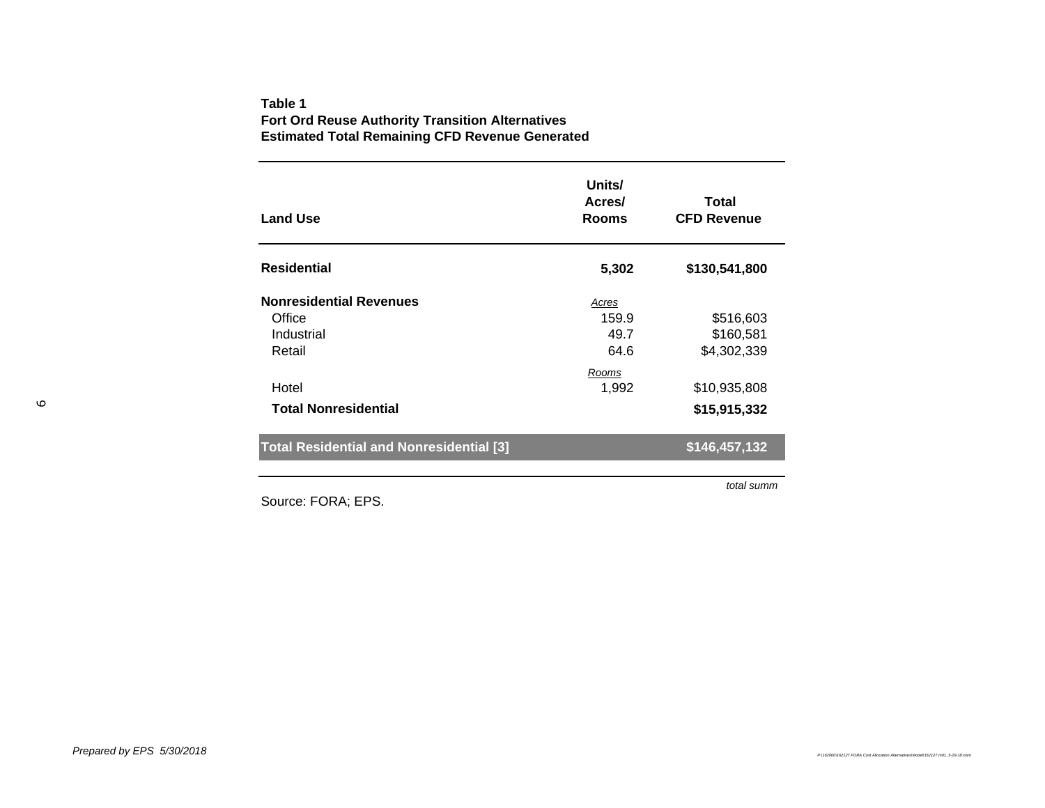**Table 1**
**Fort Ord Reuse Authority Transition Alternatives**
**Estimated Total Remaining CFD Revenue Generated**

| Land Use | Units/ Acres/ Rooms | Total CFD Revenue |
|---|---|---|
| **Residential** | **5,302** | **$130,541,800** |
| **Nonresidential Revenues** | *Acres* | |
| Office | 159.9 | $516,603 |
| Industrial | 49.7 | $160,581 |
| Retail | 64.6 | $4,302,339 |
| | *Rooms* | |
| Hotel | 1,992 | $10,935,808 |
| **Total Nonresidential** | | **$15,915,332** |
| **Total Residential and Nonresidential [3]** | | **$146,457,132** |

*total summ*

Source: FORA; EPS.

*Prepared by EPS 5/30/2018*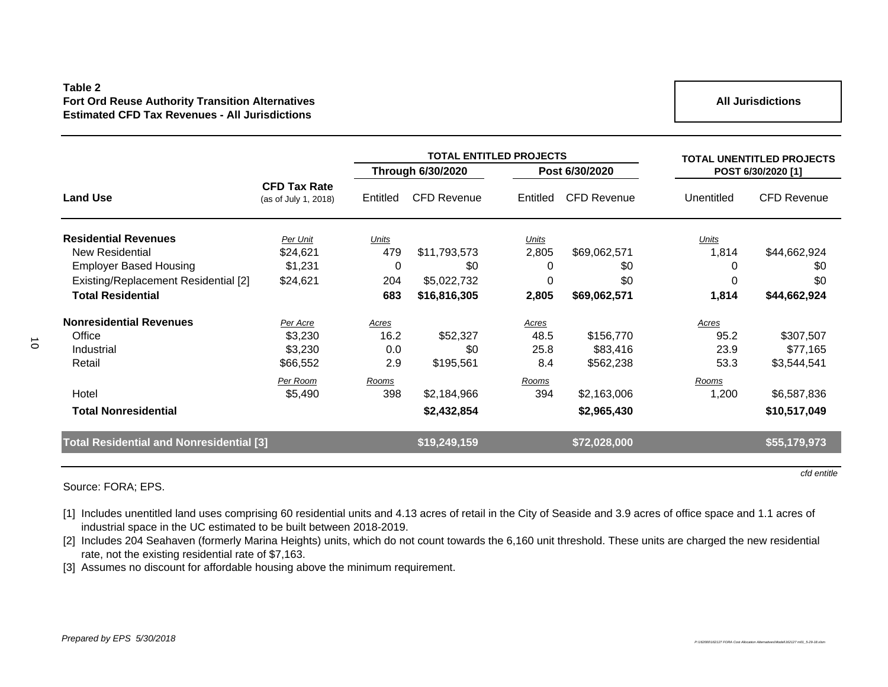**Table 2**
**Fort Ord Reuse Authority Transition Alternatives**
**Estimated CFD Tax Revenues - All Jurisdictions**

**All Jurisdictions**

| Land Use | CFD Tax Rate (as of July 1, 2018) | TOTAL ENTITLED PROJECTS Through 6/30/2020 Entitled | CFD Revenue | Post 6/30/2020 Entitled | CFD Revenue | TOTAL UNENTITLED PROJECTS POST 6/30/2020 [1] Unentitled | CFD Revenue |
|---|---|---|---|---|---|---|---|
| **Residential Revenues** | *Per Unit* | *Units* | | *Units* | | *Units* | |
| New Residential | $24,621 | 479 | $11,793,573 | 2,805 | $69,062,571 | 1,814 | $44,662,924 |
| Employer Based Housing | $1,231 | 0 | $0 | 0 | $0 | 0 | $0 |
| Existing/Replacement Residential [2] | $24,621 | 204 | $5,022,732 | 0 | $0 | 0 | $0 |
| **Total Residential** | | **683** | **$16,816,305** | **2,805** | **$69,062,571** | **1,814** | **$44,662,924** |
| **Nonresidential Revenues** | *Per Acre* | *Acres* | | *Acres* | | *Acres* | |
| Office | $3,230 | 16.2 | $52,327 | 48.5 | $156,770 | 95.2 | $307,507 |
| Industrial | $3,230 | 0.0 | $0 | 25.8 | $83,416 | 23.9 | $77,165 |
| Retail | $66,552 | 2.9 | $195,561 | 8.4 | $562,238 | 53.3 | $3,544,541 |
| | *Per Room* | *Rooms* | | *Rooms* | | *Rooms* | |
| Hotel | $5,490 | 398 | $2,184,966 | 394 | $2,163,006 | 1,200 | $6,587,836 |
| **Total Nonresidential** | | | **$2,432,854** | | **$2,965,430** | | **$10,517,049** |
| **Total Residential and Nonresidential [3]** | | | **$19,249,159** | | **$72,028,000** | | **$55,179,973** |

*cfd entitle*

Source: FORA; EPS.

[1] Includes unentitled land uses comprising 60 residential units and 4.13 acres of retail in the City of Seaside and 3.9 acres of office space and 1.1 acres of industrial space in the UC estimated to be built between 2018-2019.

[2] Includes 204 Seahaven (formerly Marina Heights) units, which do not count towards the 6,160 unit threshold. These units are charged the new residential rate, not the existing residential rate of $7,163.

[3] Assumes no discount for affordable housing above the minimum requirement.

*Prepared by EPS 5/30/2018*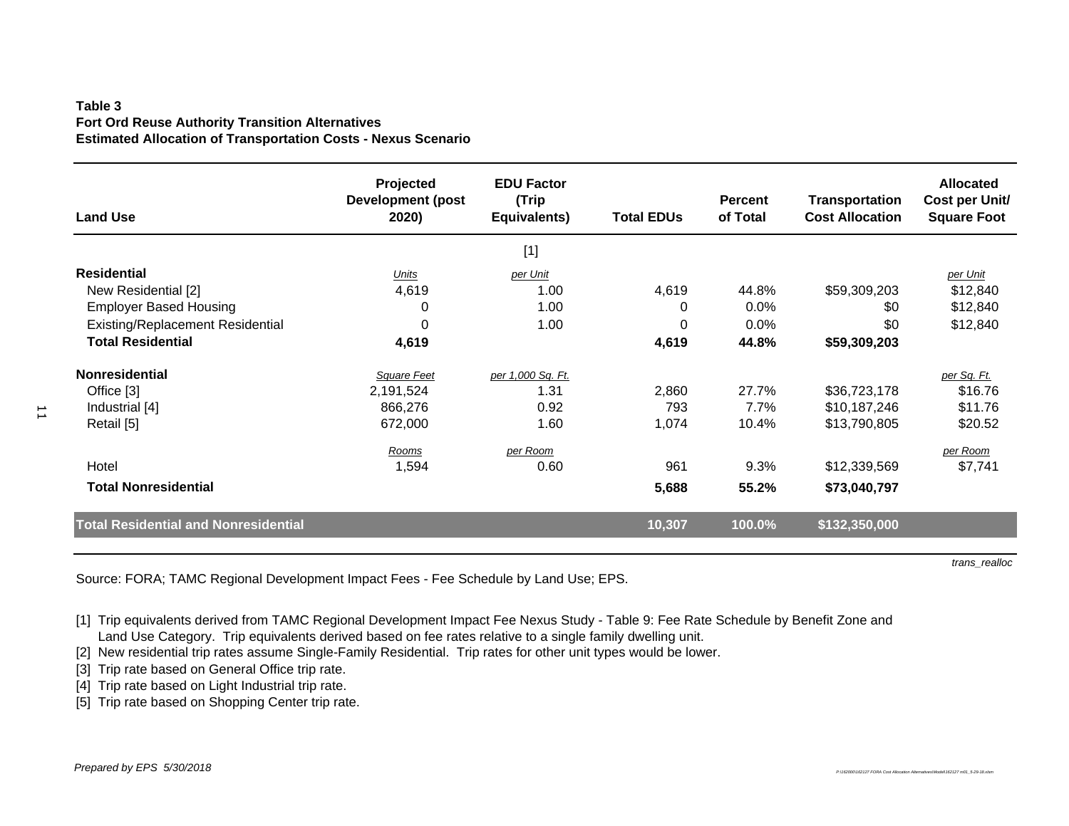**Table 3**
**Fort Ord Reuse Authority Transition Alternatives**
**Estimated Allocation of Transportation Costs - Nexus Scenario**

| Land Use | Projected Development (post 2020) | EDU Factor (Trip Equivalents) | Total EDUs | Percent of Total | Transportation Cost Allocation | Allocated Cost per Unit/ Square Foot |
|---|---|---|---|---|---|---|
| | | [1] | | | | |
| **Residential** | *Units* | *per Unit* | | | | *per Unit* |
| New Residential [2] | 4,619 | 1.00 | 4,619 | 44.8% | $59,309,203 | $12,840 |
| Employer Based Housing | 0 | 1.00 | 0 | 0.0% | $0 | $12,840 |
| Existing/Replacement Residential | 0 | 1.00 | 0 | 0.0% | $0 | $12,840 |
| **Total Residential** | **4,619** | | **4,619** | **44.8%** | **$59,309,203** | |
| **Nonresidential** | *Square Feet* | *per 1,000 Sq. Ft.* | | | | *per Sq. Ft.* |
| Office [3] | 2,191,524 | 1.31 | 2,860 | 27.7% | $36,723,178 | $16.76 |
| Industrial [4] | 866,276 | 0.92 | 793 | 7.7% | $10,187,246 | $11.76 |
| Retail [5] | 672,000 | 1.60 | 1,074 | 10.4% | $13,790,805 | $20.52 |
| | *Rooms* | *per Room* | | | | *per Room* |
| Hotel | 1,594 | 0.60 | 961 | 9.3% | $12,339,569 | $7,741 |
| **Total Nonresidential** | | | **5,688** | **55.2%** | **$73,040,797** | |
| **Total Residential and Nonresidential** | | | **10,307** | **100.0%** | **$132,350,000** | |

*trans_realloc*

Source: FORA; TAMC Regional Development Impact Fees - Fee Schedule by Land Use; EPS.

[1] Trip equivalents derived from TAMC Regional Development Impact Fee Nexus Study - Table 9: Fee Rate Schedule by Benefit Zone and Land Use Category. Trip equivalents derived based on fee rates relative to a single family dwelling unit.
[2] New residential trip rates assume Single-Family Residential. Trip rates for other unit types would be lower.
[3] Trip rate based on General Office trip rate.
[4] Trip rate based on Light Industrial trip rate.
[5] Trip rate based on Shopping Center trip rate.

*Prepared by EPS 5/30/2018*

P:\162000\162127 FORA Cost Allocation Alternatives\Model\162127 m01_5-29-18.xlsm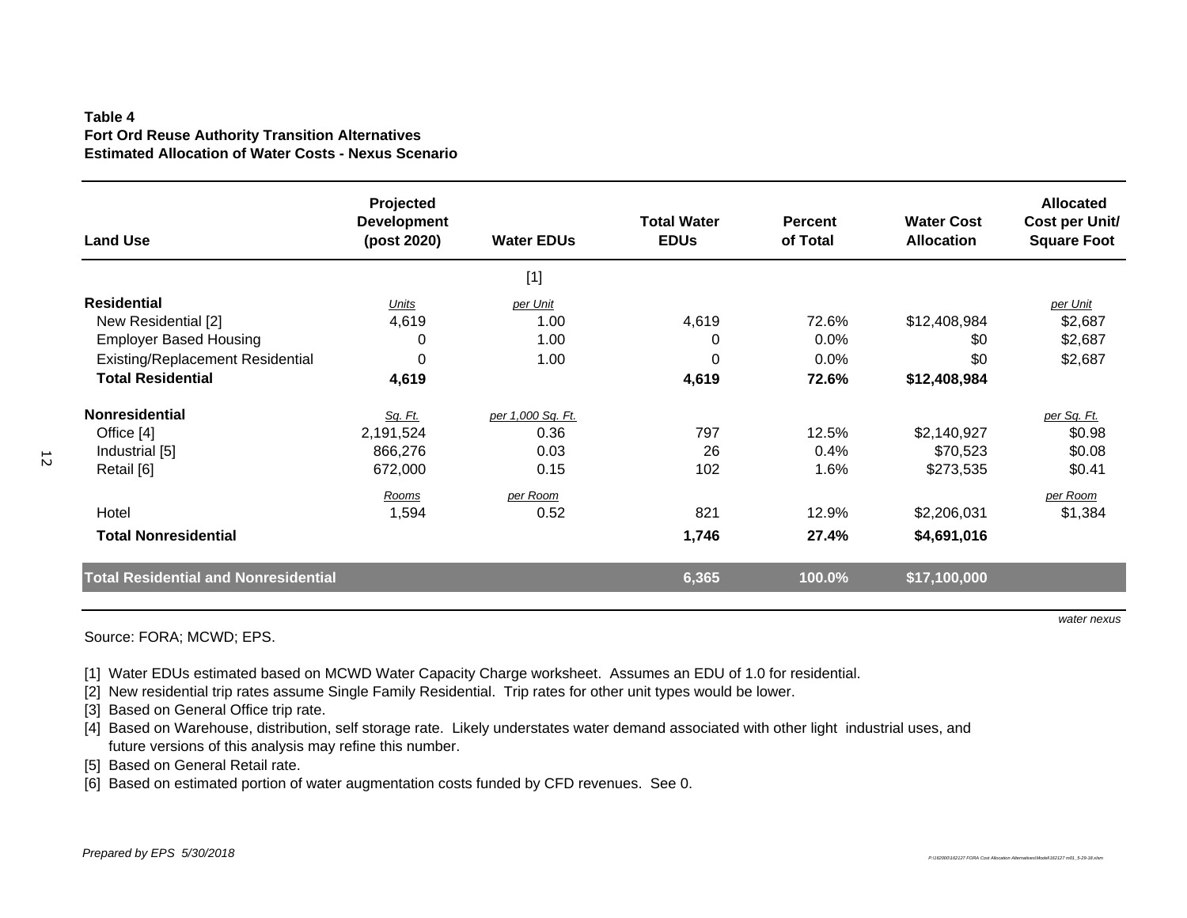**Table 4**
**Fort Ord Reuse Authority Transition Alternatives**
**Estimated Allocation of Water Costs - Nexus Scenario**

| Land Use | Projected Development (post 2020) | Water EDUs | Total Water EDUs | Percent of Total | Water Cost Allocation | Allocated Cost per Unit/ Square Foot |
|---|---|---|---|---|---|---|
| | | [1] | | | | |
| **Residential** | *Units* | *per Unit* | | | | *per Unit* |
| New Residential [2] | 4,619 | 1.00 | 4,619 | 72.6% | $12,408,984 | $2,687 |
| Employer Based Housing | 0 | 1.00 | 0 | 0.0% | $0 | $2,687 |
| Existing/Replacement Residential | 0 | 1.00 | 0 | 0.0% | $0 | $2,687 |
| **Total Residential** | **4,619** | | **4,619** | **72.6%** | **$12,408,984** | |
| **Nonresidential** | *Sq. Ft.* | *per 1,000 Sq. Ft.* | | | | *per Sq. Ft.* |
| Office [4] | 2,191,524 | 0.36 | 797 | 12.5% | $2,140,927 | $0.98 |
| Industrial [5] | 866,276 | 0.03 | 26 | 0.4% | $70,523 | $0.08 |
| Retail [6] | 672,000 | 0.15 | 102 | 1.6% | $273,535 | $0.41 |
| | *Rooms* | *per Room* | | | | *per Room* |
| Hotel | 1,594 | 0.52 | 821 | 12.9% | $2,206,031 | $1,384 |
| **Total Nonresidential** | | | **1,746** | **27.4%** | **$4,691,016** | |
| **Total Residential and Nonresidential** | | | **6,365** | **100.0%** | **$17,100,000** | |

*water nexus*

Source: FORA; MCWD; EPS.

[1] Water EDUs estimated based on MCWD Water Capacity Charge worksheet. Assumes an EDU of 1.0 for residential.
[2] New residential trip rates assume Single Family Residential. Trip rates for other unit types would be lower.
[3] Based on General Office trip rate.
[4] Based on Warehouse, distribution, self storage rate. Likely understates water demand associated with other light industrial uses, and future versions of this analysis may refine this number.
[5] Based on General Retail rate.
[6] Based on estimated portion of water augmentation costs funded by CFD revenues. See 0.

*Prepared by EPS 5/30/2018*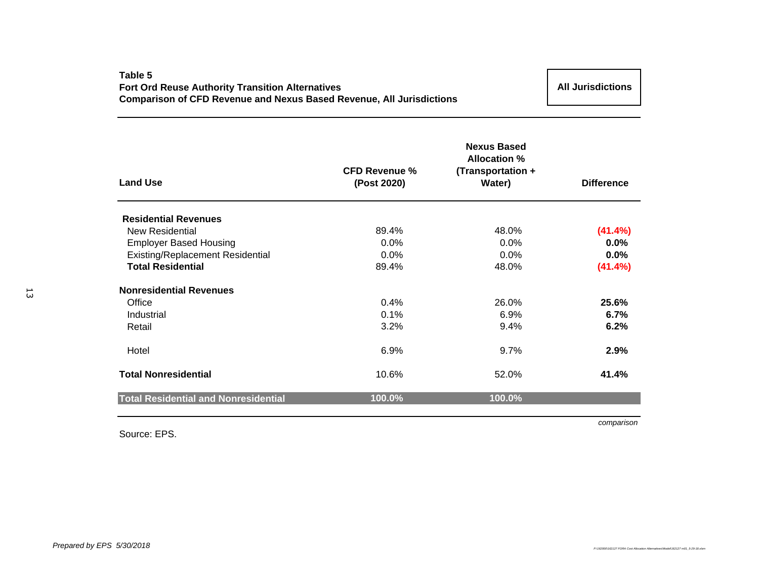**Table 5**
**Fort Ord Reuse Authority Transition Alternatives**
**Comparison of CFD Revenue and Nexus Based Revenue, All Jurisdictions**

**All Jurisdictions**

| Land Use | CFD Revenue % (Post 2020) | Nexus Based Allocation % (Transportation + Water) | Difference |
|---|---|---|---|
| **Residential Revenues** | | | |
| New Residential | 89.4% | 48.0% | **(41.4%)** |
| Employer Based Housing | 0.0% | 0.0% | **0.0%** |
| Existing/Replacement Residential | 0.0% | 0.0% | **0.0%** |
| **Total Residential** | 89.4% | 48.0% | **(41.4%)** |
| **Nonresidential Revenues** | | | |
| Office | 0.4% | 26.0% | **25.6%** |
| Industrial | 0.1% | 6.9% | **6.7%** |
| Retail | 3.2% | 9.4% | **6.2%** |
| Hotel | 6.9% | 9.7% | **2.9%** |
| **Total Nonresidential** | 10.6% | 52.0% | **41.4%** |
| **Total Residential and Nonresidential** | **100.0%** | **100.0%** | |

*comparison*

Source: EPS.

*Prepared by EPS 5/30/2018*

P:\162000\162127 FORA Cost Allocation Alternatives\Models\162127 m01_5-29-18.xlsm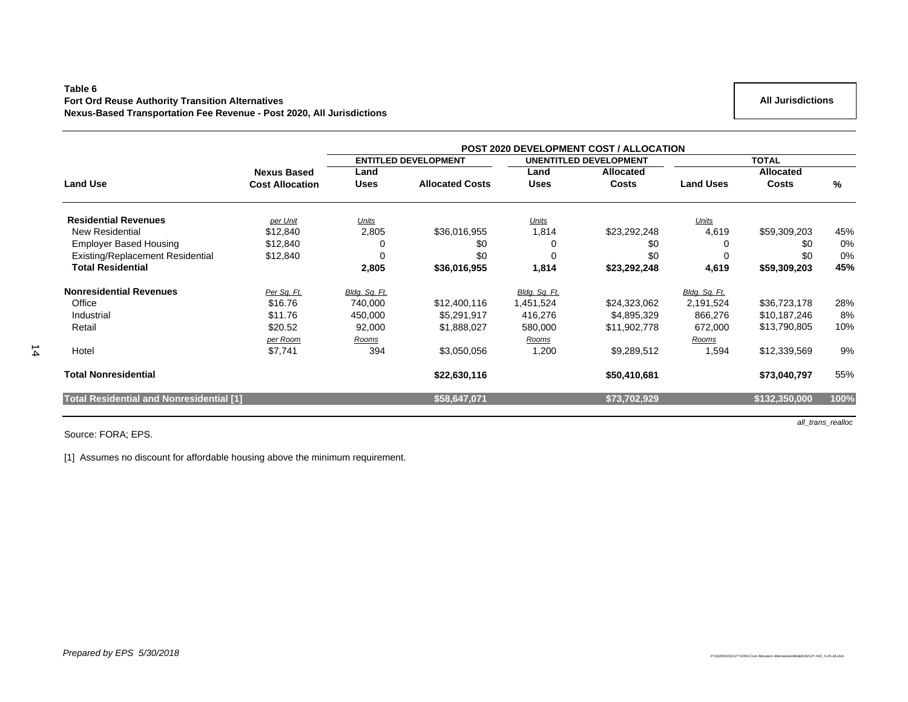**Table 6**
**Fort Ord Reuse Authority Transition Alternatives**
**Nexus-Based Transportation Fee Revenue - Post 2020, All Jurisdictions**

**All Jurisdictions**

| | | POST 2020 DEVELOPMENT COST / ALLOCATION | | | | | | |
|---|---|---|---|---|---|---|---|---|
| | | ENTITLED DEVELOPMENT | | UNENTITLED DEVELOPMENT | | TOTAL | | |
| **Land Use** | **Nexus Based Cost Allocation** | **Land Uses** | **Allocated Costs** | **Land Uses** | **Allocated Costs** | **Land Uses** | **Allocated Costs** | **%** |
| **Residential Revenues** | *per Unit* | *Units* | | *Units* | | *Units* | | |
| New Residential | $12,840 | 2,805 | $36,016,955 | 1,814 | $23,292,248 | 4,619 | $59,309,203 | 45% |
| Employer Based Housing | $12,840 | 0 | $0 | 0 | $0 | 0 | $0 | 0% |
| Existing/Replacement Residential | $12,840 | 0 | $0 | 0 | $0 | 0 | $0 | 0% |
| **Total Residential** | | **2,805** | **$36,016,955** | **1,814** | **$23,292,248** | **4,619** | **$59,309,203** | **45%** |
| **Nonresidential Revenues** | *Per Sq. Ft.* | *Bldg. Sq. Ft.* | | *Bldg. Sq. Ft.* | | *Bldg. Sq. Ft.* | | |
| Office | $16.76 | 740,000 | $12,400,116 | 1,451,524 | $24,323,062 | 2,191,524 | $36,723,178 | 28% |
| Industrial | $11.76 | 450,000 | $5,291,917 | 416,276 | $4,895,329 | 866,276 | $10,187,246 | 8% |
| Retail | $20.52 | 92,000 | $1,888,027 | 580,000 | $11,902,778 | 672,000 | $13,790,805 | 10% |
| | *per Room* | *Rooms* | | *Rooms* | | *Rooms* | | |
| Hotel | $7,741 | 394 | $3,050,056 | 1,200 | $9,289,512 | 1,594 | $12,339,569 | 9% |
| **Total Nonresidential** | | | **$22,630,116** | | **$50,410,681** | | **$73,040,797** | 55% |
| **Total Residential and Nonresidential [1]** | | | **$58,647,071** | | **$73,702,929** | | **$132,350,000** | **100%** |

*all_trans_realloc*

Source: FORA; EPS.

[1] Assumes no discount for affordable housing above the minimum requirement.

*Prepared by EPS 5/30/2018*

*P:\162000\162127 FORA Cost Allocation Alternatives\Model\162127 m01_5-29-18.xlsm*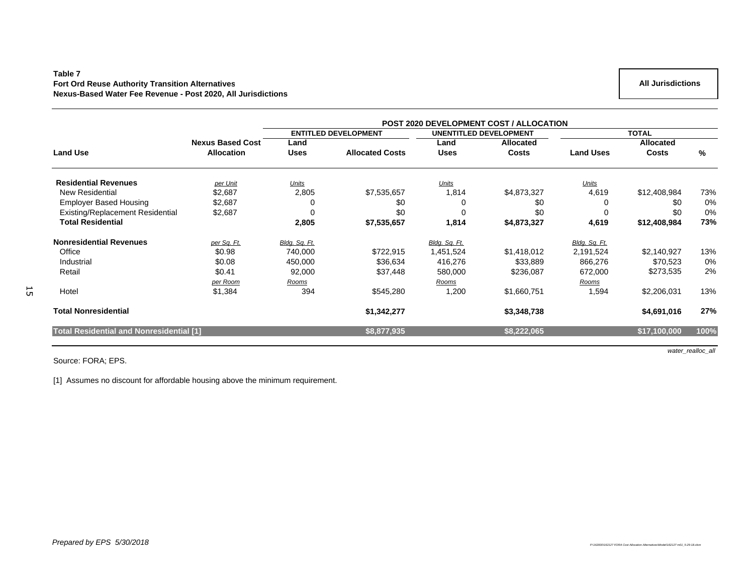**Table 7**
**Fort Ord Reuse Authority Transition Alternatives**
**Nexus-Based Water Fee Revenue - Post 2020, All Jurisdictions**

**All Jurisdictions**

| | | POST 2020 DEVELOPMENT COST / ALLOCATION | | | | | | |
|---|---|---|---|---|---|---|---|---|
| | | ENTITLED DEVELOPMENT | | UNENTITLED DEVELOPMENT | | TOTAL | | |
| **Land Use** | **Nexus Based Cost Allocation** | **Land Uses** | **Allocated Costs** | **Land Uses** | **Allocated Costs** | **Land Uses** | **Allocated Costs** | **%** |
| **Residential Revenues** | *per Unit* | *Units* | | *Units* | | *Units* | | |
| New Residential | $2,687 | 2,805 | $7,535,657 | 1,814 | $4,873,327 | 4,619 | $12,408,984 | 73% |
| Employer Based Housing | $2,687 | 0 | $0 | 0 | $0 | 0 | $0 | 0% |
| Existing/Replacement Residential | $2,687 | 0 | $0 | 0 | $0 | 0 | $0 | 0% |
| **Total Residential** | | **2,805** | **$7,535,657** | **1,814** | **$4,873,327** | **4,619** | **$12,408,984** | **73%** |
| **Nonresidential Revenues** | *per Sq. Ft.* | *Bldg. Sq. Ft.* | | *Bldg. Sq. Ft.* | | *Bldg. Sq. Ft.* | | |
| Office | $0.98 | 740,000 | $722,915 | 1,451,524 | $1,418,012 | 2,191,524 | $2,140,927 | 13% |
| Industrial | $0.08 | 450,000 | $36,634 | 416,276 | $33,889 | 866,276 | $70,523 | 0% |
| Retail | $0.41 | 92,000 | $37,448 | 580,000 | $236,087 | 672,000 | $273,535 | 2% |
| | *per Room* | *Rooms* | | *Rooms* | | *Rooms* | | |
| Hotel | $1,384 | 394 | $545,280 | 1,200 | $1,660,751 | 1,594 | $2,206,031 | 13% |
| **Total Nonresidential** | | | **$1,342,277** | | **$3,348,738** | | **$4,691,016** | **27%** |
| **Total Residential and Nonresidential [1]** | | | **$8,877,935** | | **$8,222,065** | | **$17,100,000** | **100%** |

*water_realloc_all*

Source: FORA; EPS.

[1] Assumes no discount for affordable housing above the minimum requirement.

*Prepared by EPS 5/30/2018*

P:\162000\162127 FORA Cost Allocation Alternatives\Model\162127 m01_5-29-18.xlsm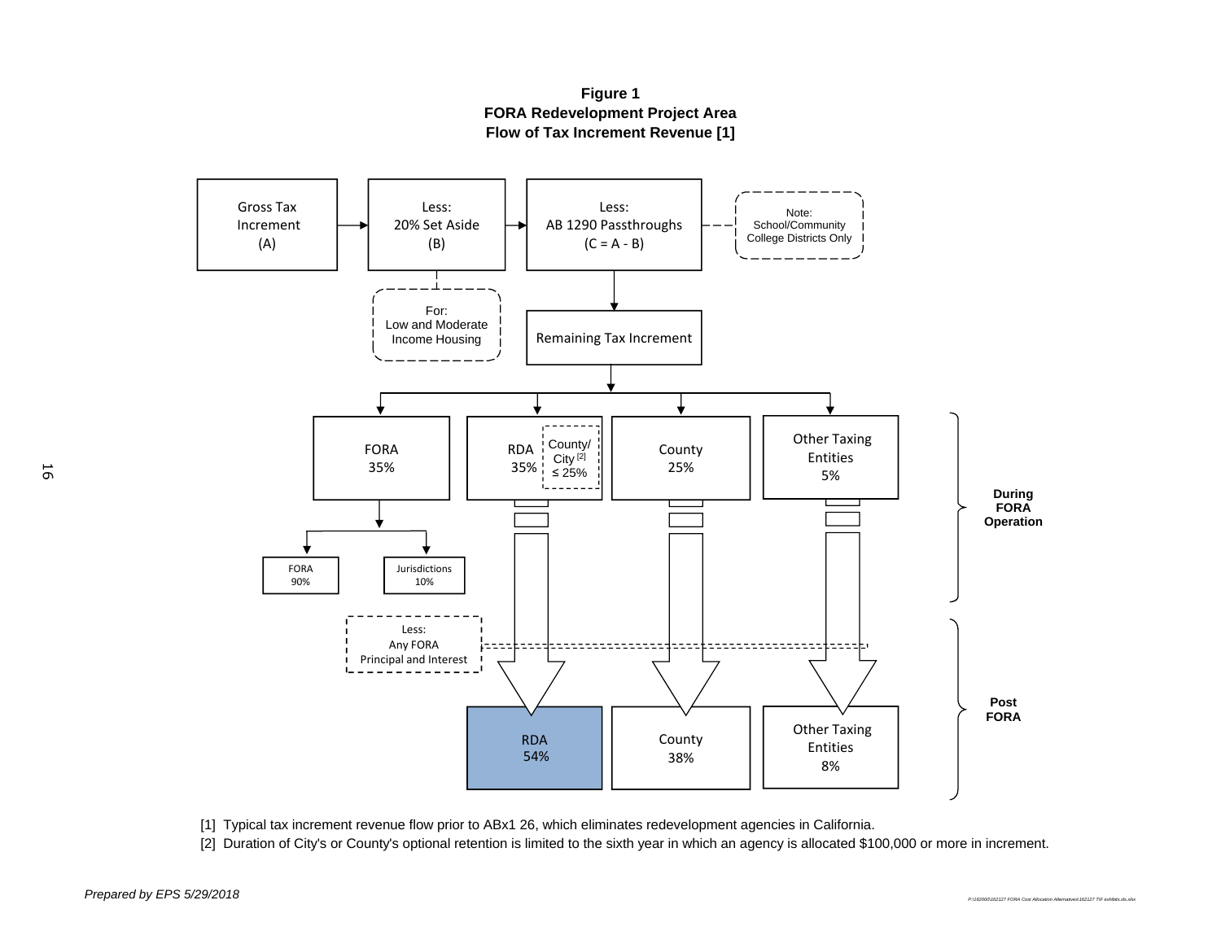**Figure 1**
**FORA Redevelopment Project Area**
**Flow of Tax Increment Revenue [1]**

Gross Tax Increment (A) → Less: 20% Set Aside (B) → Less: AB 1290 Passthroughs (C = A - B)

Note: School/Community College Districts Only

For: Low and Moderate Income Housing

Remaining Tax Increment

**During FORA Operation**

- FORA 35%
  - FORA 90%
  - Jurisdictions 10%
- RDA 35% (County/City [2] ≤ 25%)
- County 25%
- Other Taxing Entities 5%

Less: Any FORA Principal and Interest

**Post FORA**

- RDA 54%
- County 38%
- Other Taxing Entities 8%

[1] Typical tax increment revenue flow prior to ABx1 26, which eliminates redevelopment agencies in California.

[2] Duration of City's or County's optional retention is limited to the sixth year in which an agency is allocated $100,000 or more in increment.

*Prepared by EPS 5/29/2018*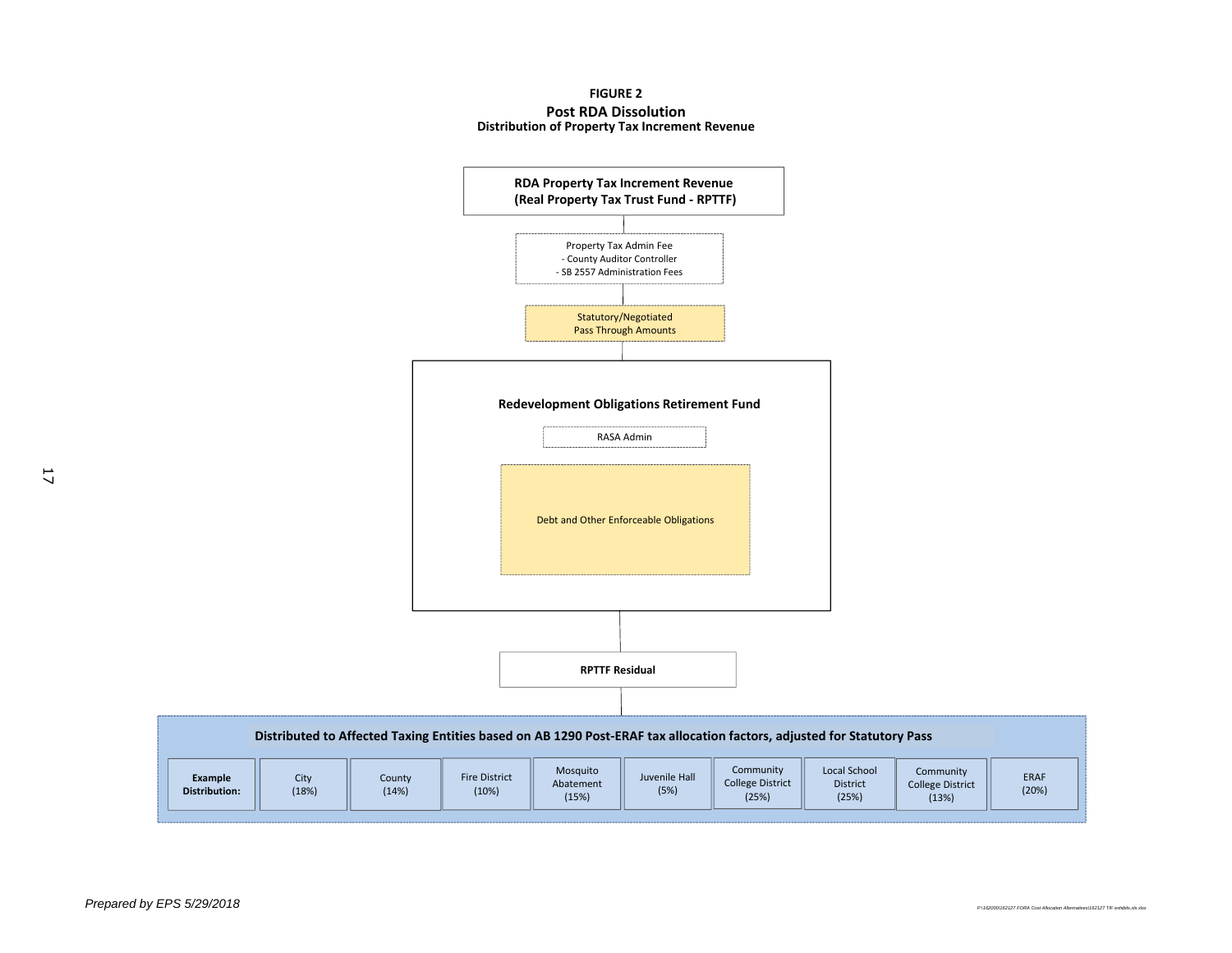**FIGURE 2**

## Post RDA Dissolution

### Distribution of Property Tax Increment Revenue

**RDA Property Tax Increment Revenue**
**(Real Property Tax Trust Fund - RPTTF)**

Property Tax Admin Fee
- County Auditor Controller
- SB 2557 Administration Fees

Statutory/Negotiated
Pass Through Amounts

**Redevelopment Obligations Retirement Fund**

RASA Admin

Debt and Other Enforceable Obligations

**RPTTF Residual**

**Distributed to Affected Taxing Entities based on AB 1290 Post-ERAF tax allocation factors, adjusted for Statutory Pass**

| **Example Distribution:** | City (18%) | County (14%) | Fire District (10%) | Mosquito Abatement (15%) | Juvenile Hall (5%) | Community College District (25%) | Local School District (25%) | Community College District (13%) | ERAF (20%) |
|---|---|---|---|---|---|---|---|---|---|

*Prepared by EPS 5/29/2018*

P:\162000\162127 FORA Cost Allocation Alternatives\162127 TIF exhibits.xls.xlsx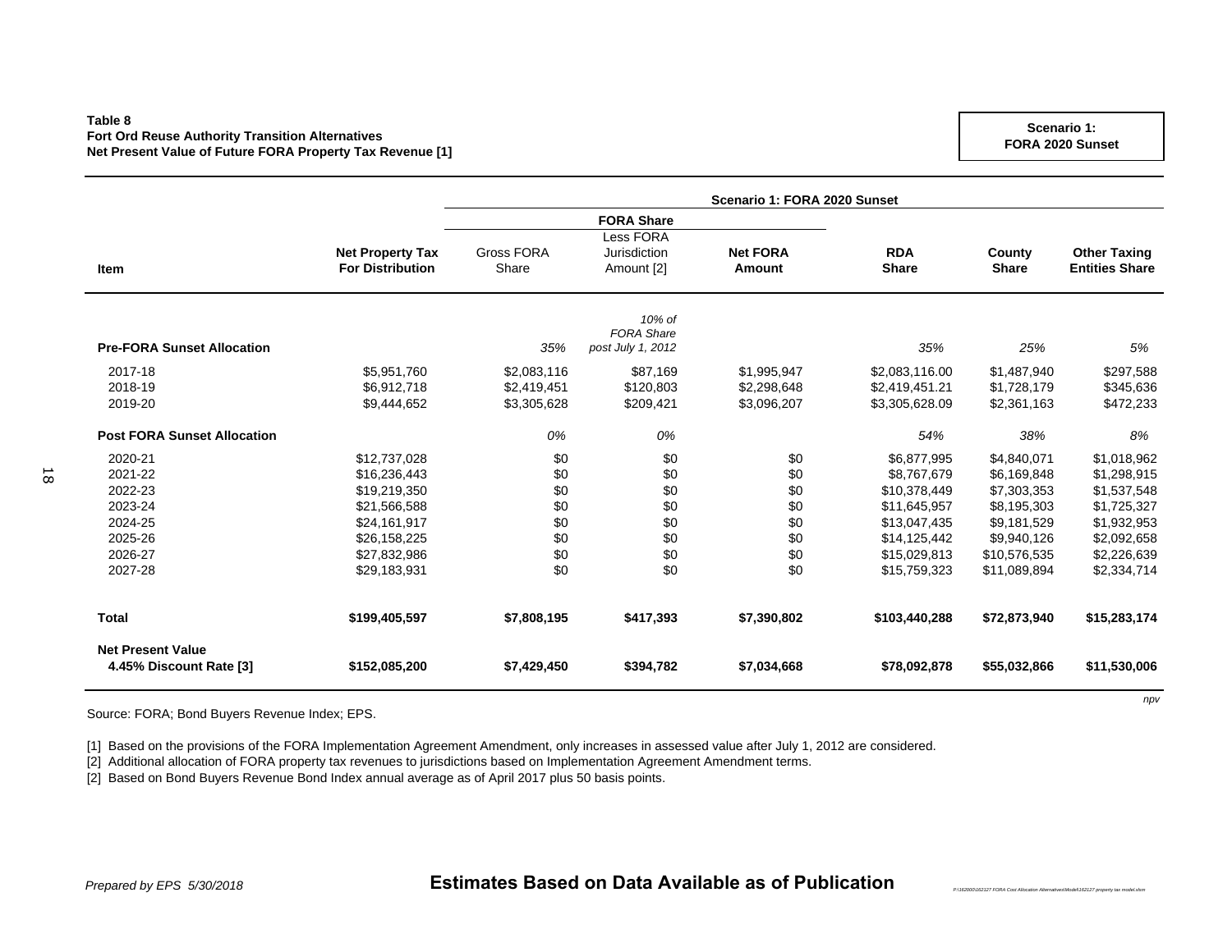**Table 8**
**Fort Ord Reuse Authority Transition Alternatives**
**Net Present Value of Future FORA Property Tax Revenue [1]**

**Scenario 1: FORA 2020 Sunset**

| Item | Net Property Tax For Distribution | Scenario 1: FORA 2020 Sunset | | | | | |
|---|---|---|---|---|---|---|---|
| | | FORA Share | | | | | |
| | | Gross FORA Share | Less FORA Jurisdiction Amount [2] | Net FORA Amount | RDA Share | County Share | Other Taxing Entities Share |
| | | | *10% of FORA Share post July 1, 2012* | | | | |
| **Pre-FORA Sunset Allocation** | | *35%* | | | *35%* | *25%* | *5%* |
| 2017-18 | $5,951,760 | $2,083,116 | $87,169 | $1,995,947 | $2,083,116.00 | $1,487,940 | $297,588 |
| 2018-19 | $6,912,718 | $2,419,451 | $120,803 | $2,298,648 | $2,419,451.21 | $1,728,179 | $345,636 |
| 2019-20 | $9,444,652 | $3,305,628 | $209,421 | $3,096,207 | $3,305,628.09 | $2,361,163 | $472,233 |
| **Post FORA Sunset Allocation** | | *0%* | *0%* | | *54%* | *38%* | *8%* |
| 2020-21 | $12,737,028 | $0 | $0 | $0 | $6,877,995 | $4,840,071 | $1,018,962 |
| 2021-22 | $16,236,443 | $0 | $0 | $0 | $8,767,679 | $6,169,848 | $1,298,915 |
| 2022-23 | $19,219,350 | $0 | $0 | $0 | $10,378,449 | $7,303,353 | $1,537,548 |
| 2023-24 | $21,566,588 | $0 | $0 | $0 | $11,645,957 | $8,195,303 | $1,725,327 |
| 2024-25 | $24,161,917 | $0 | $0 | $0 | $13,047,435 | $9,181,529 | $1,932,953 |
| 2025-26 | $26,158,225 | $0 | $0 | $0 | $14,125,442 | $9,940,126 | $2,092,658 |
| 2026-27 | $27,832,986 | $0 | $0 | $0 | $15,029,813 | $10,576,535 | $2,226,639 |
| 2027-28 | $29,183,931 | $0 | $0 | $0 | $15,759,323 | $11,089,894 | $2,334,714 |
| **Total** | **$199,405,597** | **$7,808,195** | **$417,393** | **$7,390,802** | **$103,440,288** | **$72,873,940** | **$15,283,174** |
| **Net Present Value 4.45% Discount Rate [3]** | **$152,085,200** | **$7,429,450** | **$394,782** | **$7,034,668** | **$78,092,878** | **$55,032,866** | **$11,530,006** |

Source: FORA; Bond Buyers Revenue Index; EPS.

[1] Based on the provisions of the FORA Implementation Agreement Amendment, only increases in assessed value after July 1, 2012 are considered.
[2] Additional allocation of FORA property tax revenues to jurisdictions based on Implementation Agreement Amendment terms.
[2] Based on Bond Buyers Revenue Bond Index annual average as of April 2017 plus 50 basis points.

*Prepared by EPS 5/30/2018*

**Estimates Based on Data Available as of Publication**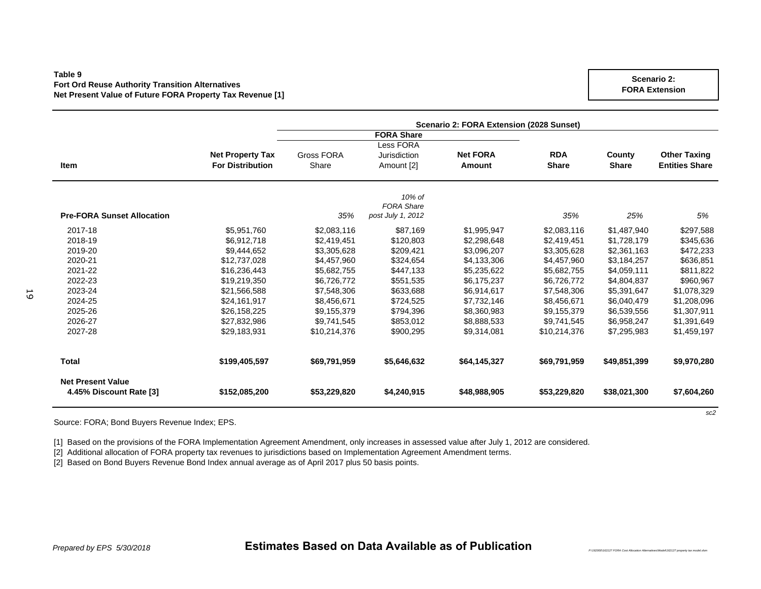**Table 9**
**Fort Ord Reuse Authority Transition Alternatives**
**Net Present Value of Future FORA Property Tax Revenue [1]**

**Scenario 2: FORA Extension**

| | | Scenario 2: FORA Extension (2028 Sunset) | | | | | |
|---|---|---|---|---|---|---|---|
| | | FORA Share | | | | | |
| **Item** | **Net Property Tax For Distribution** | Gross FORA Share | Less FORA Jurisdiction Amount [2] | **Net FORA Amount** | **RDA Share** | **County Share** | **Other Taxing Entities Share** |
| **Pre-FORA Sunset Allocation** | | *35%* | *10% of FORA Share post July 1, 2012* | | *35%* | *25%* | *5%* |
| 2017-18 | $5,951,760 | $2,083,116 | $87,169 | $1,995,947 | $2,083,116 | $1,487,940 | $297,588 |
| 2018-19 | $6,912,718 | $2,419,451 | $120,803 | $2,298,648 | $2,419,451 | $1,728,179 | $345,636 |
| 2019-20 | $9,444,652 | $3,305,628 | $209,421 | $3,096,207 | $3,305,628 | $2,361,163 | $472,233 |
| 2020-21 | $12,737,028 | $4,457,960 | $324,654 | $4,133,306 | $4,457,960 | $3,184,257 | $636,851 |
| 2021-22 | $16,236,443 | $5,682,755 | $447,133 | $5,235,622 | $5,682,755 | $4,059,111 | $811,822 |
| 2022-23 | $19,219,350 | $6,726,772 | $551,535 | $6,175,237 | $6,726,772 | $4,804,837 | $960,967 |
| 2023-24 | $21,566,588 | $7,548,306 | $633,688 | $6,914,617 | $7,548,306 | $5,391,647 | $1,078,329 |
| 2024-25 | $24,161,917 | $8,456,671 | $724,525 | $7,732,146 | $8,456,671 | $6,040,479 | $1,208,096 |
| 2025-26 | $26,158,225 | $9,155,379 | $794,396 | $8,360,983 | $9,155,379 | $6,539,556 | $1,307,911 |
| 2026-27 | $27,832,986 | $9,741,545 | $853,012 | $8,888,533 | $9,741,545 | $6,958,247 | $1,391,649 |
| 2027-28 | $29,183,931 | $10,214,376 | $900,295 | $9,314,081 | $10,214,376 | $7,295,983 | $1,459,197 |
| **Total** | **$199,405,597** | **$69,791,959** | **$5,646,632** | **$64,145,327** | **$69,791,959** | **$49,851,399** | **$9,970,280** |
| **Net Present Value 4.45% Discount Rate [3]** | **$152,085,200** | **$53,229,820** | **$4,240,915** | **$48,988,905** | **$53,229,820** | **$38,021,300** | **$7,604,260** |

*sc2*

Source: FORA; Bond Buyers Revenue Index; EPS.

[1] Based on the provisions of the FORA Implementation Agreement Amendment, only increases in assessed value after July 1, 2012 are considered.
[2] Additional allocation of FORA property tax revenues to jurisdictions based on Implementation Agreement Amendment terms.
[2] Based on Bond Buyers Revenue Bond Index annual average as of April 2017 plus 50 basis points.

*Prepared by EPS 5/30/2018*

**Estimates Based on Data Available as of Publication**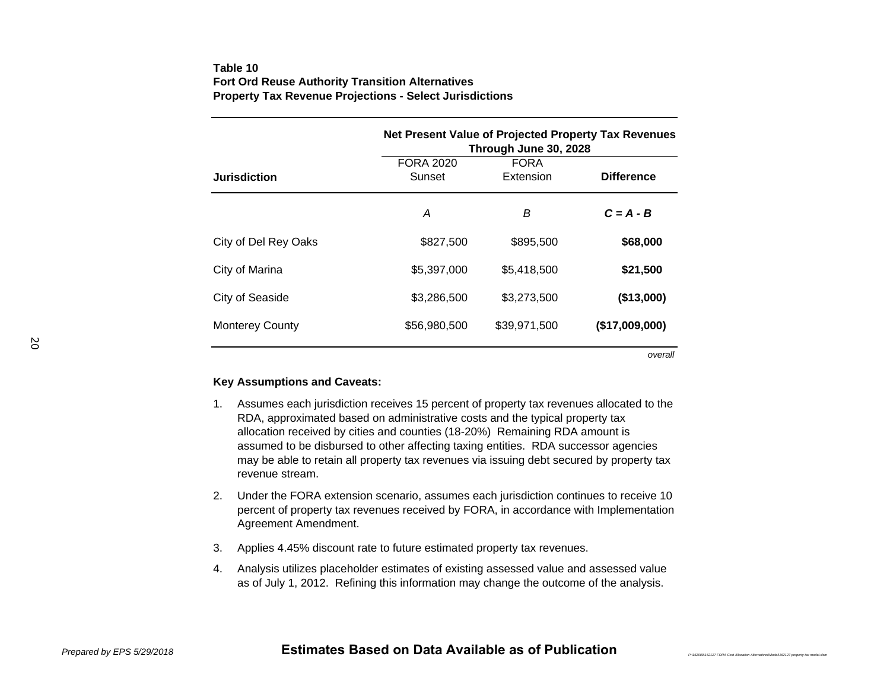**Table 10**
**Fort Ord Reuse Authority Transition Alternatives**
**Property Tax Revenue Projections - Select Jurisdictions**

| Jurisdiction | Net Present Value of Projected Property Tax Revenues Through June 30, 2028 | | |
|---|---|---|---|
| | FORA 2020 Sunset | FORA Extension | **Difference** |
| | *A* | *B* | ***C = A - B*** |
| City of Del Rey Oaks | $827,500 | $895,500 | **$68,000** |
| City of Marina | $5,397,000 | $5,418,500 | **$21,500** |
| City of Seaside | $3,286,500 | $3,273,500 | **($13,000)** |
| Monterey County | $56,980,500 | $39,971,500 | **($17,009,000)** |

*overall*

**Key Assumptions and Caveats:**

1. Assumes each jurisdiction receives 15 percent of property tax revenues allocated to the RDA, approximated based on administrative costs and the typical property tax allocation received by cities and counties (18-20%) Remaining RDA amount is assumed to be disbursed to other affecting taxing entities. RDA successor agencies may be able to retain all property tax revenues via issuing debt secured by property tax revenue stream.
2. Under the FORA extension scenario, assumes each jurisdiction continues to receive 10 percent of property tax revenues received by FORA, in accordance with Implementation Agreement Amendment.
3. Applies 4.45% discount rate to future estimated property tax revenues.
4. Analysis utilizes placeholder estimates of existing assessed value and assessed value as of July 1, 2012. Refining this information may change the outcome of the analysis.

*Prepared by EPS 5/29/2018*

**Estimates Based on Data Available as of Publication**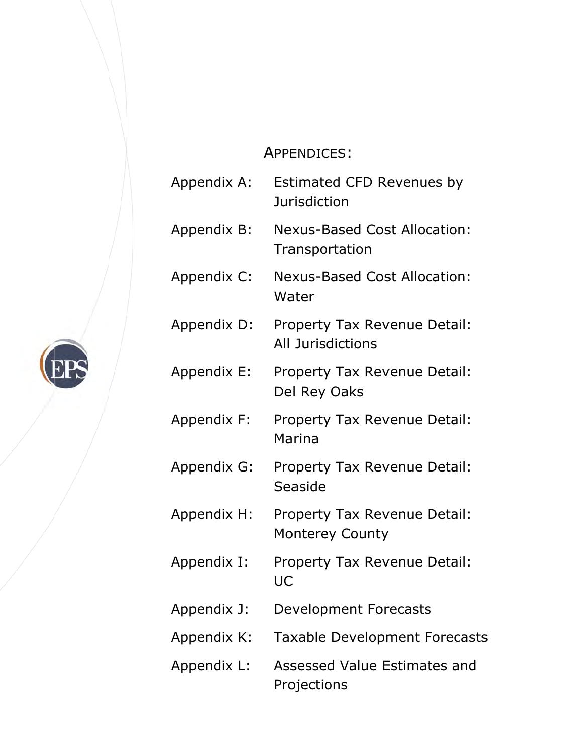## APPENDICES:

| | |
|---|---|
| Appendix A: | Estimated CFD Revenues by Jurisdiction |
| Appendix B: | Nexus-Based Cost Allocation: Transportation |
| Appendix C: | Nexus-Based Cost Allocation: Water |
| Appendix D: | Property Tax Revenue Detail: All Jurisdictions |
| Appendix E: | Property Tax Revenue Detail: Del Rey Oaks |
| Appendix F: | Property Tax Revenue Detail: Marina |
| Appendix G: | Property Tax Revenue Detail: Seaside |
| Appendix H: | Property Tax Revenue Detail: Monterey County |
| Appendix I: | Property Tax Revenue Detail: UC |
| Appendix J: | Development Forecasts |
| Appendix K: | Taxable Development Forecasts |
| Appendix L: | Assessed Value Estimates and Projections |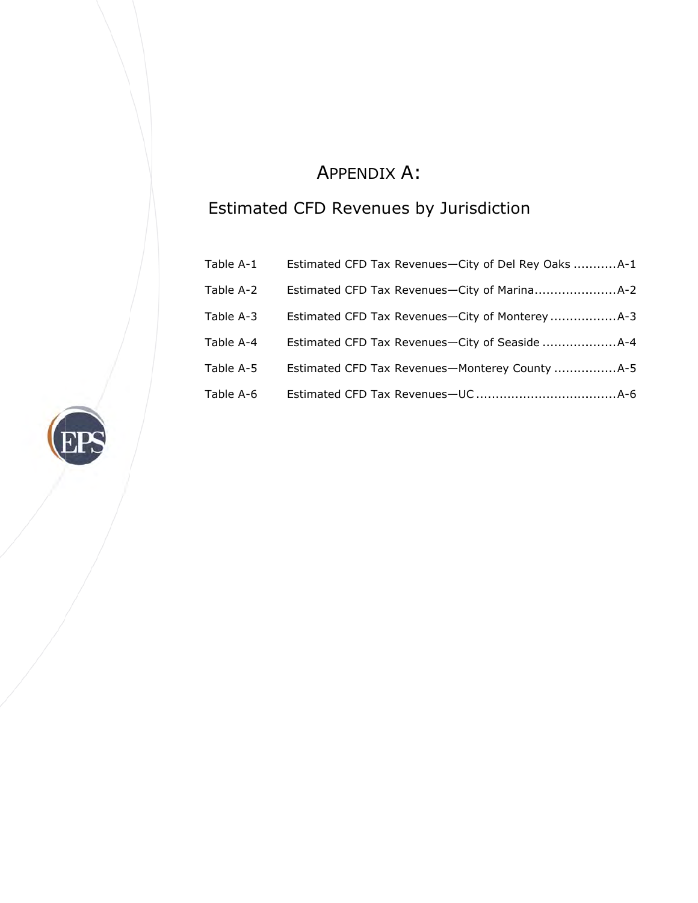# APPENDIX A:

## Estimated CFD Revenues by Jurisdiction

| | | |
|---|---|---|
| Table A-1 | Estimated CFD Tax Revenues—City of Del Rey Oaks | A-1 |
| Table A-2 | Estimated CFD Tax Revenues—City of Marina | A-2 |
| Table A-3 | Estimated CFD Tax Revenues—City of Monterey | A-3 |
| Table A-4 | Estimated CFD Tax Revenues—City of Seaside | A-4 |
| Table A-5 | Estimated CFD Tax Revenues—Monterey County | A-5 |
| Table A-6 | Estimated CFD Tax Revenues—UC | A-6 |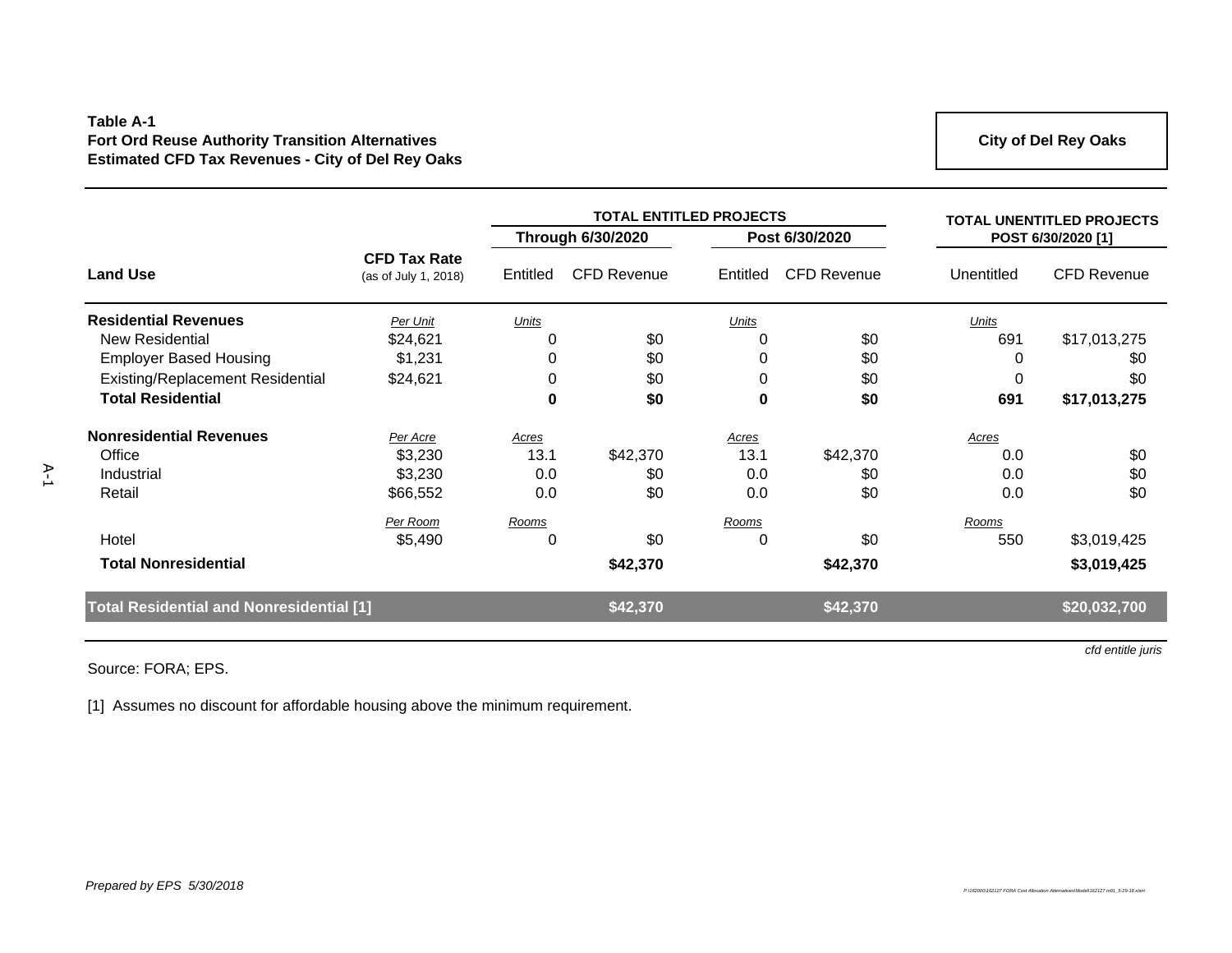**Table A-1**
**Fort Ord Reuse Authority Transition Alternatives**
**Estimated CFD Tax Revenues - City of Del Rey Oaks**

**City of Del Rey Oaks**

| | | TOTAL ENTITLED PROJECTS | | | | TOTAL UNENTITLED PROJECTS POST 6/30/2020 [1] | |
|---|---|---|---|---|---|---|---|
| | | Through 6/30/2020 | | Post 6/30/2020 | | | |
| **Land Use** | **CFD Tax Rate** (as of July 1, 2018) | Entitled | CFD Revenue | Entitled | CFD Revenue | Unentitled | CFD Revenue |
| **Residential Revenues** | *Per Unit* | *Units* | | *Units* | | *Units* | |
| New Residential | $24,621 | 0 | $0 | 0 | $0 | 691 | $17,013,275 |
| Employer Based Housing | $1,231 | 0 | $0 | 0 | $0 | 0 | $0 |
| Existing/Replacement Residential | $24,621 | 0 | $0 | 0 | $0 | 0 | $0 |
| **Total Residential** | | **0** | **$0** | **0** | **$0** | **691** | **$17,013,275** |
| **Nonresidential Revenues** | *Per Acre* | *Acres* | | *Acres* | | *Acres* | |
| Office | $3,230 | 13.1 | $42,370 | 13.1 | $42,370 | 0.0 | $0 |
| Industrial | $3,230 | 0.0 | $0 | 0.0 | $0 | 0.0 | $0 |
| Retail | $66,552 | 0.0 | $0 | 0.0 | $0 | 0.0 | $0 |
| | *Per Room* | *Rooms* | | *Rooms* | | *Rooms* | |
| Hotel | $5,490 | 0 | $0 | 0 | $0 | 550 | $3,019,425 |
| **Total Nonresidential** | | | **$42,370** | | **$42,370** | | **$3,019,425** |
| **Total Residential and Nonresidential [1]** | | | **$42,370** | | **$42,370** | | **$20,032,700** |

*cfd entitle juris*

Source: FORA; EPS.

[1] Assumes no discount for affordable housing above the minimum requirement.

*Prepared by EPS 5/30/2018*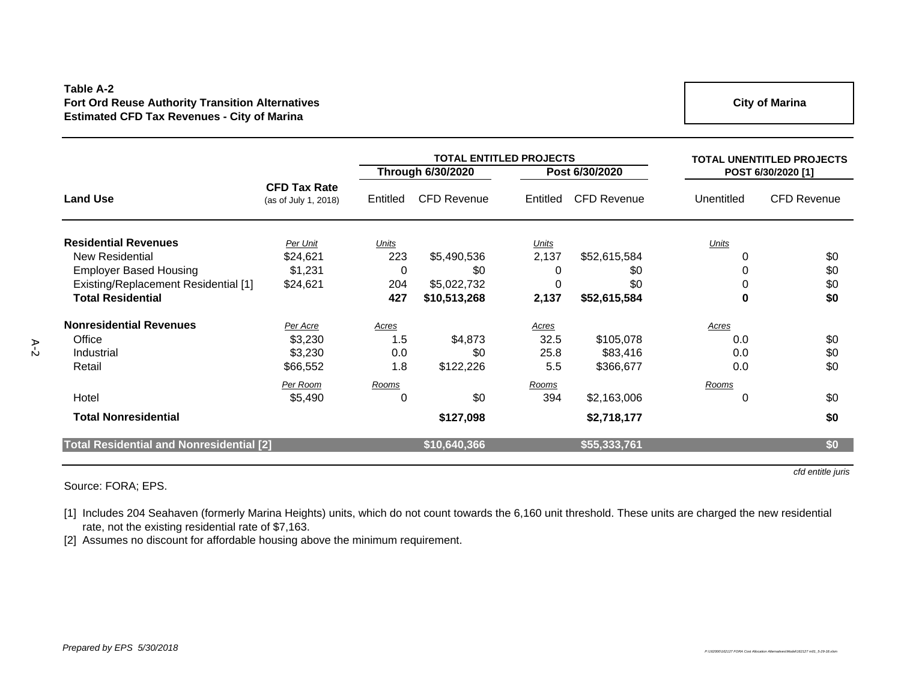**Table A-2**
**Fort Ord Reuse Authority Transition Alternatives**
**Estimated CFD Tax Revenues - City of Marina**

**City of Marina**

| Land Use | CFD Tax Rate (as of July 1, 2018) | TOTAL ENTITLED PROJECTS Through 6/30/2020 Entitled | CFD Revenue | TOTAL ENTITLED PROJECTS Post 6/30/2020 Entitled | CFD Revenue | TOTAL UNENTITLED PROJECTS POST 6/30/2020 [1] Unentitled | CFD Revenue |
|---|---|---|---|---|---|---|---|
| **Residential Revenues** | *Per Unit* | *Units* | | *Units* | | *Units* | |
| New Residential | $24,621 | 223 | $5,490,536 | 2,137 | $52,615,584 | 0 | $0 |
| Employer Based Housing | $1,231 | 0 | $0 | 0 | $0 | 0 | $0 |
| Existing/Replacement Residential [1] | $24,621 | 204 | $5,022,732 | 0 | $0 | 0 | $0 |
| **Total Residential** | | **427** | **$10,513,268** | **2,137** | **$52,615,584** | **0** | **$0** |
| **Nonresidential Revenues** | *Per Acre* | *Acres* | | *Acres* | | *Acres* | |
| Office | $3,230 | 1.5 | $4,873 | 32.5 | $105,078 | 0.0 | $0 |
| Industrial | $3,230 | 0.0 | $0 | 25.8 | $83,416 | 0.0 | $0 |
| Retail | $66,552 | 1.8 | $122,226 | 5.5 | $366,677 | 0.0 | $0 |
| | *Per Room* | *Rooms* | | *Rooms* | | *Rooms* | |
| Hotel | $5,490 | 0 | $0 | 394 | $2,163,006 | 0 | $0 |
| **Total Nonresidential** | | | **$127,098** | | **$2,718,177** | | **$0** |
| **Total Residential and Nonresidential [2]** | | | **$10,640,366** | | **$55,333,761** | | **$0** |

*cfd entitle juris*

Source: FORA; EPS.

[1] Includes 204 Seahaven (formerly Marina Heights) units, which do not count towards the 6,160 unit threshold. These units are charged the new residential rate, not the existing residential rate of $7,163.

[2] Assumes no discount for affordable housing above the minimum requirement.

*Prepared by EPS 5/30/2018*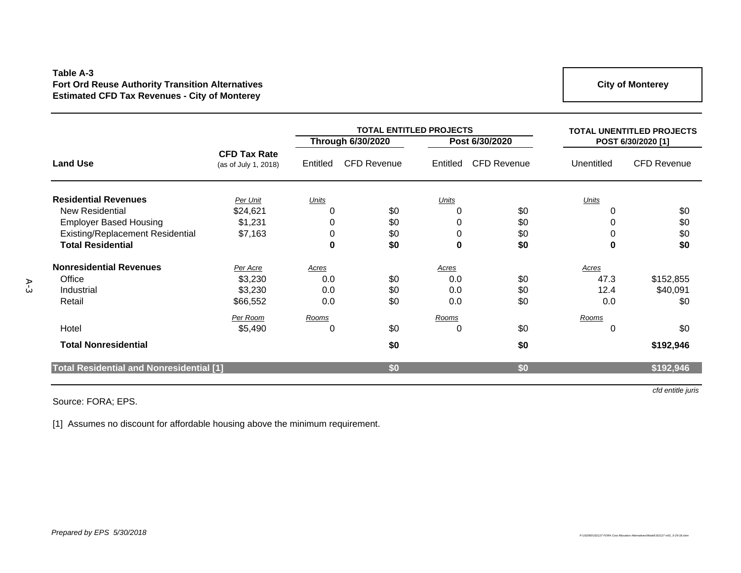**Table A-3**
**Fort Ord Reuse Authority Transition Alternatives**
**Estimated CFD Tax Revenues - City of Monterey**

**City of Monterey**

| Land Use | CFD Tax Rate (as of July 1, 2018) | TOTAL ENTITLED PROJECTS Through 6/30/2020 | | TOTAL ENTITLED PROJECTS Post 6/30/2020 | | TOTAL UNENTITLED PROJECTS POST 6/30/2020 [1] | |
|---|---|---|---|---|---|---|---|
| | | Entitled | CFD Revenue | Entitled | CFD Revenue | Unentitled | CFD Revenue |
| **Residential Revenues** | *Per Unit* | *Units* | | *Units* | | *Units* | |
| New Residential | $24,621 | 0 | $0 | 0 | $0 | 0 | $0 |
| Employer Based Housing | $1,231 | 0 | $0 | 0 | $0 | 0 | $0 |
| Existing/Replacement Residential | $7,163 | 0 | $0 | 0 | $0 | 0 | $0 |
| **Total Residential** | | **0** | **$0** | **0** | **$0** | **0** | **$0** |
| **Nonresidential Revenues** | *Per Acre* | *Acres* | | *Acres* | | *Acres* | |
| Office | $3,230 | 0.0 | $0 | 0.0 | $0 | 47.3 | $152,855 |
| Industrial | $3,230 | 0.0 | $0 | 0.0 | $0 | 12.4 | $40,091 |
| Retail | $66,552 | 0.0 | $0 | 0.0 | $0 | 0.0 | $0 |
| | *Per Room* | *Rooms* | | *Rooms* | | *Rooms* | |
| Hotel | $5,490 | 0 | $0 | 0 | $0 | 0 | $0 |
| **Total Nonresidential** | | | **$0** | | **$0** | | **$192,946** |
| **Total Residential and Nonresidential [1]** | | | **$0** | | **$0** | | **$192,946** |

*cfd entitle juris*

Source: FORA; EPS.

[1] Assumes no discount for affordable housing above the minimum requirement.

*Prepared by EPS 5/30/2018*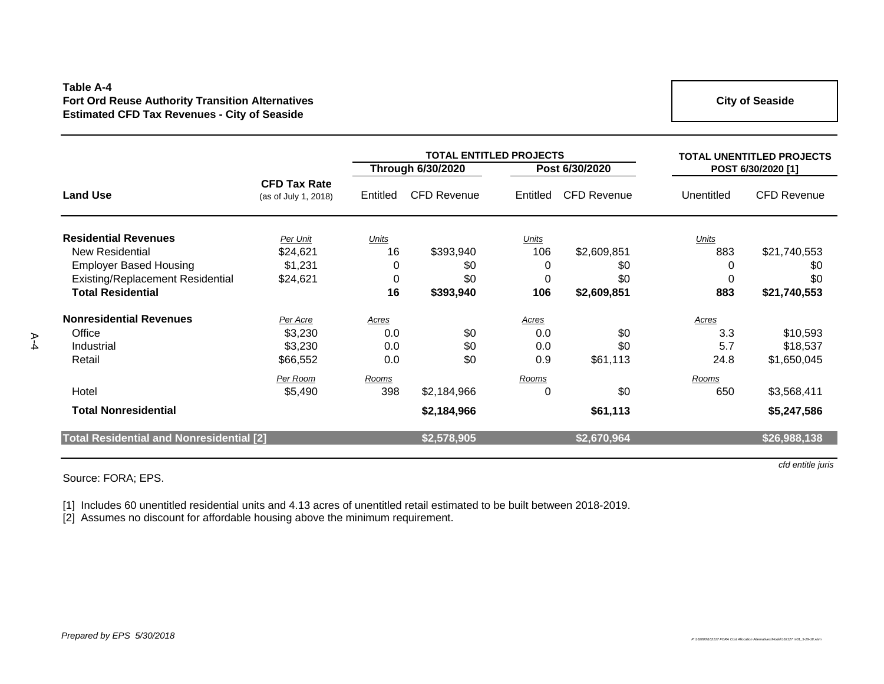**Table A-4**
**Fort Ord Reuse Authority Transition Alternatives**
**Estimated CFD Tax Revenues - City of Seaside**

**City of Seaside**

| Land Use | CFD Tax Rate (as of July 1, 2018) | TOTAL ENTITLED PROJECTS Through 6/30/2020 Entitled | CFD Revenue | TOTAL ENTITLED PROJECTS Post 6/30/2020 Entitled | CFD Revenue | TOTAL UNENTITLED PROJECTS POST 6/30/2020 [1] Unentitled | CFD Revenue |
|---|---|---|---|---|---|---|---|
| **Residential Revenues** | *Per Unit* | *Units* | | *Units* | | *Units* | |
| New Residential | $24,621 | 16 | $393,940 | 106 | $2,609,851 | 883 | $21,740,553 |
| Employer Based Housing | $1,231 | 0 | $0 | 0 | $0 | 0 | $0 |
| Existing/Replacement Residential | $24,621 | 0 | $0 | 0 | $0 | 0 | $0 |
| **Total Residential** | | **16** | **$393,940** | **106** | **$2,609,851** | **883** | **$21,740,553** |
| **Nonresidential Revenues** | *Per Acre* | *Acres* | | *Acres* | | *Acres* | |
| Office | $3,230 | 0.0 | $0 | 0.0 | $0 | 3.3 | $10,593 |
| Industrial | $3,230 | 0.0 | $0 | 0.0 | $0 | 5.7 | $18,537 |
| Retail | $66,552 | 0.0 | $0 | 0.9 | $61,113 | 24.8 | $1,650,045 |
| | *Per Room* | *Rooms* | | *Rooms* | | *Rooms* | |
| Hotel | $5,490 | 398 | $2,184,966 | 0 | $0 | 650 | $3,568,411 |
| **Total Nonresidential** | | | **$2,184,966** | | **$61,113** | | **$5,247,586** |
| **Total Residential and Nonresidential [2]** | | | **$2,578,905** | | **$2,670,964** | | **$26,988,138** |

*cfd entitle juris*

Source: FORA; EPS.

[1] Includes 60 unentitled residential units and 4.13 acres of unentitled retail estimated to be built between 2018-2019.
[2] Assumes no discount for affordable housing above the minimum requirement.

*Prepared by EPS 5/30/2018*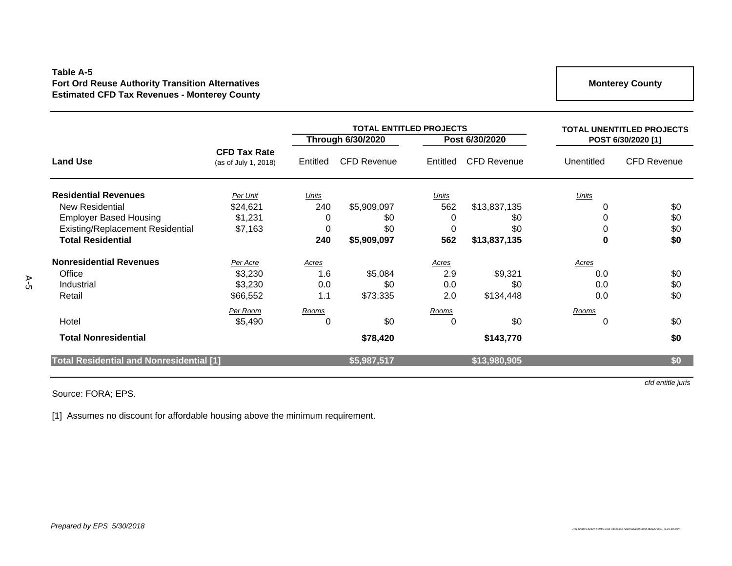**Table A-5**
**Fort Ord Reuse Authority Transition Alternatives**
**Estimated CFD Tax Revenues - Monterey County**

**Monterey County**

| Land Use | CFD Tax Rate (as of July 1, 2018) | TOTAL ENTITLED PROJECTS Through 6/30/2020 Entitled | CFD Revenue | TOTAL ENTITLED PROJECTS Post 6/30/2020 Entitled | CFD Revenue | TOTAL UNENTITLED PROJECTS POST 6/30/2020 [1] Unentitled | CFD Revenue |
|---|---|---|---|---|---|---|---|
| **Residential Revenues** | *Per Unit* | *Units* | | *Units* | | *Units* | |
| New Residential | $24,621 | 240 | $5,909,097 | 562 | $13,837,135 | 0 | $0 |
| Employer Based Housing | $1,231 | 0 | $0 | 0 | $0 | 0 | $0 |
| Existing/Replacement Residential | $7,163 | 0 | $0 | 0 | $0 | 0 | $0 |
| **Total Residential** | | **240** | **$5,909,097** | **562** | **$13,837,135** | **0** | **$0** |
| **Nonresidential Revenues** | *Per Acre* | *Acres* | | *Acres* | | *Acres* | |
| Office | $3,230 | 1.6 | $5,084 | 2.9 | $9,321 | 0.0 | $0 |
| Industrial | $3,230 | 0.0 | $0 | 0.0 | $0 | 0.0 | $0 |
| Retail | $66,552 | 1.1 | $73,335 | 2.0 | $134,448 | 0.0 | $0 |
| | *Per Room* | *Rooms* | | *Rooms* | | *Rooms* | |
| Hotel | $5,490 | 0 | $0 | 0 | $0 | 0 | $0 |
| **Total Nonresidential** | | | **$78,420** | | **$143,770** | | **$0** |
| **Total Residential and Nonresidential [1]** | | | **$5,987,517** | | **$13,980,905** | | **$0** |

*cfd entitle juris*

Source: FORA; EPS.

[1] Assumes no discount for affordable housing above the minimum requirement.

*Prepared by EPS 5/30/2018*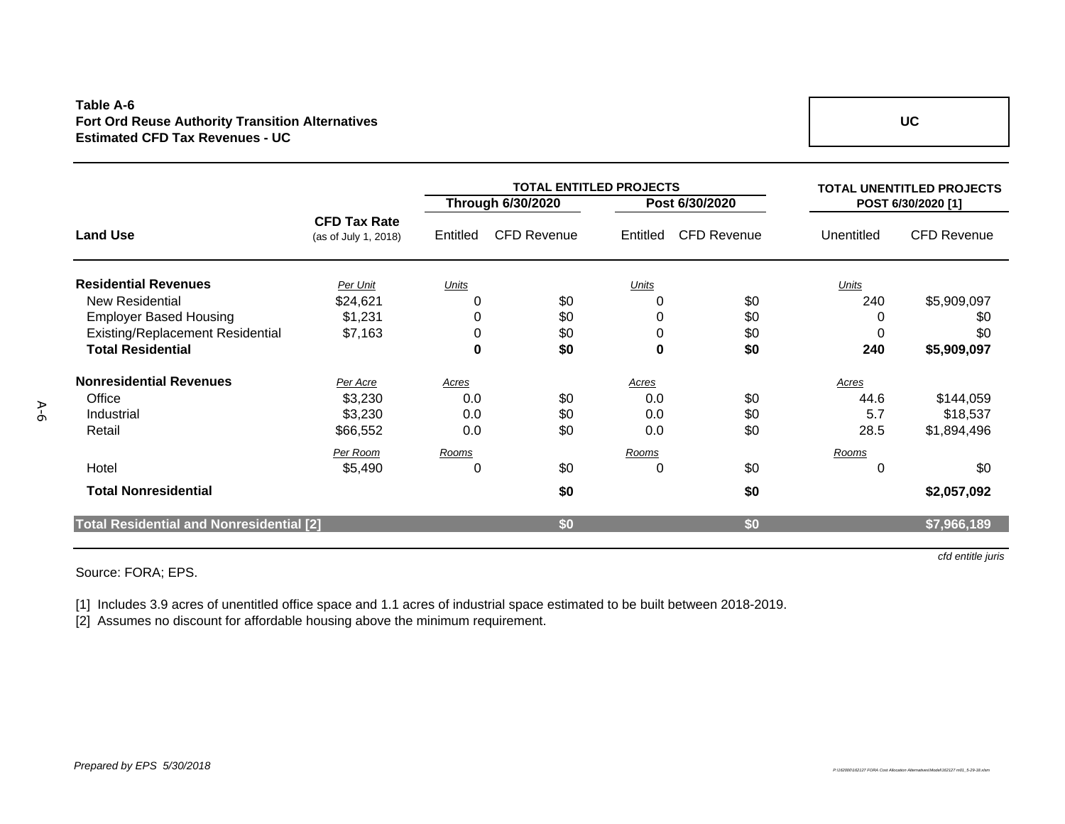**Table A-6**
**Fort Ord Reuse Authority Transition Alternatives**
**Estimated CFD Tax Revenues - UC**

**UC**

| Land Use | CFD Tax Rate (as of July 1, 2018) | TOTAL ENTITLED PROJECTS Through 6/30/2020 Entitled | CFD Revenue | TOTAL ENTITLED PROJECTS Post 6/30/2020 Entitled | CFD Revenue | TOTAL UNENTITLED PROJECTS POST 6/30/2020 [1] Unentitled | CFD Revenue |
|---|---|---|---|---|---|---|---|
| **Residential Revenues** | *Per Unit* | *Units* | | *Units* | | *Units* | |
| New Residential | $24,621 | 0 | $0 | 0 | $0 | 240 | $5,909,097 |
| Employer Based Housing | $1,231 | 0 | $0 | 0 | $0 | 0 | $0 |
| Existing/Replacement Residential | $7,163 | 0 | $0 | 0 | $0 | 0 | $0 |
| **Total Residential** | | **0** | **$0** | **0** | **$0** | **240** | **$5,909,097** |
| **Nonresidential Revenues** | *Per Acre* | *Acres* | | *Acres* | | *Acres* | |
| Office | $3,230 | 0.0 | $0 | 0.0 | $0 | 44.6 | $144,059 |
| Industrial | $3,230 | 0.0 | $0 | 0.0 | $0 | 5.7 | $18,537 |
| Retail | $66,552 | 0.0 | $0 | 0.0 | $0 | 28.5 | $1,894,496 |
| | *Per Room* | *Rooms* | | *Rooms* | | *Rooms* | |
| Hotel | $5,490 | 0 | $0 | 0 | $0 | 0 | $0 |
| **Total Nonresidential** | | | **$0** | | **$0** | | **$2,057,092** |
| **Total Residential and Nonresidential [2]** | | | **$0** | | **$0** | | **$7,966,189** |

*cfd entitle juris*

Source: FORA; EPS.

[1] Includes 3.9 acres of unentitled office space and 1.1 acres of industrial space estimated to be built between 2018-2019.
[2] Assumes no discount for affordable housing above the minimum requirement.

*Prepared by EPS 5/30/2018*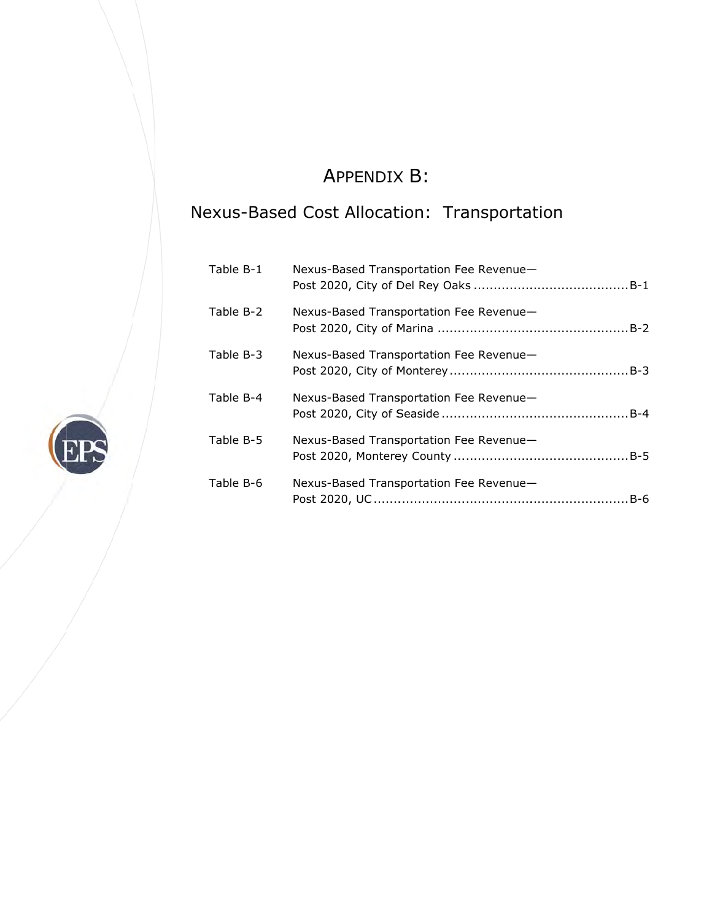# APPENDIX B:

## Nexus-Based Cost Allocation: Transportation

| | | |
|---|---|---|
| Table B-1 | Nexus-Based Transportation Fee Revenue—Post 2020, City of Del Rey Oaks | B-1 |
| Table B-2 | Nexus-Based Transportation Fee Revenue—Post 2020, City of Marina | B-2 |
| Table B-3 | Nexus-Based Transportation Fee Revenue—Post 2020, City of Monterey | B-3 |
| Table B-4 | Nexus-Based Transportation Fee Revenue—Post 2020, City of Seaside | B-4 |
| Table B-5 | Nexus-Based Transportation Fee Revenue—Post 2020, Monterey County | B-5 |
| Table B-6 | Nexus-Based Transportation Fee Revenue—Post 2020, UC | B-6 |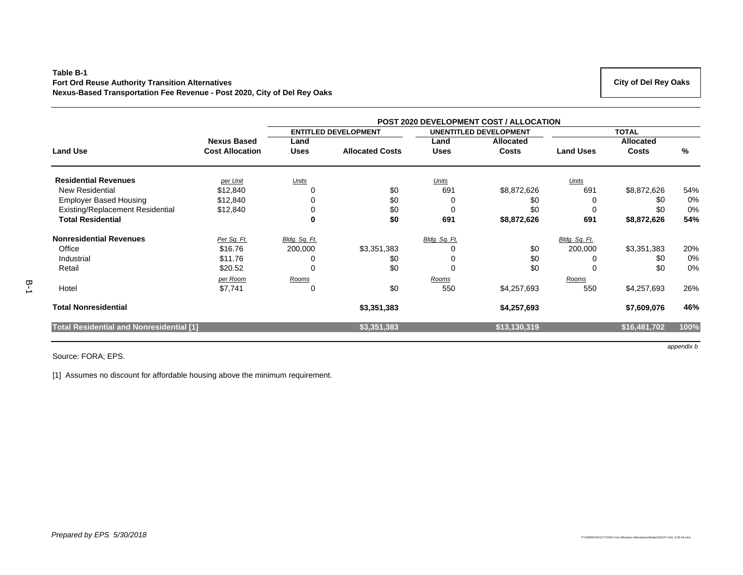**Table B-1**
**Fort Ord Reuse Authority Transition Alternatives**
**Nexus-Based Transportation Fee Revenue - Post 2020, City of Del Rey Oaks**

**City of Del Rey Oaks**

| | | POST 2020 DEVELOPMENT COST / ALLOCATION | | | | | | |
|---|---|---|---|---|---|---|---|---|
| | | ENTITLED DEVELOPMENT | | UNENTITLED DEVELOPMENT | | TOTAL | | |
| **Land Use** | **Nexus Based Cost Allocation** | **Land Uses** | **Allocated Costs** | **Land Uses** | **Allocated Costs** | **Land Uses** | **Allocated Costs** | **%** |
| **Residential Revenues** | *per Unit* | *Units* | | *Units* | | *Units* | | |
| New Residential | $12,840 | 0 | $0 | 691 | $8,872,626 | 691 | $8,872,626 | 54% |
| Employer Based Housing | $12,840 | 0 | $0 | 0 | $0 | 0 | $0 | 0% |
| Existing/Replacement Residential | $12,840 | 0 | $0 | 0 | $0 | 0 | $0 | 0% |
| **Total Residential** | | **0** | **$0** | **691** | **$8,872,626** | **691** | **$8,872,626** | **54%** |
| **Nonresidential Revenues** | *Per Sq. Ft.* | *Bldg. Sq. Ft.* | | *Bldg. Sq. Ft.* | | *Bldg. Sq. Ft.* | | |
| Office | $16.76 | 200,000 | $3,351,383 | 0 | $0 | 200,000 | $3,351,383 | 20% |
| Industrial | $11.76 | 0 | $0 | 0 | $0 | 0 | $0 | 0% |
| Retail | $20.52 | 0 | $0 | 0 | $0 | 0 | $0 | 0% |
| | *per Room* | *Rooms* | | *Rooms* | | *Rooms* | | |
| Hotel | $7,741 | 0 | $0 | 550 | $4,257,693 | 550 | $4,257,693 | 26% |
| **Total Nonresidential** | | | **$3,351,383** | | **$4,257,693** | | **$7,609,076** | **46%** |
| **Total Residential and Nonresidential [1]** | | | **$3,351,383** | | **$13,130,319** | | **$16,481,702** | **100%** |

*appendix b*

Source: FORA; EPS.

[1] Assumes no discount for affordable housing above the minimum requirement.

*Prepared by EPS 5/30/2018*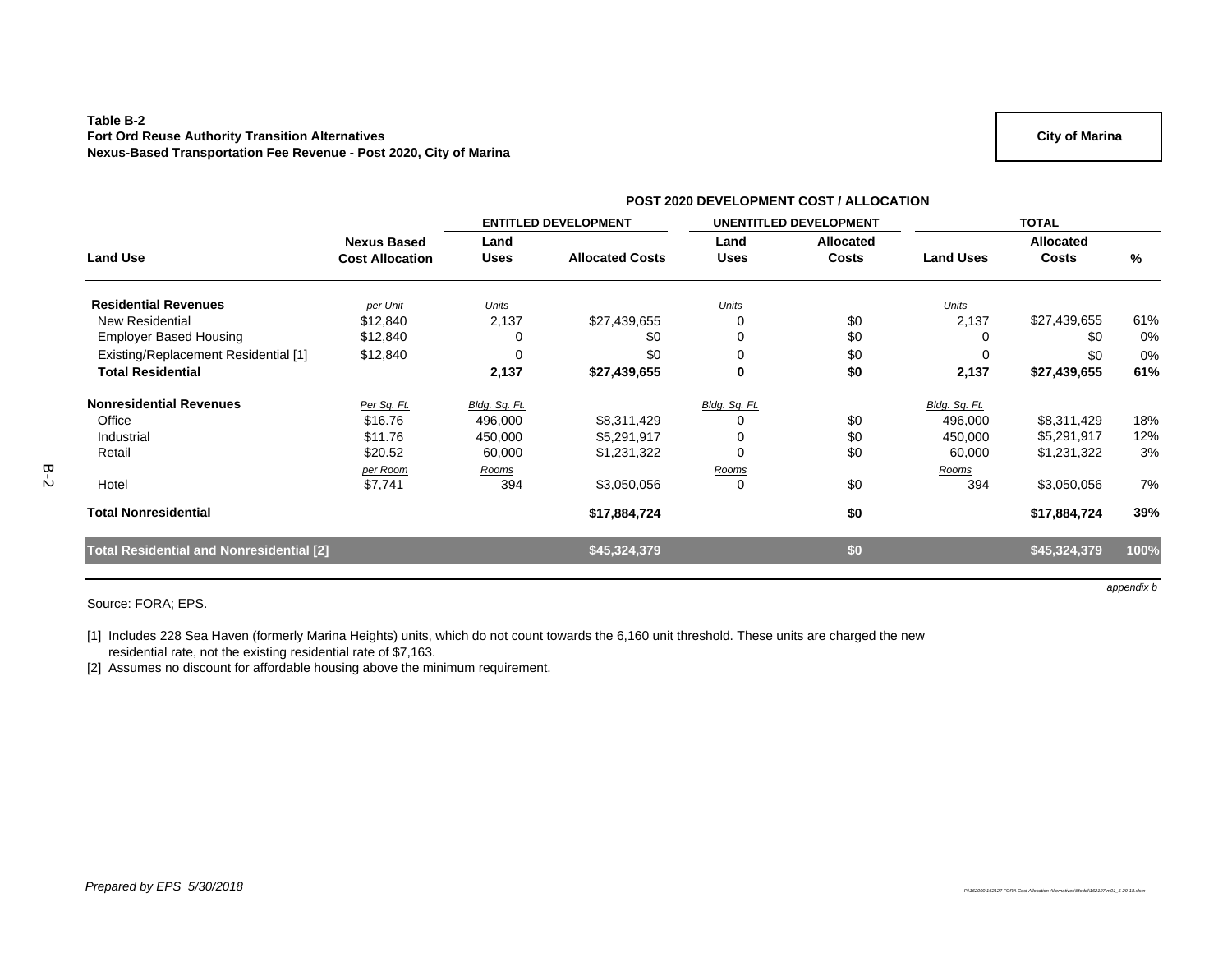**Table B-2**
**Fort Ord Reuse Authority Transition Alternatives**
**Nexus-Based Transportation Fee Revenue - Post 2020, City of Marina**

**City of Marina**

| | | POST 2020 DEVELOPMENT COST / ALLOCATION | | | | | | |
|---|---|---|---|---|---|---|---|---|
| | | ENTITLED DEVELOPMENT | | UNENTITLED DEVELOPMENT | | TOTAL | | |
| **Land Use** | **Nexus Based Cost Allocation** | **Land Uses** | **Allocated Costs** | **Land Uses** | **Allocated Costs** | **Land Uses** | **Allocated Costs** | **%** |
| **Residential Revenues** | *per Unit* | *Units* | | *Units* | | *Units* | | |
| New Residential | $12,840 | 2,137 | $27,439,655 | 0 | $0 | 2,137 | $27,439,655 | 61% |
| Employer Based Housing | $12,840 | 0 | $0 | 0 | $0 | 0 | $0 | 0% |
| Existing/Replacement Residential [1] | $12,840 | 0 | $0 | 0 | $0 | 0 | $0 | 0% |
| **Total Residential** | | **2,137** | **$27,439,655** | **0** | **$0** | **2,137** | **$27,439,655** | **61%** |
| **Nonresidential Revenues** | *Per Sq. Ft.* | *Bldg. Sq. Ft.* | | *Bldg. Sq. Ft.* | | *Bldg. Sq. Ft.* | | |
| Office | $16.76 | 496,000 | $8,311,429 | 0 | $0 | 496,000 | $8,311,429 | 18% |
| Industrial | $11.76 | 450,000 | $5,291,917 | 0 | $0 | 450,000 | $5,291,917 | 12% |
| Retail | $20.52 | 60,000 | $1,231,322 | 0 | $0 | 60,000 | $1,231,322 | 3% |
| | *per Room* | *Rooms* | | *Rooms* | | *Rooms* | | |
| Hotel | $7,741 | 394 | $3,050,056 | 0 | $0 | 394 | $3,050,056 | 7% |
| **Total Nonresidential** | | | **$17,884,724** | | **$0** | | **$17,884,724** | **39%** |
| **Total Residential and Nonresidential [2]** | | | **$45,324,379** | | **$0** | | **$45,324,379** | **100%** |

*appendix b*

Source: FORA; EPS.

[1] Includes 228 Sea Haven (formerly Marina Heights) units, which do not count towards the 6,160 unit threshold. These units are charged the new residential rate, not the existing residential rate of $7,163.
[2] Assumes no discount for affordable housing above the minimum requirement.

*Prepared by EPS 5/30/2018*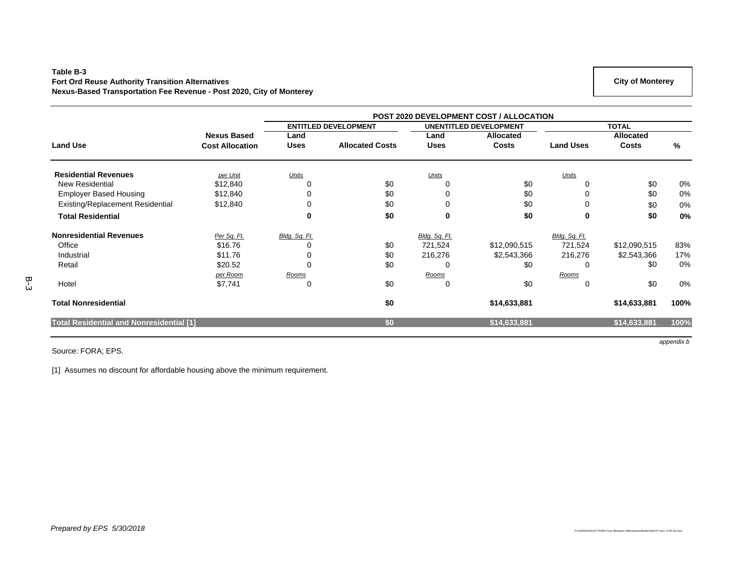**Table B-3**
**Fort Ord Reuse Authority Transition Alternatives**
**Nexus-Based Transportation Fee Revenue - Post 2020, City of Monterey**

**City of Monterey**

| Land Use | Nexus Based Cost Allocation | POST 2020 DEVELOPMENT COST / ALLOCATION | | | | | | |
|---|---|---|---|---|---|---|---|---|
| | | ENTITLED DEVELOPMENT | | UNENTITLED DEVELOPMENT | | TOTAL | | |
| | | Land Uses | Allocated Costs | Land Uses | Allocated Costs | Land Uses | Allocated Costs | % |
| **Residential Revenues** | *per Unit* | *Units* | | *Units* | | *Units* | | |
| New Residential | $12,840 | 0 | $0 | 0 | $0 | 0 | $0 | 0% |
| Employer Based Housing | $12,840 | 0 | $0 | 0 | $0 | 0 | $0 | 0% |
| Existing/Replacement Residential | $12,840 | 0 | $0 | 0 | $0 | 0 | $0 | 0% |
| **Total Residential** | | **0** | **$0** | **0** | **$0** | **0** | **$0** | **0%** |
| **Nonresidential Revenues** | *Per Sq. Ft.* | *Bldg. Sq. Ft.* | | *Bldg. Sq. Ft.* | | *Bldg. Sq. Ft.* | | |
| Office | $16.76 | 0 | $0 | 721,524 | $12,090,515 | 721,524 | $12,090,515 | 83% |
| Industrial | $11.76 | 0 | $0 | 216,276 | $2,543,366 | 216,276 | $2,543,366 | 17% |
| Retail | $20.52 | 0 | $0 | 0 | $0 | 0 | $0 | 0% |
| | *per Room* | *Rooms* | | *Rooms* | | *Rooms* | | |
| Hotel | $7,741 | 0 | $0 | 0 | $0 | 0 | $0 | 0% |
| **Total Nonresidential** | | | **$0** | | **$14,633,881** | | **$14,633,881** | **100%** |
| **Total Residential and Nonresidential [1]** | | | **$0** | | **$14,633,881** | | **$14,633,881** | **100%** |

*appendix b*

Source: FORA; EPS.

[1] Assumes no discount for affordable housing above the minimum requirement.

*Prepared by EPS 5/30/2018*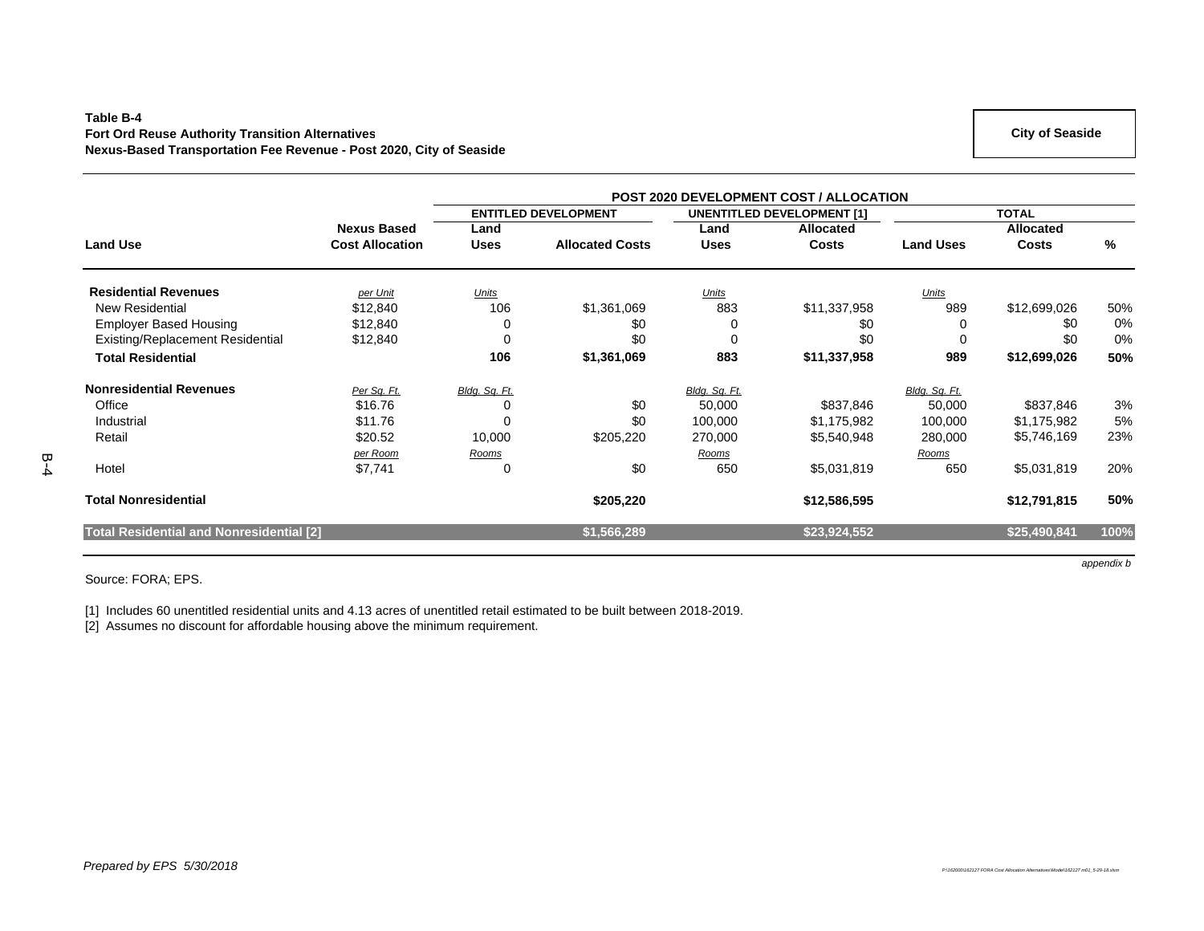**Table B-4**
**Fort Ord Reuse Authority Transition Alternatives**
**Nexus-Based Transportation Fee Revenue - Post 2020, City of Seaside**

**City of Seaside**

| | | POST 2020 DEVELOPMENT COST / ALLOCATION | | | | | | |
|---|---|---|---|---|---|---|---|---|
| | | ENTITLED DEVELOPMENT | | UNENTITLED DEVELOPMENT [1] | | TOTAL | | |
| **Land Use** | **Nexus Based Cost Allocation** | **Land Uses** | **Allocated Costs** | **Land Uses** | **Allocated Costs** | **Land Uses** | **Allocated Costs** | **%** |
| **Residential Revenues** | *per Unit* | *Units* | | *Units* | | *Units* | | |
| New Residential | $12,840 | 106 | $1,361,069 | 883 | $11,337,958 | 989 | $12,699,026 | 50% |
| Employer Based Housing | $12,840 | 0 | $0 | 0 | $0 | 0 | $0 | 0% |
| Existing/Replacement Residential | $12,840 | 0 | $0 | 0 | $0 | 0 | $0 | 0% |
| **Total Residential** | | **106** | **$1,361,069** | **883** | **$11,337,958** | **989** | **$12,699,026** | **50%** |
| **Nonresidential Revenues** | *Per Sq. Ft.* | *Bldg. Sq. Ft.* | | *Bldg. Sq. Ft.* | | *Bldg. Sq. Ft.* | | |
| Office | $16.76 | 0 | $0 | 50,000 | $837,846 | 50,000 | $837,846 | 3% |
| Industrial | $11.76 | 0 | $0 | 100,000 | $1,175,982 | 100,000 | $1,175,982 | 5% |
| Retail | $20.52 | 10,000 | $205,220 | 270,000 | $5,540,948 | 280,000 | $5,746,169 | 23% |
| | *per Room* | *Rooms* | | *Rooms* | | *Rooms* | | |
| Hotel | $7,741 | 0 | $0 | 650 | $5,031,819 | 650 | $5,031,819 | 20% |
| **Total Nonresidential** | | | **$205,220** | | **$12,586,595** | | **$12,791,815** | **50%** |
| **Total Residential and Nonresidential [2]** | | | **$1,566,289** | | **$23,924,552** | | **$25,490,841** | **100%** |

*appendix b*

Source: FORA; EPS.

[1] Includes 60 unentitled residential units and 4.13 acres of unentitled retail estimated to be built between 2018-2019.
[2] Assumes no discount for affordable housing above the minimum requirement.

*Prepared by EPS 5/30/2018*

P:\162000\162127 FORA Cost Allocation Alternatives\Model\162127 m01_5-29-18.xlsm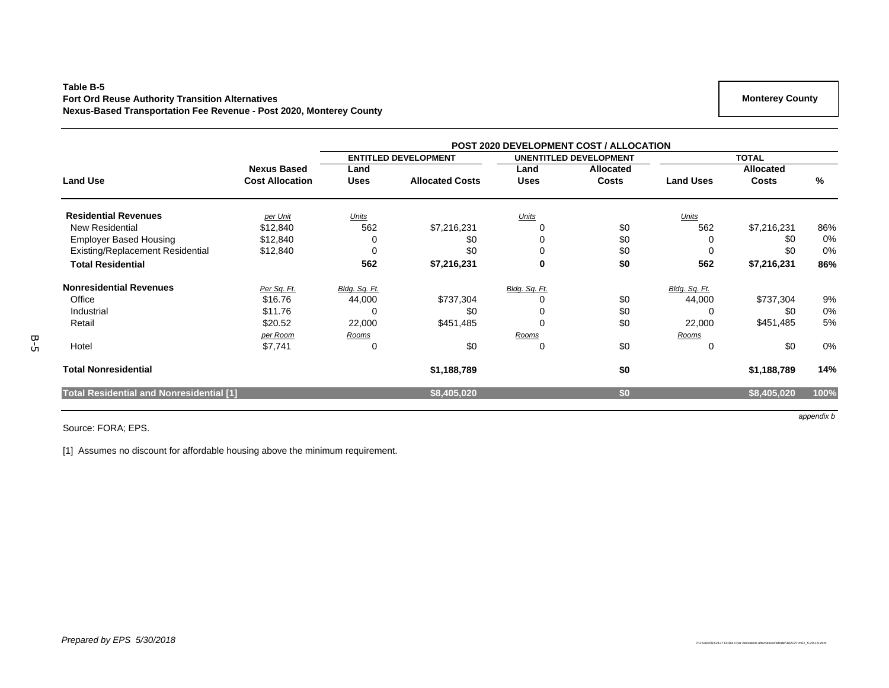**Table B-5**
**Fort Ord Reuse Authority Transition Alternatives**
**Nexus-Based Transportation Fee Revenue - Post 2020, Monterey County**

**Monterey County**

| | | POST 2020 DEVELOPMENT COST / ALLOCATION | | | | | | |
|---|---|---|---|---|---|---|---|---|
| | | ENTITLED DEVELOPMENT | | UNENTITLED DEVELOPMENT | | TOTAL | | |
| **Land Use** | **Nexus Based Cost Allocation** | **Land Uses** | **Allocated Costs** | **Land Uses** | **Allocated Costs** | **Land Uses** | **Allocated Costs** | **%** |
| **Residential Revenues** | *per Unit* | *Units* | | *Units* | | *Units* | | |
| New Residential | $12,840 | 562 | $7,216,231 | 0 | $0 | 562 | $7,216,231 | 86% |
| Employer Based Housing | $12,840 | 0 | $0 | 0 | $0 | 0 | $0 | 0% |
| Existing/Replacement Residential | $12,840 | 0 | $0 | 0 | $0 | 0 | $0 | 0% |
| **Total Residential** | | **562** | **$7,216,231** | **0** | **$0** | **562** | **$7,216,231** | **86%** |
| **Nonresidential Revenues** | *Per Sq. Ft.* | *Bldg. Sq. Ft.* | | *Bldg. Sq. Ft.* | | *Bldg. Sq. Ft.* | | |
| Office | $16.76 | 44,000 | $737,304 | 0 | $0 | 44,000 | $737,304 | 9% |
| Industrial | $11.76 | 0 | $0 | 0 | $0 | 0 | $0 | 0% |
| Retail | $20.52 | 22,000 | $451,485 | 0 | $0 | 22,000 | $451,485 | 5% |
| | *per Room* | *Rooms* | | *Rooms* | | *Rooms* | | |
| Hotel | $7,741 | 0 | $0 | 0 | $0 | 0 | $0 | 0% |
| **Total Nonresidential** | | | **$1,188,789** | | **$0** | | **$1,188,789** | **14%** |
| **Total Residential and Nonresidential [1]** | | | **$8,405,020** | | **$0** | | **$8,405,020** | **100%** |

*appendix b*

Source: FORA; EPS.

[1] Assumes no discount for affordable housing above the minimum requirement.

*Prepared by EPS 5/30/2018*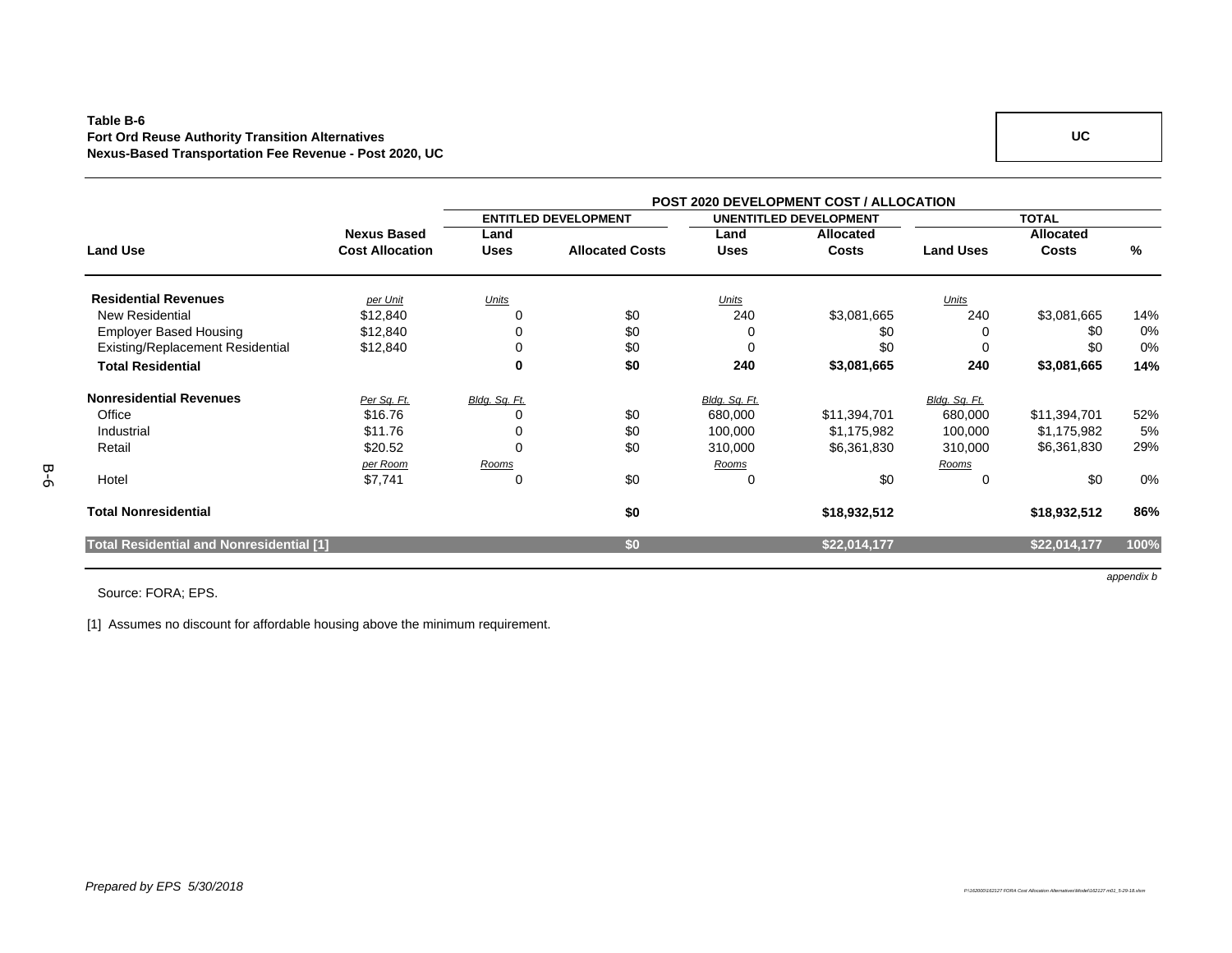**Table B-6**
**Fort Ord Reuse Authority Transition Alternatives**
**Nexus-Based Transportation Fee Revenue - Post 2020, UC**

**UC**

| | | POST 2020 DEVELOPMENT COST / ALLOCATION | | | | | | |
|---|---|---|---|---|---|---|---|---|
| | | ENTITLED DEVELOPMENT | | UNENTITLED DEVELOPMENT | | TOTAL | | |
| **Land Use** | **Nexus Based Cost Allocation** | **Land Uses** | **Allocated Costs** | **Land Uses** | **Allocated Costs** | **Land Uses** | **Allocated Costs** | **%** |
| **Residential Revenues** | *per Unit* | *Units* | | *Units* | | *Units* | | |
| New Residential | $12,840 | 0 | $0 | 240 | $3,081,665 | 240 | $3,081,665 | 14% |
| Employer Based Housing | $12,840 | 0 | $0 | 0 | $0 | 0 | $0 | 0% |
| Existing/Replacement Residential | $12,840 | 0 | $0 | 0 | $0 | 0 | $0 | 0% |
| **Total Residential** | | **0** | **$0** | **240** | **$3,081,665** | **240** | **$3,081,665** | **14%** |
| **Nonresidential Revenues** | *Per Sq. Ft.* | *Bldg. Sq. Ft.* | | *Bldg. Sq. Ft.* | | *Bldg. Sq. Ft.* | | |
| Office | $16.76 | 0 | $0 | 680,000 | $11,394,701 | 680,000 | $11,394,701 | 52% |
| Industrial | $11.76 | 0 | $0 | 100,000 | $1,175,982 | 100,000 | $1,175,982 | 5% |
| Retail | $20.52 | 0 | $0 | 310,000 | $6,361,830 | 310,000 | $6,361,830 | 29% |
| | *per Room* | *Rooms* | | *Rooms* | | *Rooms* | | |
| Hotel | $7,741 | 0 | $0 | 0 | $0 | 0 | $0 | 0% |
| **Total Nonresidential** | | | **$0** | | **$18,932,512** | | **$18,932,512** | **86%** |
| **Total Residential and Nonresidential [1]** | | | **$0** | | **$22,014,177** | | **$22,014,177** | **100%** |

*appendix b*

Source: FORA; EPS.

[1] Assumes no discount for affordable housing above the minimum requirement.

*Prepared by EPS 5/30/2018*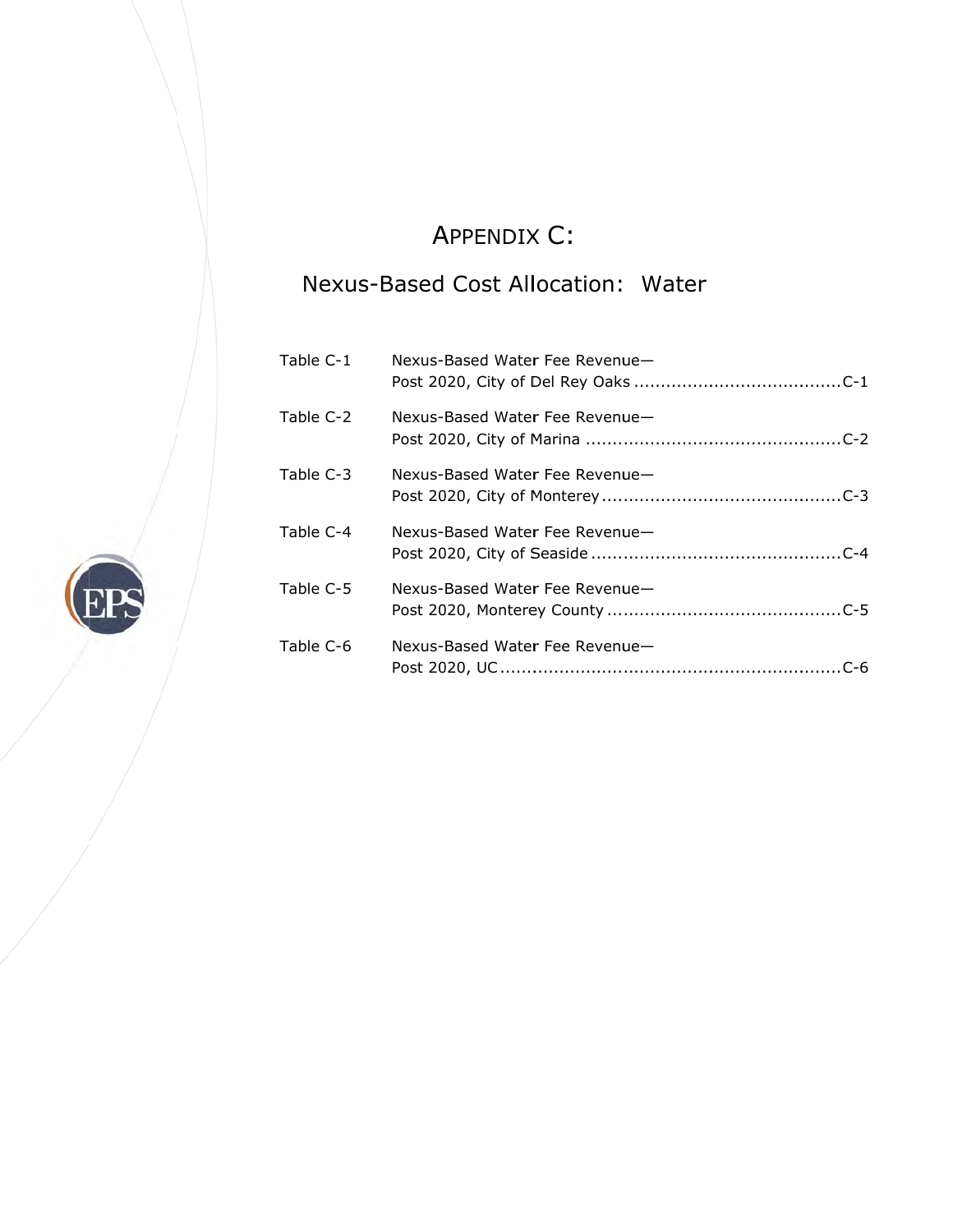# APPENDIX C:

## Nexus-Based Cost Allocation: Water

| | | |
|---|---|---|
| Table C-1 | Nexus-Based Water Fee Revenue— Post 2020, City of Del Rey Oaks | C-1 |
| Table C-2 | Nexus-Based Water Fee Revenue— Post 2020, City of Marina | C-2 |
| Table C-3 | Nexus-Based Water Fee Revenue— Post 2020, City of Monterey | C-3 |
| Table C-4 | Nexus-Based Water Fee Revenue— Post 2020, City of Seaside | C-4 |
| Table C-5 | Nexus-Based Water Fee Revenue— Post 2020, Monterey County | C-5 |
| Table C-6 | Nexus-Based Water Fee Revenue— Post 2020, UC | C-6 |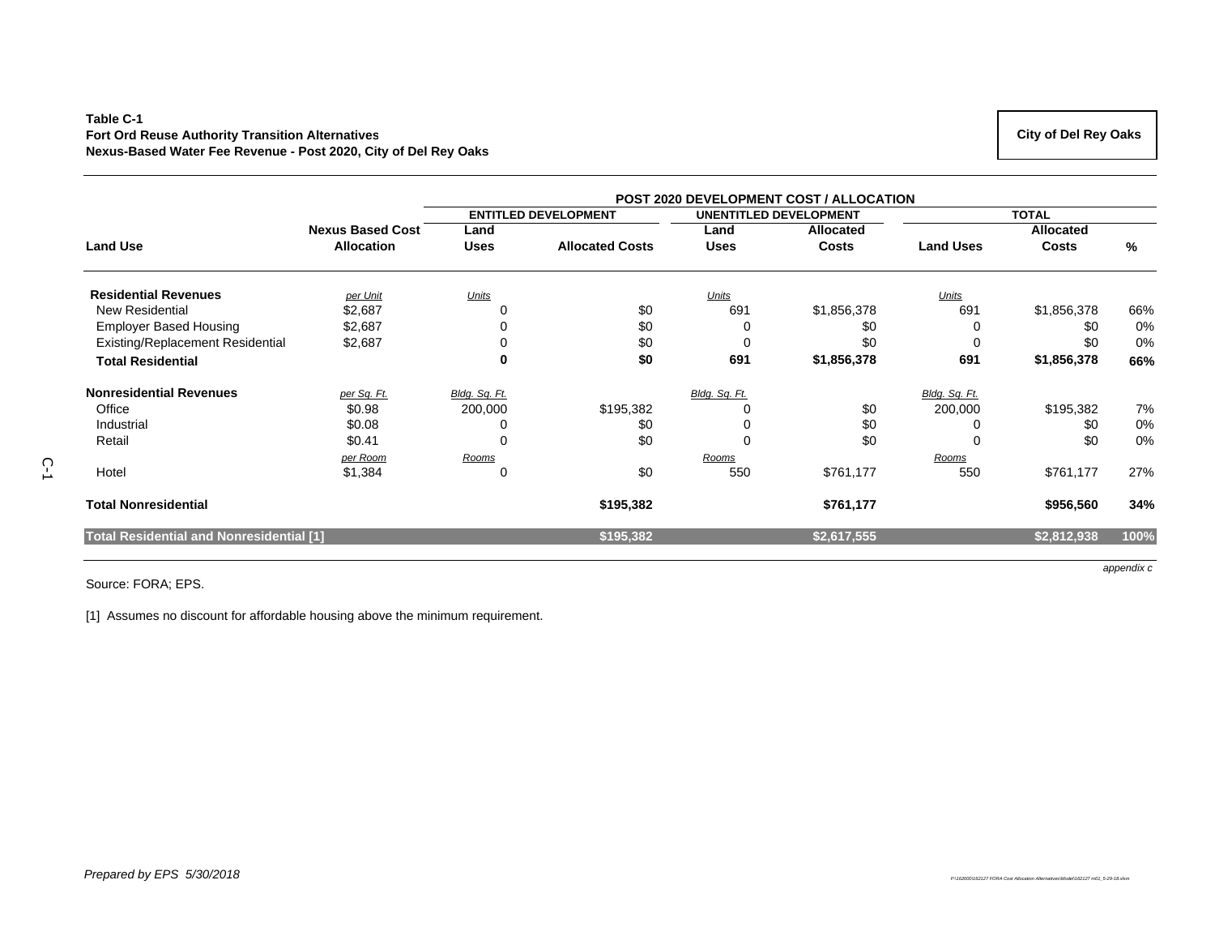**Table C-1**
**Fort Ord Reuse Authority Transition Alternatives**
**Nexus-Based Water Fee Revenue - Post 2020, City of Del Rey Oaks**

**City of Del Rey Oaks**

| | | POST 2020 DEVELOPMENT COST / ALLOCATION | | | | | | |
|---|---|---|---|---|---|---|---|---|
| | | ENTITLED DEVELOPMENT | | UNENTITLED DEVELOPMENT | | TOTAL | | |
| **Land Use** | **Nexus Based Cost Allocation** | **Land Uses** | **Allocated Costs** | **Land Uses** | **Allocated Costs** | **Land Uses** | **Allocated Costs** | **%** |
| **Residential Revenues** | *per Unit* | *Units* | | *Units* | | *Units* | | |
| New Residential | $2,687 | 0 | $0 | 691 | $1,856,378 | 691 | $1,856,378 | 66% |
| Employer Based Housing | $2,687 | 0 | $0 | 0 | $0 | 0 | $0 | 0% |
| Existing/Replacement Residential | $2,687 | 0 | $0 | 0 | $0 | 0 | $0 | 0% |
| **Total Residential** | | **0** | **$0** | **691** | **$1,856,378** | **691** | **$1,856,378** | **66%** |
| **Nonresidential Revenues** | *per Sq. Ft.* | *Bldg. Sq. Ft.* | | *Bldg. Sq. Ft.* | | *Bldg. Sq. Ft.* | | |
| Office | $0.98 | 200,000 | $195,382 | 0 | $0 | 200,000 | $195,382 | 7% |
| Industrial | $0.08 | 0 | $0 | 0 | $0 | 0 | $0 | 0% |
| Retail | $0.41 | 0 | $0 | 0 | $0 | 0 | $0 | 0% |
| | *per Room* | *Rooms* | | *Rooms* | | *Rooms* | | |
| Hotel | $1,384 | 0 | $0 | 550 | $761,177 | 550 | $761,177 | 27% |
| **Total Nonresidential** | | | **$195,382** | | **$761,177** | | **$956,560** | **34%** |
| **Total Residential and Nonresidential [1]** | | | **$195,382** | | **$2,617,555** | | **$2,812,938** | **100%** |

Source: FORA; EPS.

[1] Assumes no discount for affordable housing above the minimum requirement.

*Prepared by EPS 5/30/2018*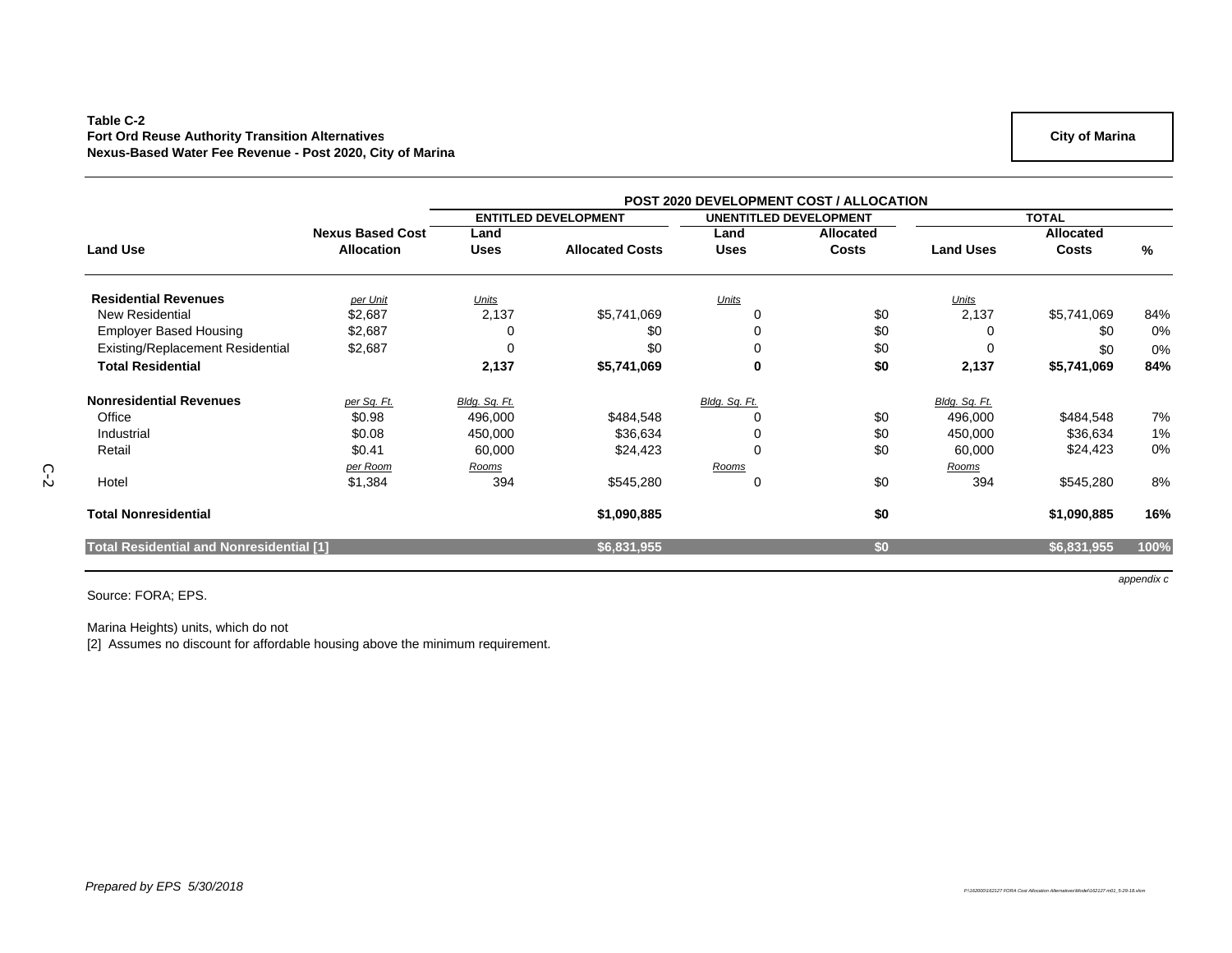**Table C-2**
**Fort Ord Reuse Authority Transition Alternatives**
**Nexus-Based Water Fee Revenue - Post 2020, City of Marina**

**City of Marina**

| Land Use | Nexus Based Cost Allocation | POST 2020 DEVELOPMENT COST / ALLOCATION | | | | | | |
|---|---|---|---|---|---|---|---|---|
| | | ENTITLED DEVELOPMENT | | UNENTITLED DEVELOPMENT | | TOTAL | | |
| | | Land Uses | Allocated Costs | Land Uses | Allocated Costs | Land Uses | Allocated Costs | % |
| **Residential Revenues** | *per Unit* | *Units* | | *Units* | | *Units* | | |
| New Residential | $2,687 | 2,137 | $5,741,069 | 0 | $0 | 2,137 | $5,741,069 | 84% |
| Employer Based Housing | $2,687 | 0 | $0 | 0 | $0 | 0 | $0 | 0% |
| Existing/Replacement Residential | $2,687 | 0 | $0 | 0 | $0 | 0 | $0 | 0% |
| **Total Residential** | | **2,137** | **$5,741,069** | **0** | **$0** | **2,137** | **$5,741,069** | **84%** |
| **Nonresidential Revenues** | *per Sq. Ft.* | *Bldg. Sq. Ft.* | | *Bldg. Sq. Ft.* | | *Bldg. Sq. Ft.* | | |
| Office | $0.98 | 496,000 | $484,548 | 0 | $0 | 496,000 | $484,548 | 7% |
| Industrial | $0.08 | 450,000 | $36,634 | 0 | $0 | 450,000 | $36,634 | 1% |
| Retail | $0.41 | 60,000 | $24,423 | 0 | $0 | 60,000 | $24,423 | 0% |
| | *per Room* | *Rooms* | | *Rooms* | | *Rooms* | | |
| Hotel | $1,384 | 394 | $545,280 | 0 | $0 | 394 | $545,280 | 8% |
| **Total Nonresidential** | | | **$1,090,885** | | **$0** | | **$1,090,885** | **16%** |
| **Total Residential and Nonresidential [1]** | | | **$6,831,955** | | **$0** | | **$6,831,955** | **100%** |

Source: FORA; EPS.

Marina Heights) units, which do not
[2] Assumes no discount for affordable housing above the minimum requirement.

*Prepared by EPS 5/30/2018*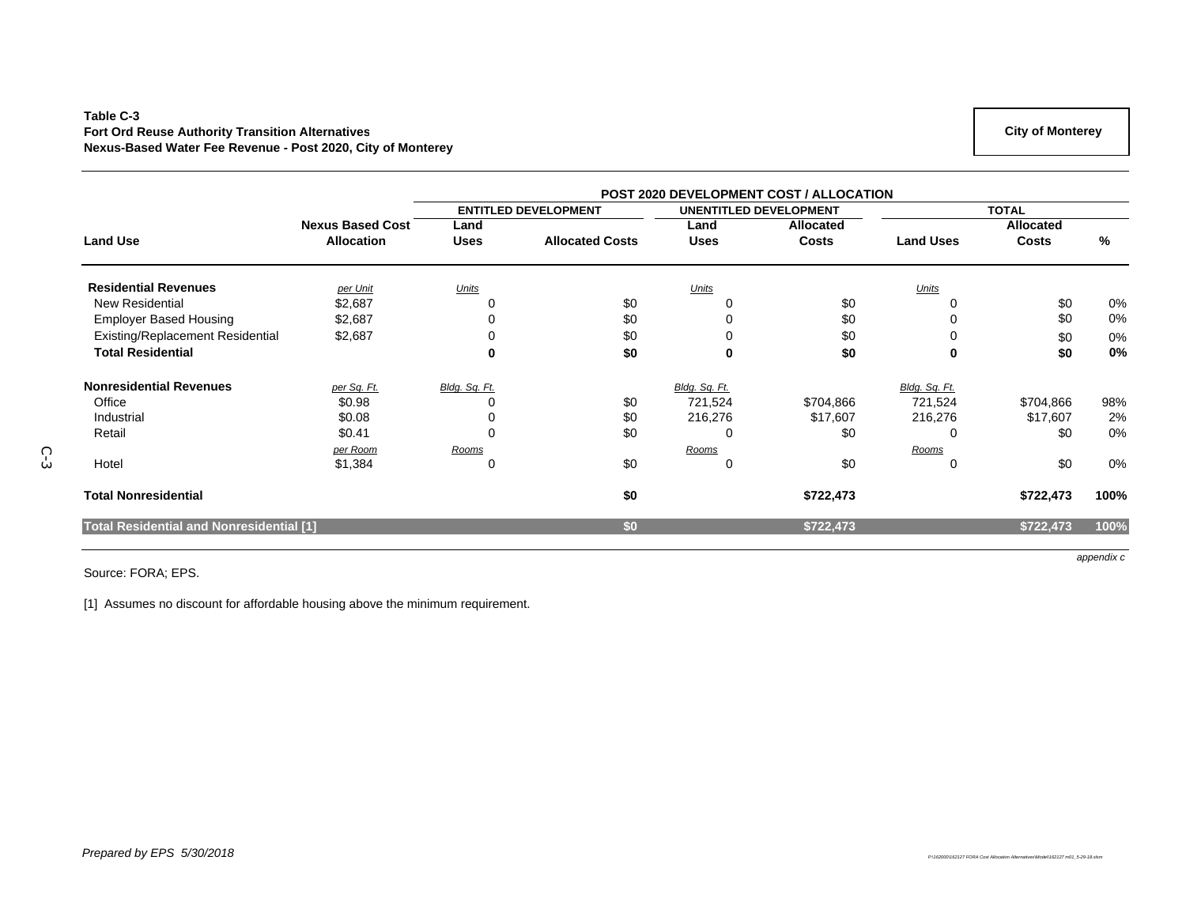**Table C-3**
**Fort Ord Reuse Authority Transition Alternatives**
**Nexus-Based Water Fee Revenue - Post 2020, City of Monterey**

**City of Monterey**

| Land Use | Nexus Based Cost Allocation | POST 2020 DEVELOPMENT COST / ALLOCATION — ENTITLED DEVELOPMENT: Land Uses | Allocated Costs | UNENTITLED DEVELOPMENT: Land Uses | Allocated Costs | TOTAL: Land Uses | Allocated Costs | % |
|---|---|---|---|---|---|---|---|---|
| **Residential Revenues** | *per Unit* | *Units* | | *Units* | | *Units* | | |
| New Residential | $2,687 | 0 | $0 | 0 | $0 | 0 | $0 | 0% |
| Employer Based Housing | $2,687 | 0 | $0 | 0 | $0 | 0 | $0 | 0% |
| Existing/Replacement Residential | $2,687 | 0 | $0 | 0 | $0 | 0 | $0 | 0% |
| **Total Residential** | | **0** | **$0** | **0** | **$0** | **0** | **$0** | **0%** |
| **Nonresidential Revenues** | *per Sq. Ft.* | *Bldg. Sq. Ft.* | | *Bldg. Sq. Ft.* | | *Bldg. Sq. Ft.* | | |
| Office | $0.98 | 0 | $0 | 721,524 | $704,866 | 721,524 | $704,866 | 98% |
| Industrial | $0.08 | 0 | $0 | 216,276 | $17,607 | 216,276 | $17,607 | 2% |
| Retail | $0.41 | 0 | $0 | 0 | $0 | 0 | $0 | 0% |
| | *per Room* | *Rooms* | | *Rooms* | | *Rooms* | | |
| Hotel | $1,384 | 0 | $0 | 0 | $0 | 0 | $0 | 0% |
| **Total Nonresidential** | | | **$0** | | **$722,473** | | **$722,473** | **100%** |
| **Total Residential and Nonresidential [1]** | | | **$0** | | **$722,473** | | **$722,473** | **100%** |

*appendix c*

Source: FORA; EPS.

[1] Assumes no discount for affordable housing above the minimum requirement.

*Prepared by EPS 5/30/2018*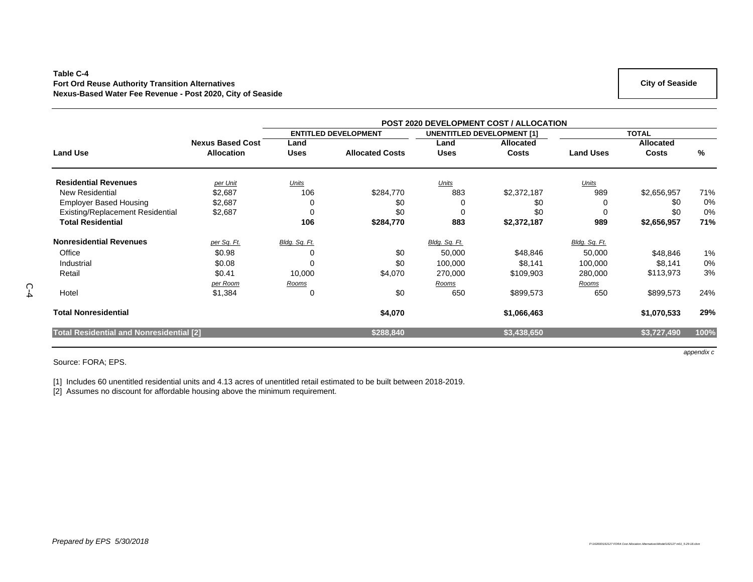**Table C-4**
**Fort Ord Reuse Authority Transition Alternatives**
**Nexus-Based Water Fee Revenue - Post 2020, City of Seaside**

**City of Seaside**

| Land Use | Nexus Based Cost Allocation | POST 2020 DEVELOPMENT COST / ALLOCATION | | | | | | |
|---|---|---|---|---|---|---|---|---|
| | | ENTITLED DEVELOPMENT | | UNENTITLED DEVELOPMENT [1] | | TOTAL | | |
| | | Land Uses | Allocated Costs | Land Uses | Allocated Costs | Land Uses | Allocated Costs | % |
| **Residential Revenues** | *per Unit* | *Units* | | *Units* | | *Units* | | |
| New Residential | $2,687 | 106 | $284,770 | 883 | $2,372,187 | 989 | $2,656,957 | 71% |
| Employer Based Housing | $2,687 | 0 | $0 | 0 | $0 | 0 | $0 | 0% |
| Existing/Replacement Residential | $2,687 | 0 | $0 | 0 | $0 | 0 | $0 | 0% |
| **Total Residential** | | **106** | **$284,770** | **883** | **$2,372,187** | **989** | **$2,656,957** | **71%** |
| **Nonresidential Revenues** | *per Sq. Ft.* | *Bldg. Sq. Ft.* | | *Bldg. Sq. Ft.* | | *Bldg. Sq. Ft.* | | |
| Office | $0.98 | 0 | $0 | 50,000 | $48,846 | 50,000 | $48,846 | 1% |
| Industrial | $0.08 | 0 | $0 | 100,000 | $8,141 | 100,000 | $8,141 | 0% |
| Retail | $0.41 | 10,000 | $4,070 | 270,000 | $109,903 | 280,000 | $113,973 | 3% |
| | *per Room* | *Rooms* | | *Rooms* | | *Rooms* | | |
| Hotel | $1,384 | 0 | $0 | 650 | $899,573 | 650 | $899,573 | 24% |
| **Total Nonresidential** | | | **$4,070** | | **$1,066,463** | | **$1,070,533** | **29%** |
| **Total Residential and Nonresidential [2]** | | | **$288,840** | | **$3,438,650** | | **$3,727,490** | **100%** |

*appendix c*

Source: FORA; EPS.

[1] Includes 60 unentitled residential units and 4.13 acres of unentitled retail estimated to be built between 2018-2019.
[2] Assumes no discount for affordable housing above the minimum requirement.

*Prepared by EPS 5/30/2018*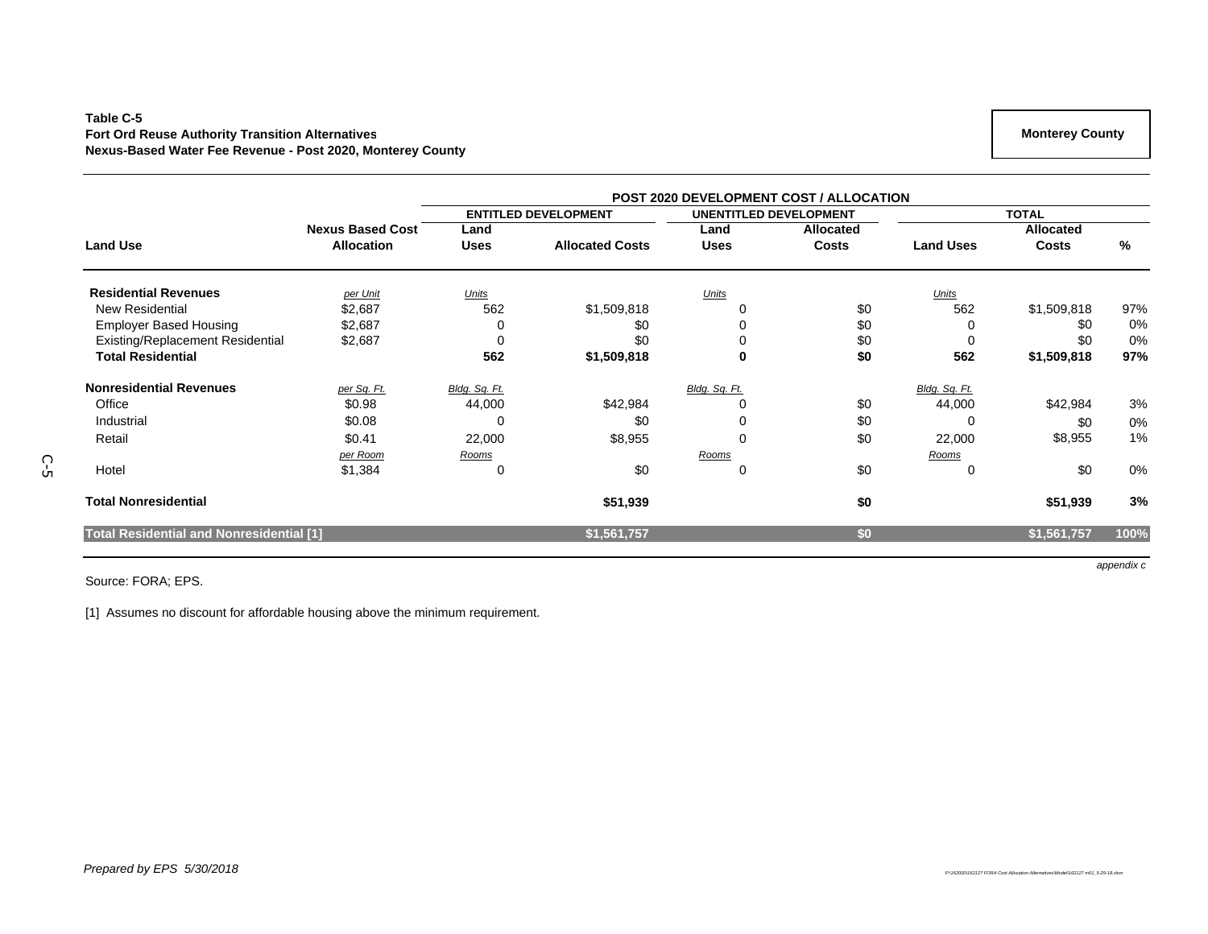**Table C-5**
**Fort Ord Reuse Authority Transition Alternatives**
**Nexus-Based Water Fee Revenue - Post 2020, Monterey County**

**Monterey County**

| | | POST 2020 DEVELOPMENT COST / ALLOCATION | | | | | | |
|---|---|---|---|---|---|---|---|---|
| | | ENTITLED DEVELOPMENT | | UNENTITLED DEVELOPMENT | | TOTAL | | |
| **Land Use** | **Nexus Based Cost Allocation** | **Land Uses** | **Allocated Costs** | **Land Uses** | **Allocated Costs** | **Land Uses** | **Allocated Costs** | **%** |
| **Residential Revenues** | *per Unit* | *Units* | | *Units* | | *Units* | | |
| New Residential | $2,687 | 562 | $1,509,818 | 0 | $0 | 562 | $1,509,818 | 97% |
| Employer Based Housing | $2,687 | 0 | $0 | 0 | $0 | 0 | $0 | 0% |
| Existing/Replacement Residential | $2,687 | 0 | $0 | 0 | $0 | 0 | $0 | 0% |
| **Total Residential** | | **562** | **$1,509,818** | **0** | **$0** | **562** | **$1,509,818** | **97%** |
| **Nonresidential Revenues** | *per Sq. Ft.* | *Bldg. Sq. Ft.* | | *Bldg. Sq. Ft.* | | *Bldg. Sq. Ft.* | | |
| Office | $0.98 | 44,000 | $42,984 | 0 | $0 | 44,000 | $42,984 | 3% |
| Industrial | $0.08 | 0 | $0 | 0 | $0 | 0 | $0 | 0% |
| Retail | $0.41 | 22,000 | $8,955 | 0 | $0 | 22,000 | $8,955 | 1% |
| | *per Room* | *Rooms* | | *Rooms* | | *Rooms* | | |
| Hotel | $1,384 | 0 | $0 | 0 | $0 | 0 | $0 | 0% |
| **Total Nonresidential** | | | **$51,939** | | **$0** | | **$51,939** | **3%** |
| **Total Residential and Nonresidential [1]** | | | **$1,561,757** | | **$0** | | **$1,561,757** | **100%** |

Source: FORA; EPS.

[1] Assumes no discount for affordable housing above the minimum requirement.

*Prepared by EPS 5/30/2018*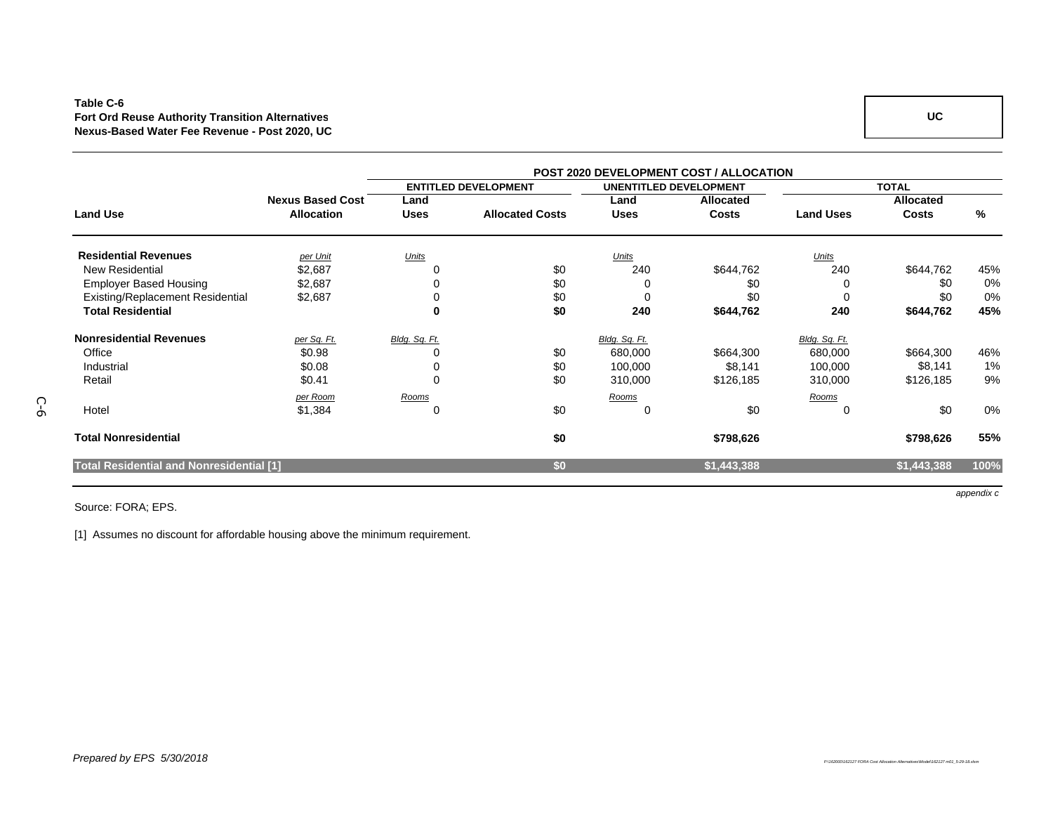**Table C-6**
**Fort Ord Reuse Authority Transition Alternatives**
**Nexus-Based Water Fee Revenue - Post 2020, UC**

**UC**

| Land Use | Nexus Based Cost Allocation | POST 2020 DEVELOPMENT COST / ALLOCATION | | | | | | |
|---|---|---|---|---|---|---|---|---|
| | | ENTITLED DEVELOPMENT | | UNENTITLED DEVELOPMENT | | TOTAL | | |
| | | Land Uses | Allocated Costs | Land Uses | Allocated Costs | Land Uses | Allocated Costs | % |
| **Residential Revenues** | *per Unit* | *Units* | | *Units* | | *Units* | | |
| New Residential | $2,687 | 0 | $0 | 240 | $644,762 | 240 | $644,762 | 45% |
| Employer Based Housing | $2,687 | 0 | $0 | 0 | $0 | 0 | $0 | 0% |
| Existing/Replacement Residential | $2,687 | 0 | $0 | 0 | $0 | 0 | $0 | 0% |
| **Total Residential** | | **0** | **$0** | **240** | **$644,762** | **240** | **$644,762** | **45%** |
| **Nonresidential Revenues** | *per Sq. Ft.* | *Bldg. Sq. Ft.* | | *Bldg. Sq. Ft.* | | *Bldg. Sq. Ft.* | | |
| Office | $0.98 | 0 | $0 | 680,000 | $664,300 | 680,000 | $664,300 | 46% |
| Industrial | $0.08 | 0 | $0 | 100,000 | $8,141 | 100,000 | $8,141 | 1% |
| Retail | $0.41 | 0 | $0 | 310,000 | $126,185 | 310,000 | $126,185 | 9% |
| | *per Room* | *Rooms* | | *Rooms* | | *Rooms* | | |
| Hotel | $1,384 | 0 | $0 | 0 | $0 | 0 | $0 | 0% |
| **Total Nonresidential** | | | **$0** | | **$798,626** | | **$798,626** | **55%** |
| **Total Residential and Nonresidential [1]** | | | **$0** | | **$1,443,388** | | **$1,443,388** | **100%** |

*appendix c*

Source: FORA; EPS.

[1] Assumes no discount for affordable housing above the minimum requirement.

*Prepared by EPS 5/30/2018*

P:\162000\162127 FORA Cost Allocation Alternatives\Model\162127 m01_5-29-18.xlsm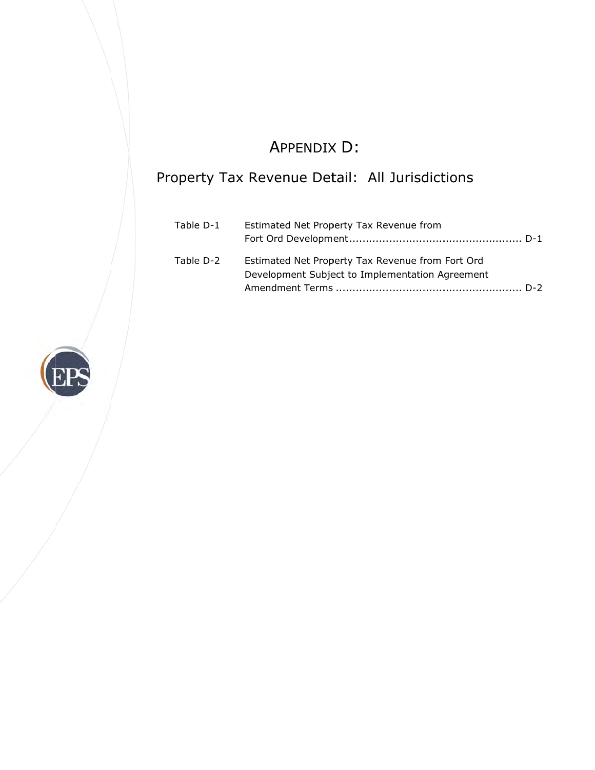# APPENDIX D:

## Property Tax Revenue Detail: All Jurisdictions

| | | |
|---|---|---|
| Table D-1 | Estimated Net Property Tax Revenue from Fort Ord Development | D-1 |
| Table D-2 | Estimated Net Property Tax Revenue from Fort Ord Development Subject to Implementation Agreement Amendment Terms | D-2 |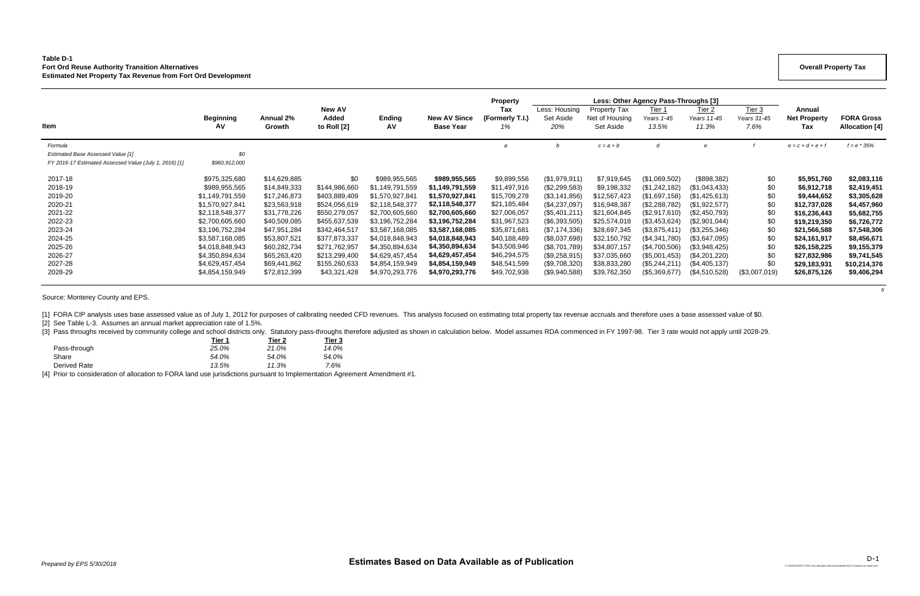**Table D-1**
**Fort Ord Reuse Authority Transition Alternatives**
**Estimated Net Property Tax Revenue from Fort Ord Development**

**Overall Property Tax**

| Item | Beginning AV | Annual 2% Growth | New AV Added to Roll [2] | Ending AV | New AV Since Base Year | Property Tax (Formerly T.I.) 1% | Less: Housing Set Aside 20% | Property Tax Net of Housing Set Aside | Less: Other Agency Pass-Throughs [3] Tier 1 Years 1-45 13.5% | Tier 2 Years 11-45 11.3% | Tier 3 Years 31-45 7.6% | Annual Net Property Tax | FORA Gross Allocation [4] |
|---|---|---|---|---|---|---|---|---|---|---|---|---|---|
| *Formula* | | | | | | *a* | *b* | *c = a + b* | *d* | *e* | *f* | *e = c + d + e + f* | *f = e * 35%* |
| *Estimated Base Assessed Value [1]* | *$0* | | | | | | | | | | | | |
| *FY 2016-17 Estimated Assessed Value (July 1, 2016) [1]* | *$960,912,000* | | | | | | | | | | | | |
| 2017-18 | $975,325,680 | $14,629,885 | $0 | $989,955,565 | **$989,955,565** | $9,899,556 | ($1,979,911) | $7,919,645 | ($1,069,502) | ($898,382) | $0 | **$5,951,760** | **$2,083,116** |
| 2018-19 | $989,955,565 | $14,849,333 | $144,986,660 | $1,149,791,559 | **$1,149,791,559** | $11,497,916 | ($2,299,583) | $9,198,332 | ($1,242,182) | ($1,043,433) | $0 | **$6,912,718** | **$2,419,451** |
| 2019-20 | $1,149,791,559 | $17,246,873 | $403,889,409 | $1,570,927,841 | **$1,570,927,841** | $15,709,278 | ($3,141,856) | $12,567,423 | ($1,697,158) | ($1,425,613) | $0 | **$9,444,652** | **$3,305,628** |
| 2020-21 | $1,570,927,841 | $23,563,918 | $524,056,619 | $2,118,548,377 | **$2,118,548,377** | $21,185,484 | ($4,237,097) | $16,948,387 | ($2,288,782) | ($1,922,577) | $0 | **$12,737,028** | **$4,457,960** |
| 2021-22 | $2,118,548,377 | $31,778,226 | $550,279,057 | $2,700,605,660 | **$2,700,605,660** | $27,006,057 | ($5,401,211) | $21,604,845 | ($2,917,610) | ($2,450,793) | $0 | **$16,236,443** | **$5,682,755** |
| 2022-23 | $2,700,605,660 | $40,509,085 | $455,637,539 | $3,196,752,284 | **$3,196,752,284** | $31,967,523 | ($6,393,505) | $25,574,018 | ($3,453,624) | ($2,901,044) | $0 | **$19,219,350** | **$6,726,772** |
| 2023-24 | $3,196,752,284 | $47,951,284 | $342,464,517 | $3,587,168,085 | **$3,587,168,085** | $35,871,681 | ($7,174,336) | $28,697,345 | ($3,875,411) | ($3,255,346) | $0 | **$21,566,588** | **$7,548,306** |
| 2024-25 | $3,587,168,085 | $53,807,521 | $377,873,337 | $4,018,848,943 | **$4,018,848,943** | $40,188,489 | ($8,037,698) | $32,150,792 | ($4,341,780) | ($3,647,095) | $0 | **$24,161,917** | **$8,456,671** |
| 2025-26 | $4,018,848,943 | $60,282,734 | $271,762,957 | $4,350,894,634 | **$4,350,894,634** | $43,508,946 | ($8,701,789) | $34,807,157 | ($4,700,506) | ($3,948,425) | $0 | **$26,158,225** | **$9,155,379** |
| 2026-27 | $4,350,894,634 | $65,263,420 | $213,299,400 | $4,629,457,454 | **$4,629,457,454** | $46,294,575 | ($9,258,915) | $37,035,660 | ($5,001,453) | ($4,201,220) | $0 | **$27,832,986** | **$9,741,545** |
| 2027-28 | $4,629,457,454 | $69,441,862 | $155,260,633 | $4,854,159,949 | **$4,854,159,949** | $48,541,599 | ($9,708,320) | $38,833,280 | ($5,244,211) | ($4,405,137) | $0 | **$29,183,931** | **$10,214,376** |
| 2028-29 | $4,854,159,949 | $72,812,399 | $43,321,428 | $4,970,293,776 | **$4,970,293,776** | $49,702,938 | ($9,940,588) | $39,762,350 | ($5,369,677) | ($4,510,528) | ($3,007,019) | **$26,875,126** | **$9,406,294** |

Source: Monterey County and EPS.

[1] FORA CIP analysis uses base assessed value as of July 1, 2012 for purposes of calibrating needed CFD revenues. This analysis focused on estimating total property tax revenue accruals and therefore uses a base assessed value of $0.
[2] See Table L-3. Assumes an annual market appreciation rate of 1.5%.
[3] Pass throughs received by community college and school districts only. Statutory pass-throughs therefore adjusted as shown in calculation below. Model assumes RDA commenced in FY 1997-98. Tier 3 rate would not apply until 2028-29.

| | Tier 1 | Tier 2 | Tier 3 |
|---|---|---|---|
| Pass-through | *25.0%* | *21.0%* | *14.0%* |
| Share | *54.0%* | *54.0%* | *54.0%* |
| Derived Rate | *13.5%* | *11.3%* | *7.6%* |

[4] Prior to consideration of allocation to FORA land use jurisdictions pursuant to Implementation Agreement Amendment #1.

*Prepared by EPS 5/30/2018*

**Estimates Based on Data Available as of Publication**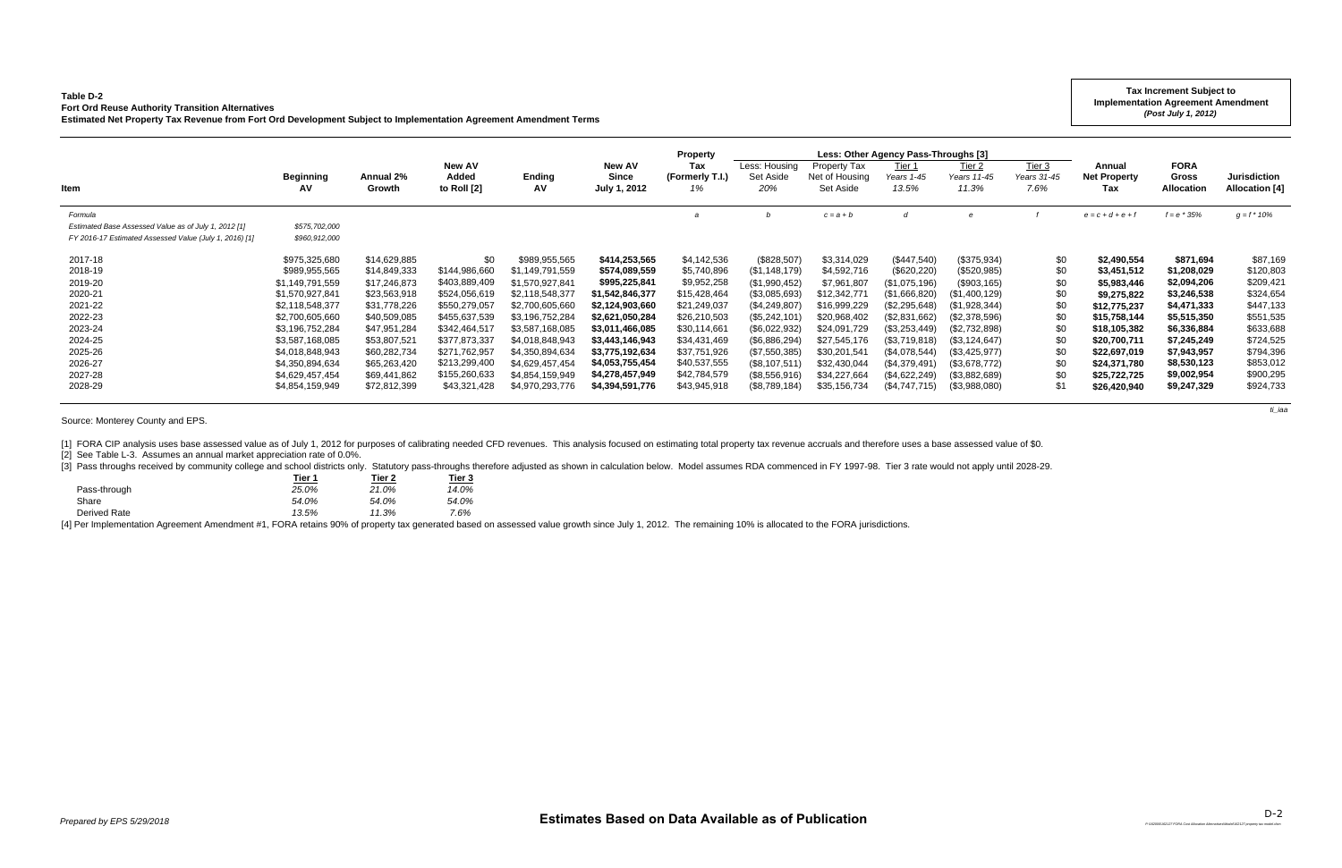**Table D-2**
**Fort Ord Reuse Authority Transition Alternatives**
**Estimated Net Property Tax Revenue from Fort Ord Development Subject to Implementation Agreement Amendment Terms**

**Tax Increment Subject to Implementation Agreement Amendment**
***(Post July 1, 2012)***

| Item | Beginning AV | Annual 2% Growth | New AV Added to Roll [2] | Ending AV | New AV Since July 1, 2012 | Property Tax (Formerly T.I.) 1% | Less: Housing Set Aside 20% | Property Tax Net of Housing Set Aside | Tier 1 Years 1-45 13.5% | Tier 2 Years 11-45 11.3% | Tier 3 Years 31-45 7.6% | Annual Net Property Tax | FORA Gross Allocation | Jurisdiction Allocation [4] |
|---|---|---|---|---|---|---|---|---|---|---|---|---|---|---|
| *Formula* | | | | | | *a* | *b* | *c = a + b* | *d* | *e* | *f* | *e = c + d + e + f* | *f = e * 35%* | *g = f * 10%* |
| *Estimated Base Assessed Value as of July 1, 2012 [1]* | *$575,702,000* | | | | | | | | | | | | | |
| *FY 2016-17 Estimated Assessed Value (July 1, 2016) [1]* | *$960,912,000* | | | | | | | | | | | | | |
| 2017-18 | $975,325,680 | $14,629,885 | $0 | $989,955,565 | **$414,253,565** | $4,142,536 | ($828,507) | $3,314,029 | ($447,540) | ($375,934) | $0 | **$2,490,554** | **$871,694** | $87,169 |
| 2018-19 | $989,955,565 | $14,849,333 | $144,986,660 | $1,149,791,559 | **$574,089,559** | $5,740,896 | ($1,148,179) | $4,592,716 | ($620,220) | ($520,985) | $0 | **$3,451,512** | **$1,208,029** | $120,803 |
| 2019-20 | $1,149,791,559 | $17,246,873 | $403,889,409 | $1,570,927,841 | **$995,225,841** | $9,952,258 | ($1,990,452) | $7,961,807 | ($1,075,196) | ($903,165) | $0 | **$5,983,446** | **$2,094,206** | $209,421 |
| 2020-21 | $1,570,927,841 | $23,563,918 | $524,056,619 | $2,118,548,377 | **$1,542,846,377** | $15,428,464 | ($3,085,693) | $12,342,771 | ($1,666,820) | ($1,400,129) | $0 | **$9,275,822** | **$3,246,538** | $324,654 |
| 2021-22 | $2,118,548,377 | $31,778,226 | $550,279,057 | $2,700,605,660 | **$2,124,903,660** | $21,249,037 | ($4,249,807) | $16,999,229 | ($2,295,648) | ($1,928,344) | $0 | **$12,775,237** | **$4,471,333** | $447,133 |
| 2022-23 | $2,700,605,660 | $40,509,085 | $455,637,539 | $3,196,752,284 | **$2,621,050,284** | $26,210,503 | ($5,242,101) | $20,968,402 | ($2,831,662) | ($2,378,596) | $0 | **$15,758,144** | **$5,515,350** | $551,535 |
| 2023-24 | $3,196,752,284 | $47,951,284 | $342,464,517 | $3,587,168,085 | **$3,011,466,085** | $30,114,661 | ($6,022,932) | $24,091,729 | ($3,253,449) | ($2,732,898) | $0 | **$18,105,382** | **$6,336,884** | $633,688 |
| 2024-25 | $3,587,168,085 | $53,807,521 | $377,873,337 | $4,018,848,943 | **$3,443,146,943** | $34,431,469 | ($6,886,294) | $27,545,176 | ($3,719,818) | ($3,124,647) | $0 | **$20,700,711** | **$7,245,249** | $724,525 |
| 2025-26 | $4,018,848,943 | $60,282,734 | $271,762,957 | $4,350,894,634 | **$3,775,192,634** | $37,751,926 | ($7,550,385) | $30,201,541 | ($4,078,544) | ($3,425,977) | $0 | **$22,697,019** | **$7,943,957** | $794,396 |
| 2026-27 | $4,350,894,634 | $65,263,420 | $213,299,400 | $4,629,457,454 | **$4,053,755,454** | $40,537,555 | ($8,107,511) | $32,430,044 | ($4,379,491) | ($3,678,772) | $0 | **$24,371,780** | **$8,530,123** | $853,012 |
| 2027-28 | $4,629,457,454 | $69,441,862 | $155,260,633 | $4,854,159,949 | **$4,278,457,949** | $42,784,579 | ($8,556,916) | $34,227,664 | ($4,622,249) | ($3,882,689) | $0 | **$25,722,725** | **$9,002,954** | $900,295 |
| 2028-29 | $4,854,159,949 | $72,812,399 | $43,321,428 | $4,970,293,776 | **$4,394,591,776** | $43,945,918 | ($8,789,184) | $35,156,734 | ($4,747,715) | ($3,988,080) | $1 | **$26,420,940** | **$9,247,329** | $924,733 |

Source: Monterey County and EPS.

[1] FORA CIP analysis uses base assessed value as of July 1, 2012 for purposes of calibrating needed CFD revenues. This analysis focused on estimating total property tax revenue accruals and therefore uses a base assessed value of $0.
[2] See Table L-3. Assumes an annual market appreciation rate of 0.0%.
[3] Pass throughs received by community college and school districts only. Statutory pass-throughs therefore adjusted as shown in calculation below. Model assumes RDA commenced in FY 1997-98. Tier 3 rate would not apply until 2028-29.

| | Tier 1 | Tier 2 | Tier 3 |
|---|---|---|---|
| Pass-through | *25.0%* | *21.0%* | *14.0%* |
| Share | *54.0%* | *54.0%* | *54.0%* |
| Derived Rate | *13.5%* | *11.3%* | *7.6%* |

[4] Per Implementation Agreement Amendment #1, FORA retains 90% of property tax generated based on assessed value growth since July 1, 2012. The remaining 10% is allocated to the FORA jurisdictions.

*Prepared by EPS 5/29/2018*

**Estimates Based on Data Available as of Publication**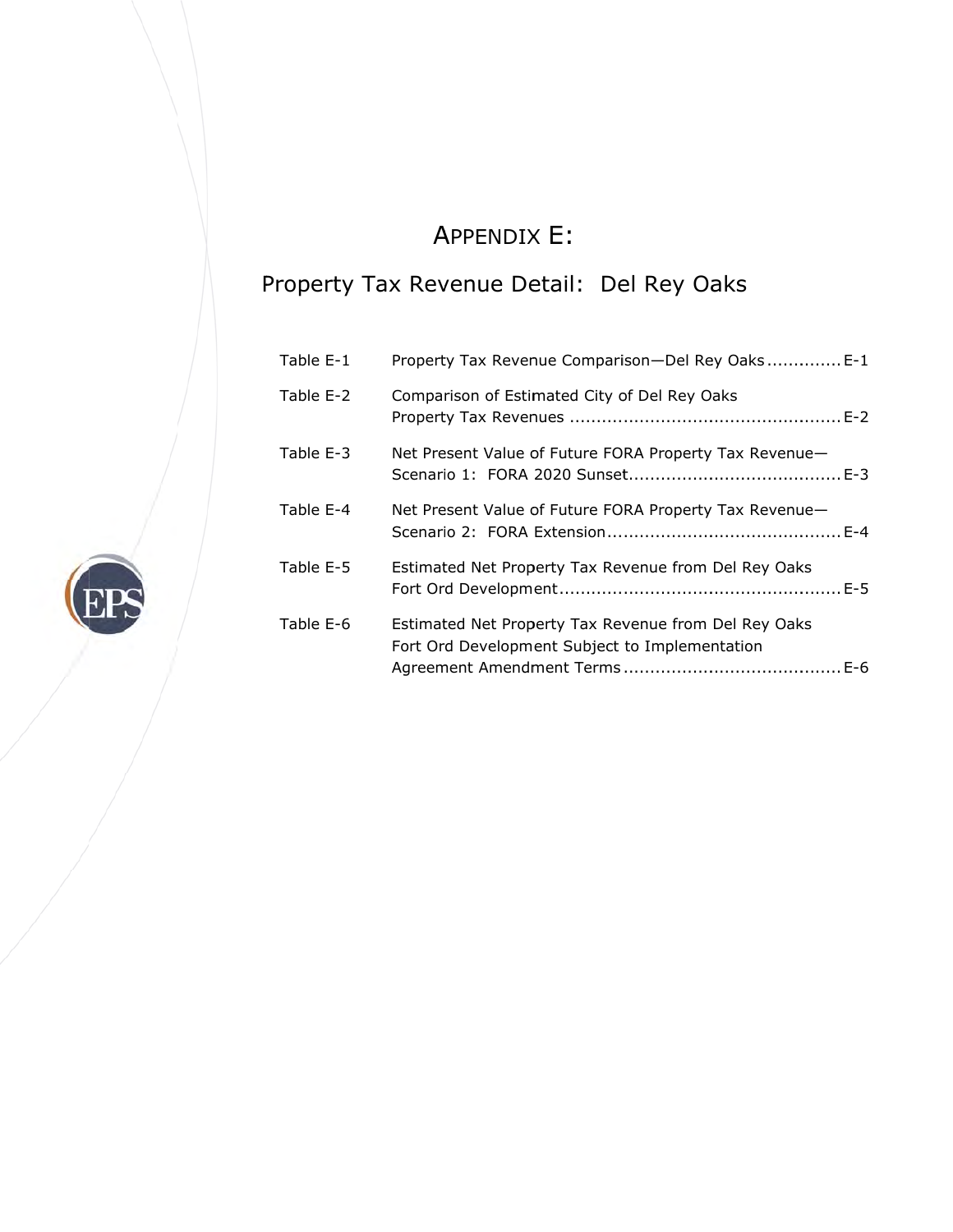# APPENDIX E:

## Property Tax Revenue Detail: Del Rey Oaks

| | | |
|---|---|---|
| Table E-1 | Property Tax Revenue Comparison—Del Rey Oaks | E-1 |
| Table E-2 | Comparison of Estimated City of Del Rey Oaks Property Tax Revenues | E-2 |
| Table E-3 | Net Present Value of Future FORA Property Tax Revenue—Scenario 1: FORA 2020 Sunset | E-3 |
| Table E-4 | Net Present Value of Future FORA Property Tax Revenue—Scenario 2: FORA Extension | E-4 |
| Table E-5 | Estimated Net Property Tax Revenue from Del Rey Oaks Fort Ord Development | E-5 |
| Table E-6 | Estimated Net Property Tax Revenue from Del Rey Oaks Fort Ord Development Subject to Implementation Agreement Amendment Terms | E-6 |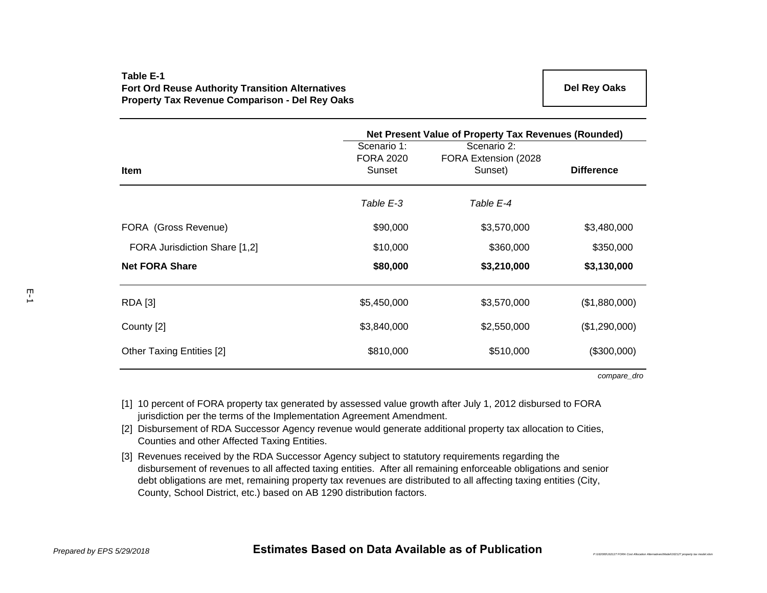**Table E-1**
**Fort Ord Reuse Authority Transition Alternatives**
**Property Tax Revenue Comparison - Del Rey Oaks**

**Del Rey Oaks**

| Item | Net Present Value of Property Tax Revenues (Rounded) Scenario 1: FORA 2020 Sunset | Scenario 2: FORA Extension (2028 Sunset) | Difference |
|---|---|---|---|
| | *Table E-3* | *Table E-4* | |
| FORA (Gross Revenue) | $90,000 | $3,570,000 | $3,480,000 |
| FORA Jurisdiction Share [1,2] | $10,000 | $360,000 | $350,000 |
| **Net FORA Share** | **$80,000** | **$3,210,000** | **$3,130,000** |
| RDA [3] | $5,450,000 | $3,570,000 | ($1,880,000) |
| County [2] | $3,840,000 | $2,550,000 | ($1,290,000) |
| Other Taxing Entities [2] | $810,000 | $510,000 | ($300,000) |

*compare_dro*

[1] 10 percent of FORA property tax generated by assessed value growth after July 1, 2012 disbursed to FORA jurisdiction per the terms of the Implementation Agreement Amendment.

[2] Disbursement of RDA Successor Agency revenue would generate additional property tax allocation to Cities, Counties and other Affected Taxing Entities.

[3] Revenues received by the RDA Successor Agency subject to statutory requirements regarding the disbursement of revenues to all affected taxing entities. After all remaining enforceable obligations and senior debt obligations are met, remaining property tax revenues are distributed to all affecting taxing entities (City, County, School District, etc.) based on AB 1290 distribution factors.

*Prepared by EPS 5/29/2018*

**Estimates Based on Data Available as of Publication**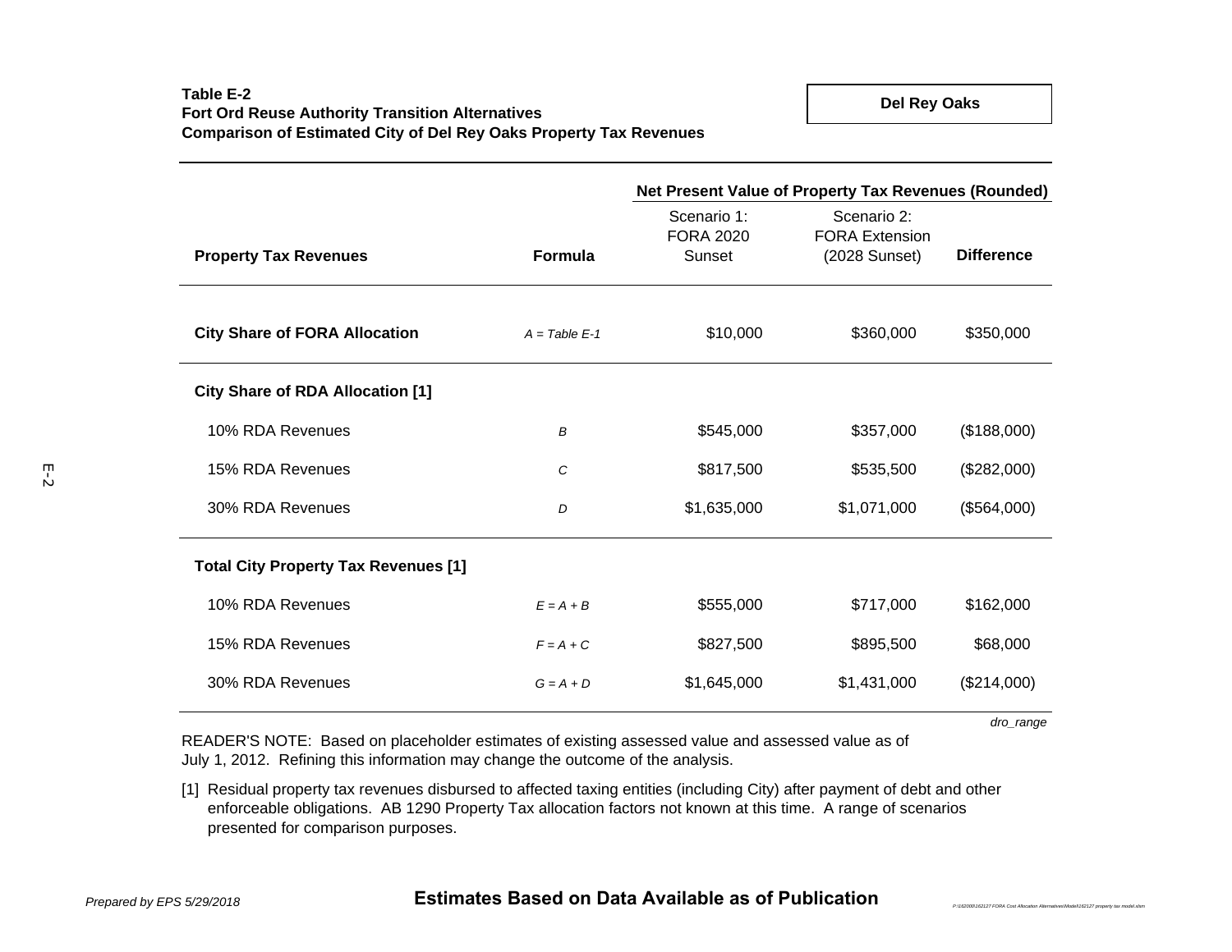**Table E-2**
**Fort Ord Reuse Authority Transition Alternatives**
**Comparison of Estimated City of Del Rey Oaks Property Tax Revenues**

**Del Rey Oaks**

| Property Tax Revenues | Formula | Net Present Value of Property Tax Revenues (Rounded) | | |
|---|---|---|---|---|
| | | Scenario 1: FORA 2020 Sunset | Scenario 2: FORA Extension (2028 Sunset) | Difference |
| **City Share of FORA Allocation** | *A = Table E-1* | $10,000 | $360,000 | $350,000 |
| **City Share of RDA Allocation [1]** | | | | |
| 10% RDA Revenues | *B* | $545,000 | $357,000 | ($188,000) |
| 15% RDA Revenues | *C* | $817,500 | $535,500 | ($282,000) |
| 30% RDA Revenues | *D* | $1,635,000 | $1,071,000 | ($564,000) |
| **Total City Property Tax Revenues [1]** | | | | |
| 10% RDA Revenues | *E = A + B* | $555,000 | $717,000 | $162,000 |
| 15% RDA Revenues | *F = A + C* | $827,500 | $895,500 | $68,000 |
| 30% RDA Revenues | *G = A + D* | $1,645,000 | $1,431,000 | ($214,000) |

*dro_range*

READER'S NOTE: Based on placeholder estimates of existing assessed value and assessed value as of July 1, 2012. Refining this information may change the outcome of the analysis.

[1] Residual property tax revenues disbursed to affected taxing entities (including City) after payment of debt and other enforceable obligations. AB 1290 Property Tax allocation factors not known at this time. A range of scenarios presented for comparison purposes.

*Prepared by EPS 5/29/2018*

**Estimates Based on Data Available as of Publication**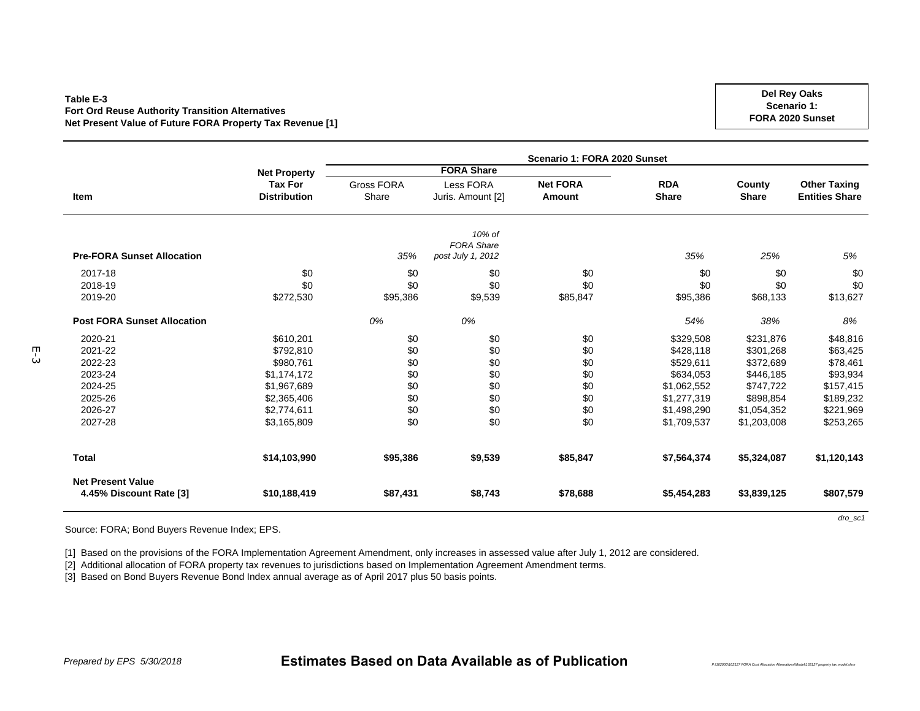**Table E-3**
**Fort Ord Reuse Authority Transition Alternatives**
**Net Present Value of Future FORA Property Tax Revenue [1]**

**Del Rey Oaks**
**Scenario 1:**
**FORA 2020 Sunset**

| | | Scenario 1: FORA 2020 Sunset | | | | | |
|---|---|---|---|---|---|---|---|
| | | FORA Share | | | | | |
| Item | Net Property Tax For Distribution | Gross FORA Share | Less FORA Juris. Amount [2] | Net FORA Amount | RDA Share | County Share | Other Taxing Entities Share |
| **Pre-FORA Sunset Allocation** | | *35%* | *10% of FORA Share post July 1, 2012* | | *35%* | *25%* | *5%* |
| 2017-18 | $0 | $0 | $0 | $0 | $0 | $0 | $0 |
| 2018-19 | $0 | $0 | $0 | $0 | $0 | $0 | $0 |
| 2019-20 | $272,530 | $95,386 | $9,539 | $85,847 | $95,386 | $68,133 | $13,627 |
| **Post FORA Sunset Allocation** | | *0%* | *0%* | | *54%* | *38%* | *8%* |
| 2020-21 | $610,201 | $0 | $0 | $0 | $329,508 | $231,876 | $48,816 |
| 2021-22 | $792,810 | $0 | $0 | $0 | $428,118 | $301,268 | $63,425 |
| 2022-23 | $980,761 | $0 | $0 | $0 | $529,611 | $372,689 | $78,461 |
| 2023-24 | $1,174,172 | $0 | $0 | $0 | $634,053 | $446,185 | $93,934 |
| 2024-25 | $1,967,689 | $0 | $0 | $0 | $1,062,552 | $747,722 | $157,415 |
| 2025-26 | $2,365,406 | $0 | $0 | $0 | $1,277,319 | $898,854 | $189,232 |
| 2026-27 | $2,774,611 | $0 | $0 | $0 | $1,498,290 | $1,054,352 | $221,969 |
| 2027-28 | $3,165,809 | $0 | $0 | $0 | $1,709,537 | $1,203,008 | $253,265 |
| **Total** | **$14,103,990** | **$95,386** | **$9,539** | **$85,847** | **$7,564,374** | **$5,324,087** | **$1,120,143** |
| **Net Present Value 4.45% Discount Rate [3]** | **$10,188,419** | **$87,431** | **$8,743** | **$78,688** | **$5,454,283** | **$3,839,125** | **$807,579** |

*dro_sc1*

Source: FORA; Bond Buyers Revenue Index; EPS.

[1] Based on the provisions of the FORA Implementation Agreement Amendment, only increases in assessed value after July 1, 2012 are considered.
[2] Additional allocation of FORA property tax revenues to jurisdictions based on Implementation Agreement Amendment terms.
[3] Based on Bond Buyers Revenue Bond Index annual average as of April 2017 plus 50 basis points.

*Prepared by EPS 5/30/2018*

**Estimates Based on Data Available as of Publication**

*P:\162000\162127 FORA Cost Allocation Alternatives\Model\162127 property tax model.xlsm*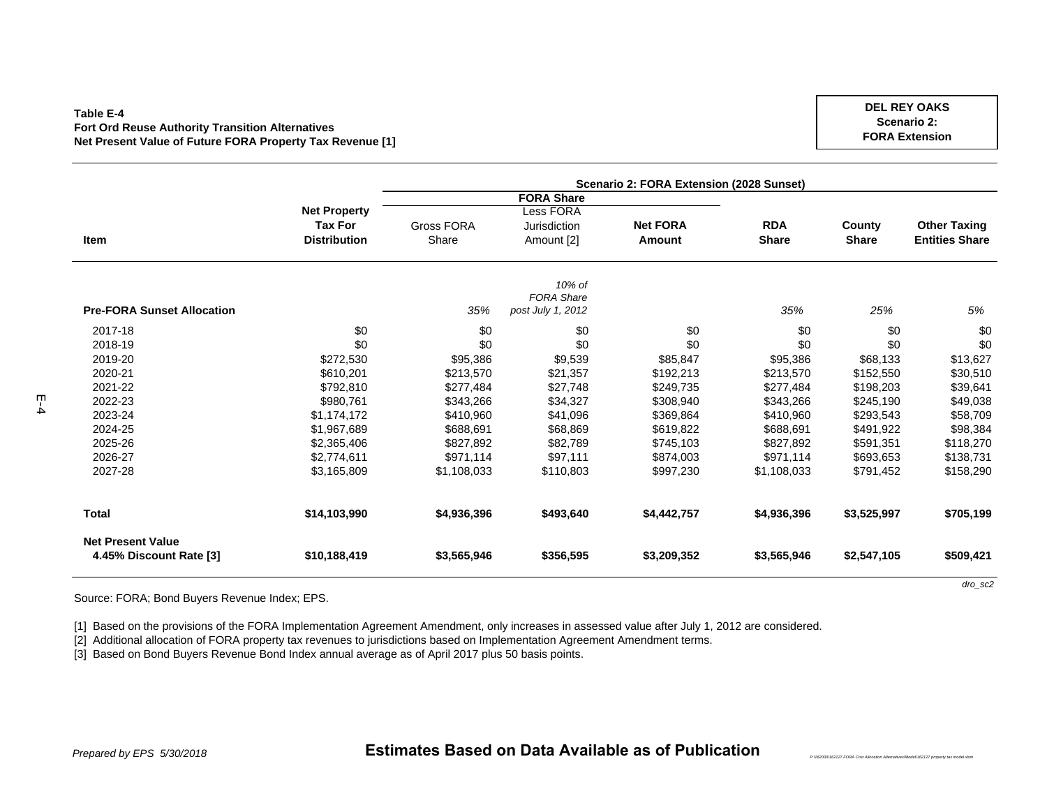**Table E-4**
**Fort Ord Reuse Authority Transition Alternatives**
**Net Present Value of Future FORA Property Tax Revenue [1]**

**DEL REY OAKS**
**Scenario 2:**
**FORA Extension**

| Item | Net Property Tax For Distribution | Scenario 2: FORA Extension (2028 Sunset) | | | | | |
|---|---|---|---|---|---|---|---|
| | | FORA Share | | | | | |
| | | Gross FORA Share | Less FORA Jurisdiction Amount [2] | Net FORA Amount | RDA Share | County Share | Other Taxing Entities Share |
| **Pre-FORA Sunset Allocation** | | *35%* | *10% of FORA Share post July 1, 2012* | | *35%* | *25%* | *5%* |
| 2017-18 | $0 | $0 | $0 | $0 | $0 | $0 | $0 |
| 2018-19 | $0 | $0 | $0 | $0 | $0 | $0 | $0 |
| 2019-20 | $272,530 | $95,386 | $9,539 | $85,847 | $95,386 | $68,133 | $13,627 |
| 2020-21 | $610,201 | $213,570 | $21,357 | $192,213 | $213,570 | $152,550 | $30,510 |
| 2021-22 | $792,810 | $277,484 | $27,748 | $249,735 | $277,484 | $198,203 | $39,641 |
| 2022-23 | $980,761 | $343,266 | $34,327 | $308,940 | $343,266 | $245,190 | $49,038 |
| 2023-24 | $1,174,172 | $410,960 | $41,096 | $369,864 | $410,960 | $293,543 | $58,709 |
| 2024-25 | $1,967,689 | $688,691 | $68,869 | $619,822 | $688,691 | $491,922 | $98,384 |
| 2025-26 | $2,365,406 | $827,892 | $82,789 | $745,103 | $827,892 | $591,351 | $118,270 |
| 2026-27 | $2,774,611 | $971,114 | $97,111 | $874,003 | $971,114 | $693,653 | $138,731 |
| 2027-28 | $3,165,809 | $1,108,033 | $110,803 | $997,230 | $1,108,033 | $791,452 | $158,290 |
| **Total** | **$14,103,990** | **$4,936,396** | **$493,640** | **$4,442,757** | **$4,936,396** | **$3,525,997** | **$705,199** |
| **Net Present Value 4.45% Discount Rate [3]** | **$10,188,419** | **$3,565,946** | **$356,595** | **$3,209,352** | **$3,565,946** | **$2,547,105** | **$509,421** |

*dro_sc2*

Source: FORA; Bond Buyers Revenue Index; EPS.

[1] Based on the provisions of the FORA Implementation Agreement Amendment, only increases in assessed value after July 1, 2012 are considered.
[2] Additional allocation of FORA property tax revenues to jurisdictions based on Implementation Agreement Amendment terms.
[3] Based on Bond Buyers Revenue Bond Index annual average as of April 2017 plus 50 basis points.

*Prepared by EPS 5/30/2018*

**Estimates Based on Data Available as of Publication**

*P:\162000\162127 FORA Cost Allocation Alternatives\Model\162127 property tax model.xlsm*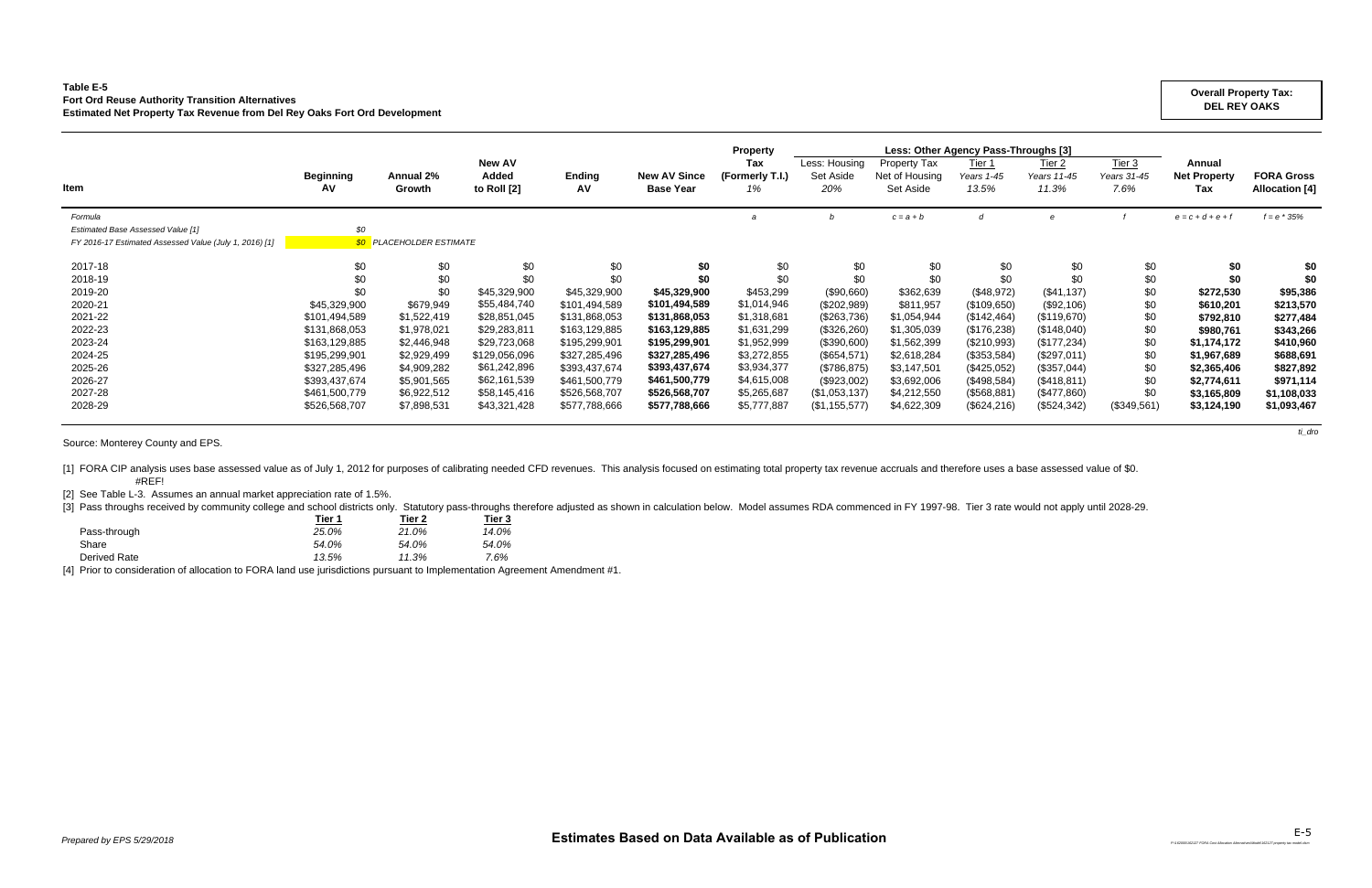**Table E-5**
**Fort Ord Reuse Authority Transition Alternatives**
**Estimated Net Property Tax Revenue from Del Rey Oaks Fort Ord Development**

**Overall Property Tax: DEL REY OAKS**

| Item | Beginning AV | Annual 2% Growth | New AV Added to Roll [2] | Ending AV | New AV Since Base Year | Property Tax (Formerly T.I.) 1% | Less: Housing Set Aside 20% | Property Tax Net of Housing Set Aside | Less: Other Agency Pass-Throughs [3] Tier 1 Years 1-45 13.5% | Tier 2 Years 11-45 11.3% | Tier 3 Years 31-45 7.6% | Annual Net Property Tax | FORA Gross Allocation [4] |
|---|---|---|---|---|---|---|---|---|---|---|---|---|---|
| *Formula* | | | | | | *a* | *b* | *c = a + b* | *d* | *e* | *f* | *e = c + d + e + f* | *f = e * 35%* |
| *Estimated Base Assessed Value [1]* | *$0* | | | | | | | | | | | | |
| *FY 2016-17 Estimated Assessed Value (July 1, 2016) [1]* | *$0* | *PLACEHOLDER ESTIMATE* | | | | | | | | | | | |
| 2017-18 | $0 | $0 | $0 | $0 | **$0** | $0 | $0 | $0 | $0 | $0 | $0 | **$0** | **$0** |
| 2018-19 | $0 | $0 | $0 | $0 | **$0** | $0 | $0 | $0 | $0 | $0 | $0 | **$0** | **$0** |
| 2019-20 | $0 | $0 | $45,329,900 | $45,329,900 | **$45,329,900** | $453,299 | ($90,660) | $362,639 | ($48,972) | ($41,137) | $0 | **$272,530** | **$95,386** |
| 2020-21 | $45,329,900 | $679,949 | $55,484,740 | $101,494,589 | **$101,494,589** | $1,014,946 | ($202,989) | $811,957 | ($109,650) | ($92,106) | $0 | **$610,201** | **$213,570** |
| 2021-22 | $101,494,589 | $1,522,419 | $28,851,045 | $131,868,053 | **$131,868,053** | $1,318,681 | ($263,736) | $1,054,944 | ($142,464) | ($119,670) | $0 | **$792,810** | **$277,484** |
| 2022-23 | $131,868,053 | $1,978,021 | $29,283,811 | $163,129,885 | **$163,129,885** | $1,631,299 | ($326,260) | $1,305,039 | ($176,238) | ($148,040) | $0 | **$980,761** | **$343,266** |
| 2023-24 | $163,129,885 | $2,446,948 | $29,723,068 | $195,299,901 | **$195,299,901** | $1,952,999 | ($390,600) | $1,562,399 | ($210,993) | ($177,234) | $0 | **$1,174,172** | **$410,960** |
| 2024-25 | $195,299,901 | $2,929,499 | $129,056,096 | $327,285,496 | **$327,285,496** | $3,272,855 | ($654,571) | $2,618,284 | ($353,584) | ($297,011) | $0 | **$1,967,689** | **$688,691** |
| 2025-26 | $327,285,496 | $4,909,282 | $61,242,896 | $393,437,674 | **$393,437,674** | $3,934,377 | ($786,875) | $3,147,501 | ($425,052) | ($357,044) | $0 | **$2,365,406** | **$827,892** |
| 2026-27 | $393,437,674 | $5,901,565 | $62,161,539 | $461,500,779 | **$461,500,779** | $4,615,008 | ($923,002) | $3,692,006 | ($498,584) | ($418,811) | $0 | **$2,774,611** | **$971,114** |
| 2027-28 | $461,500,779 | $6,922,512 | $58,145,416 | $526,568,707 | **$526,568,707** | $5,265,687 | ($1,053,137) | $4,212,550 | ($568,881) | ($477,860) | $0 | **$3,165,809** | **$1,108,033** |
| 2028-29 | $526,568,707 | $7,898,531 | $43,321,428 | $577,788,666 | **$577,788,666** | $5,777,887 | ($1,155,577) | $4,622,309 | ($624,216) | ($524,342) | ($349,561) | **$3,124,190** | **$1,093,467** |

Source: Monterey County and EPS.

[1] FORA CIP analysis uses base assessed value as of July 1, 2012 for purposes of calibrating needed CFD revenues. This analysis focused on estimating total property tax revenue accruals and therefore uses a base assessed value of $0.
#REF!

[2] See Table L-3. Assumes an annual market appreciation rate of 1.5%.

[3] Pass throughs received by community college and school districts only. Statutory pass-throughs therefore adjusted as shown in calculation below. Model assumes RDA commenced in FY 1997-98. Tier 3 rate would not apply until 2028-29.

| | Tier 1 | Tier 2 | Tier 3 |
|---|---|---|---|
| Pass-through | *25.0%* | *21.0%* | *14.0%* |
| Share | *54.0%* | *54.0%* | *54.0%* |
| Derived Rate | *13.5%* | *11.3%* | *7.6%* |

[4] Prior to consideration of allocation to FORA land use jurisdictions pursuant to Implementation Agreement Amendment #1.

*Prepared by EPS 5/29/2018*

**Estimates Based on Data Available as of Publication**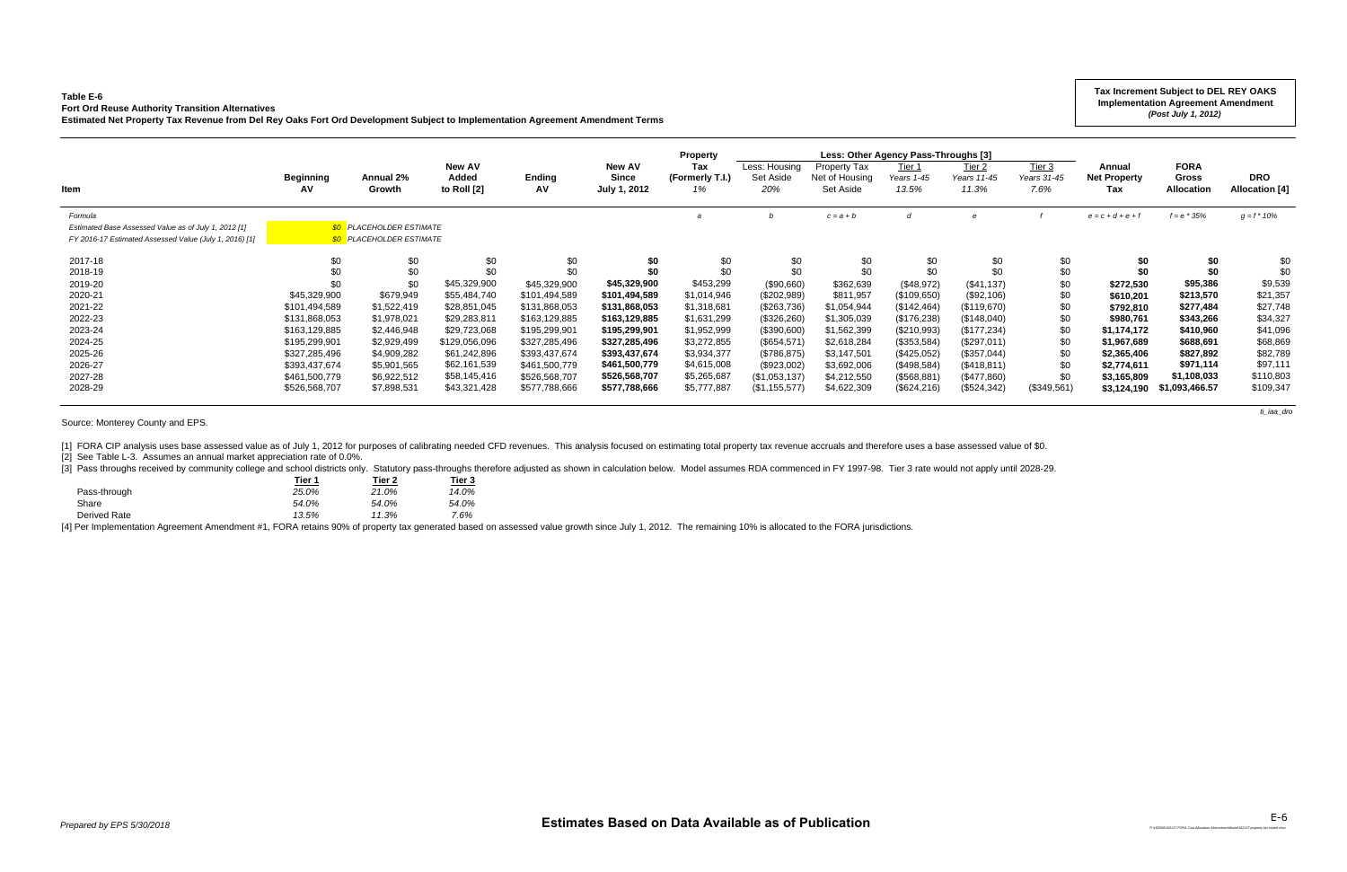**Table E-6**
**Fort Ord Reuse Authority Transition Alternatives**
**Estimated Net Property Tax Revenue from Del Rey Oaks Fort Ord Development Subject to Implementation Agreement Amendment Terms**

**Tax Increment Subject to DEL REY OAKS Implementation Agreement Amendment**
*(Post July 1, 2012)*

| Item | Beginning AV | Annual 2% Growth | New AV Added to Roll [2] | Ending AV | New AV Since July 1, 2012 | Property Tax (Formerly T.I.) 1% | Less: Housing Set Aside 20% | Property Tax Net of Housing Set Aside | Tier 1 Years 1-45 13.5% | Tier 2 Years 11-45 11.3% | Tier 3 Years 31-45 7.6% | Annual Net Property Tax | FORA Gross Allocation | DRO Allocation [4] |
|---|---|---|---|---|---|---|---|---|---|---|---|---|---|---|
| | | | | | | | Less: Other Agency Pass-Throughs [3] | | | | | | | |
| *Formula* | | | | | | *a* | *b* | *c = a + b* | *d* | *e* | *f* | *e = c + d + e + f* | *f = e * 35%* | *g = f * 10%* |
| *Estimated Base Assessed Value as of July 1, 2012 [1]* | $0 | PLACEHOLDER ESTIMATE | | | | | | | | | | | | |
| *FY 2016-17 Estimated Assessed Value (July 1, 2016) [1]* | $0 | PLACEHOLDER ESTIMATE | | | | | | | | | | | | |
| 2017-18 | $0 | $0 | $0 | $0 | **$0** | $0 | $0 | $0 | $0 | $0 | $0 | **$0** | **$0** | $0 |
| 2018-19 | $0 | $0 | $0 | $0 | **$0** | $0 | $0 | $0 | $0 | $0 | $0 | **$0** | **$0** | $0 |
| 2019-20 | $0 | $0 | $45,329,900 | $45,329,900 | **$45,329,900** | $453,299 | ($90,660) | $362,639 | ($48,972) | ($41,137) | $0 | **$272,530** | **$95,386** | $9,539 |
| 2020-21 | $45,329,900 | $679,949 | $55,484,740 | $101,494,589 | **$101,494,589** | $1,014,946 | ($202,989) | $811,957 | ($109,650) | ($92,106) | $0 | **$610,201** | **$213,570** | $21,357 |
| 2021-22 | $101,494,589 | $1,522,419 | $28,851,045 | $131,868,053 | **$131,868,053** | $1,318,681 | ($263,736) | $1,054,944 | ($142,464) | ($119,670) | $0 | **$792,810** | **$277,484** | $27,748 |
| 2022-23 | $131,868,053 | $1,978,021 | $29,283,811 | $163,129,885 | **$163,129,885** | $1,631,299 | ($326,260) | $1,305,039 | ($176,238) | ($148,040) | $0 | **$980,761** | **$343,266** | $34,327 |
| 2023-24 | $163,129,885 | $2,446,948 | $29,723,068 | $195,299,901 | **$195,299,901** | $1,952,999 | ($390,600) | $1,562,399 | ($210,993) | ($177,234) | $0 | **$1,174,172** | **$410,960** | $41,096 |
| 2024-25 | $195,299,901 | $2,929,499 | $129,056,096 | $327,285,496 | **$327,285,496** | $3,272,855 | ($654,571) | $2,618,284 | ($353,584) | ($297,011) | $0 | **$1,967,689** | **$688,691** | $68,869 |
| 2025-26 | $327,285,496 | $4,909,282 | $61,242,896 | $393,437,674 | **$393,437,674** | $3,934,377 | ($786,875) | $3,147,501 | ($425,052) | ($357,044) | $0 | **$2,365,406** | **$827,892** | $82,789 |
| 2026-27 | $393,437,674 | $5,901,565 | $62,161,539 | $461,500,779 | **$461,500,779** | $4,615,008 | ($923,002) | $3,692,006 | ($498,584) | ($418,811) | $0 | **$2,774,611** | **$971,114** | $97,111 |
| 2027-28 | $461,500,779 | $6,922,512 | $58,145,416 | $526,568,707 | **$526,568,707** | $5,265,687 | ($1,053,137) | $4,212,550 | ($568,881) | ($477,860) | $0 | **$3,165,809** | **$1,108,033** | $110,803 |
| 2028-29 | $526,568,707 | $7,898,531 | $43,321,428 | $577,788,666 | **$577,788,666** | $5,777,887 | ($1,155,577) | $4,622,309 | ($624,216) | ($524,342) | ($349,561) | **$3,124,190** | **$1,093,466.57** | $109,347 |

Source: Monterey County and EPS.

*ti_iaa_dro*

[1] FORA CIP analysis uses base assessed value as of July 1, 2012 for purposes of calibrating needed CFD revenues. This analysis focused on estimating total property tax revenue accruals and therefore uses a base assessed value of $0.
[2] See Table L-3. Assumes an annual market appreciation rate of 0.0%.
[3] Pass throughs received by community college and school districts only. Statutory pass-throughs therefore adjusted as shown in calculation below. Model assumes RDA commenced in FY 1997-98. Tier 3 rate would not apply until 2028-29.

| | Tier 1 | Tier 2 | Tier 3 |
|---|---|---|---|
| Pass-through | *25.0%* | *21.0%* | *14.0%* |
| Share | *54.0%* | *54.0%* | *54.0%* |
| Derived Rate | *13.5%* | *11.3%* | *7.6%* |

[4] Per Implementation Agreement Amendment #1, FORA retains 90% of property tax generated based on assessed value growth since July 1, 2012. The remaining 10% is allocated to the FORA jurisdictions.

*Prepared by EPS 5/30/2018*

**Estimates Based on Data Available as of Publication**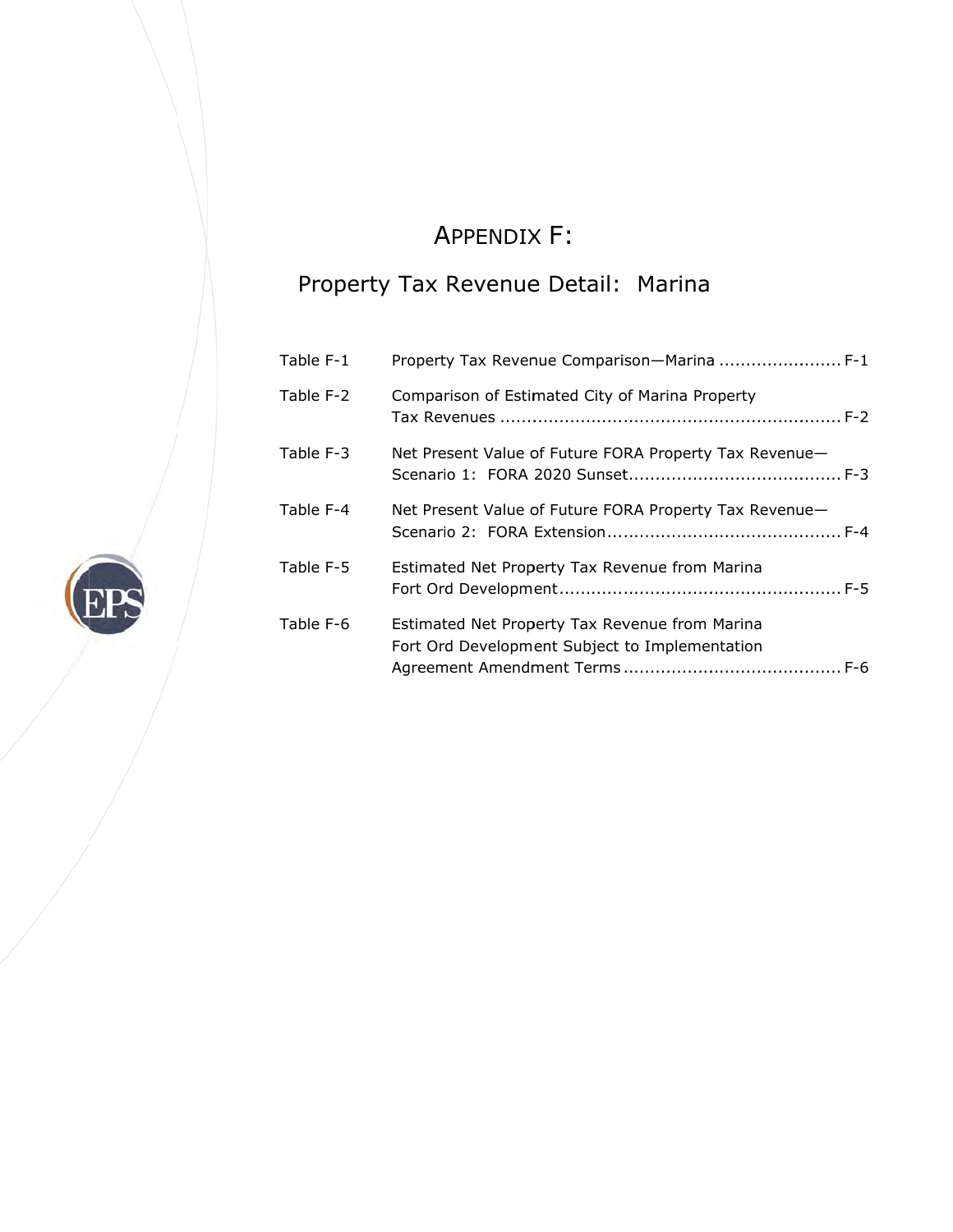# APPENDIX F:

## Property Tax Revenue Detail: Marina

| | | |
|---|---|---|
| Table F-1 | Property Tax Revenue Comparison—Marina | F-1 |
| Table F-2 | Comparison of Estimated City of Marina Property Tax Revenues | F-2 |
| Table F-3 | Net Present Value of Future FORA Property Tax Revenue—Scenario 1: FORA 2020 Sunset | F-3 |
| Table F-4 | Net Present Value of Future FORA Property Tax Revenue—Scenario 2: FORA Extension | F-4 |
| Table F-5 | Estimated Net Property Tax Revenue from Marina Fort Ord Development | F-5 |
| Table F-6 | Estimated Net Property Tax Revenue from Marina Fort Ord Development Subject to Implementation Agreement Amendment Terms | F-6 |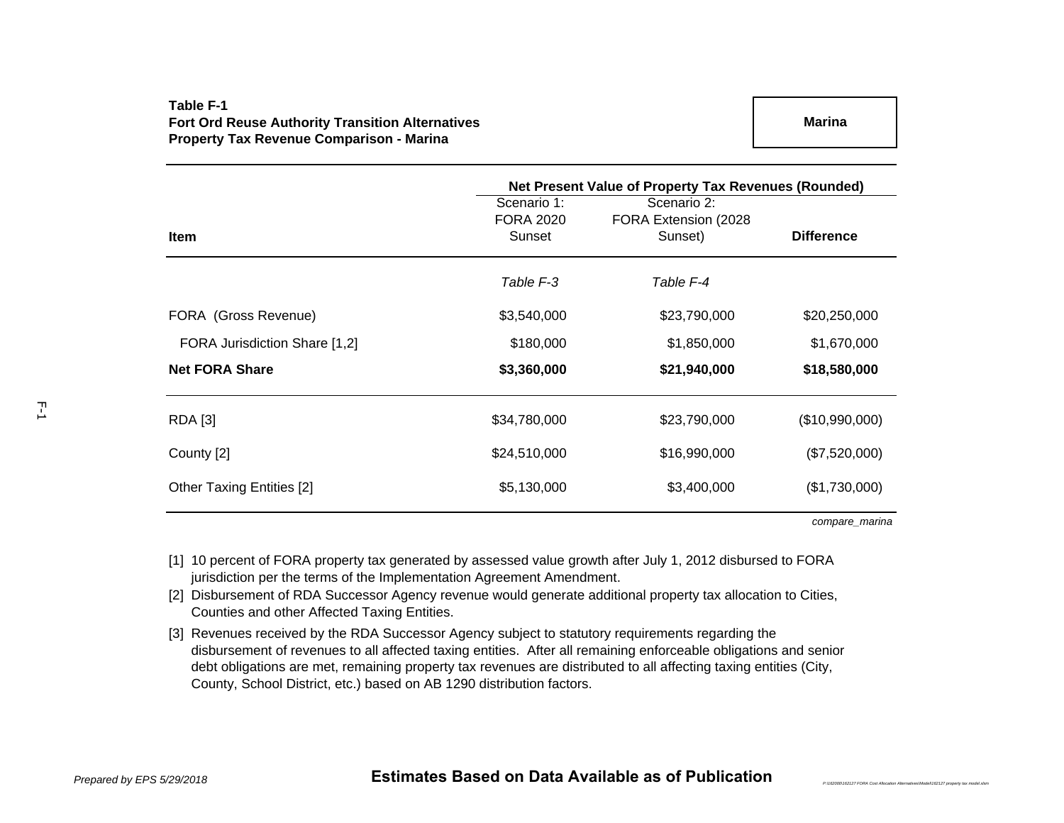**Table F-1**
**Fort Ord Reuse Authority Transition Alternatives**
**Property Tax Revenue Comparison - Marina**

**Marina**

| Item | Net Present Value of Property Tax Revenues (Rounded) | | |
|---|---|---|---|
| | Scenario 1: FORA 2020 Sunset | Scenario 2: FORA Extension (2028 Sunset) | **Difference** |
| | *Table F-3* | *Table F-4* | |
| FORA (Gross Revenue) | $3,540,000 | $23,790,000 | $20,250,000 |
| FORA Jurisdiction Share [1,2] | $180,000 | $1,850,000 | $1,670,000 |
| **Net FORA Share** | **$3,360,000** | **$21,940,000** | **$18,580,000** |
| RDA [3] | $34,780,000 | $23,790,000 | ($10,990,000) |
| County [2] | $24,510,000 | $16,990,000 | ($7,520,000) |
| Other Taxing Entities [2] | $5,130,000 | $3,400,000 | ($1,730,000) |

*compare_marina*

[1] 10 percent of FORA property tax generated by assessed value growth after July 1, 2012 disbursed to FORA jurisdiction per the terms of the Implementation Agreement Amendment.

[2] Disbursement of RDA Successor Agency revenue would generate additional property tax allocation to Cities, Counties and other Affected Taxing Entities.

[3] Revenues received by the RDA Successor Agency subject to statutory requirements regarding the disbursement of revenues to all affected taxing entities. After all remaining enforceable obligations and senior debt obligations are met, remaining property tax revenues are distributed to all affecting taxing entities (City, County, School District, etc.) based on AB 1290 distribution factors.

*Prepared by EPS 5/29/2018*

**Estimates Based on Data Available as of Publication**

P:\162000\162127 FORA Cost Allocation Alternatives\Model\162127 property tax model.xlsm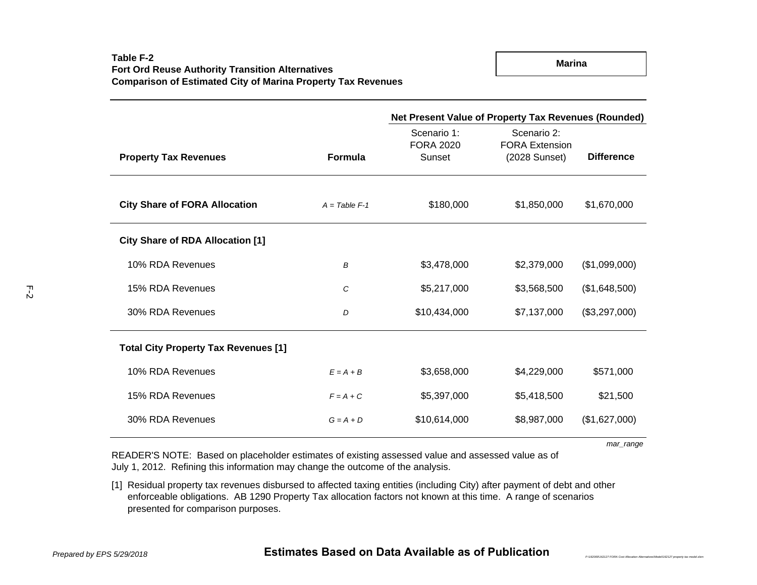**Table F-2**
**Fort Ord Reuse Authority Transition Alternatives**
**Comparison of Estimated City of Marina Property Tax Revenues**

**Marina**

| Property Tax Revenues | Formula | Net Present Value of Property Tax Revenues (Rounded) Scenario 1: FORA 2020 Sunset | Scenario 2: FORA Extension (2028 Sunset) | Difference |
|---|---|---|---|---|
| **City Share of FORA Allocation** | *A = Table F-1* | $180,000 | $1,850,000 | $1,670,000 |
| **City Share of RDA Allocation [1]** | | | | |
| 10% RDA Revenues | *B* | $3,478,000 | $2,379,000 | ($1,099,000) |
| 15% RDA Revenues | *C* | $5,217,000 | $3,568,500 | ($1,648,500) |
| 30% RDA Revenues | *D* | $10,434,000 | $7,137,000 | ($3,297,000) |
| **Total City Property Tax Revenues [1]** | | | | |
| 10% RDA Revenues | *E = A + B* | $3,658,000 | $4,229,000 | $571,000 |
| 15% RDA Revenues | *F = A + C* | $5,397,000 | $5,418,500 | $21,500 |
| 30% RDA Revenues | *G = A + D* | $10,614,000 | $8,987,000 | ($1,627,000) |

*mar_range*

READER'S NOTE: Based on placeholder estimates of existing assessed value and assessed value as of July 1, 2012. Refining this information may change the outcome of the analysis.

[1] Residual property tax revenues disbursed to affected taxing entities (including City) after payment of debt and other enforceable obligations. AB 1290 Property Tax allocation factors not known at this time. A range of scenarios presented for comparison purposes.

*Prepared by EPS 5/29/2018*

**Estimates Based on Data Available as of Publication**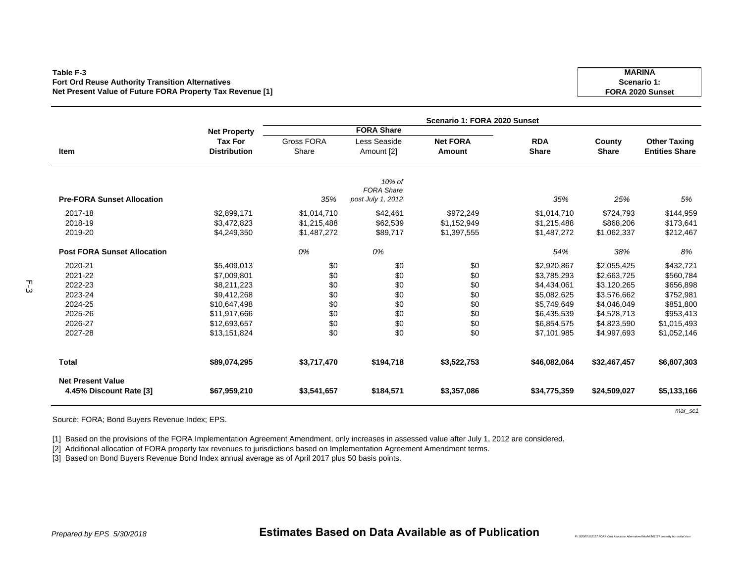**Table F-3**
**Fort Ord Reuse Authority Transition Alternatives**
**Net Present Value of Future FORA Property Tax Revenue [1]**

**MARINA**
**Scenario 1:**
**FORA 2020 Sunset**

| Item | Net Property Tax For Distribution | Scenario 1: FORA 2020 Sunset | | | | | |
|---|---|---|---|---|---|---|---|
| | | FORA Share | | | | | |
| | | Gross FORA Share | Less Seaside Amount [2] | Net FORA Amount | RDA Share | County Share | Other Taxing Entities Share |
| **Pre-FORA Sunset Allocation** | | *35%* | *10% of FORA Share post July 1, 2012* | | *35%* | *25%* | *5%* |
| 2017-18 | $2,899,171 | $1,014,710 | $42,461 | $972,249 | $1,014,710 | $724,793 | $144,959 |
| 2018-19 | $3,472,823 | $1,215,488 | $62,539 | $1,152,949 | $1,215,488 | $868,206 | $173,641 |
| 2019-20 | $4,249,350 | $1,487,272 | $89,717 | $1,397,555 | $1,487,272 | $1,062,337 | $212,467 |
| **Post FORA Sunset Allocation** | | *0%* | *0%* | | *54%* | *38%* | *8%* |
| 2020-21 | $5,409,013 | $0 | $0 | $0 | $2,920,867 | $2,055,425 | $432,721 |
| 2021-22 | $7,009,801 | $0 | $0 | $0 | $3,785,293 | $2,663,725 | $560,784 |
| 2022-23 | $8,211,223 | $0 | $0 | $0 | $4,434,061 | $3,120,265 | $656,898 |
| 2023-24 | $9,412,268 | $0 | $0 | $0 | $5,082,625 | $3,576,662 | $752,981 |
| 2024-25 | $10,647,498 | $0 | $0 | $0 | $5,749,649 | $4,046,049 | $851,800 |
| 2025-26 | $11,917,666 | $0 | $0 | $0 | $6,435,539 | $4,528,713 | $953,413 |
| 2026-27 | $12,693,657 | $0 | $0 | $0 | $6,854,575 | $4,823,590 | $1,015,493 |
| 2027-28 | $13,151,824 | $0 | $0 | $0 | $7,101,985 | $4,997,693 | $1,052,146 |
| **Total** | **$89,074,295** | **$3,717,470** | **$194,718** | **$3,522,753** | **$46,082,064** | **$32,467,457** | **$6,807,303** |
| **Net Present Value 4.45% Discount Rate [3]** | **$67,959,210** | **$3,541,657** | **$184,571** | **$3,357,086** | **$34,775,359** | **$24,509,027** | **$5,133,166** |

*mar_sc1*

Source: FORA; Bond Buyers Revenue Index; EPS.

[1] Based on the provisions of the FORA Implementation Agreement Amendment, only increases in assessed value after July 1, 2012 are considered.
[2] Additional allocation of FORA property tax revenues to jurisdictions based on Implementation Agreement Amendment terms.
[3] Based on Bond Buyers Revenue Bond Index annual average as of April 2017 plus 50 basis points.

*Prepared by EPS 5/30/2018*

**Estimates Based on Data Available as of Publication**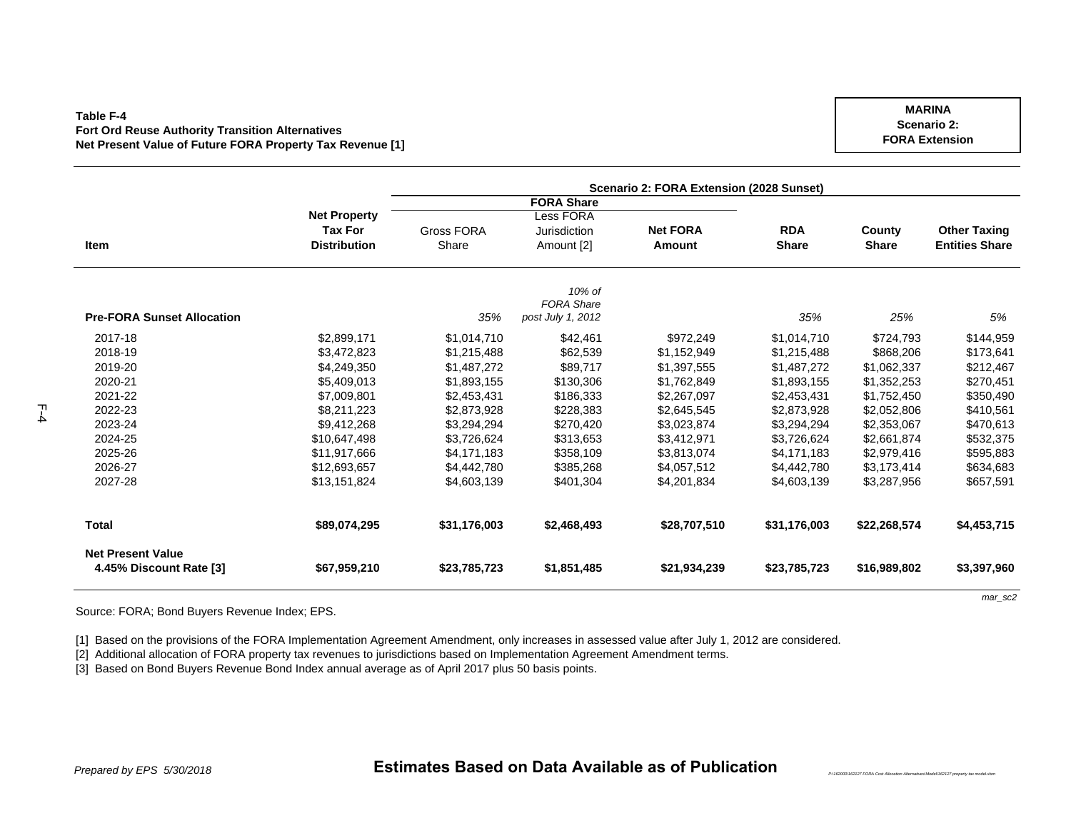**Table F-4**
**Fort Ord Reuse Authority Transition Alternatives**
**Net Present Value of Future FORA Property Tax Revenue [1]**

**MARINA**
**Scenario 2:**
**FORA Extension**

| Item | Net Property Tax For Distribution | Scenario 2: FORA Extension (2028 Sunset) | | | | | |
|---|---|---|---|---|---|---|---|
| | | FORA Share | | | | | |
| | | Gross FORA Share | Less FORA Jurisdiction Amount [2] | Net FORA Amount | RDA Share | County Share | Other Taxing Entities Share |
| **Pre-FORA Sunset Allocation** | | *35%* | *10% of FORA Share post July 1, 2012* | | *35%* | *25%* | *5%* |
| 2017-18 | $2,899,171 | $1,014,710 | $42,461 | $972,249 | $1,014,710 | $724,793 | $144,959 |
| 2018-19 | $3,472,823 | $1,215,488 | $62,539 | $1,152,949 | $1,215,488 | $868,206 | $173,641 |
| 2019-20 | $4,249,350 | $1,487,272 | $89,717 | $1,397,555 | $1,487,272 | $1,062,337 | $212,467 |
| 2020-21 | $5,409,013 | $1,893,155 | $130,306 | $1,762,849 | $1,893,155 | $1,352,253 | $270,451 |
| 2021-22 | $7,009,801 | $2,453,431 | $186,333 | $2,267,097 | $2,453,431 | $1,752,450 | $350,490 |
| 2022-23 | $8,211,223 | $2,873,928 | $228,383 | $2,645,545 | $2,873,928 | $2,052,806 | $410,561 |
| 2023-24 | $9,412,268 | $3,294,294 | $270,420 | $3,023,874 | $3,294,294 | $2,353,067 | $470,613 |
| 2024-25 | $10,647,498 | $3,726,624 | $313,653 | $3,412,971 | $3,726,624 | $2,661,874 | $532,375 |
| 2025-26 | $11,917,666 | $4,171,183 | $358,109 | $3,813,074 | $4,171,183 | $2,979,416 | $595,883 |
| 2026-27 | $12,693,657 | $4,442,780 | $385,268 | $4,057,512 | $4,442,780 | $3,173,414 | $634,683 |
| 2027-28 | $13,151,824 | $4,603,139 | $401,304 | $4,201,834 | $4,603,139 | $3,287,956 | $657,591 |
| **Total** | **$89,074,295** | **$31,176,003** | **$2,468,493** | **$28,707,510** | **$31,176,003** | **$22,268,574** | **$4,453,715** |
| **Net Present Value 4.45% Discount Rate [3]** | **$67,959,210** | **$23,785,723** | **$1,851,485** | **$21,934,239** | **$23,785,723** | **$16,989,802** | **$3,397,960** |

*mar_sc2*

Source: FORA; Bond Buyers Revenue Index; EPS.

[1] Based on the provisions of the FORA Implementation Agreement Amendment, only increases in assessed value after July 1, 2012 are considered.
[2] Additional allocation of FORA property tax revenues to jurisdictions based on Implementation Agreement Amendment terms.
[3] Based on Bond Buyers Revenue Bond Index annual average as of April 2017 plus 50 basis points.

*Prepared by EPS 5/30/2018*

**Estimates Based on Data Available as of Publication**

*P:\162000\162127 FORA Cost Allocation Alternatives\Model\162127 property tax model.xlsm*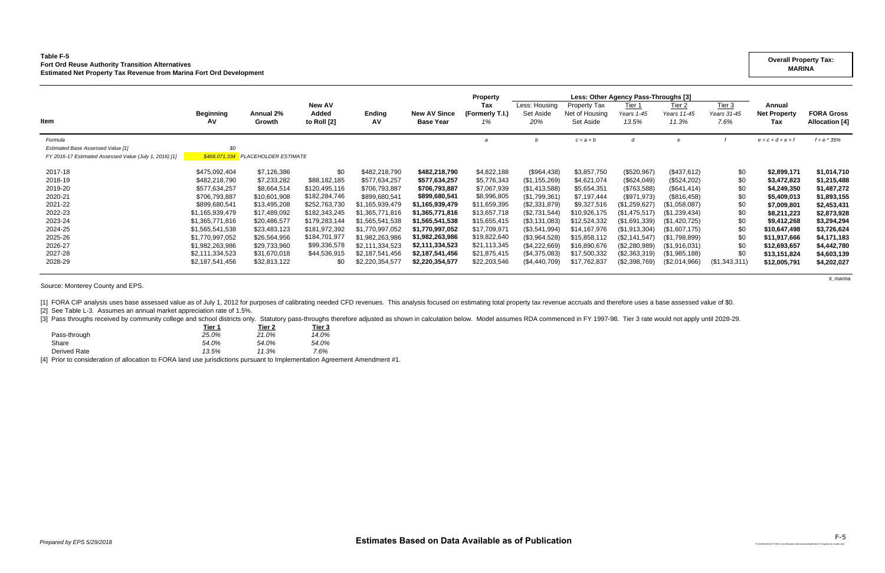**Table F-5**
**Fort Ord Reuse Authority Transition Alternatives**
**Estimated Net Property Tax Revenue from Marina Fort Ord Development**

**Overall Property Tax:**
**MARINA**

| Item | Beginning AV | Annual 2% Growth | New AV Added to Roll [2] | Ending AV | New AV Since Base Year | Property Tax (Formerly T.I.) 1% | Less: Housing Set Aside 20% | Property Tax Net of Housing Set Aside | Less: Other Agency Pass-Throughs [3] Tier 1 Years 1-45 13.5% | Tier 2 Years 11-45 11.3% | Tier 3 Years 31-45 7.6% | Annual Net Property Tax | FORA Gross Allocation [4] |
|---|---|---|---|---|---|---|---|---|---|---|---|---|---|
| *Formula* | | | | | | *a* | *b* | *c = a + b* | *d* | *e* | *f* | *e = c + d + e + f* | *f = e * 35%* |
| *Estimated Base Assessed Value [1]* | *$0* | | | | | | | | | | | | |
| *FY 2016-17 Estimated Assessed Value (July 1, 2016) [1]* | *$468,071,334* | *PLACEHOLDER ESTIMATE* | | | | | | | | | | | |
| 2017-18 | $475,092,404 | $7,126,386 | $0 | $482,218,790 | **$482,218,790** | $4,822,188 | ($964,438) | $3,857,750 | ($520,967) | ($437,612) | $0 | **$2,899,171** | **$1,014,710** |
| 2018-19 | $482,218,790 | $7,233,282 | $88,182,185 | $577,634,257 | **$577,634,257** | $5,776,343 | ($1,155,269) | $4,621,074 | ($624,049) | ($524,202) | $0 | **$3,472,823** | **$1,215,488** |
| 2019-20 | $577,634,257 | $8,664,514 | $120,495,116 | $706,793,887 | **$706,793,887** | $7,067,939 | ($1,413,588) | $5,654,351 | ($763,588) | ($641,414) | $0 | **$4,249,350** | **$1,487,272** |
| 2020-21 | $706,793,887 | $10,601,908 | $182,284,746 | $899,680,541 | **$899,680,541** | $8,996,805 | ($1,799,361) | $7,197,444 | ($971,973) | ($816,458) | $0 | **$5,409,013** | **$1,893,155** |
| 2021-22 | $899,680,541 | $13,495,208 | $252,763,730 | $1,165,939,479 | **$1,165,939,479** | $11,659,395 | ($2,331,879) | $9,327,516 | ($1,259,627) | ($1,058,087) | $0 | **$7,009,801** | **$2,453,431** |
| 2022-23 | $1,165,939,479 | $17,489,092 | $182,343,245 | $1,365,771,816 | **$1,365,771,816** | $13,657,718 | ($2,731,544) | $10,926,175 | ($1,475,517) | ($1,239,434) | $0 | **$8,211,223** | **$2,873,928** |
| 2023-24 | $1,365,771,816 | $20,486,577 | $179,283,144 | $1,565,541,538 | **$1,565,541,538** | $15,655,415 | ($3,131,083) | $12,524,332 | ($1,691,339) | ($1,420,725) | $0 | **$9,412,268** | **$3,294,294** |
| 2024-25 | $1,565,541,538 | $23,483,123 | $181,972,392 | $1,770,997,052 | **$1,770,997,052** | $17,709,971 | ($3,541,994) | $14,167,976 | ($1,913,304) | ($1,607,175) | $0 | **$10,647,498** | **$3,726,624** |
| 2025-26 | $1,770,997,052 | $26,564,956 | $184,701,977 | $1,982,263,986 | **$1,982,263,986** | $19,822,640 | ($3,964,528) | $15,858,112 | ($2,141,547) | ($1,798,899) | $0 | **$11,917,666** | **$4,171,183** |
| 2026-27 | $1,982,263,986 | $29,733,960 | $99,336,578 | $2,111,334,523 | **$2,111,334,523** | $21,113,345 | ($4,222,669) | $16,890,676 | ($2,280,989) | ($1,916,031) | $0 | **$12,693,657** | **$4,442,780** |
| 2027-28 | $2,111,334,523 | $31,670,018 | $44,536,915 | $2,187,541,456 | **$2,187,541,456** | $21,875,415 | ($4,375,083) | $17,500,332 | ($2,363,319) | ($1,985,188) | $0 | **$13,151,824** | **$4,603,139** |
| 2028-29 | $2,187,541,456 | $32,813,122 | $0 | $2,220,354,577 | **$2,220,354,577** | $22,203,546 | ($4,440,709) | $17,762,837 | ($2,398,769) | ($2,014,966) | ($1,343,311) | **$12,005,791** | **$4,202,027** |

*ti_marina*

Source: Monterey County and EPS.

[1] FORA CIP analysis uses base assessed value as of July 1, 2012 for purposes of calibrating needed CFD revenues. This analysis focused on estimating total property tax revenue accruals and therefore uses a base assessed value of $0.
[2] See Table L-3. Assumes an annual market appreciation rate of 1.5%.
[3] Pass throughs received by community college and school districts only. Statutory pass-throughs therefore adjusted as shown in calculation below. Model assumes RDA commenced in FY 1997-98. Tier 3 rate would not apply until 2028-29.

| | Tier 1 | Tier 2 | Tier 3 |
|---|---|---|---|
| Pass-through | *25.0%* | *21.0%* | *14.0%* |
| Share | *54.0%* | *54.0%* | *54.0%* |
| Derived Rate | *13.5%* | *11.3%* | *7.6%* |

[4] Prior to consideration of allocation to FORA land use jurisdictions pursuant to Implementation Agreement Amendment #1.

*Prepared by EPS 5/29/2018*

**Estimates Based on Data Available as of Publication**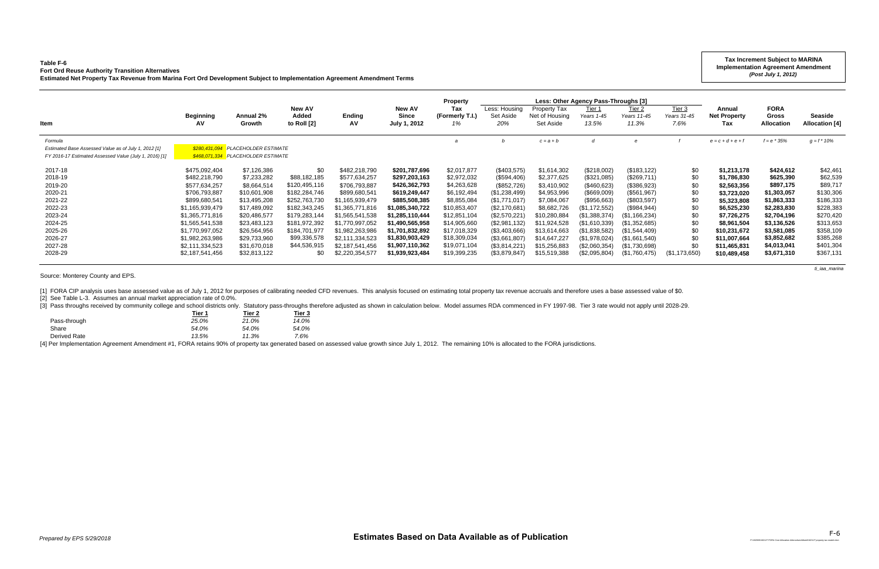**Table F-6**
**Fort Ord Reuse Authority Transition Alternatives**
**Estimated Net Property Tax Revenue from Marina Fort Ord Development Subject to Implementation Agreement Amendment Terms**

**Tax Increment Subject to MARINA Implementation Agreement Amendment**
***(Post July 1, 2012)***

| Item | Beginning AV | Annual 2% Growth | New AV Added to Roll [2] | Ending AV | New AV Since July 1, 2012 | Property Tax (Formerly T.I.) 1% | Less: Housing Set Aside 20% | Property Tax Net of Housing Set Aside | Tier 1 Years 1-45 13.5% | Tier 2 Years 11-45 11.3% | Tier 3 Years 31-45 7.6% | Annual Net Property Tax | FORA Gross Allocation | Seaside Allocation [4] |
|---|---|---|---|---|---|---|---|---|---|---|---|---|---|---|
| | | | | | | | *Less: Other Agency Pass-Throughs [3]* | | | | | | | |
| *Formula* | | | | | | *a* | *b* | *c = a + b* | *d* | *e* | *f* | *e = c + d + e + f* | *f = e * 35%* | *g = f * 10%* |
| *Estimated Base Assessed Value as of July 1, 2012 [1]* | *$280,431,094* | *PLACEHOLDER ESTIMATE* | | | | | | | | | | | | |
| *FY 2016-17 Estimated Assessed Value (July 1, 2016) [1]* | *$468,071,334* | *PLACEHOLDER ESTIMATE* | | | | | | | | | | | | |
| 2017-18 | $475,092,404 | $7,126,386 | $0 | $482,218,790 | **$201,787,696** | $2,017,877 | ($403,575) | $1,614,302 | ($218,002) | ($183,122) | $0 | **$1,213,178** | **$424,612** | $42,461 |
| 2018-19 | $482,218,790 | $7,233,282 | $88,182,185 | $577,634,257 | **$297,203,163** | $2,972,032 | ($594,406) | $2,377,625 | ($321,085) | ($269,711) | $0 | **$1,786,830** | **$625,390** | $62,539 |
| 2019-20 | $577,634,257 | $8,664,514 | $120,495,116 | $706,793,887 | **$426,362,793** | $4,263,628 | ($852,726) | $3,410,902 | ($460,623) | ($386,923) | $0 | **$2,563,356** | **$897,175** | $89,717 |
| 2020-21 | $706,793,887 | $10,601,908 | $182,284,746 | $899,680,541 | **$619,249,447** | $6,192,494 | ($1,238,499) | $4,953,996 | ($669,009) | ($561,967) | $0 | **$3,723,020** | **$1,303,057** | $130,306 |
| 2021-22 | $899,680,541 | $13,495,208 | $252,763,730 | $1,165,939,479 | **$885,508,385** | $8,855,084 | ($1,771,017) | $7,084,067 | ($956,663) | ($803,597) | $0 | **$5,323,808** | **$1,863,333** | $186,333 |
| 2022-23 | $1,165,939,479 | $17,489,092 | $182,343,245 | $1,365,771,816 | **$1,085,340,722** | $10,853,407 | ($2,170,681) | $8,682,726 | ($1,172,552) | ($984,944) | $0 | **$6,525,230** | **$2,283,830** | $228,383 |
| 2023-24 | $1,365,771,816 | $20,486,577 | $179,283,144 | $1,565,541,538 | **$1,285,110,444** | $12,851,104 | ($2,570,221) | $10,280,884 | ($1,388,374) | ($1,166,234) | $0 | **$7,726,275** | **$2,704,196** | $270,420 |
| 2024-25 | $1,565,541,538 | $23,483,123 | $181,972,392 | $1,770,997,052 | **$1,490,565,958** | $14,905,660 | ($2,981,132) | $11,924,528 | ($1,610,339) | ($1,352,685) | $0 | **$8,961,504** | **$3,136,526** | $313,653 |
| 2025-26 | $1,770,997,052 | $26,564,956 | $184,701,977 | $1,982,263,986 | **$1,701,832,892** | $17,018,329 | ($3,403,666) | $13,614,663 | ($1,838,582) | ($1,544,409) | $0 | **$10,231,672** | **$3,581,085** | $358,109 |
| 2026-27 | $1,982,263,986 | $29,733,960 | $99,336,578 | $2,111,334,523 | **$1,830,903,429** | $18,309,034 | ($3,661,807) | $14,647,227 | ($1,978,024) | ($1,661,540) | $0 | **$11,007,664** | **$3,852,682** | $385,268 |
| 2027-28 | $2,111,334,523 | $31,670,018 | $44,536,915 | $2,187,541,456 | **$1,907,110,362** | $19,071,104 | ($3,814,221) | $15,256,883 | ($2,060,354) | ($1,730,698) | $0 | **$11,465,831** | **$4,013,041** | $401,304 |
| 2028-29 | $2,187,541,456 | $32,813,122 | $0 | $2,220,354,577 | **$1,939,923,484** | $19,399,235 | ($3,879,847) | $15,519,388 | ($2,095,804) | ($1,760,475) | ($1,173,650) | **$10,489,458** | **$3,671,310** | $367,131 |

Source: Monterey County and EPS.

[1] FORA CIP analysis uses base assessed value as of July 1, 2012 for purposes of calibrating needed CFD revenues. This analysis focused on estimating total property tax revenue accruals and therefore uses a base assessed value of $0.
[2] See Table L-3. Assumes an annual market appreciation rate of 0.0%.
[3] Pass throughs received by community college and school districts only. Statutory pass-throughs therefore adjusted as shown in calculation below. Model assumes RDA commenced in FY 1997-98. Tier 3 rate would not apply until 2028-29.

| | Tier 1 | Tier 2 | Tier 3 |
|---|---|---|---|
| Pass-through | *25.0%* | *21.0%* | *14.0%* |
| Share | *54.0%* | *54.0%* | *54.0%* |
| Derived Rate | *13.5%* | *11.3%* | *7.6%* |

[4] Per Implementation Agreement Amendment #1, FORA retains 90% of property tax generated based on assessed value growth since July 1, 2012. The remaining 10% is allocated to the FORA jurisdictions.

*Prepared by EPS 5/29/2018*

**Estimates Based on Data Available as of Publication**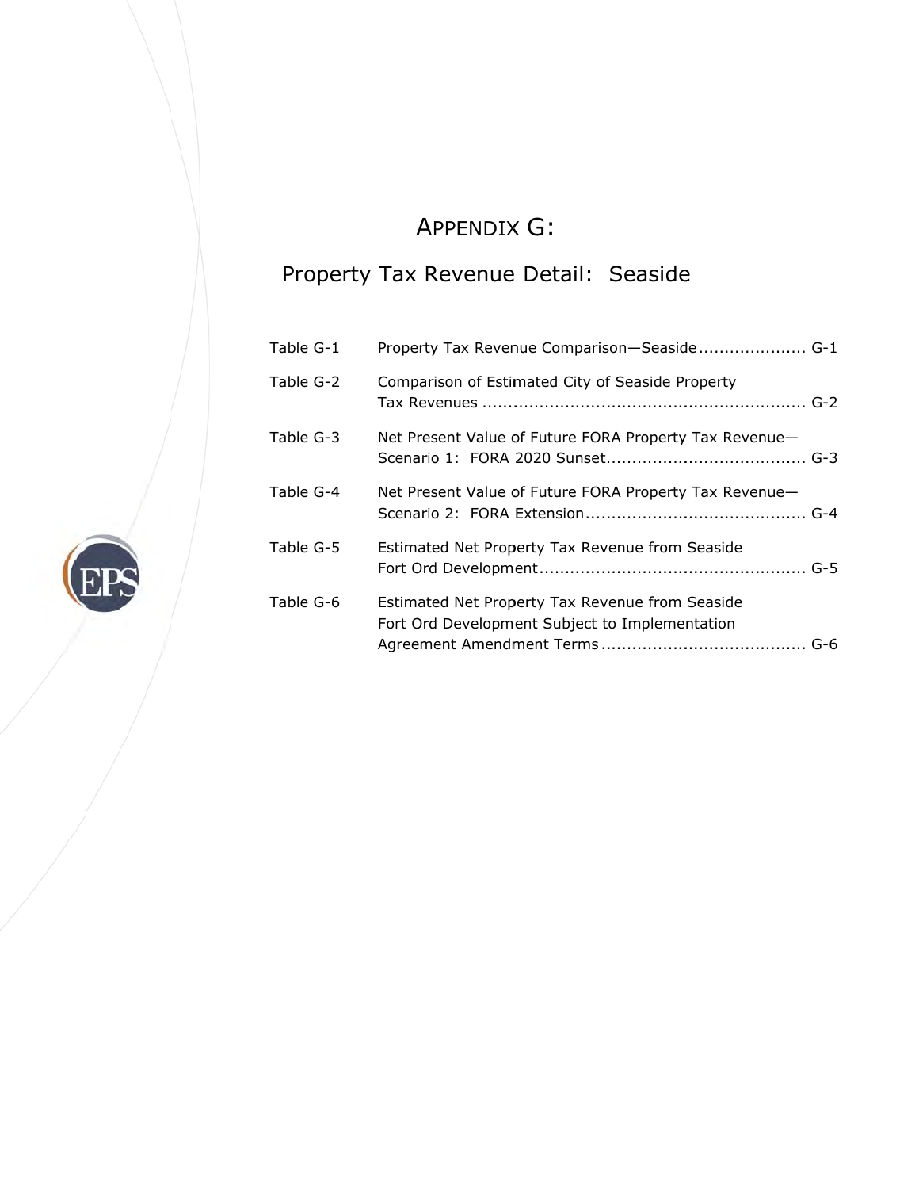# APPENDIX G:

## Property Tax Revenue Detail: Seaside

| | | |
|---|---|---|
| Table G-1 | Property Tax Revenue Comparison—Seaside | G-1 |
| Table G-2 | Comparison of Estimated City of Seaside Property Tax Revenues | G-2 |
| Table G-3 | Net Present Value of Future FORA Property Tax Revenue—Scenario 1: FORA 2020 Sunset | G-3 |
| Table G-4 | Net Present Value of Future FORA Property Tax Revenue—Scenario 2: FORA Extension | G-4 |
| Table G-5 | Estimated Net Property Tax Revenue from Seaside Fort Ord Development | G-5 |
| Table G-6 | Estimated Net Property Tax Revenue from Seaside Fort Ord Development Subject to Implementation Agreement Amendment Terms | G-6 |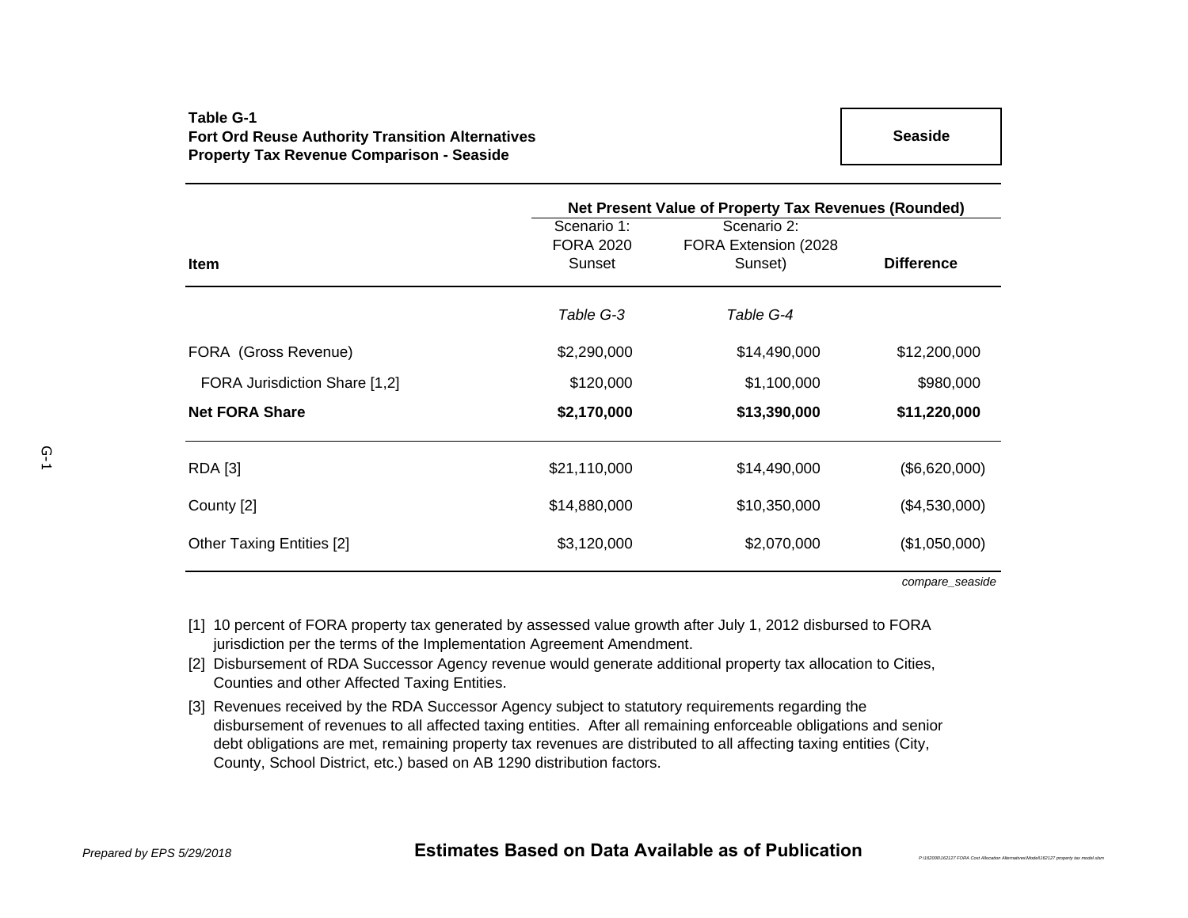**Table G-1**
**Fort Ord Reuse Authority Transition Alternatives**
**Property Tax Revenue Comparison - Seaside**

**Seaside**

| Item | Net Present Value of Property Tax Revenues (Rounded) | | |
|---|---|---|---|
| | Scenario 1: FORA 2020 Sunset | Scenario 2: FORA Extension (2028 Sunset) | **Difference** |
| | *Table G-3* | *Table G-4* | |
| FORA (Gross Revenue) | $2,290,000 | $14,490,000 | $12,200,000 |
| FORA Jurisdiction Share [1,2] | $120,000 | $1,100,000 | $980,000 |
| **Net FORA Share** | **$2,170,000** | **$13,390,000** | **$11,220,000** |
| RDA [3] | $21,110,000 | $14,490,000 | ($6,620,000) |
| County [2] | $14,880,000 | $10,350,000 | ($4,530,000) |
| Other Taxing Entities [2] | $3,120,000 | $2,070,000 | ($1,050,000) |

*compare_seaside*

[1] 10 percent of FORA property tax generated by assessed value growth after July 1, 2012 disbursed to FORA jurisdiction per the terms of the Implementation Agreement Amendment.

[2] Disbursement of RDA Successor Agency revenue would generate additional property tax allocation to Cities, Counties and other Affected Taxing Entities.

[3] Revenues received by the RDA Successor Agency subject to statutory requirements regarding the disbursement of revenues to all affected taxing entities. After all remaining enforceable obligations and senior debt obligations are met, remaining property tax revenues are distributed to all affecting taxing entities (City, County, School District, etc.) based on AB 1290 distribution factors.

*Prepared by EPS 5/29/2018*

**Estimates Based on Data Available as of Publication**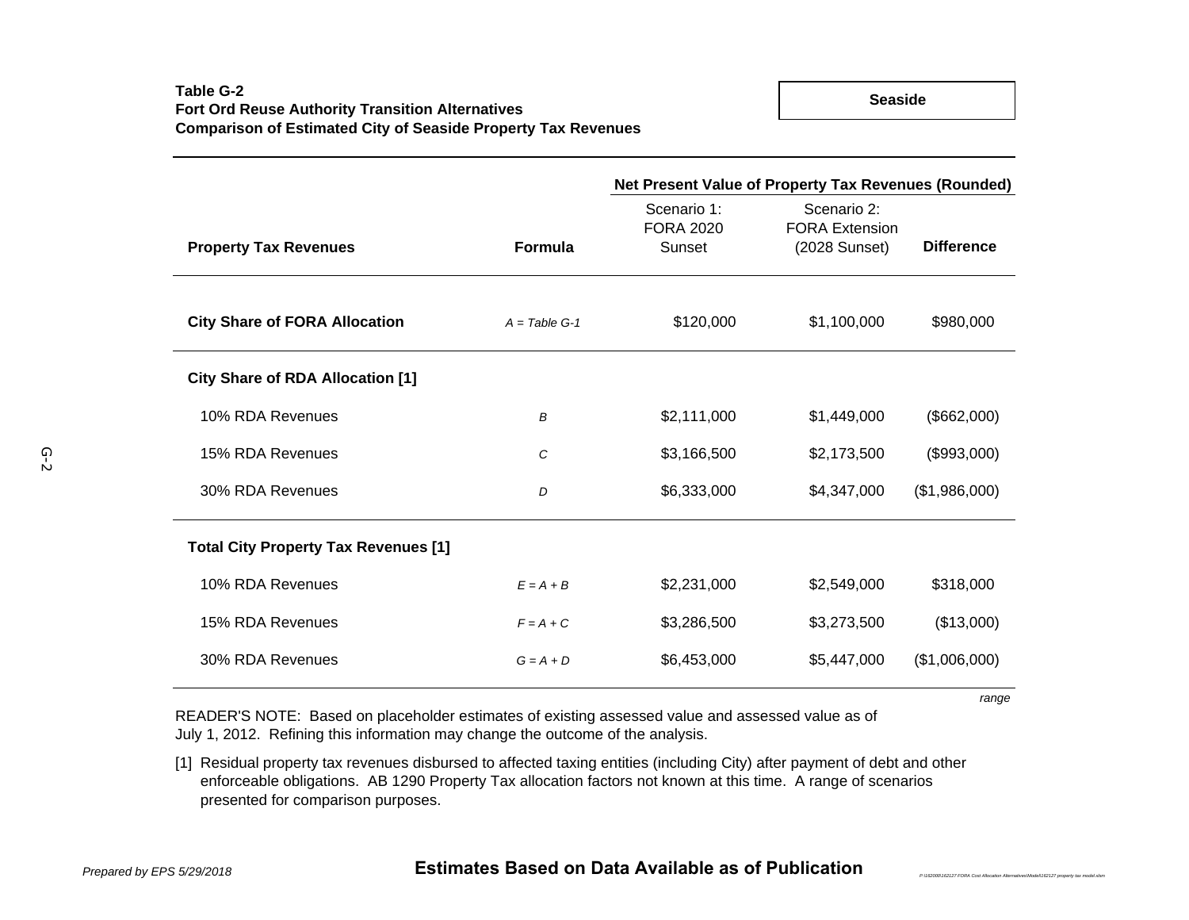**Table G-2**
**Fort Ord Reuse Authority Transition Alternatives**
**Comparison of Estimated City of Seaside Property Tax Revenues**

**Seaside**

| **Property Tax Revenues** | **Formula** | Net Present Value of Property Tax Revenues (Rounded)<br>Scenario 1: FORA 2020 Sunset | <br>Scenario 2: FORA Extension (2028 Sunset) | <br>**Difference** |
|---|---|---|---|---|
| **City Share of FORA Allocation** | *A = Table G-1* | $120,000 | $1,100,000 | $980,000 |
| **City Share of RDA Allocation [1]** | | | | |
| 10% RDA Revenues | *B* | $2,111,000 | $1,449,000 | ($662,000) |
| 15% RDA Revenues | *C* | $3,166,500 | $2,173,500 | ($993,000) |
| 30% RDA Revenues | *D* | $6,333,000 | $4,347,000 | ($1,986,000) |
| **Total City Property Tax Revenues [1]** | | | | |
| 10% RDA Revenues | *E = A + B* | $2,231,000 | $2,549,000 | $318,000 |
| 15% RDA Revenues | *F = A + C* | $3,286,500 | $3,273,500 | ($13,000) |
| 30% RDA Revenues | *G = A + D* | $6,453,000 | $5,447,000 | ($1,006,000) |

*range*

READER'S NOTE: Based on placeholder estimates of existing assessed value and assessed value as of July 1, 2012. Refining this information may change the outcome of the analysis.

[1] Residual property tax revenues disbursed to affected taxing entities (including City) after payment of debt and other enforceable obligations. AB 1290 Property Tax allocation factors not known at this time. A range of scenarios presented for comparison purposes.

*Prepared by EPS 5/29/2018*

**Estimates Based on Data Available as of Publication**

*P:\162000\162127 FORA Cost Allocation Alternatives\Model\162127 property tax model.xlsm*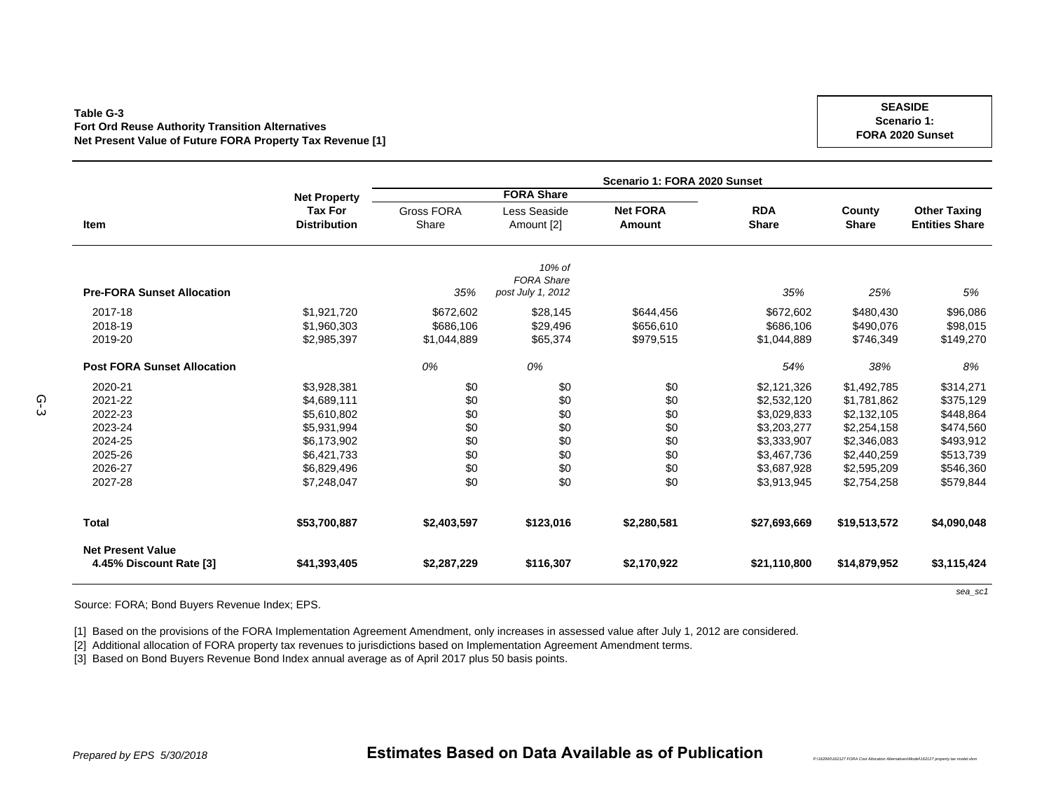**Table G-3**
**Fort Ord Reuse Authority Transition Alternatives**
**Net Present Value of Future FORA Property Tax Revenue [1]**

**SEASIDE**
**Scenario 1:**
**FORA 2020 Sunset**

| Item | Net Property Tax For Distribution | Scenario 1: FORA 2020 Sunset | | | | | |
|---|---|---|---|---|---|---|---|
| | | FORA Share | | | | | |
| | | Gross FORA Share | Less Seaside Amount [2] | **Net FORA Amount** | **RDA Share** | **County Share** | **Other Taxing Entities Share** |
| **Pre-FORA Sunset Allocation** | | *35%* | *10% of FORA Share post July 1, 2012* | | *35%* | *25%* | *5%* |
| 2017-18 | $1,921,720 | $672,602 | $28,145 | $644,456 | $672,602 | $480,430 | $96,086 |
| 2018-19 | $1,960,303 | $686,106 | $29,496 | $656,610 | $686,106 | $490,076 | $98,015 |
| 2019-20 | $2,985,397 | $1,044,889 | $65,374 | $979,515 | $1,044,889 | $746,349 | $149,270 |
| **Post FORA Sunset Allocation** | | *0%* | *0%* | | *54%* | *38%* | *8%* |
| 2020-21 | $3,928,381 | $0 | $0 | $0 | $2,121,326 | $1,492,785 | $314,271 |
| 2021-22 | $4,689,111 | $0 | $0 | $0 | $2,532,120 | $1,781,862 | $375,129 |
| 2022-23 | $5,610,802 | $0 | $0 | $0 | $3,029,833 | $2,132,105 | $448,864 |
| 2023-24 | $5,931,994 | $0 | $0 | $0 | $3,203,277 | $2,254,158 | $474,560 |
| 2024-25 | $6,173,902 | $0 | $0 | $0 | $3,333,907 | $2,346,083 | $493,912 |
| 2025-26 | $6,421,733 | $0 | $0 | $0 | $3,467,736 | $2,440,259 | $513,739 |
| 2026-27 | $6,829,496 | $0 | $0 | $0 | $3,687,928 | $2,595,209 | $546,360 |
| 2027-28 | $7,248,047 | $0 | $0 | $0 | $3,913,945 | $2,754,258 | $579,844 |
| **Total** | **$53,700,887** | **$2,403,597** | **$123,016** | **$2,280,581** | **$27,693,669** | **$19,513,572** | **$4,090,048** |
| **Net Present Value 4.45% Discount Rate [3]** | **$41,393,405** | **$2,287,229** | **$116,307** | **$2,170,922** | **$21,110,800** | **$14,879,952** | **$3,115,424** |

*sea_sc1*

Source: FORA; Bond Buyers Revenue Index; EPS.

[1] Based on the provisions of the FORA Implementation Agreement Amendment, only increases in assessed value after July 1, 2012 are considered.
[2] Additional allocation of FORA property tax revenues to jurisdictions based on Implementation Agreement Amendment terms.
[3] Based on Bond Buyers Revenue Bond Index annual average as of April 2017 plus 50 basis points.

*Prepared by EPS 5/30/2018*

**Estimates Based on Data Available as of Publication**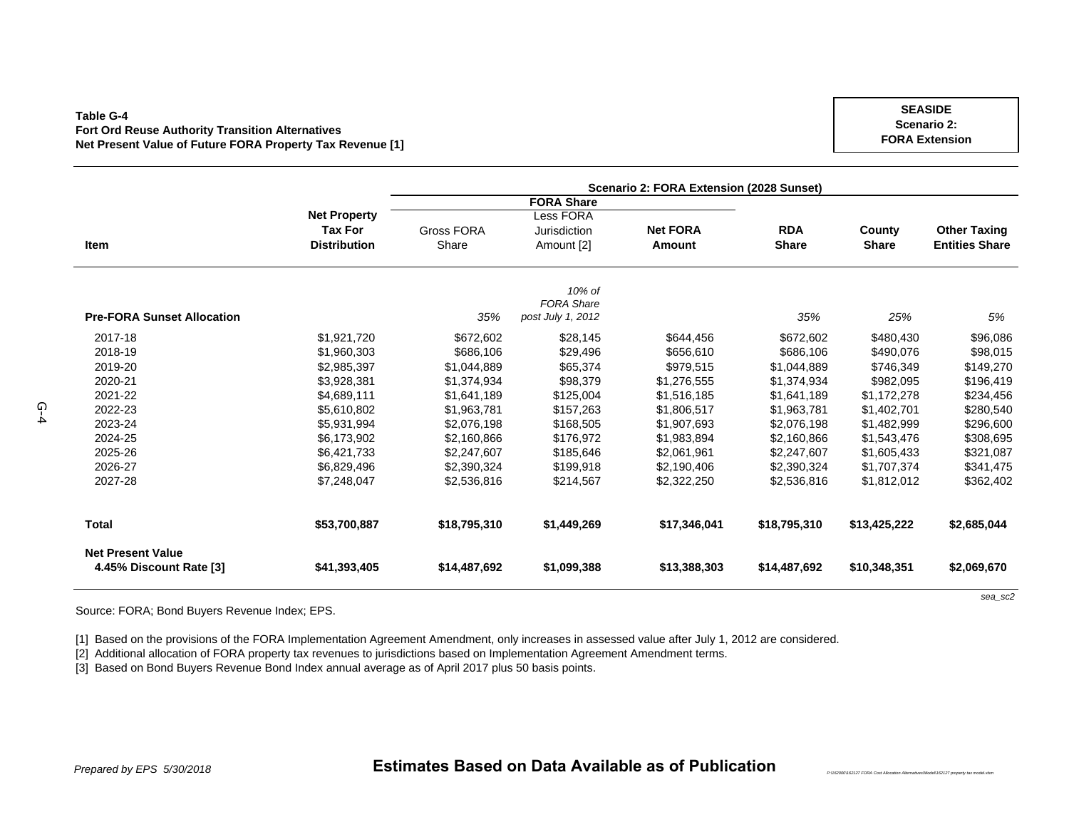**Table G-4**
**Fort Ord Reuse Authority Transition Alternatives**
**Net Present Value of Future FORA Property Tax Revenue [1]**

**SEASIDE**
**Scenario 2:**
**FORA Extension**

| | | Scenario 2: FORA Extension (2028 Sunset) | | | | | |
|---|---|---|---|---|---|---|---|
| | | FORA Share | | | | | |
| **Item** | **Net Property Tax For Distribution** | Gross FORA Share | Less FORA Jurisdiction Amount [2] | **Net FORA Amount** | **RDA Share** | **County Share** | **Other Taxing Entities Share** |
| **Pre-FORA Sunset Allocation** | | *35%* | *10% of FORA Share post July 1, 2012* | | *35%* | *25%* | *5%* |
| 2017-18 | $1,921,720 | $672,602 | $28,145 | $644,456 | $672,602 | $480,430 | $96,086 |
| 2018-19 | $1,960,303 | $686,106 | $29,496 | $656,610 | $686,106 | $490,076 | $98,015 |
| 2019-20 | $2,985,397 | $1,044,889 | $65,374 | $979,515 | $1,044,889 | $746,349 | $149,270 |
| 2020-21 | $3,928,381 | $1,374,934 | $98,379 | $1,276,555 | $1,374,934 | $982,095 | $196,419 |
| 2021-22 | $4,689,111 | $1,641,189 | $125,004 | $1,516,185 | $1,641,189 | $1,172,278 | $234,456 |
| 2022-23 | $5,610,802 | $1,963,781 | $157,263 | $1,806,517 | $1,963,781 | $1,402,701 | $280,540 |
| 2023-24 | $5,931,994 | $2,076,198 | $168,505 | $1,907,693 | $2,076,198 | $1,482,999 | $296,600 |
| 2024-25 | $6,173,902 | $2,160,866 | $176,972 | $1,983,894 | $2,160,866 | $1,543,476 | $308,695 |
| 2025-26 | $6,421,733 | $2,247,607 | $185,646 | $2,061,961 | $2,247,607 | $1,605,433 | $321,087 |
| 2026-27 | $6,829,496 | $2,390,324 | $199,918 | $2,190,406 | $2,390,324 | $1,707,374 | $341,475 |
| 2027-28 | $7,248,047 | $2,536,816 | $214,567 | $2,322,250 | $2,536,816 | $1,812,012 | $362,402 |
| **Total** | **$53,700,887** | **$18,795,310** | **$1,449,269** | **$17,346,041** | **$18,795,310** | **$13,425,222** | **$2,685,044** |
| **Net Present Value 4.45% Discount Rate [3]** | **$41,393,405** | **$14,487,692** | **$1,099,388** | **$13,388,303** | **$14,487,692** | **$10,348,351** | **$2,069,670** |

*sea_sc2*

Source: FORA; Bond Buyers Revenue Index; EPS.

[1] Based on the provisions of the FORA Implementation Agreement Amendment, only increases in assessed value after July 1, 2012 are considered.
[2] Additional allocation of FORA property tax revenues to jurisdictions based on Implementation Agreement Amendment terms.
[3] Based on Bond Buyers Revenue Bond Index annual average as of April 2017 plus 50 basis points.

*Prepared by EPS 5/30/2018*

**Estimates Based on Data Available as of Publication**

P:\162000\162127 FORA Cost Allocation Alternatives\Model\162127 property tax model.xlsm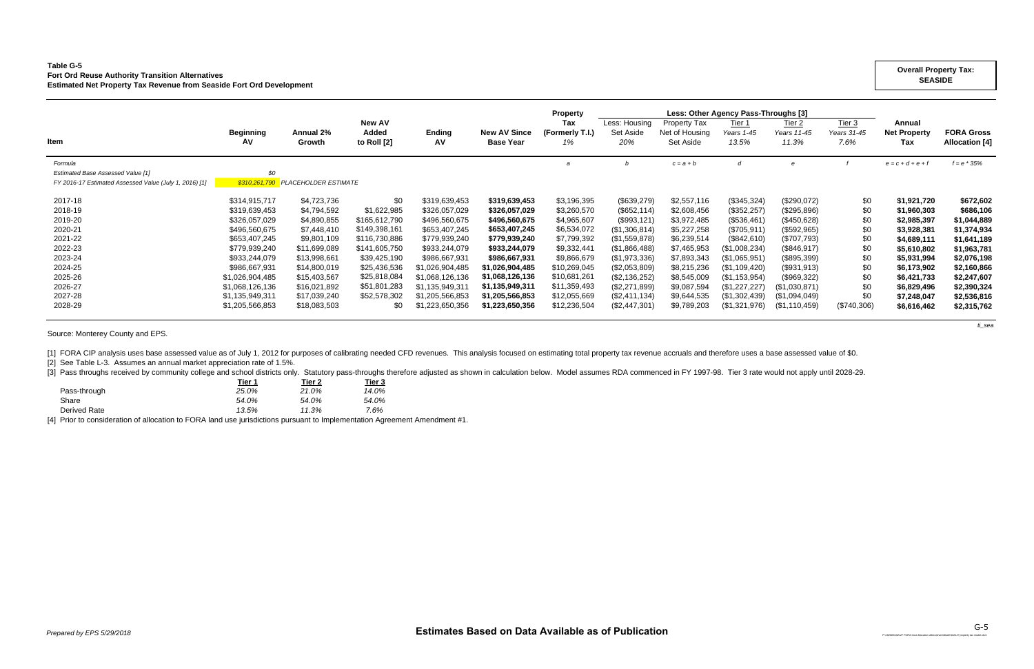**Table G-5**
**Fort Ord Reuse Authority Transition Alternatives**
**Estimated Net Property Tax Revenue from Seaside Fort Ord Development**

**Overall Property Tax: SEASIDE**

| Item | Beginning AV | Annual 2% Growth | New AV Added to Roll [2] | Ending AV | New AV Since Base Year | Property Tax (Formerly T.I.) 1% | Less: Housing Set Aside 20% | Property Tax Net of Housing Set Aside | Less: Other Agency Pass-Throughs [3] Tier 1 Years 1-45 13.5% | Tier 2 Years 11-45 11.3% | Tier 3 Years 31-45 7.6% | Annual Net Property Tax | FORA Gross Allocation [4] |
|---|---|---|---|---|---|---|---|---|---|---|---|---|---|
| *Formula* | | | | | | *a* | *b* | *c = a + b* | *d* | *e* | *f* | *e = c + d + e + f* | *f = e * 35%* |
| *Estimated Base Assessed Value [1]* | *$0* | | | | | | | | | | | | |
| *FY 2016-17 Estimated Assessed Value (July 1, 2016) [1]* | *$310,261,790* | *PLACEHOLDER ESTIMATE* | | | | | | | | | | | |
| 2017-18 | $314,915,717 | $4,723,736 | $0 | $319,639,453 | **$319,639,453** | $3,196,395 | ($639,279) | $2,557,116 | ($345,324) | ($290,072) | $0 | **$1,921,720** | **$672,602** |
| 2018-19 | $319,639,453 | $4,794,592 | $1,622,985 | $326,057,029 | **$326,057,029** | $3,260,570 | ($652,114) | $2,608,456 | ($352,257) | ($295,896) | $0 | **$1,960,303** | **$686,106** |
| 2019-20 | $326,057,029 | $4,890,855 | $165,612,790 | $496,560,675 | **$496,560,675** | $4,965,607 | ($993,121) | $3,972,485 | ($536,461) | ($450,628) | $0 | **$2,985,397** | **$1,044,889** |
| 2020-21 | $496,560,675 | $7,448,410 | $149,398,161 | $653,407,245 | **$653,407,245** | $6,534,072 | ($1,306,814) | $5,227,258 | ($705,911) | ($592,965) | $0 | **$3,928,381** | **$1,374,934** |
| 2021-22 | $653,407,245 | $9,801,109 | $116,730,886 | $779,939,240 | **$779,939,240** | $7,799,392 | ($1,559,878) | $6,239,514 | ($842,610) | ($707,793) | $0 | **$4,689,111** | **$1,641,189** |
| 2022-23 | $779,939,240 | $11,699,089 | $141,605,750 | $933,244,079 | **$933,244,079** | $9,332,441 | ($1,866,488) | $7,465,953 | ($1,008,234) | ($846,917) | $0 | **$5,610,802** | **$1,963,781** |
| 2023-24 | $933,244,079 | $13,998,661 | $39,425,190 | $986,667,931 | **$986,667,931** | $9,866,679 | ($1,973,336) | $7,893,343 | ($1,065,951) | ($895,399) | $0 | **$5,931,994** | **$2,076,198** |
| 2024-25 | $986,667,931 | $14,800,019 | $25,436,536 | $1,026,904,485 | **$1,026,904,485** | $10,269,045 | ($2,053,809) | $8,215,236 | ($1,109,420) | ($931,913) | $0 | **$6,173,902** | **$2,160,866** |
| 2025-26 | $1,026,904,485 | $15,403,567 | $25,818,084 | $1,068,126,136 | **$1,068,126,136** | $10,681,261 | ($2,136,252) | $8,545,009 | ($1,153,954) | ($969,322) | $0 | **$6,421,733** | **$2,247,607** |
| 2026-27 | $1,068,126,136 | $16,021,892 | $51,801,283 | $1,135,949,311 | **$1,135,949,311** | $11,359,493 | ($2,271,899) | $9,087,594 | ($1,227,227) | ($1,030,871) | $0 | **$6,829,496** | **$2,390,324** |
| 2027-28 | $1,135,949,311 | $17,039,240 | $52,578,302 | $1,205,566,853 | **$1,205,566,853** | $12,055,669 | ($2,411,134) | $9,644,535 | ($1,302,439) | ($1,094,049) | $0 | **$7,248,047** | **$2,536,816** |
| 2028-29 | $1,205,566,853 | $18,083,503 | $0 | $1,223,650,356 | **$1,223,650,356** | $12,236,504 | ($2,447,301) | $9,789,203 | ($1,321,976) | ($1,110,459) | ($740,306) | **$6,616,462** | **$2,315,762** |

*ti_sea*

Source: Monterey County and EPS.

[1] FORA CIP analysis uses base assessed value as of July 1, 2012 for purposes of calibrating needed CFD revenues. This analysis focused on estimating total property tax revenue accruals and therefore uses a base assessed value of $0.

[2] See Table L-3. Assumes an annual market appreciation rate of 1.5%.

[3] Pass throughs received by community college and school districts only. Statutory pass-throughs therefore adjusted as shown in calculation below. Model assumes RDA commenced in FY 1997-98. Tier 3 rate would not apply until 2028-29.

| | Tier 1 | Tier 2 | Tier 3 |
|---|---|---|---|
| Pass-through | *25.0%* | *21.0%* | *14.0%* |
| Share | *54.0%* | *54.0%* | *54.0%* |
| Derived Rate | *13.5%* | *11.3%* | *7.6%* |

[4] Prior to consideration of allocation to FORA land use jurisdictions pursuant to Implementation Agreement Amendment #1.

*Prepared by EPS 5/29/2018*

**Estimates Based on Data Available as of Publication**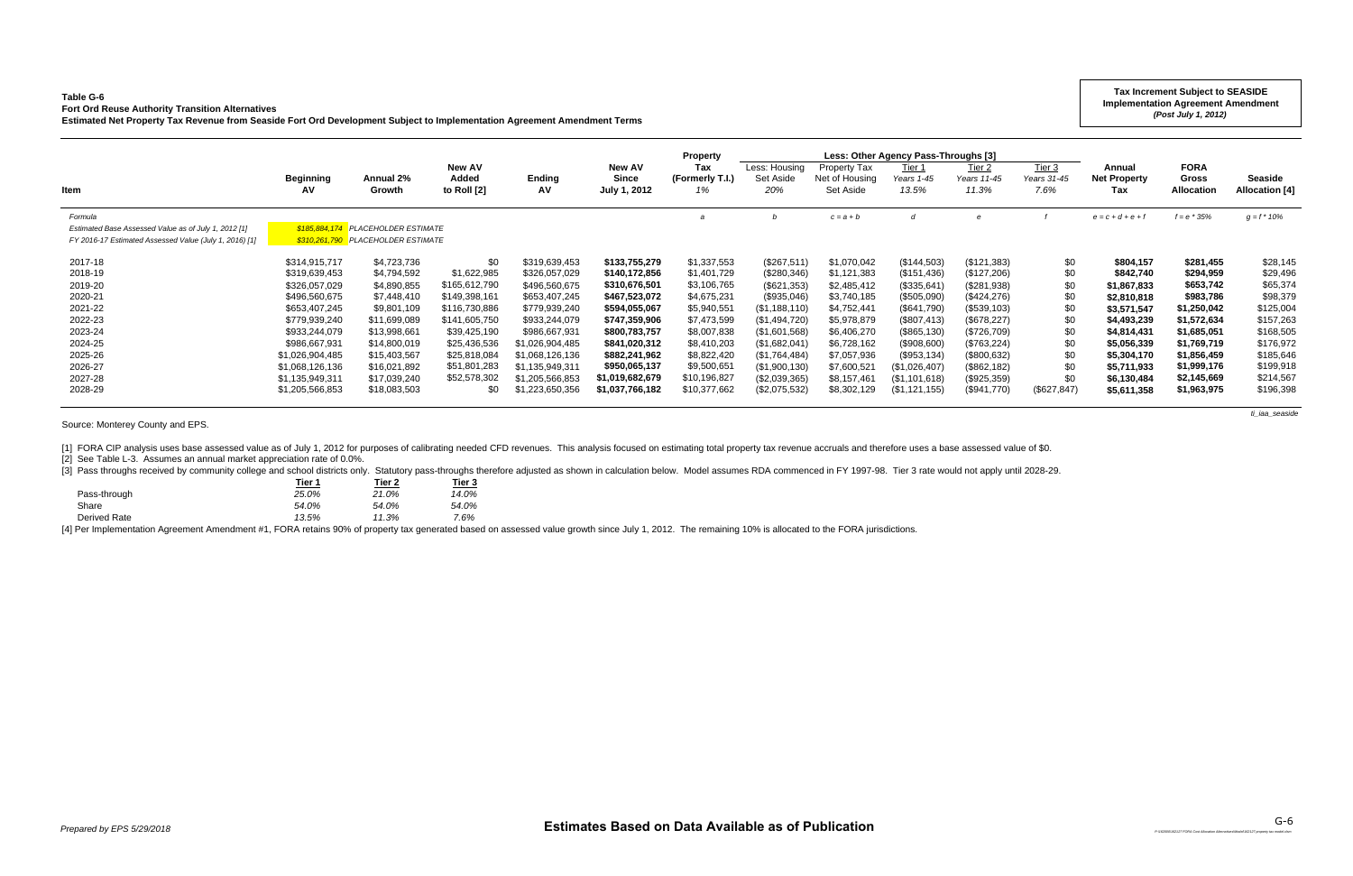**Table G-6**
**Fort Ord Reuse Authority Transition Alternatives**
**Estimated Net Property Tax Revenue from Seaside Fort Ord Development Subject to Implementation Agreement Amendment Terms**

**Tax Increment Subject to SEASIDE Implementation Agreement Amendment**
***(Post July 1, 2012)***

| Item | Beginning AV | Annual 2% Growth | New AV Added to Roll [2] | Ending AV | New AV Since July 1, 2012 | Property Tax (Formerly T.I.) 1% | Less: Other Agency Pass-Throughs [3] — Less: Housing Set Aside 20% | Property Tax Net of Housing Set Aside | Tier 1 Years 1-45 13.5% | Tier 2 Years 11-45 11.3% | Tier 3 Years 31-45 7.6% | Annual Net Property Tax | FORA Gross Allocation | Seaside Allocation [4] |
|---|---|---|---|---|---|---|---|---|---|---|---|---|---|---|
| *Formula* | | | | | | *a* | *b* | *c = a + b* | *d* | *e* | *f* | *e = c + d + e + f* | *f = e * 35%* | *g = f * 10%* |
| *Estimated Base Assessed Value as of July 1, 2012 [1]* | *$185,884,174* | *PLACEHOLDER ESTIMATE* | | | | | | | | | | | | |
| *FY 2016-17 Estimated Assessed Value (July 1, 2016) [1]* | *$310,261,790* | *PLACEHOLDER ESTIMATE* | | | | | | | | | | | | |
| 2017-18 | $314,915,717 | $4,723,736 | $0 | $319,639,453 | **$133,755,279** | $1,337,553 | ($267,511) | $1,070,042 | ($144,503) | ($121,383) | $0 | **$804,157** | **$281,455** | $28,145 |
| 2018-19 | $319,639,453 | $4,794,592 | $1,622,985 | $326,057,029 | **$140,172,856** | $1,401,729 | ($280,346) | $1,121,383 | ($151,436) | ($127,206) | $0 | **$842,740** | **$294,959** | $29,496 |
| 2019-20 | $326,057,029 | $4,890,855 | $165,612,790 | $496,560,675 | **$310,676,501** | $3,106,765 | ($621,353) | $2,485,412 | ($335,641) | ($281,938) | $0 | **$1,867,833** | **$653,742** | $65,374 |
| 2020-21 | $496,560,675 | $7,448,410 | $149,398,161 | $653,407,245 | **$467,523,072** | $4,675,231 | ($935,046) | $3,740,185 | ($505,090) | ($424,276) | $0 | **$2,810,818** | **$983,786** | $98,379 |
| 2021-22 | $653,407,245 | $9,801,109 | $116,730,886 | $779,939,240 | **$594,055,067** | $5,940,551 | ($1,188,110) | $4,752,441 | ($641,790) | ($539,103) | $0 | **$3,571,547** | **$1,250,042** | $125,004 |
| 2022-23 | $779,939,240 | $11,699,089 | $141,605,750 | $933,244,079 | **$747,359,906** | $7,473,599 | ($1,494,720) | $5,978,879 | ($807,413) | ($678,227) | $0 | **$4,493,239** | **$1,572,634** | $157,263 |
| 2023-24 | $933,244,079 | $13,998,661 | $39,425,190 | $986,667,931 | **$800,783,757** | $8,007,838 | ($1,601,568) | $6,406,270 | ($865,130) | ($726,709) | $0 | **$4,814,431** | **$1,685,051** | $168,505 |
| 2024-25 | $986,667,931 | $14,800,019 | $25,436,536 | $1,026,904,485 | **$841,020,312** | $8,410,203 | ($1,682,041) | $6,728,162 | ($908,600) | ($763,224) | $0 | **$5,056,339** | **$1,769,719** | $176,972 |
| 2025-26 | $1,026,904,485 | $15,403,567 | $25,818,084 | $1,068,126,136 | **$882,241,962** | $8,822,420 | ($1,764,484) | $7,057,936 | ($953,134) | ($800,632) | $0 | **$5,304,170** | **$1,856,459** | $185,646 |
| 2026-27 | $1,068,126,136 | $16,021,892 | $51,801,283 | $1,135,949,311 | **$950,065,137** | $9,500,651 | ($1,900,130) | $7,600,521 | ($1,026,407) | ($862,182) | $0 | **$5,711,933** | **$1,999,176** | $199,918 |
| 2027-28 | $1,135,949,311 | $17,039,240 | $52,578,302 | $1,205,566,853 | **$1,019,682,679** | $10,196,827 | ($2,039,365) | $8,157,461 | ($1,101,618) | ($925,359) | $0 | **$6,130,484** | **$2,145,669** | $214,567 |
| 2028-29 | $1,205,566,853 | $18,083,503 | $0 | $1,223,650,356 | **$1,037,766,182** | $10,377,662 | ($2,075,532) | $8,302,129 | ($1,121,155) | ($941,770) | ($627,847) | **$5,611,358** | **$1,963,975** | $196,398 |

Source: Monterey County and EPS.

*ti_iaa_seaside*

[1] FORA CIP analysis uses base assessed value as of July 1, 2012 for purposes of calibrating needed CFD revenues. This analysis focused on estimating total property tax revenue accruals and therefore uses a base assessed value of $0.
[2] See Table L-3. Assumes an annual market appreciation rate of 0.0%.
[3] Pass throughs received by community college and school districts only. Statutory pass-throughs therefore adjusted as shown in calculation below. Model assumes RDA commenced in FY 1997-98. Tier 3 rate would not apply until 2028-29.

| | Tier 1 | Tier 2 | Tier 3 |
|---|---|---|---|
| Pass-through | *25.0%* | *21.0%* | *14.0%* |
| Share | *54.0%* | *54.0%* | *54.0%* |
| Derived Rate | *13.5%* | *11.3%* | *7.6%* |

[4] Per Implementation Agreement Amendment #1, FORA retains 90% of property tax generated based on assessed value growth since July 1, 2012. The remaining 10% is allocated to the FORA jurisdictions.

*Prepared by EPS 5/29/2018*

**Estimates Based on Data Available as of Publication**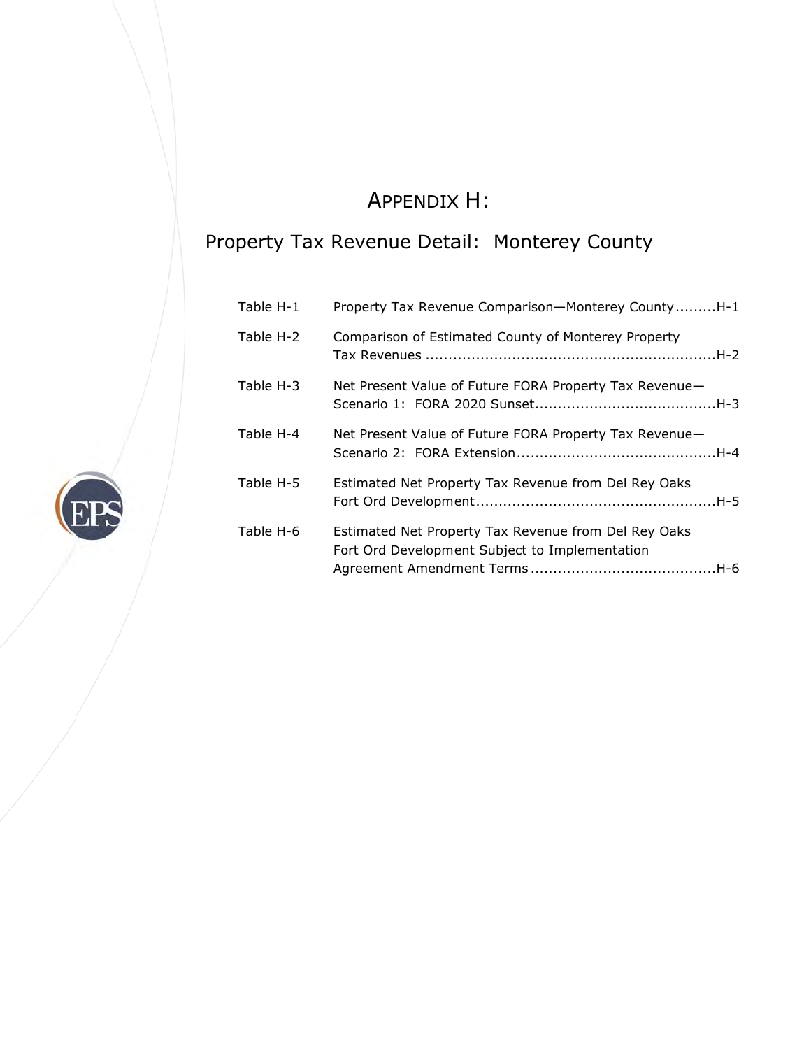# APPENDIX H:

## Property Tax Revenue Detail: Monterey County

| | | |
|---|---|---|
| Table H-1 | Property Tax Revenue Comparison—Monterey County | H-1 |
| Table H-2 | Comparison of Estimated County of Monterey Property Tax Revenues | H-2 |
| Table H-3 | Net Present Value of Future FORA Property Tax Revenue—Scenario 1: FORA 2020 Sunset | H-3 |
| Table H-4 | Net Present Value of Future FORA Property Tax Revenue—Scenario 2: FORA Extension | H-4 |
| Table H-5 | Estimated Net Property Tax Revenue from Del Rey Oaks Fort Ord Development | H-5 |
| Table H-6 | Estimated Net Property Tax Revenue from Del Rey Oaks Fort Ord Development Subject to Implementation Agreement Amendment Terms | H-6 |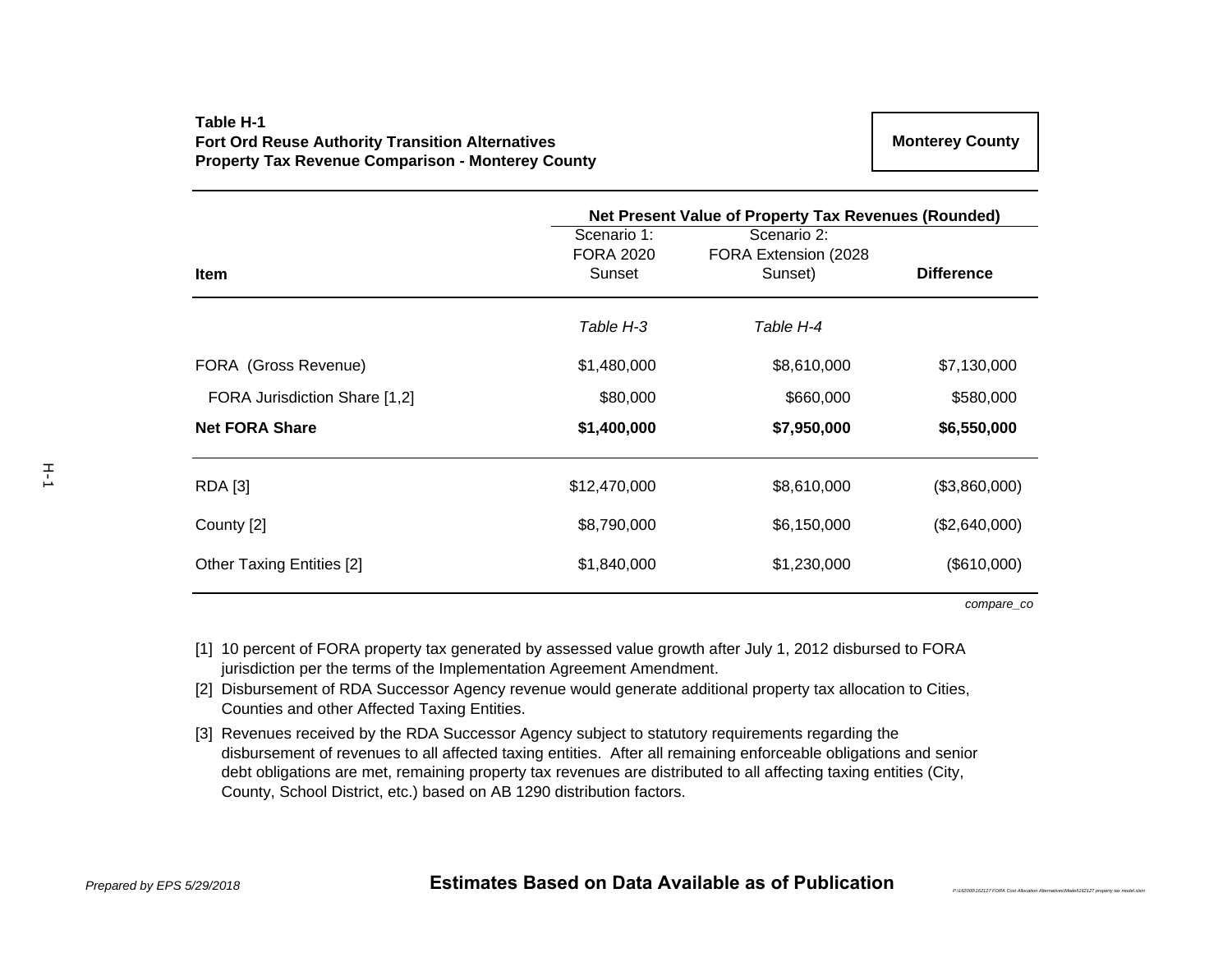**Table H-1**
**Fort Ord Reuse Authority Transition Alternatives**
**Property Tax Revenue Comparison - Monterey County**

**Monterey County**

| Item | Net Present Value of Property Tax Revenues (Rounded) | | |
|---|---|---|---|
| | Scenario 1: FORA 2020 Sunset | Scenario 2: FORA Extension (2028 Sunset) | **Difference** |
| | *Table H-3* | *Table H-4* | |
| FORA (Gross Revenue) | $1,480,000 | $8,610,000 | $7,130,000 |
| FORA Jurisdiction Share [1,2] | $80,000 | $660,000 | $580,000 |
| **Net FORA Share** | **$1,400,000** | **$7,950,000** | **$6,550,000** |
| RDA [3] | $12,470,000 | $8,610,000 | ($3,860,000) |
| County [2] | $8,790,000 | $6,150,000 | ($2,640,000) |
| Other Taxing Entities [2] | $1,840,000 | $1,230,000 | ($610,000) |

*compare_co*

[1] 10 percent of FORA property tax generated by assessed value growth after July 1, 2012 disbursed to FORA jurisdiction per the terms of the Implementation Agreement Amendment.

[2] Disbursement of RDA Successor Agency revenue would generate additional property tax allocation to Cities, Counties and other Affected Taxing Entities.

[3] Revenues received by the RDA Successor Agency subject to statutory requirements regarding the disbursement of revenues to all affected taxing entities. After all remaining enforceable obligations and senior debt obligations are met, remaining property tax revenues are distributed to all affecting taxing entities (City, County, School District, etc.) based on AB 1290 distribution factors.

*Prepared by EPS 5/29/2018*

**Estimates Based on Data Available as of Publication**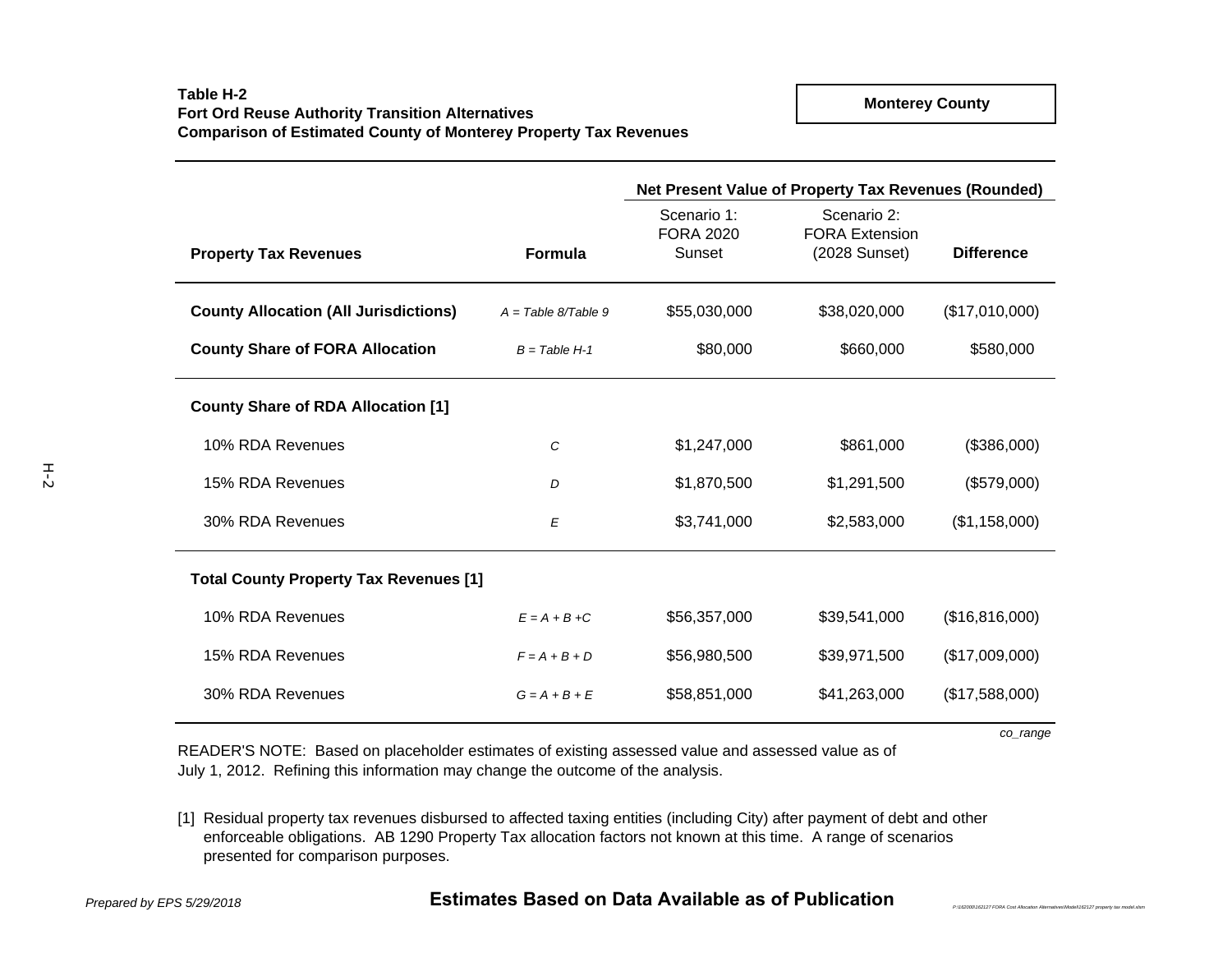**Table H-2**
**Fort Ord Reuse Authority Transition Alternatives**
**Comparison of Estimated County of Monterey Property Tax Revenues**

**Monterey County**

| Property Tax Revenues | Formula | Net Present Value of Property Tax Revenues (Rounded) Scenario 1: FORA 2020 Sunset | Scenario 2: FORA Extension (2028 Sunset) | Difference |
|---|---|---|---|---|
| **County Allocation (All Jurisdictions)** | *A = Table 8/Table 9* | $55,030,000 | $38,020,000 | ($17,010,000) |
| **County Share of FORA Allocation** | *B = Table H-1* | $80,000 | $660,000 | $580,000 |
| **County Share of RDA Allocation [1]** | | | | |
| 10% RDA Revenues | *C* | $1,247,000 | $861,000 | ($386,000) |
| 15% RDA Revenues | *D* | $1,870,500 | $1,291,500 | ($579,000) |
| 30% RDA Revenues | *E* | $3,741,000 | $2,583,000 | ($1,158,000) |
| **Total County Property Tax Revenues [1]** | | | | |
| 10% RDA Revenues | *E = A + B +C* | $56,357,000 | $39,541,000 | ($16,816,000) |
| 15% RDA Revenues | *F = A + B + D* | $56,980,500 | $39,971,500 | ($17,009,000) |
| 30% RDA Revenues | *G = A + B + E* | $58,851,000 | $41,263,000 | ($17,588,000) |

*co_range*

READER'S NOTE: Based on placeholder estimates of existing assessed value and assessed value as of July 1, 2012. Refining this information may change the outcome of the analysis.

[1] Residual property tax revenues disbursed to affected taxing entities (including City) after payment of debt and other enforceable obligations. AB 1290 Property Tax allocation factors not known at this time. A range of scenarios presented for comparison purposes.

*Prepared by EPS 5/29/2018*

**Estimates Based on Data Available as of Publication**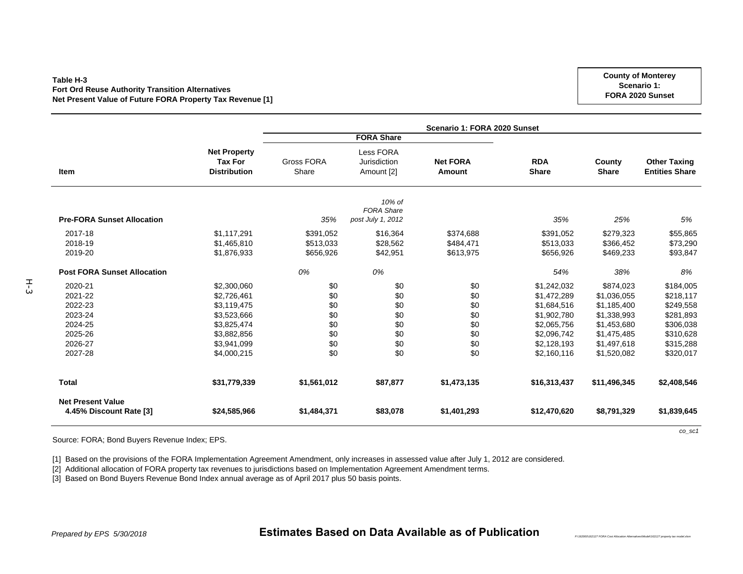**Table H-3**
**Fort Ord Reuse Authority Transition Alternatives**
**Net Present Value of Future FORA Property Tax Revenue [1]**

**County of Monterey**
**Scenario 1:**
**FORA 2020 Sunset**

| | | Scenario 1: FORA 2020 Sunset | | | | | |
|---|---|---|---|---|---|---|---|
| | | FORA Share | | | | | |
| **Item** | **Net Property Tax For Distribution** | Gross FORA Share | Less FORA Jurisdiction Amount [2] | **Net FORA Amount** | **RDA Share** | **County Share** | **Other Taxing Entities Share** |
| **Pre-FORA Sunset Allocation** | | *35%* | *10% of FORA Share post July 1, 2012* | | *35%* | *25%* | *5%* |
| 2017-18 | $1,117,291 | $391,052 | $16,364 | $374,688 | $391,052 | $279,323 | $55,865 |
| 2018-19 | $1,465,810 | $513,033 | $28,562 | $484,471 | $513,033 | $366,452 | $73,290 |
| 2019-20 | $1,876,933 | $656,926 | $42,951 | $613,975 | $656,926 | $469,233 | $93,847 |
| **Post FORA Sunset Allocation** | | *0%* | *0%* | | *54%* | *38%* | *8%* |
| 2020-21 | $2,300,060 | $0 | $0 | $0 | $1,242,032 | $874,023 | $184,005 |
| 2021-22 | $2,726,461 | $0 | $0 | $0 | $1,472,289 | $1,036,055 | $218,117 |
| 2022-23 | $3,119,475 | $0 | $0 | $0 | $1,684,516 | $1,185,400 | $249,558 |
| 2023-24 | $3,523,666 | $0 | $0 | $0 | $1,902,780 | $1,338,993 | $281,893 |
| 2024-25 | $3,825,474 | $0 | $0 | $0 | $2,065,756 | $1,453,680 | $306,038 |
| 2025-26 | $3,882,856 | $0 | $0 | $0 | $2,096,742 | $1,475,485 | $310,628 |
| 2026-27 | $3,941,099 | $0 | $0 | $0 | $2,128,193 | $1,497,618 | $315,288 |
| 2027-28 | $4,000,215 | $0 | $0 | $0 | $2,160,116 | $1,520,082 | $320,017 |
| **Total** | **$31,779,339** | **$1,561,012** | **$87,877** | **$1,473,135** | **$16,313,437** | **$11,496,345** | **$2,408,546** |
| **Net Present Value 4.45% Discount Rate [3]** | **$24,585,966** | **$1,484,371** | **$83,078** | **$1,401,293** | **$12,470,620** | **$8,791,329** | **$1,839,645** |

*co_sc1*

Source: FORA; Bond Buyers Revenue Index; EPS.

[1] Based on the provisions of the FORA Implementation Agreement Amendment, only increases in assessed value after July 1, 2012 are considered.

[2] Additional allocation of FORA property tax revenues to jurisdictions based on Implementation Agreement Amendment terms.

[3] Based on Bond Buyers Revenue Bond Index annual average as of April 2017 plus 50 basis points.

*Prepared by EPS 5/30/2018*

**Estimates Based on Data Available as of Publication**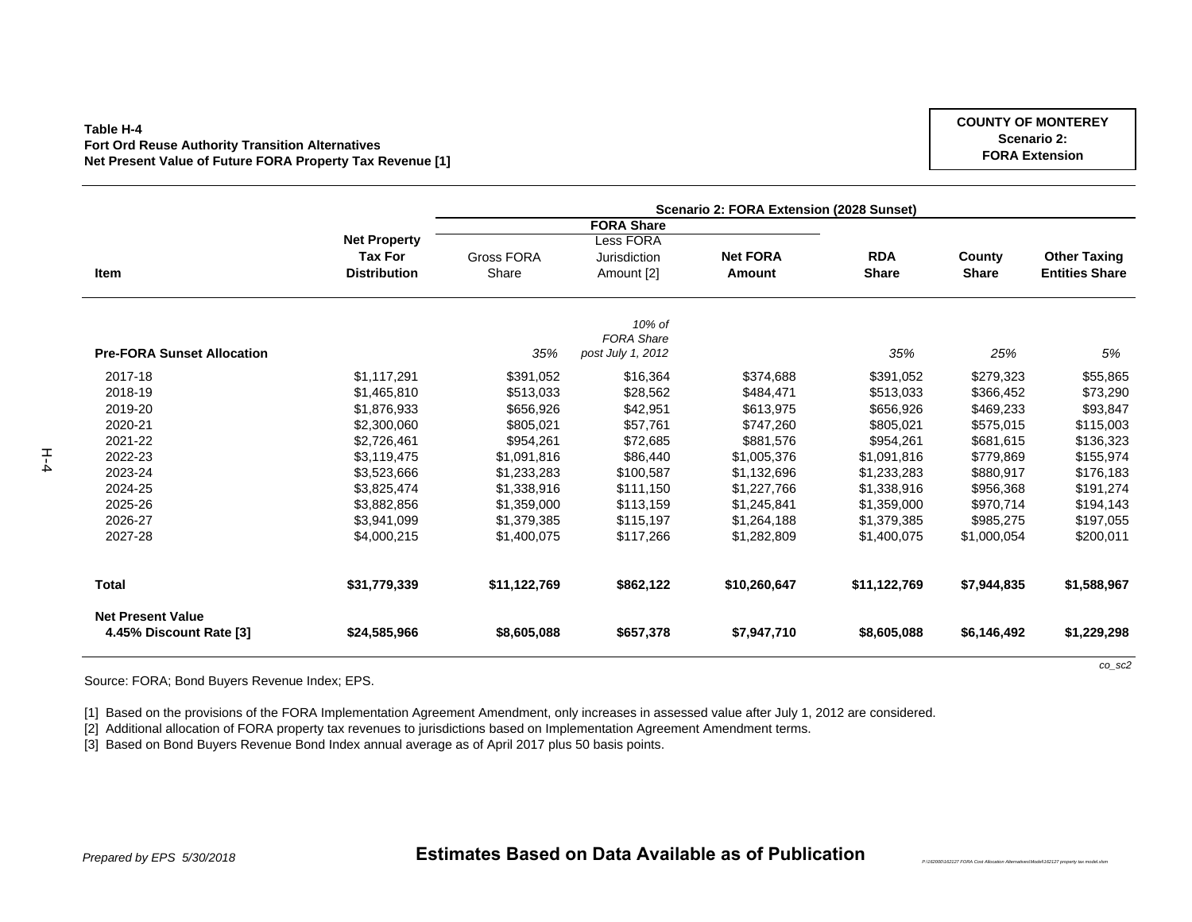**Table H-4**
**Fort Ord Reuse Authority Transition Alternatives**
**Net Present Value of Future FORA Property Tax Revenue [1]**

**COUNTY OF MONTEREY**
**Scenario 2:**
**FORA Extension**

| Item | Net Property Tax For Distribution | Scenario 2: FORA Extension (2028 Sunset) | | | | | |
|---|---|---|---|---|---|---|---|
| | | FORA Share | | | | | |
| | | Gross FORA Share | Less FORA Jurisdiction Amount [2] | Net FORA Amount | RDA Share | County Share | Other Taxing Entities Share |
| **Pre-FORA Sunset Allocation** | | *35%* | *10% of FORA Share post July 1, 2012* | | *35%* | *25%* | *5%* |
| 2017-18 | $1,117,291 | $391,052 | $16,364 | $374,688 | $391,052 | $279,323 | $55,865 |
| 2018-19 | $1,465,810 | $513,033 | $28,562 | $484,471 | $513,033 | $366,452 | $73,290 |
| 2019-20 | $1,876,933 | $656,926 | $42,951 | $613,975 | $656,926 | $469,233 | $93,847 |
| 2020-21 | $2,300,060 | $805,021 | $57,761 | $747,260 | $805,021 | $575,015 | $115,003 |
| 2021-22 | $2,726,461 | $954,261 | $72,685 | $881,576 | $954,261 | $681,615 | $136,323 |
| 2022-23 | $3,119,475 | $1,091,816 | $86,440 | $1,005,376 | $1,091,816 | $779,869 | $155,974 |
| 2023-24 | $3,523,666 | $1,233,283 | $100,587 | $1,132,696 | $1,233,283 | $880,917 | $176,183 |
| 2024-25 | $3,825,474 | $1,338,916 | $111,150 | $1,227,766 | $1,338,916 | $956,368 | $191,274 |
| 2025-26 | $3,882,856 | $1,359,000 | $113,159 | $1,245,841 | $1,359,000 | $970,714 | $194,143 |
| 2026-27 | $3,941,099 | $1,379,385 | $115,197 | $1,264,188 | $1,379,385 | $985,275 | $197,055 |
| 2027-28 | $4,000,215 | $1,400,075 | $117,266 | $1,282,809 | $1,400,075 | $1,000,054 | $200,011 |
| **Total** | **$31,779,339** | **$11,122,769** | **$862,122** | **$10,260,647** | **$11,122,769** | **$7,944,835** | **$1,588,967** |
| **Net Present Value 4.45% Discount Rate [3]** | **$24,585,966** | **$8,605,088** | **$657,378** | **$7,947,710** | **$8,605,088** | **$6,146,492** | **$1,229,298** |

*co_sc2*

Source: FORA; Bond Buyers Revenue Index; EPS.

[1] Based on the provisions of the FORA Implementation Agreement Amendment, only increases in assessed value after July 1, 2012 are considered.
[2] Additional allocation of FORA property tax revenues to jurisdictions based on Implementation Agreement Amendment terms.
[3] Based on Bond Buyers Revenue Bond Index annual average as of April 2017 plus 50 basis points.

*Prepared by EPS 5/30/2018*

**Estimates Based on Data Available as of Publication**

*P:\162000\162127 FORA Cost Allocation Alternatives\Models\162127 property tax model.xlsm*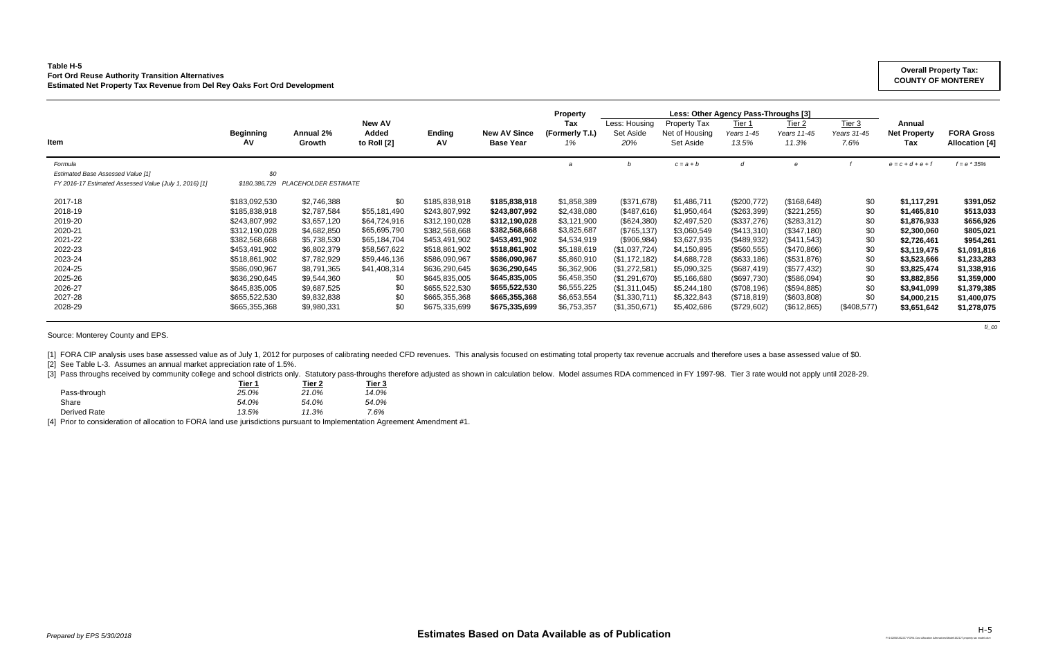**Table H-5**
**Fort Ord Reuse Authority Transition Alternatives**
**Estimated Net Property Tax Revenue from Del Rey Oaks Fort Ord Development**

**Overall Property Tax: COUNTY OF MONTEREY**

| Item | Beginning AV | Annual 2% Growth | New AV Added to Roll [2] | Ending AV | New AV Since Base Year | Property Tax (Formerly T.I.) 1% | Less: Housing Set Aside 20% | Property Tax Net of Housing Set Aside | Less: Other Agency Pass-Throughs [3] Tier 1 Years 1-45 13.5% | Tier 2 Years 11-45 11.3% | Tier 3 Years 31-45 7.6% | Annual Net Property Tax | FORA Gross Allocation [4] |
|---|---|---|---|---|---|---|---|---|---|---|---|---|---|
| *Formula* | | | | | | *a* | *b* | *c = a + b* | *d* | *e* | *f* | *e = c + d + e + f* | *f = e * 35%* |
| *Estimated Base Assessed Value [1]* | *$0* | | | | | | | | | | | | |
| *FY 2016-17 Estimated Assessed Value (July 1, 2016) [1]* | *$180,386,729* | *PLACEHOLDER ESTIMATE* | | | | | | | | | | | |
| 2017-18 | $183,092,530 | $2,746,388 | $0 | $185,838,918 | **$185,838,918** | $1,858,389 | ($371,678) | $1,486,711 | ($200,772) | ($168,648) | $0 | **$1,117,291** | **$391,052** |
| 2018-19 | $185,838,918 | $2,787,584 | $55,181,490 | $243,807,992 | **$243,807,992** | $2,438,080 | ($487,616) | $1,950,464 | ($263,399) | ($221,255) | $0 | **$1,465,810** | **$513,033** |
| 2019-20 | $243,807,992 | $3,657,120 | $64,724,916 | $312,190,028 | **$312,190,028** | $3,121,900 | ($624,380) | $2,497,520 | ($337,276) | ($283,312) | $0 | **$1,876,933** | **$656,926** |
| 2020-21 | $312,190,028 | $4,682,850 | $65,695,790 | $382,568,668 | **$382,568,668** | $3,825,687 | ($765,137) | $3,060,549 | ($413,310) | ($347,180) | $0 | **$2,300,060** | **$805,021** |
| 2021-22 | $382,568,668 | $5,738,530 | $65,184,704 | $453,491,902 | **$453,491,902** | $4,534,919 | ($906,984) | $3,627,935 | ($489,932) | ($411,543) | $0 | **$2,726,461** | **$954,261** |
| 2022-23 | $453,491,902 | $6,802,379 | $58,567,622 | $518,861,902 | **$518,861,902** | $5,188,619 | ($1,037,724) | $4,150,895 | ($560,555) | ($470,866) | $0 | **$3,119,475** | **$1,091,816** |
| 2023-24 | $518,861,902 | $7,782,929 | $59,446,136 | $586,090,967 | **$586,090,967** | $5,860,910 | ($1,172,182) | $4,688,728 | ($633,186) | ($531,876) | $0 | **$3,523,666** | **$1,233,283** |
| 2024-25 | $586,090,967 | $8,791,365 | $41,408,314 | $636,290,645 | **$636,290,645** | $6,362,906 | ($1,272,581) | $5,090,325 | ($687,419) | ($577,432) | $0 | **$3,825,474** | **$1,338,916** |
| 2025-26 | $636,290,645 | $9,544,360 | $0 | $645,835,005 | **$645,835,005** | $6,458,350 | ($1,291,670) | $5,166,680 | ($697,730) | ($586,094) | $0 | **$3,882,856** | **$1,359,000** |
| 2026-27 | $645,835,005 | $9,687,525 | $0 | $655,522,530 | **$655,522,530** | $6,555,225 | ($1,311,045) | $5,244,180 | ($708,196) | ($594,885) | $0 | **$3,941,099** | **$1,379,385** |
| 2027-28 | $655,522,530 | $9,832,838 | $0 | $665,355,368 | **$665,355,368** | $6,653,554 | ($1,330,711) | $5,322,843 | ($718,819) | ($603,808) | $0 | **$4,000,215** | **$1,400,075** |
| 2028-29 | $665,355,368 | $9,980,331 | $0 | $675,335,699 | **$675,335,699** | $6,753,357 | ($1,350,671) | $5,402,686 | ($729,602) | ($612,865) | ($408,577) | **$3,651,642** | **$1,278,075** |

Source: Monterey County and EPS.

[1] FORA CIP analysis uses base assessed value as of July 1, 2012 for purposes of calibrating needed CFD revenues. This analysis focused on estimating total property tax revenue accruals and therefore uses a base assessed value of $0.
[2] See Table L-3. Assumes an annual market appreciation rate of 1.5%.
[3] Pass throughs received by community college and school districts only. Statutory pass-throughs therefore adjusted as shown in calculation below. Model assumes RDA commenced in FY 1997-98. Tier 3 rate would not apply until 2028-29.

| | Tier 1 | Tier 2 | Tier 3 |
|---|---|---|---|
| Pass-through | *25.0%* | *21.0%* | *14.0%* |
| Share | *54.0%* | *54.0%* | *54.0%* |
| Derived Rate | *13.5%* | *11.3%* | *7.6%* |

[4] Prior to consideration of allocation to FORA land use jurisdictions pursuant to Implementation Agreement Amendment #1.

*Prepared by EPS 5/30/2018*

**Estimates Based on Data Available as of Publication**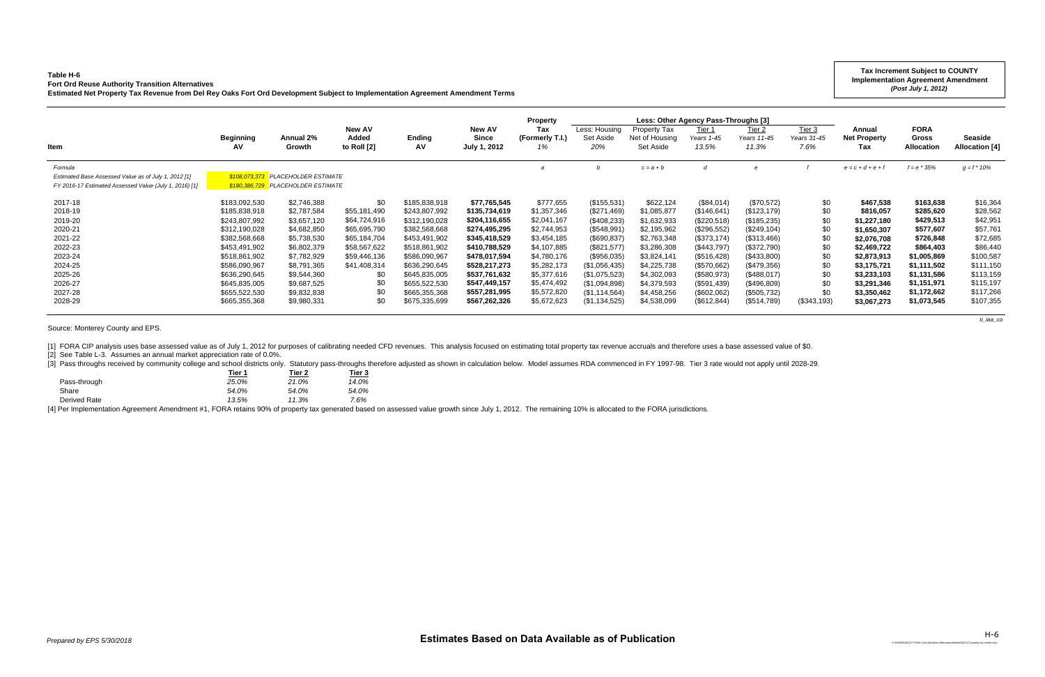**Table H-6**
**Fort Ord Reuse Authority Transition Alternatives**
**Estimated Net Property Tax Revenue from Del Rey Oaks Fort Ord Development Subject to Implementation Agreement Amendment Terms**

**Tax Increment Subject to COUNTY**
**Implementation Agreement Amendment**
***(Post July 1, 2012)***

| Item | Beginning AV | Annual 2% Growth | New AV Added to Roll [2] | Ending AV | New AV Since July 1, 2012 | Property Tax (Formerly T.I.) 1% | Less: Housing Set Aside 20% | Property Tax Net of Housing Set Aside | Tier 1 Years 1-45 13.5% | Tier 2 Years 11-45 11.3% | Tier 3 Years 31-45 7.6% | Annual Net Property Tax | FORA Gross Allocation | Seaside Allocation [4] |
|---|---|---|---|---|---|---|---|---|---|---|---|---|---|---|
| | | | | | | | Less: Other Agency Pass-Throughs [3] | | | | | | | |
| *Formula* | | | | | | *a* | *b* | *c = a + b* | *d* | *e* | *f* | *e = c + d + e + f* | *f = e * 35%* | *g = f * 10%* |
| *Estimated Base Assessed Value as of July 1, 2012 [1]* | *$108,073,373* | *PLACEHOLDER ESTIMATE* | | | | | | | | | | | | |
| *FY 2016-17 Estimated Assessed Value (July 1, 2016) [1]* | *$180,386,729* | *PLACEHOLDER ESTIMATE* | | | | | | | | | | | | |
| 2017-18 | $183,092,530 | $2,746,388 | $0 | $185,838,918 | **$77,765,545** | $777,655 | ($155,531) | $622,124 | ($84,014) | ($70,572) | $0 | **$467,538** | **$163,638** | $16,364 |
| 2018-19 | $185,838,918 | $2,787,584 | $55,181,490 | $243,807,992 | **$135,734,619** | $1,357,346 | ($271,469) | $1,085,877 | ($146,641) | ($123,179) | $0 | **$816,057** | **$285,620** | $28,562 |
| 2019-20 | $243,807,992 | $3,657,120 | $64,724,916 | $312,190,028 | **$204,116,655** | $2,041,167 | ($408,233) | $1,632,933 | ($220,518) | ($185,235) | $0 | **$1,227,180** | **$429,513** | $42,951 |
| 2020-21 | $312,190,028 | $4,682,850 | $65,695,790 | $382,568,668 | **$274,495,295** | $2,744,953 | ($548,991) | $2,195,962 | ($296,552) | ($249,104) | $0 | **$1,650,307** | **$577,607** | $57,761 |
| 2021-22 | $382,568,668 | $5,738,530 | $65,184,704 | $453,491,902 | **$345,418,529** | $3,454,185 | ($690,837) | $2,763,348 | ($373,174) | ($313,466) | $0 | **$2,076,708** | **$726,848** | $72,685 |
| 2022-23 | $453,491,902 | $6,802,379 | $58,567,622 | $518,861,902 | **$410,788,529** | $4,107,885 | ($821,577) | $3,286,308 | ($443,797) | ($372,790) | $0 | **$2,469,722** | **$864,403** | $86,440 |
| 2023-24 | $518,861,902 | $7,782,929 | $59,446,136 | $586,090,967 | **$478,017,594** | $4,780,176 | ($956,035) | $3,824,141 | ($516,428) | ($433,800) | $0 | **$2,873,913** | **$1,005,869** | $100,587 |
| 2024-25 | $586,090,967 | $8,791,365 | $41,408,314 | $636,290,645 | **$528,217,273** | $5,282,173 | ($1,056,435) | $4,225,738 | ($570,662) | ($479,356) | $0 | **$3,175,721** | **$1,111,502** | $111,150 |
| 2025-26 | $636,290,645 | $9,544,360 | $0 | $645,835,005 | **$537,761,632** | $5,377,616 | ($1,075,523) | $4,302,093 | ($580,973) | ($488,017) | $0 | **$3,233,103** | **$1,131,586** | $113,159 |
| 2026-27 | $645,835,005 | $9,687,525 | $0 | $655,522,530 | **$547,449,157** | $5,474,492 | ($1,094,898) | $4,379,593 | ($591,439) | ($496,809) | $0 | **$3,291,346** | **$1,151,971** | $115,197 |
| 2027-28 | $655,522,530 | $9,832,838 | $0 | $665,355,368 | **$557,281,995** | $5,572,820 | ($1,114,564) | $4,458,256 | ($602,062) | ($505,732) | $0 | **$3,350,462** | **$1,172,662** | $117,266 |
| 2028-29 | $665,355,368 | $9,980,331 | $0 | $675,335,699 | **$567,262,326** | $5,672,623 | ($1,134,525) | $4,538,099 | ($612,844) | ($514,789) | ($343,193) | **$3,067,273** | **$1,073,545** | $107,355 |

Source: Monterey County and EPS.

*ti_iaa_co*

[1] FORA CIP analysis uses base assessed value as of July 1, 2012 for purposes of calibrating needed CFD revenues. This analysis focused on estimating total property tax revenue accruals and therefore uses a base assessed value of $0.
[2] See Table L-3. Assumes an annual market appreciation rate of 0.0%.
[3] Pass throughs received by community college and school districts only. Statutory pass-throughs therefore adjusted as shown in calculation below. Model assumes RDA commenced in FY 1997-98. Tier 3 rate would not apply until 2028-29.

| | Tier 1 | Tier 2 | Tier 3 |
|---|---|---|---|
| Pass-through | *25.0%* | *21.0%* | *14.0%* |
| Share | *54.0%* | *54.0%* | *54.0%* |
| Derived Rate | *13.5%* | *11.3%* | *7.6%* |

[4] Per Implementation Agreement Amendment #1, FORA retains 90% of property tax generated based on assessed value growth since July 1, 2012. The remaining 10% is allocated to the FORA jurisdictions.

*Prepared by EPS 5/30/2018*

**Estimates Based on Data Available as of Publication**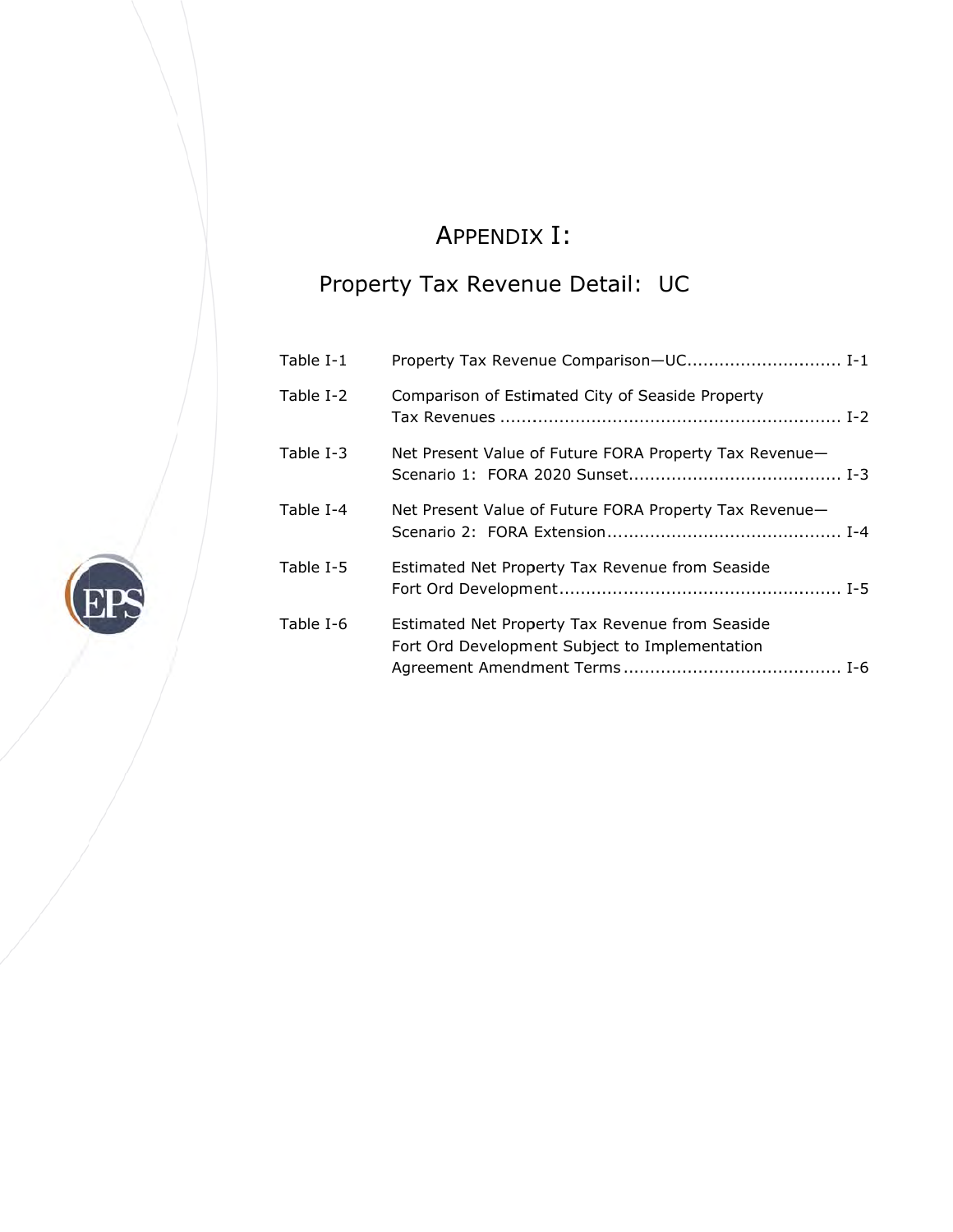# APPENDIX I:

## Property Tax Revenue Detail: UC

| | | |
|---|---|---|
| Table I-1 | Property Tax Revenue Comparison—UC | I-1 |
| Table I-2 | Comparison of Estimated City of Seaside Property Tax Revenues | I-2 |
| Table I-3 | Net Present Value of Future FORA Property Tax Revenue—Scenario 1: FORA 2020 Sunset | I-3 |
| Table I-4 | Net Present Value of Future FORA Property Tax Revenue—Scenario 2: FORA Extension | I-4 |
| Table I-5 | Estimated Net Property Tax Revenue from Seaside Fort Ord Development | I-5 |
| Table I-6 | Estimated Net Property Tax Revenue from Seaside Fort Ord Development Subject to Implementation Agreement Amendment Terms | I-6 |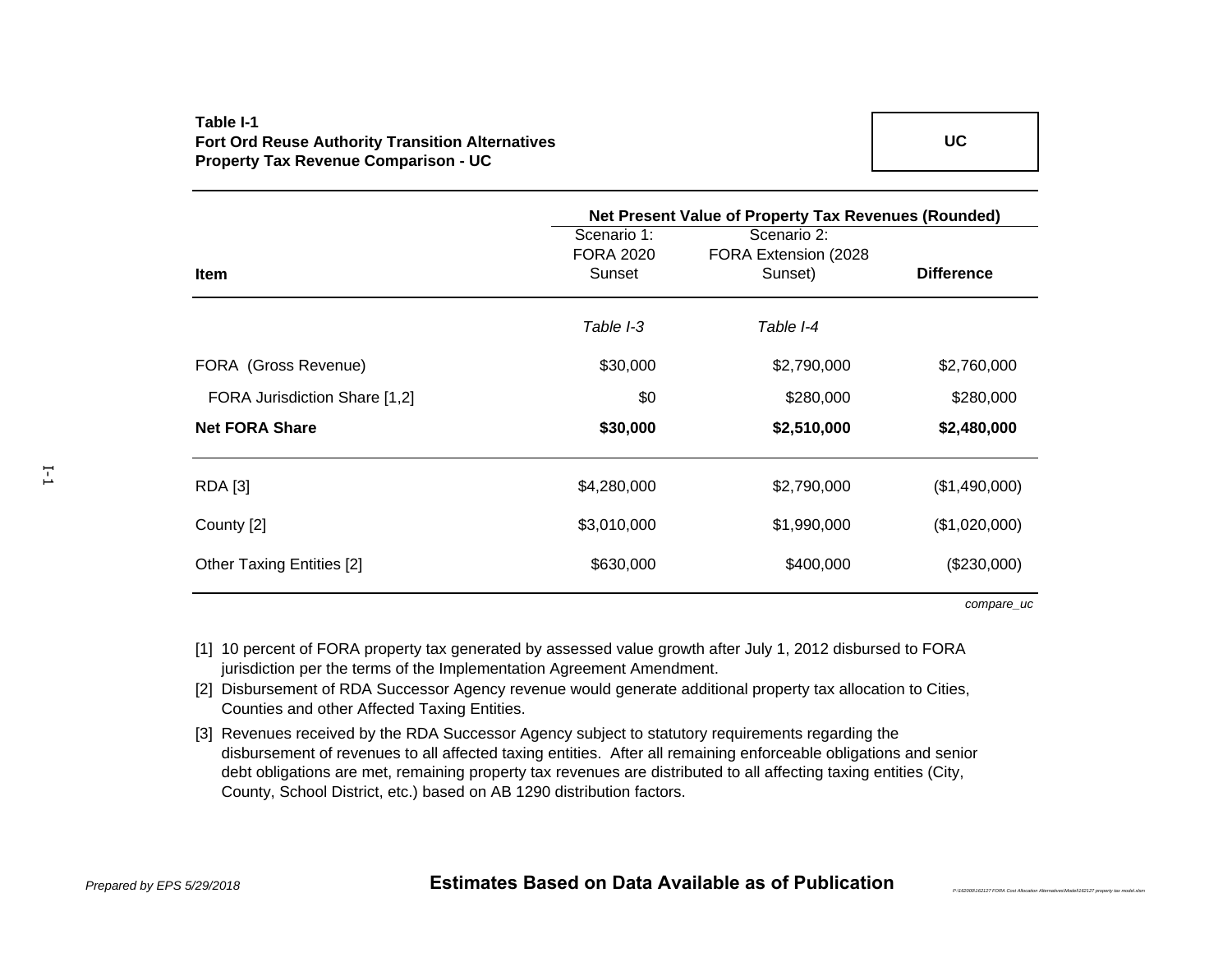**Table I-1**
**Fort Ord Reuse Authority Transition Alternatives**
**Property Tax Revenue Comparison - UC**

**UC**

| Item | Net Present Value of Property Tax Revenues (Rounded) Scenario 1: FORA 2020 Sunset | Scenario 2: FORA Extension (2028 Sunset) | Difference |
|---|---|---|---|
| | *Table I-3* | *Table I-4* | |
| FORA (Gross Revenue) | $30,000 | $2,790,000 | $2,760,000 |
| FORA Jurisdiction Share [1,2] | $0 | $280,000 | $280,000 |
| **Net FORA Share** | **$30,000** | **$2,510,000** | **$2,480,000** |
| RDA [3] | $4,280,000 | $2,790,000 | ($1,490,000) |
| County [2] | $3,010,000 | $1,990,000 | ($1,020,000) |
| Other Taxing Entities [2] | $630,000 | $400,000 | ($230,000) |

*compare_uc*

[1] 10 percent of FORA property tax generated by assessed value growth after July 1, 2012 disbursed to FORA jurisdiction per the terms of the Implementation Agreement Amendment.

[2] Disbursement of RDA Successor Agency revenue would generate additional property tax allocation to Cities, Counties and other Affected Taxing Entities.

[3] Revenues received by the RDA Successor Agency subject to statutory requirements regarding the disbursement of revenues to all affected taxing entities. After all remaining enforceable obligations and senior debt obligations are met, remaining property tax revenues are distributed to all affecting taxing entities (City, County, School District, etc.) based on AB 1290 distribution factors.

*Prepared by EPS 5/29/2018*

**Estimates Based on Data Available as of Publication**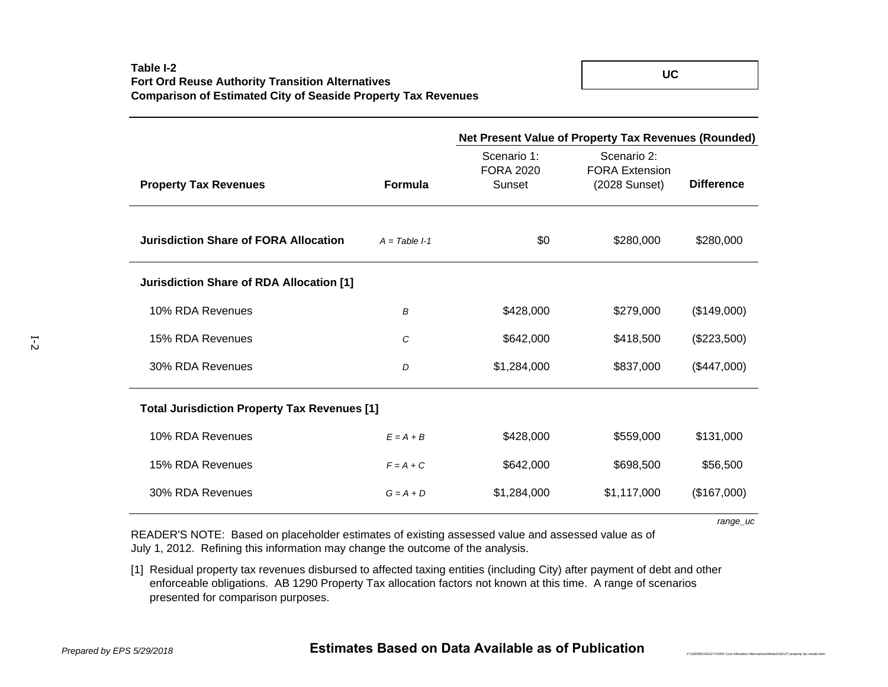**Table I-2**
**Fort Ord Reuse Authority Transition Alternatives**
**Comparison of Estimated City of Seaside Property Tax Revenues**

**UC**

| Property Tax Revenues | Formula | Net Present Value of Property Tax Revenues (Rounded) Scenario 1: FORA 2020 Sunset | Scenario 2: FORA Extension (2028 Sunset) | Difference |
|---|---|---|---|---|
| **Jurisdiction Share of FORA Allocation** | *A = Table I-1* | $0 | $280,000 | $280,000 |
| **Jurisdiction Share of RDA Allocation [1]** | | | | |
| 10% RDA Revenues | *B* | $428,000 | $279,000 | ($149,000) |
| 15% RDA Revenues | *C* | $642,000 | $418,500 | ($223,500) |
| 30% RDA Revenues | *D* | $1,284,000 | $837,000 | ($447,000) |
| **Total Jurisdiction Property Tax Revenues [1]** | | | | |
| 10% RDA Revenues | *E = A + B* | $428,000 | $559,000 | $131,000 |
| 15% RDA Revenues | *F = A + C* | $642,000 | $698,500 | $56,500 |
| 30% RDA Revenues | *G = A + D* | $1,284,000 | $1,117,000 | ($167,000) |

*range_uc*

READER'S NOTE: Based on placeholder estimates of existing assessed value and assessed value as of July 1, 2012. Refining this information may change the outcome of the analysis.

[1] Residual property tax revenues disbursed to affected taxing entities (including City) after payment of debt and other enforceable obligations. AB 1290 Property Tax allocation factors not known at this time. A range of scenarios presented for comparison purposes.

*Prepared by EPS 5/29/2018*

**Estimates Based on Data Available as of Publication**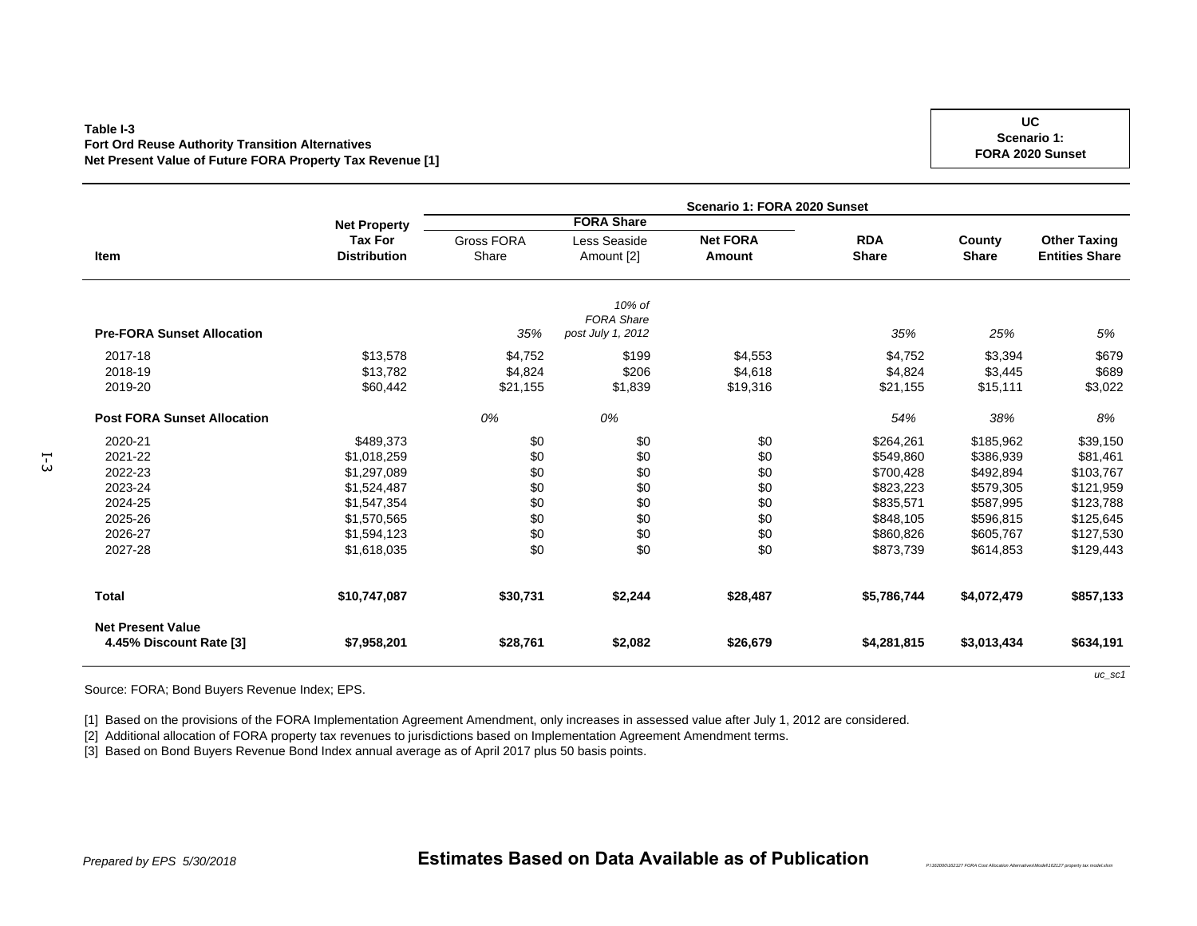**Table I-3**
**Fort Ord Reuse Authority Transition Alternatives**
**Net Present Value of Future FORA Property Tax Revenue [1]**

**UC**
**Scenario 1:**
**FORA 2020 Sunset**

| | | Scenario 1: FORA 2020 Sunset | | | | | |
|---|---|---|---|---|---|---|---|
| | | FORA Share | | | | | |
| **Item** | **Net Property Tax For Distribution** | Gross FORA Share | Less Seaside Amount [2] | **Net FORA Amount** | **RDA Share** | **County Share** | **Other Taxing Entities Share** |
| **Pre-FORA Sunset Allocation** | | *35%* | *10% of FORA Share post July 1, 2012* | | *35%* | *25%* | *5%* |
| 2017-18 | $13,578 | $4,752 | $199 | $4,553 | $4,752 | $3,394 | $679 |
| 2018-19 | $13,782 | $4,824 | $206 | $4,618 | $4,824 | $3,445 | $689 |
| 2019-20 | $60,442 | $21,155 | $1,839 | $19,316 | $21,155 | $15,111 | $3,022 |
| **Post FORA Sunset Allocation** | | *0%* | *0%* | | *54%* | *38%* | *8%* |
| 2020-21 | $489,373 | $0 | $0 | $0 | $264,261 | $185,962 | $39,150 |
| 2021-22 | $1,018,259 | $0 | $0 | $0 | $549,860 | $386,939 | $81,461 |
| 2022-23 | $1,297,089 | $0 | $0 | $0 | $700,428 | $492,894 | $103,767 |
| 2023-24 | $1,524,487 | $0 | $0 | $0 | $823,223 | $579,305 | $121,959 |
| 2024-25 | $1,547,354 | $0 | $0 | $0 | $835,571 | $587,995 | $123,788 |
| 2025-26 | $1,570,565 | $0 | $0 | $0 | $848,105 | $596,815 | $125,645 |
| 2026-27 | $1,594,123 | $0 | $0 | $0 | $860,826 | $605,767 | $127,530 |
| 2027-28 | $1,618,035 | $0 | $0 | $0 | $873,739 | $614,853 | $129,443 |
| **Total** | **$10,747,087** | **$30,731** | **$2,244** | **$28,487** | **$5,786,744** | **$4,072,479** | **$857,133** |
| **Net Present Value 4.45% Discount Rate [3]** | **$7,958,201** | **$28,761** | **$2,082** | **$26,679** | **$4,281,815** | **$3,013,434** | **$634,191** |

*uc_sc1*

Source: FORA; Bond Buyers Revenue Index; EPS.

[1] Based on the provisions of the FORA Implementation Agreement Amendment, only increases in assessed value after July 1, 2012 are considered.
[2] Additional allocation of FORA property tax revenues to jurisdictions based on Implementation Agreement Amendment terms.
[3] Based on Bond Buyers Revenue Bond Index annual average as of April 2017 plus 50 basis points.

*Prepared by EPS 5/30/2018*

**Estimates Based on Data Available as of Publication**

P:\162000\162127 FORA Cost Allocation Alternatives\Model\162127 property tax model.xlsm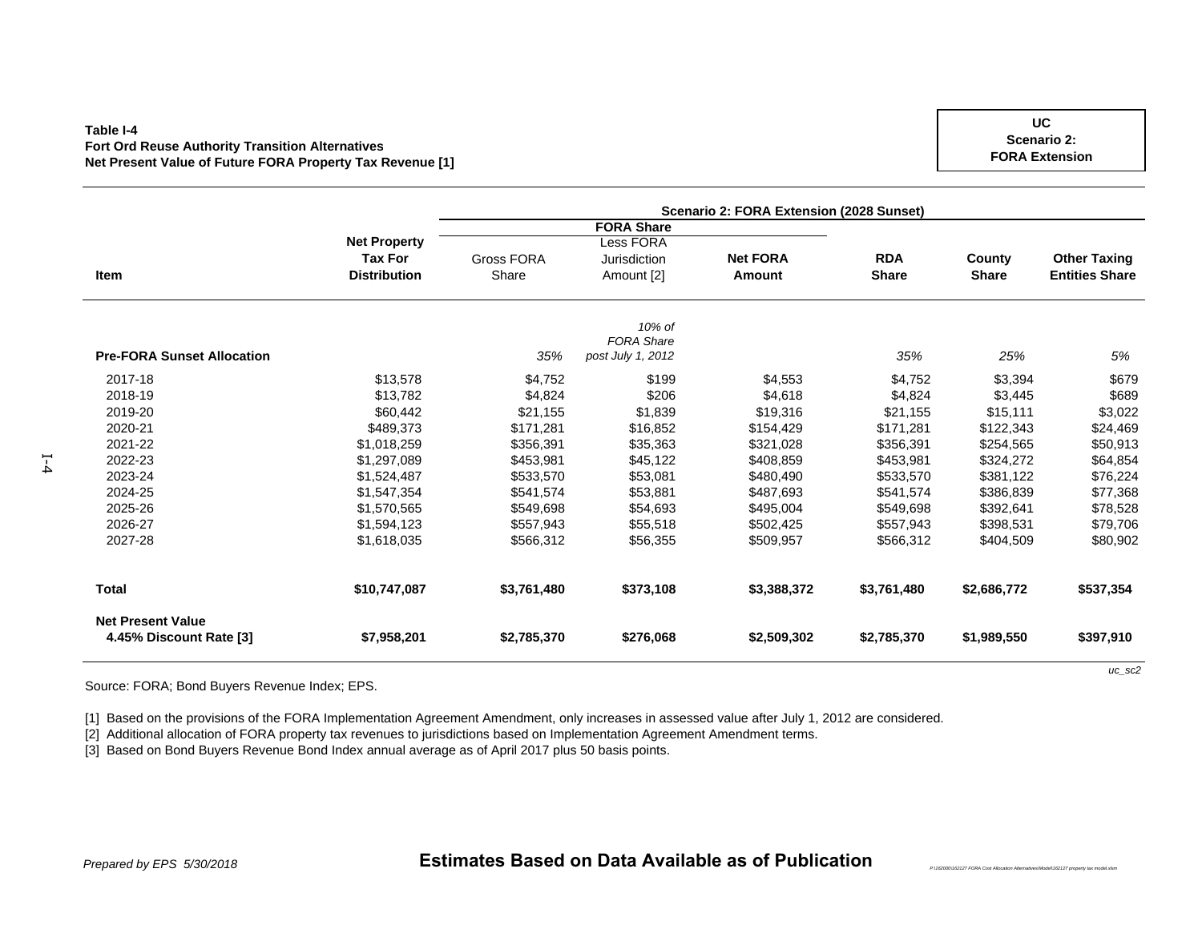**Table I-4**
**Fort Ord Reuse Authority Transition Alternatives**
**Net Present Value of Future FORA Property Tax Revenue [1]**

**UC**
**Scenario 2:**
**FORA Extension**

| | | Scenario 2: FORA Extension (2028 Sunset) | | | | | |
|---|---|---|---|---|---|---|---|
| | | FORA Share | | | | | |
| **Item** | **Net Property Tax For Distribution** | Gross FORA Share | Less FORA Jurisdiction Amount [2] | **Net FORA Amount** | **RDA Share** | **County Share** | **Other Taxing Entities Share** |
| **Pre-FORA Sunset Allocation** | | *35%* | *10% of FORA Share post July 1, 2012* | | *35%* | *25%* | *5%* |
| 2017-18 | $13,578 | $4,752 | $199 | $4,553 | $4,752 | $3,394 | $679 |
| 2018-19 | $13,782 | $4,824 | $206 | $4,618 | $4,824 | $3,445 | $689 |
| 2019-20 | $60,442 | $21,155 | $1,839 | $19,316 | $21,155 | $15,111 | $3,022 |
| 2020-21 | $489,373 | $171,281 | $16,852 | $154,429 | $171,281 | $122,343 | $24,469 |
| 2021-22 | $1,018,259 | $356,391 | $35,363 | $321,028 | $356,391 | $254,565 | $50,913 |
| 2022-23 | $1,297,089 | $453,981 | $45,122 | $408,859 | $453,981 | $324,272 | $64,854 |
| 2023-24 | $1,524,487 | $533,570 | $53,081 | $480,490 | $533,570 | $381,122 | $76,224 |
| 2024-25 | $1,547,354 | $541,574 | $53,881 | $487,693 | $541,574 | $386,839 | $77,368 |
| 2025-26 | $1,570,565 | $549,698 | $54,693 | $495,004 | $549,698 | $392,641 | $78,528 |
| 2026-27 | $1,594,123 | $557,943 | $55,518 | $502,425 | $557,943 | $398,531 | $79,706 |
| 2027-28 | $1,618,035 | $566,312 | $56,355 | $509,957 | $566,312 | $404,509 | $80,902 |
| **Total** | **$10,747,087** | **$3,761,480** | **$373,108** | **$3,388,372** | **$3,761,480** | **$2,686,772** | **$537,354** |
| **Net Present Value 4.45% Discount Rate [3]** | **$7,958,201** | **$2,785,370** | **$276,068** | **$2,509,302** | **$2,785,370** | **$1,989,550** | **$397,910** |

*uc_sc2*

Source: FORA; Bond Buyers Revenue Index; EPS.

[1] Based on the provisions of the FORA Implementation Agreement Amendment, only increases in assessed value after July 1, 2012 are considered.
[2] Additional allocation of FORA property tax revenues to jurisdictions based on Implementation Agreement Amendment terms.
[3] Based on Bond Buyers Revenue Bond Index annual average as of April 2017 plus 50 basis points.

*Prepared by EPS 5/30/2018*

**Estimates Based on Data Available as of Publication**

P:\162000\162127 FORA Cost Allocation Alternatives\Model\162127 property tax model.xlsm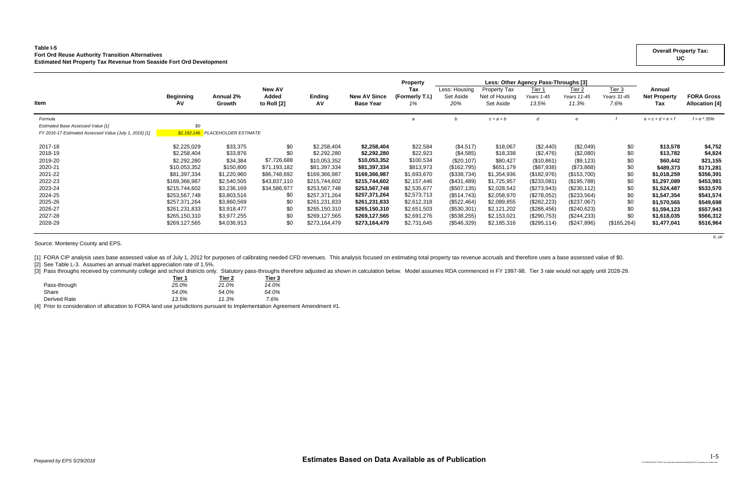**Table I-5**
**Fort Ord Reuse Authority Transition Alternatives**
**Estimated Net Property Tax Revenue from Seaside Fort Ord Development**

**Overall Property Tax: UC**

| Item | Beginning AV | Annual 2% Growth | New AV Added to Roll [2] | Ending AV | New AV Since Base Year | Property Tax (Formerly T.I.) 1% | Less: Housing Set Aside 20% | Property Tax Net of Housing Set Aside | Tier 1 Years 1-45 13.5% | Tier 2 Years 11-45 11.3% | Tier 3 Years 31-45 7.6% | Annual Net Property Tax | FORA Gross Allocation [4] |
|---|---|---|---|---|---|---|---|---|---|---|---|---|---|
| | | | | | | | | Less: Other Agency Pass-Throughs [3] | | | | | |
| *Formula* | | | | | | *a* | *b* | *c = a + b* | *d* | *e* | *f* | *e = c + d + e + f* | *f = e * 35%* |
| *Estimated Base Assessed Value [1]* | *$0* | | | | | | | | | | | | |
| *FY 2016-17 Estimated Assessed Value (July 1, 2016) [1]* | *$2,192,146* | *PLACEHOLDER ESTIMATE* | | | | | | | | | | | |
| 2017-18 | $2,225,029 | $33,375 | $0 | $2,258,404 | **$2,258,404** | $22,584 | ($4,517) | $18,067 | ($2,440) | ($2,049) | $0 | **$13,578** | **$4,752** |
| 2018-19 | $2,258,404 | $33,876 | $0 | $2,292,280 | **$2,292,280** | $22,923 | ($4,585) | $18,338 | ($2,476) | ($2,080) | $0 | **$13,782** | **$4,824** |
| 2019-20 | $2,292,280 | $34,384 | $7,726,688 | $10,053,352 | **$10,053,352** | $100,534 | ($20,107) | $80,427 | ($10,861) | ($9,123) | $0 | **$60,442** | **$21,155** |
| 2020-21 | $10,053,352 | $150,800 | $71,193,182 | $81,397,334 | **$81,397,334** | $813,973 | ($162,795) | $651,179 | ($87,938) | ($73,868) | $0 | **$489,373** | **$171,281** |
| 2021-22 | $81,397,334 | $1,220,960 | $86,748,692 | $169,366,987 | **$169,366,987** | $1,693,670 | ($338,734) | $1,354,936 | ($182,976) | ($153,700) | $0 | **$1,018,259** | **$356,391** |
| 2022-23 | $169,366,987 | $2,540,505 | $43,837,110 | $215,744,602 | **$215,744,602** | $2,157,446 | ($431,489) | $1,725,957 | ($233,081) | ($195,788) | $0 | **$1,297,089** | **$453,981** |
| 2023-24 | $215,744,602 | $3,236,169 | $34,586,977 | $253,567,748 | **$253,567,748** | $2,535,677 | ($507,135) | $2,028,542 | ($273,943) | ($230,112) | $0 | **$1,524,487** | **$533,570** |
| 2024-25 | $253,567,748 | $3,803,516 | $0 | $257,371,264 | **$257,371,264** | $2,573,713 | ($514,743) | $2,058,970 | ($278,052) | ($233,564) | $0 | **$1,547,354** | **$541,574** |
| 2025-26 | $257,371,264 | $3,860,569 | $0 | $261,231,833 | **$261,231,833** | $2,612,318 | ($522,464) | $2,089,855 | ($282,223) | ($237,067) | $0 | **$1,570,565** | **$549,698** |
| 2026-27 | $261,231,833 | $3,918,477 | $0 | $265,150,310 | **$265,150,310** | $2,651,503 | ($530,301) | $2,121,202 | ($286,456) | ($240,623) | $0 | **$1,594,123** | **$557,943** |
| 2027-28 | $265,150,310 | $3,977,255 | $0 | $269,127,565 | **$269,127,565** | $2,691,276 | ($538,255) | $2,153,021 | ($290,753) | ($244,233) | $0 | **$1,618,035** | **$566,312** |
| 2028-29 | $269,127,565 | $4,036,913 | $0 | $273,164,479 | **$273,164,479** | $2,731,645 | ($546,329) | $2,185,316 | ($295,114) | ($247,896) | ($165,264) | **$1,477,041** | **$516,964** |

*ti_uc*

Source: Monterey County and EPS.

[1] FORA CIP analysis uses base assessed value as of July 1, 2012 for purposes of calibrating needed CFD revenues. This analysis focused on estimating total property tax revenue accruals and therefore uses a base assessed value of $0.
[2] See Table L-3. Assumes an annual market appreciation rate of 1.5%.
[3] Pass throughs received by community college and school districts only. Statutory pass-throughs therefore adjusted as shown in calculation below. Model assumes RDA commenced in FY 1997-98. Tier 3 rate would not apply until 2028-29.

| | Tier 1 | Tier 2 | Tier 3 |
|---|---|---|---|
| Pass-through | *25.0%* | *21.0%* | *14.0%* |
| Share | *54.0%* | *54.0%* | *54.0%* |
| Derived Rate | *13.5%* | *11.3%* | *7.6%* |

[4] Prior to consideration of allocation to FORA land use jurisdictions pursuant to Implementation Agreement Amendment #1.

*Prepared by EPS 5/29/2018*

**Estimates Based on Data Available as of Publication**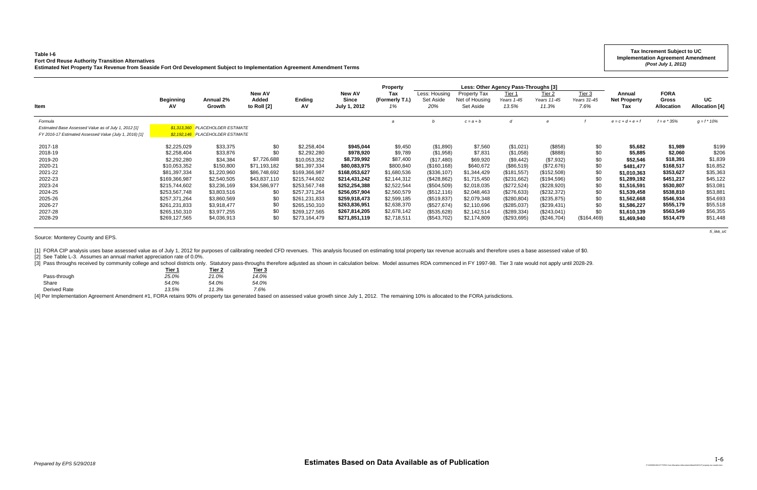**Table I-6**
**Fort Ord Reuse Authority Transition Alternatives**
**Estimated Net Property Tax Revenue from Seaside Fort Ord Development Subject to Implementation Agreement Amendment Terms**

**Tax Increment Subject to UC Implementation Agreement Amendment**
***(Post July 1, 2012)***

| Item | Beginning AV | Annual 2% Growth | New AV Added to Roll [2] | Ending AV | New AV Since July 1, 2012 | Property Tax (Formerly T.I.) 1% | Less: Other Agency Pass-Throughs [3] Less: Housing Set Aside 20% | Property Tax Net of Housing Set Aside | Tier 1 Years 1-45 13.5% | Tier 2 Years 11-45 11.3% | Tier 3 Years 31-45 7.6% | Annual Net Property Tax | FORA Gross Allocation | UC Allocation [4] |
|---|---|---|---|---|---|---|---|---|---|---|---|---|---|---|
| *Formula* | | | | | | *a* | *b* | *c = a + b* | *d* | *e* | *f* | *e = c + d + e + f* | *f = e * 35%* | *g = f * 10%* |
| *Estimated Base Assessed Value as of July 1, 2012 [1]* | *$1,313,360* | *PLACEHOLDER ESTIMATE* | | | | | | | | | | | | |
| *FY 2016-17 Estimated Assessed Value (July 1, 2016) [1]* | *$2,192,146* | *PLACEHOLDER ESTIMATE* | | | | | | | | | | | | |
| 2017-18 | $2,225,029 | $33,375 | $0 | $2,258,404 | **$945,044** | $9,450 | ($1,890) | $7,560 | ($1,021) | ($858) | $0 | **$5,682** | **$1,989** | $199 |
| 2018-19 | $2,258,404 | $33,876 | $0 | $2,292,280 | **$978,920** | $9,789 | ($1,958) | $7,831 | ($1,058) | ($888) | $0 | **$5,885** | **$2,060** | $206 |
| 2019-20 | $2,292,280 | $34,384 | $7,726,688 | $10,053,352 | **$8,739,992** | $87,400 | ($17,480) | $69,920 | ($9,442) | ($7,932) | $0 | **$52,546** | **$18,391** | $1,839 |
| 2020-21 | $10,053,352 | $150,800 | $71,193,182 | $81,397,334 | **$80,083,975** | $800,840 | ($160,168) | $640,672 | ($86,519) | ($72,676) | $0 | **$481,477** | **$168,517** | $16,852 |
| 2021-22 | $81,397,334 | $1,220,960 | $86,748,692 | $169,366,987 | **$168,053,627** | $1,680,536 | ($336,107) | $1,344,429 | ($181,557) | ($152,508) | $0 | **$1,010,363** | **$353,627** | $35,363 |
| 2022-23 | $169,366,987 | $2,540,505 | $43,837,110 | $215,744,602 | **$214,431,242** | $2,144,312 | ($428,862) | $1,715,450 | ($231,662) | ($194,596) | $0 | **$1,289,192** | **$451,217** | $45,122 |
| 2023-24 | $215,744,602 | $3,236,169 | $34,586,977 | $253,567,748 | **$252,254,388** | $2,522,544 | ($504,509) | $2,018,035 | ($272,524) | ($228,920) | $0 | **$1,516,591** | **$530,807** | $53,081 |
| 2024-25 | $253,567,748 | $3,803,516 | $0 | $257,371,264 | **$256,057,904** | $2,560,579 | ($512,116) | $2,048,463 | ($276,633) | ($232,372) | $0 | **$1,539,458** | **$538,810** | $53,881 |
| 2025-26 | $257,371,264 | $3,860,569 | $0 | $261,231,833 | **$259,918,473** | $2,599,185 | ($519,837) | $2,079,348 | ($280,804) | ($235,875) | $0 | **$1,562,668** | **$546,934** | $54,693 |
| 2026-27 | $261,231,833 | $3,918,477 | $0 | $265,150,310 | **$263,836,951** | $2,638,370 | ($527,674) | $2,110,696 | ($285,037) | ($239,431) | $0 | **$1,586,227** | **$555,179** | $55,518 |
| 2027-28 | $265,150,310 | $3,977,255 | $0 | $269,127,565 | **$267,814,205** | $2,678,142 | ($535,628) | $2,142,514 | ($289,334) | ($243,041) | $0 | **$1,610,139** | **$563,549** | $56,355 |
| 2028-29 | $269,127,565 | $4,036,913 | $0 | $273,164,479 | **$271,851,119** | $2,718,511 | ($543,702) | $2,174,809 | ($293,695) | ($246,704) | ($164,469) | **$1,469,940** | **$514,479** | $51,448 |

Source: Monterey County and EPS.

[1] FORA CIP analysis uses base assessed value as of July 1, 2012 for purposes of calibrating needed CFD revenues. This analysis focused on estimating total property tax revenue accruals and therefore uses a base assessed value of $0.
[2] See Table L-3. Assumes an annual market appreciation rate of 0.0%.
[3] Pass throughs received by community college and school districts only. Statutory pass-throughs therefore adjusted as shown in calculation below. Model assumes RDA commenced in FY 1997-98. Tier 3 rate would not apply until 2028-29.

| | Tier 1 | Tier 2 | Tier 3 |
|---|---|---|---|
| Pass-through | *25.0%* | *21.0%* | *14.0%* |
| Share | *54.0%* | *54.0%* | *54.0%* |
| Derived Rate | *13.5%* | *11.3%* | *7.6%* |

[4] Per Implementation Agreement Amendment #1, FORA retains 90% of property tax generated based on assessed value growth since July 1, 2012. The remaining 10% is allocated to the FORA jurisdictions.

*Prepared by EPS 5/29/2018*

**Estimates Based on Data Available as of Publication**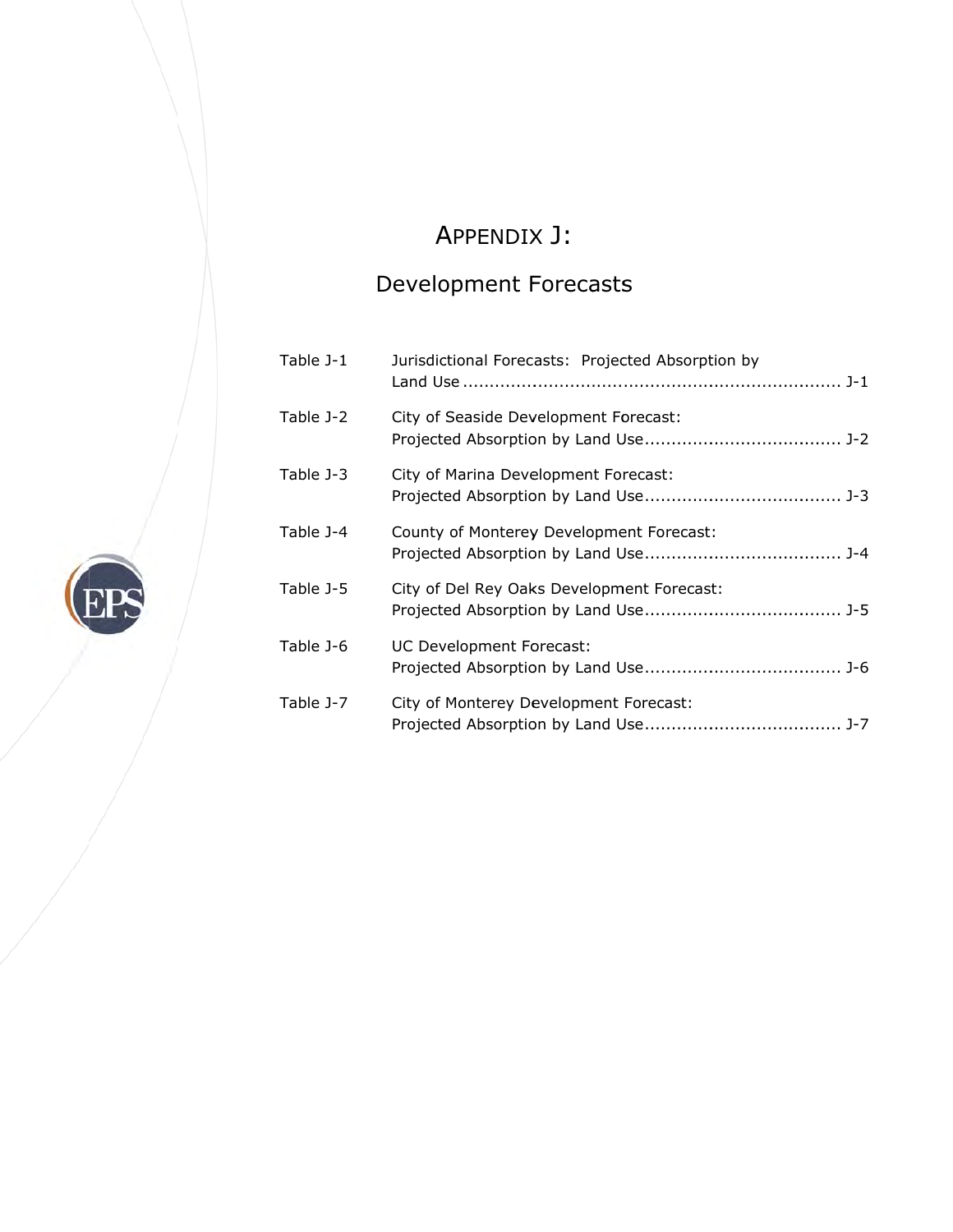# APPENDIX J:

## Development Forecasts

| | | |
|---|---|---|
| Table J-1 | Jurisdictional Forecasts: Projected Absorption by Land Use | J-1 |
| Table J-2 | City of Seaside Development Forecast: Projected Absorption by Land Use | J-2 |
| Table J-3 | City of Marina Development Forecast: Projected Absorption by Land Use | J-3 |
| Table J-4 | County of Monterey Development Forecast: Projected Absorption by Land Use | J-4 |
| Table J-5 | City of Del Rey Oaks Development Forecast: Projected Absorption by Land Use | J-5 |
| Table J-6 | UC Development Forecast: Projected Absorption by Land Use | J-6 |
| Table J-7 | City of Monterey Development Forecast: Projected Absorption by Land Use | J-7 |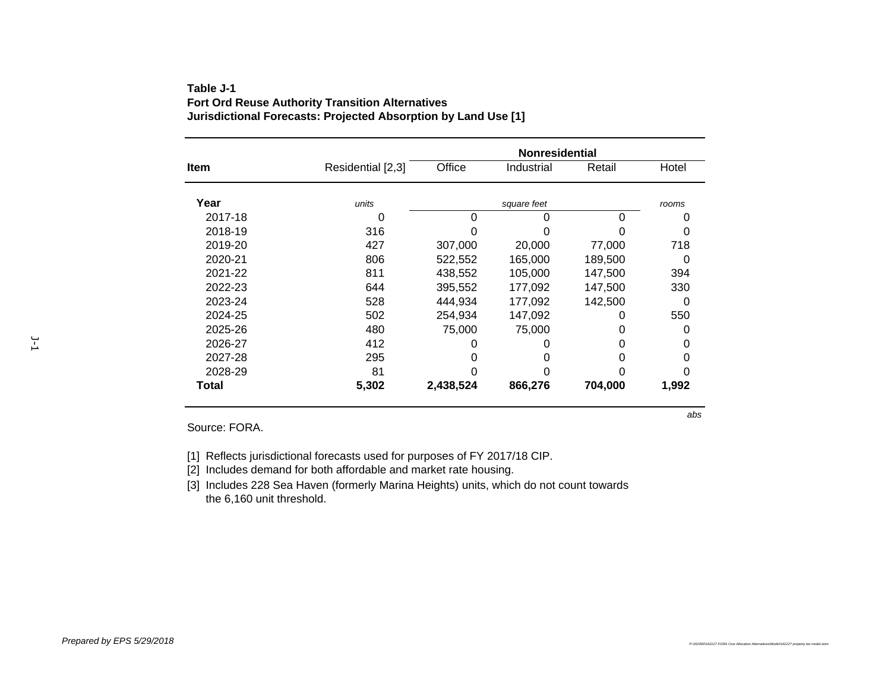**Table J-1**
**Fort Ord Reuse Authority Transition Alternatives**
**Jurisdictional Forecasts: Projected Absorption by Land Use [1]**

| Item | Residential [2,3] | Nonresidential | | | |
|---|---|---|---|---|---|
| | | Office | Industrial | Retail | Hotel |
| **Year** | *units* | *square feet* | | | *rooms* |
| 2017-18 | 0 | 0 | 0 | 0 | 0 |
| 2018-19 | 316 | 0 | 0 | 0 | 0 |
| 2019-20 | 427 | 307,000 | 20,000 | 77,000 | 718 |
| 2020-21 | 806 | 522,552 | 165,000 | 189,500 | 0 |
| 2021-22 | 811 | 438,552 | 105,000 | 147,500 | 394 |
| 2022-23 | 644 | 395,552 | 177,092 | 147,500 | 330 |
| 2023-24 | 528 | 444,934 | 177,092 | 142,500 | 0 |
| 2024-25 | 502 | 254,934 | 147,092 | 0 | 550 |
| 2025-26 | 480 | 75,000 | 75,000 | 0 | 0 |
| 2026-27 | 412 | 0 | 0 | 0 | 0 |
| 2027-28 | 295 | 0 | 0 | 0 | 0 |
| 2028-29 | 81 | 0 | 0 | 0 | 0 |
| **Total** | **5,302** | **2,438,524** | **866,276** | **704,000** | **1,992** |

*abs*

Source: FORA.

[1] Reflects jurisdictional forecasts used for purposes of FY 2017/18 CIP.
[2] Includes demand for both affordable and market rate housing.
[3] Includes 228 Sea Haven (formerly Marina Heights) units, which do not count towards the 6,160 unit threshold.

*Prepared by EPS 5/29/2018*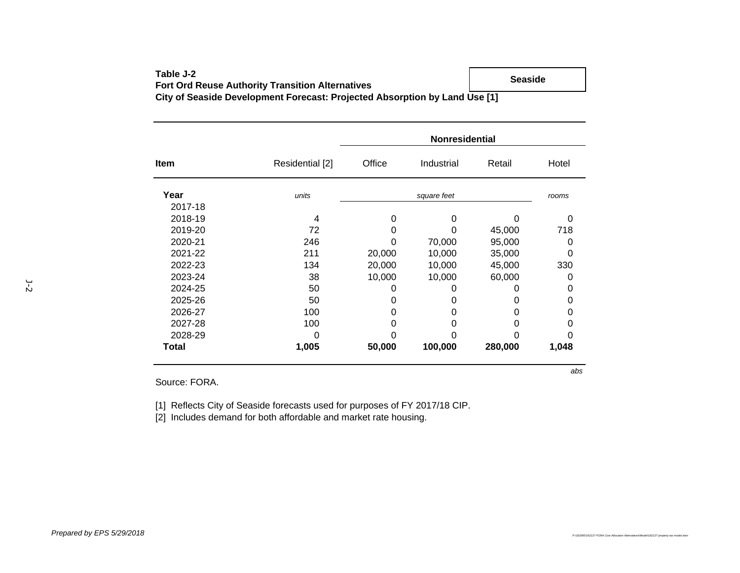**Table J-2**
**Fort Ord Reuse Authority Transition Alternatives**
**City of Seaside Development Forecast: Projected Absorption by Land Use [1]**

**Seaside**

| Item | Residential [2] | Nonresidential | | | |
|---|---|---|---|---|---|
| | | Office | Industrial | Retail | Hotel |
| **Year** | *units* | *square feet* | | | *rooms* |
| 2017-18 | | | | | |
| 2018-19 | 4 | 0 | 0 | 0 | 0 |
| 2019-20 | 72 | 0 | 0 | 45,000 | 718 |
| 2020-21 | 246 | 0 | 70,000 | 95,000 | 0 |
| 2021-22 | 211 | 20,000 | 10,000 | 35,000 | 0 |
| 2022-23 | 134 | 20,000 | 10,000 | 45,000 | 330 |
| 2023-24 | 38 | 10,000 | 10,000 | 60,000 | 0 |
| 2024-25 | 50 | 0 | 0 | 0 | 0 |
| 2025-26 | 50 | 0 | 0 | 0 | 0 |
| 2026-27 | 100 | 0 | 0 | 0 | 0 |
| 2027-28 | 100 | 0 | 0 | 0 | 0 |
| 2028-29 | 0 | 0 | 0 | 0 | 0 |
| **Total** | **1,005** | **50,000** | **100,000** | **280,000** | **1,048** |

*abs*

Source: FORA.

[1] Reflects City of Seaside forecasts used for purposes of FY 2017/18 CIP.
[2] Includes demand for both affordable and market rate housing.

*Prepared by EPS 5/29/2018*

P:\162000\162127 FORA Cost Allocation Alternatives\Model\162127 property tax model.xlsm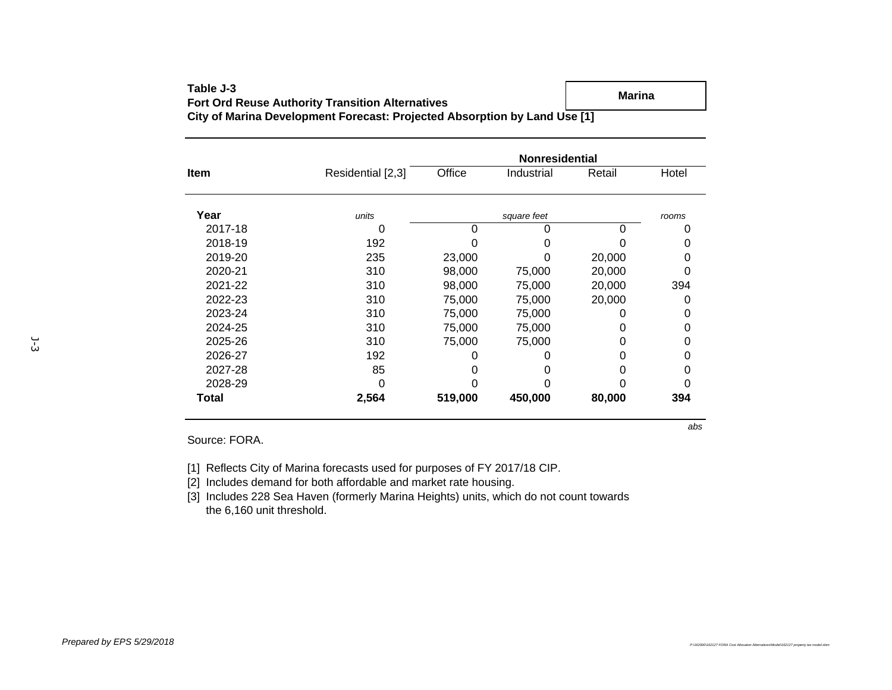**Table J-3**
**Fort Ord Reuse Authority Transition Alternatives**
**City of Marina Development Forecast: Projected Absorption by Land Use [1]**

**Marina**

| Item | Residential [2,3] | Nonresidential | | | |
|---|---|---|---|---|---|
| | | Office | Industrial | Retail | Hotel |
| **Year** | *units* | *square feet* | | | *rooms* |
| 2017-18 | 0 | 0 | 0 | 0 | 0 |
| 2018-19 | 192 | 0 | 0 | 0 | 0 |
| 2019-20 | 235 | 23,000 | 0 | 20,000 | 0 |
| 2020-21 | 310 | 98,000 | 75,000 | 20,000 | 0 |
| 2021-22 | 310 | 98,000 | 75,000 | 20,000 | 394 |
| 2022-23 | 310 | 75,000 | 75,000 | 20,000 | 0 |
| 2023-24 | 310 | 75,000 | 75,000 | 0 | 0 |
| 2024-25 | 310 | 75,000 | 75,000 | 0 | 0 |
| 2025-26 | 310 | 75,000 | 75,000 | 0 | 0 |
| 2026-27 | 192 | 0 | 0 | 0 | 0 |
| 2027-28 | 85 | 0 | 0 | 0 | 0 |
| 2028-29 | 0 | 0 | 0 | 0 | 0 |
| **Total** | **2,564** | **519,000** | **450,000** | **80,000** | **394** |

*abs*

Source: FORA.

[1] Reflects City of Marina forecasts used for purposes of FY 2017/18 CIP.
[2] Includes demand for both affordable and market rate housing.
[3] Includes 228 Sea Haven (formerly Marina Heights) units, which do not count towards the 6,160 unit threshold.

*Prepared by EPS 5/29/2018*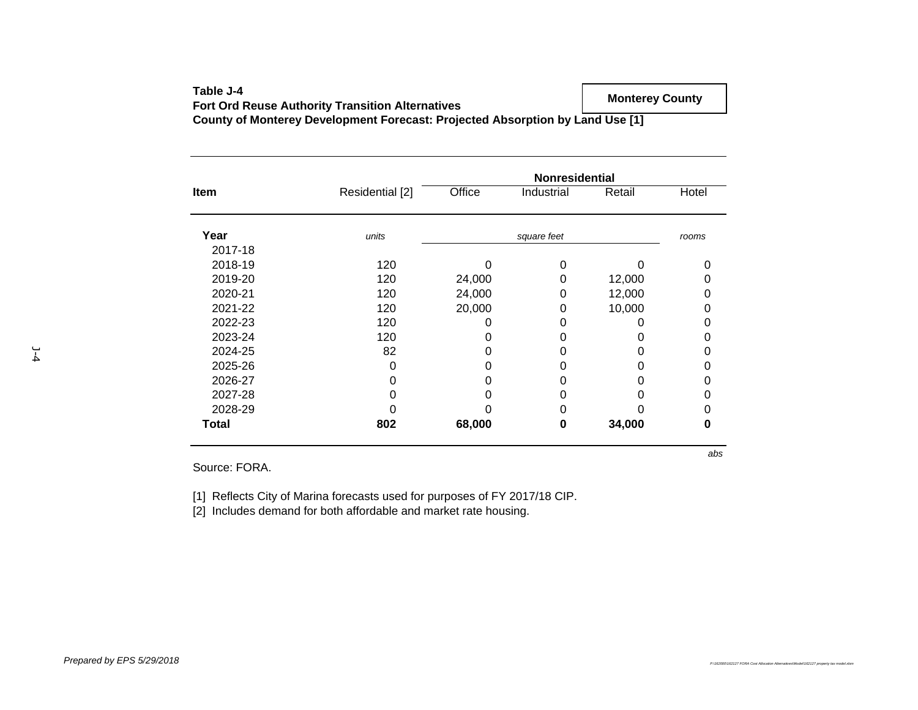**Table J-4**
**Fort Ord Reuse Authority Transition Alternatives**
**County of Monterey Development Forecast: Projected Absorption by Land Use [1]**

**Monterey County**

| Item | Residential [2] | Nonresidential | | | |
|---|---|---|---|---|---|
| | | Office | Industrial | Retail | Hotel |
| **Year** | *units* | *square feet* | | | *rooms* |
| 2017-18 | | | | | |
| 2018-19 | 120 | 0 | 0 | 0 | 0 |
| 2019-20 | 120 | 24,000 | 0 | 12,000 | 0 |
| 2020-21 | 120 | 24,000 | 0 | 12,000 | 0 |
| 2021-22 | 120 | 20,000 | 0 | 10,000 | 0 |
| 2022-23 | 120 | 0 | 0 | 0 | 0 |
| 2023-24 | 120 | 0 | 0 | 0 | 0 |
| 2024-25 | 82 | 0 | 0 | 0 | 0 |
| 2025-26 | 0 | 0 | 0 | 0 | 0 |
| 2026-27 | 0 | 0 | 0 | 0 | 0 |
| 2027-28 | 0 | 0 | 0 | 0 | 0 |
| 2028-29 | 0 | 0 | 0 | 0 | 0 |
| **Total** | **802** | **68,000** | **0** | **34,000** | **0** |

*abs*

Source: FORA.

[1] Reflects City of Marina forecasts used for purposes of FY 2017/18 CIP.
[2] Includes demand for both affordable and market rate housing.

*Prepared by EPS 5/29/2018*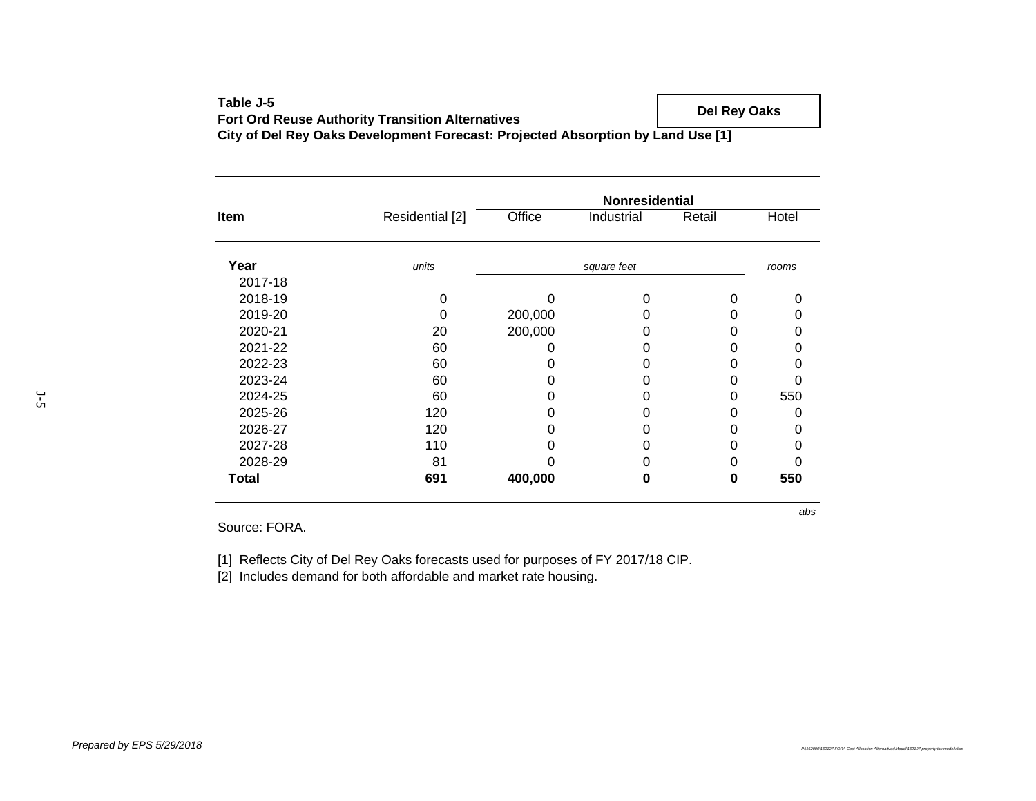**Table J-5**
**Fort Ord Reuse Authority Transition Alternatives**
**City of Del Rey Oaks Development Forecast: Projected Absorption by Land Use [1]**

**Del Rey Oaks**

| Item | Residential [2] | Nonresidential | | | |
|---|---|---|---|---|---|
| | | Office | Industrial | Retail | Hotel |
| **Year** | *units* | *square feet* | | | *rooms* |
| 2017-18 | | | | | |
| 2018-19 | 0 | 0 | 0 | 0 | 0 |
| 2019-20 | 0 | 200,000 | 0 | 0 | 0 |
| 2020-21 | 20 | 200,000 | 0 | 0 | 0 |
| 2021-22 | 60 | 0 | 0 | 0 | 0 |
| 2022-23 | 60 | 0 | 0 | 0 | 0 |
| 2023-24 | 60 | 0 | 0 | 0 | 0 |
| 2024-25 | 60 | 0 | 0 | 0 | 550 |
| 2025-26 | 120 | 0 | 0 | 0 | 0 |
| 2026-27 | 120 | 0 | 0 | 0 | 0 |
| 2027-28 | 110 | 0 | 0 | 0 | 0 |
| 2028-29 | 81 | 0 | 0 | 0 | 0 |
| **Total** | **691** | **400,000** | **0** | **0** | **550** |

*abs*

Source: FORA.

[1] Reflects City of Del Rey Oaks forecasts used for purposes of FY 2017/18 CIP.
[2] Includes demand for both affordable and market rate housing.

*Prepared by EPS 5/29/2018*

P:\162000\162127 FORA Cost Allocation Alternatives\Model\162127 property tax model.xlsm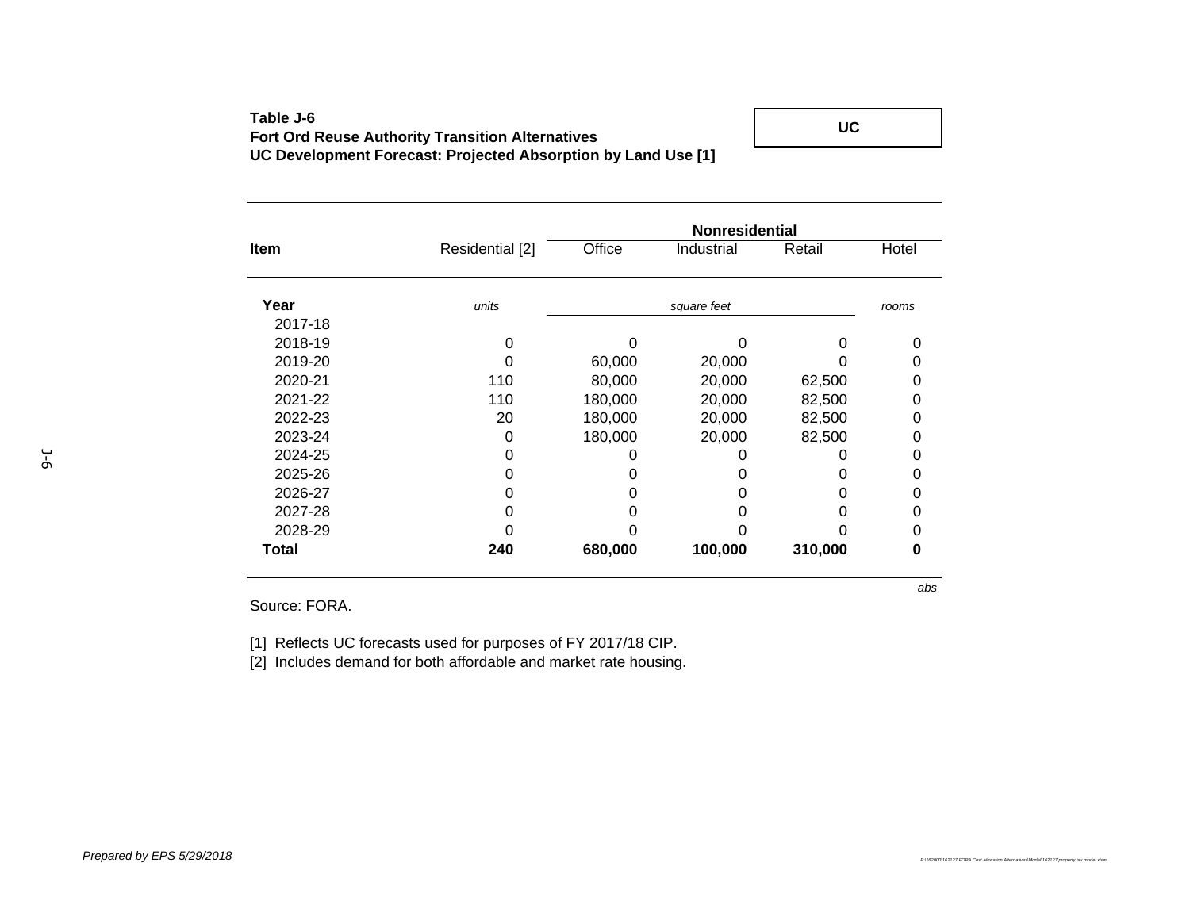**Table J-6**
**Fort Ord Reuse Authority Transition Alternatives**
**UC Development Forecast: Projected Absorption by Land Use [1]**

**UC**

| Item | Residential [2] | Nonresidential | | | |
|---|---|---|---|---|---|
| | | Office | Industrial | Retail | Hotel |
| **Year** | *units* | *square feet* | | | *rooms* |
| 2017-18 | | | | | |
| 2018-19 | 0 | 0 | 0 | 0 | 0 |
| 2019-20 | 0 | 60,000 | 20,000 | 0 | 0 |
| 2020-21 | 110 | 80,000 | 20,000 | 62,500 | 0 |
| 2021-22 | 110 | 180,000 | 20,000 | 82,500 | 0 |
| 2022-23 | 20 | 180,000 | 20,000 | 82,500 | 0 |
| 2023-24 | 0 | 180,000 | 20,000 | 82,500 | 0 |
| 2024-25 | 0 | 0 | 0 | 0 | 0 |
| 2025-26 | 0 | 0 | 0 | 0 | 0 |
| 2026-27 | 0 | 0 | 0 | 0 | 0 |
| 2027-28 | 0 | 0 | 0 | 0 | 0 |
| 2028-29 | 0 | 0 | 0 | 0 | 0 |
| **Total** | **240** | **680,000** | **100,000** | **310,000** | **0** |

*abs*

Source: FORA.

[1] Reflects UC forecasts used for purposes of FY 2017/18 CIP.
[2] Includes demand for both affordable and market rate housing.

*Prepared by EPS 5/29/2018*

P:\162000\162127 FORA Cost Allocation Alternatives\Model\162127 property tax model.xlsm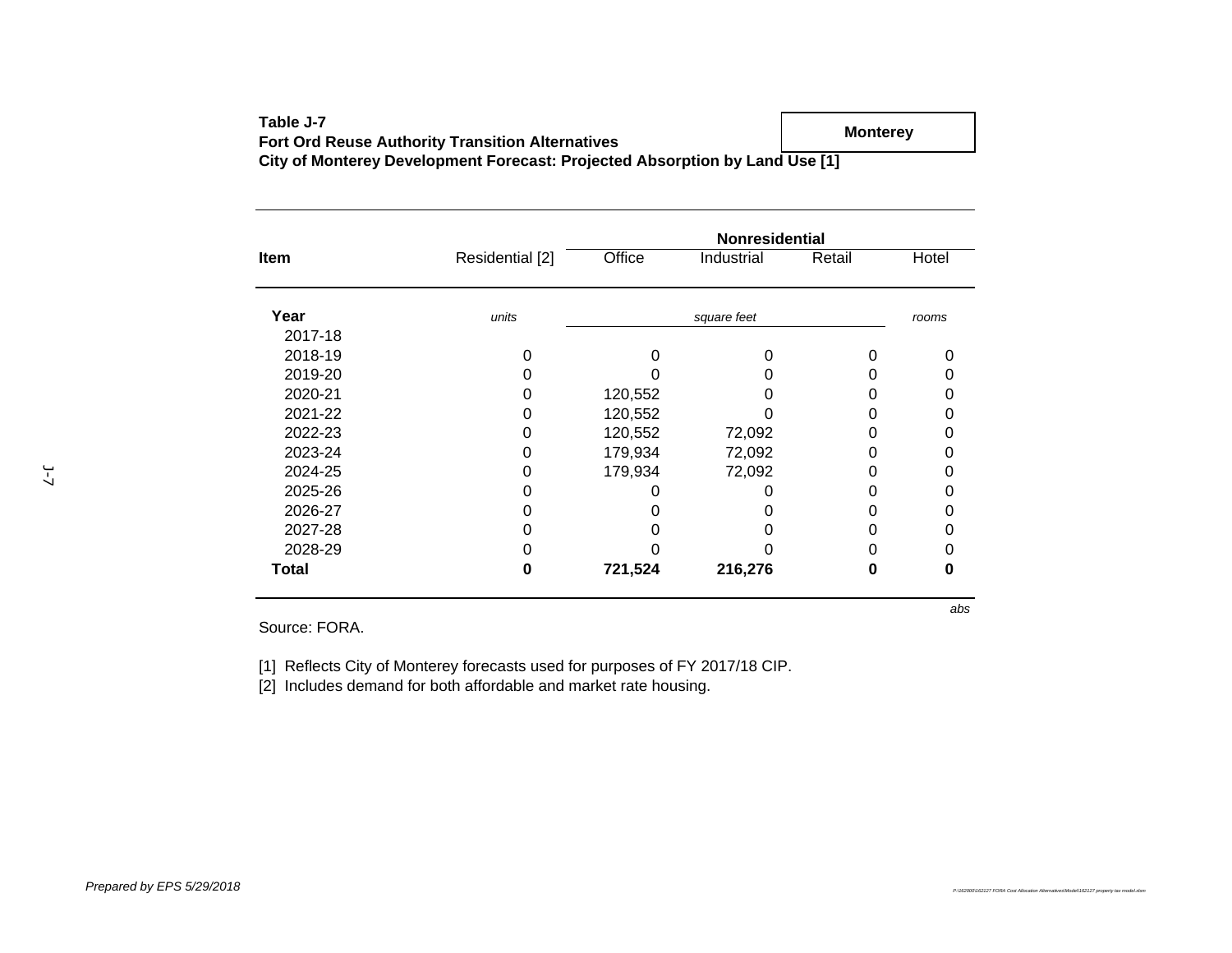**Table J-7**
**Fort Ord Reuse Authority Transition Alternatives**
**City of Monterey Development Forecast: Projected Absorption by Land Use [1]**

**Monterey**

| Item | Residential [2] | Nonresidential | | | |
|---|---|---|---|---|---|
| | | Office | Industrial | Retail | Hotel |
| **Year** | *units* | *square feet* | | | *rooms* |
| 2017-18 | | | | | |
| 2018-19 | 0 | 0 | 0 | 0 | 0 |
| 2019-20 | 0 | 0 | 0 | 0 | 0 |
| 2020-21 | 0 | 120,552 | 0 | 0 | 0 |
| 2021-22 | 0 | 120,552 | 0 | 0 | 0 |
| 2022-23 | 0 | 120,552 | 72,092 | 0 | 0 |
| 2023-24 | 0 | 179,934 | 72,092 | 0 | 0 |
| 2024-25 | 0 | 179,934 | 72,092 | 0 | 0 |
| 2025-26 | 0 | 0 | 0 | 0 | 0 |
| 2026-27 | 0 | 0 | 0 | 0 | 0 |
| 2027-28 | 0 | 0 | 0 | 0 | 0 |
| 2028-29 | 0 | 0 | 0 | 0 | 0 |
| **Total** | **0** | **721,524** | **216,276** | **0** | **0** |

*abs*

Source: FORA.

[1] Reflects City of Monterey forecasts used for purposes of FY 2017/18 CIP.
[2] Includes demand for both affordable and market rate housing.

*Prepared by EPS 5/29/2018*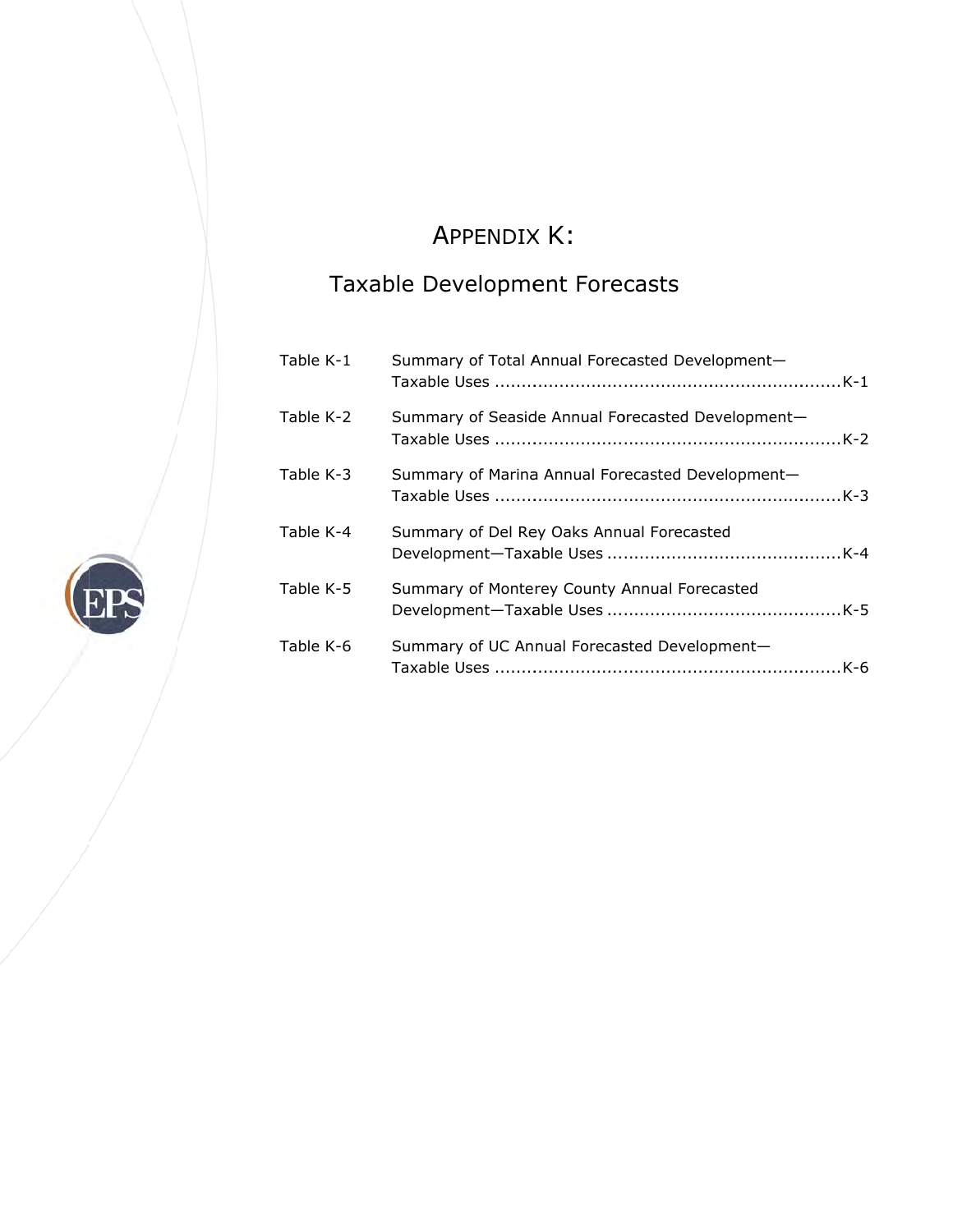# APPENDIX K:

## Taxable Development Forecasts

| | | |
|---|---|---|
| Table K-1 | Summary of Total Annual Forecasted Development—Taxable Uses | K-1 |
| Table K-2 | Summary of Seaside Annual Forecasted Development—Taxable Uses | K-2 |
| Table K-3 | Summary of Marina Annual Forecasted Development—Taxable Uses | K-3 |
| Table K-4 | Summary of Del Rey Oaks Annual Forecasted Development—Taxable Uses | K-4 |
| Table K-5 | Summary of Monterey County Annual Forecasted Development—Taxable Uses | K-5 |
| Table K-6 | Summary of UC Annual Forecasted Development—Taxable Uses | K-6 |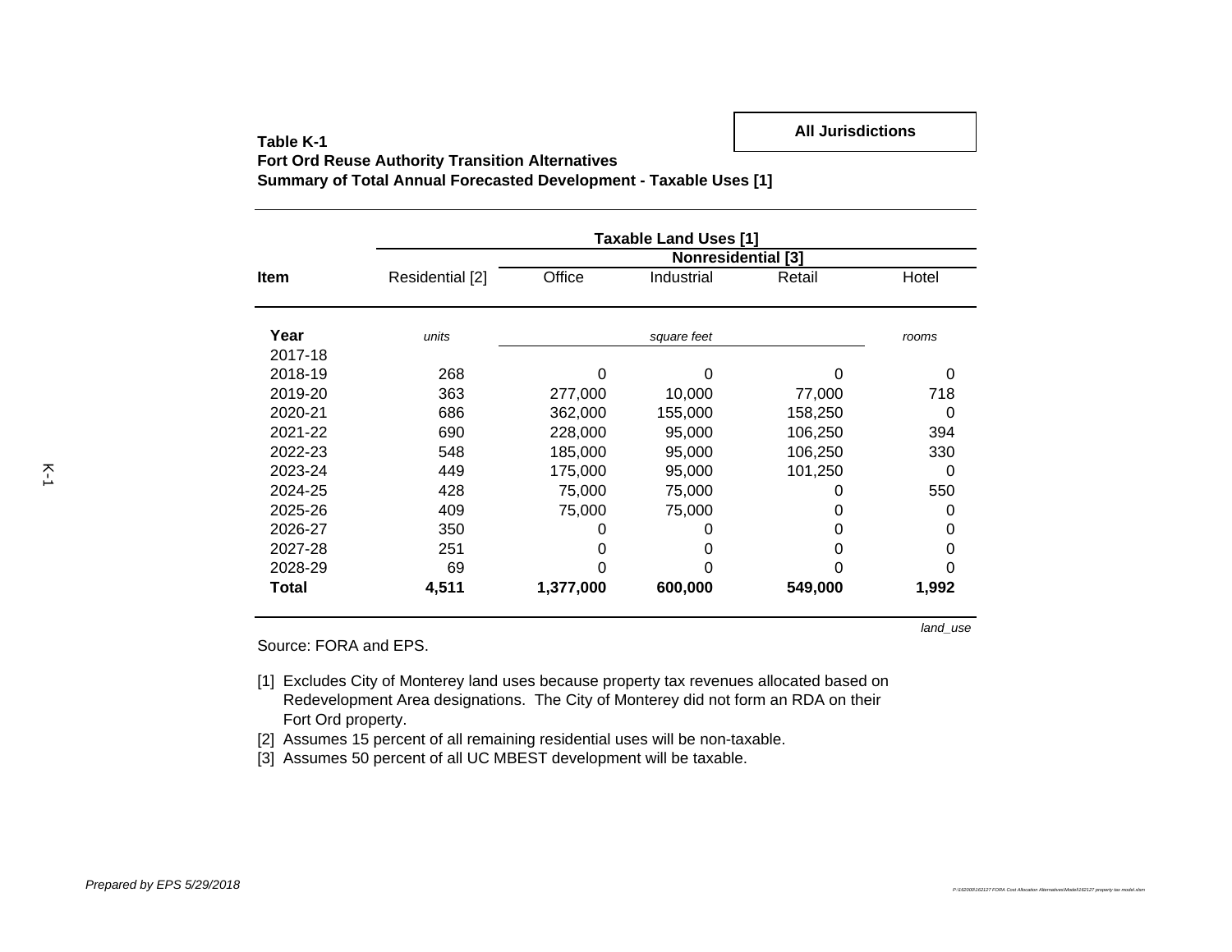**All Jurisdictions**

**Table K-1**
**Fort Ord Reuse Authority Transition Alternatives**
**Summary of Total Annual Forecasted Development - Taxable Uses [1]**

| | Taxable Land Uses [1] | | | | |
|---|---|---|---|---|---|
| | | Nonresidential [3] | | | |
| **Item** | Residential [2] | Office | Industrial | Retail | Hotel |
| **Year** | *units* | *square feet* | | | *rooms* |
| 2017-18 | | | | | |
| 2018-19 | 268 | 0 | 0 | 0 | 0 |
| 2019-20 | 363 | 277,000 | 10,000 | 77,000 | 718 |
| 2020-21 | 686 | 362,000 | 155,000 | 158,250 | 0 |
| 2021-22 | 690 | 228,000 | 95,000 | 106,250 | 394 |
| 2022-23 | 548 | 185,000 | 95,000 | 106,250 | 330 |
| 2023-24 | 449 | 175,000 | 95,000 | 101,250 | 0 |
| 2024-25 | 428 | 75,000 | 75,000 | 0 | 550 |
| 2025-26 | 409 | 75,000 | 75,000 | 0 | 0 |
| 2026-27 | 350 | 0 | 0 | 0 | 0 |
| 2027-28 | 251 | 0 | 0 | 0 | 0 |
| 2028-29 | 69 | 0 | 0 | 0 | 0 |
| **Total** | **4,511** | **1,377,000** | **600,000** | **549,000** | **1,992** |

*land_use*

Source: FORA and EPS.

[1] Excludes City of Monterey land uses because property tax revenues allocated based on Redevelopment Area designations. The City of Monterey did not form an RDA on their Fort Ord property.
[2] Assumes 15 percent of all remaining residential uses will be non-taxable.
[3] Assumes 50 percent of all UC MBEST development will be taxable.

*Prepared by EPS 5/29/2018*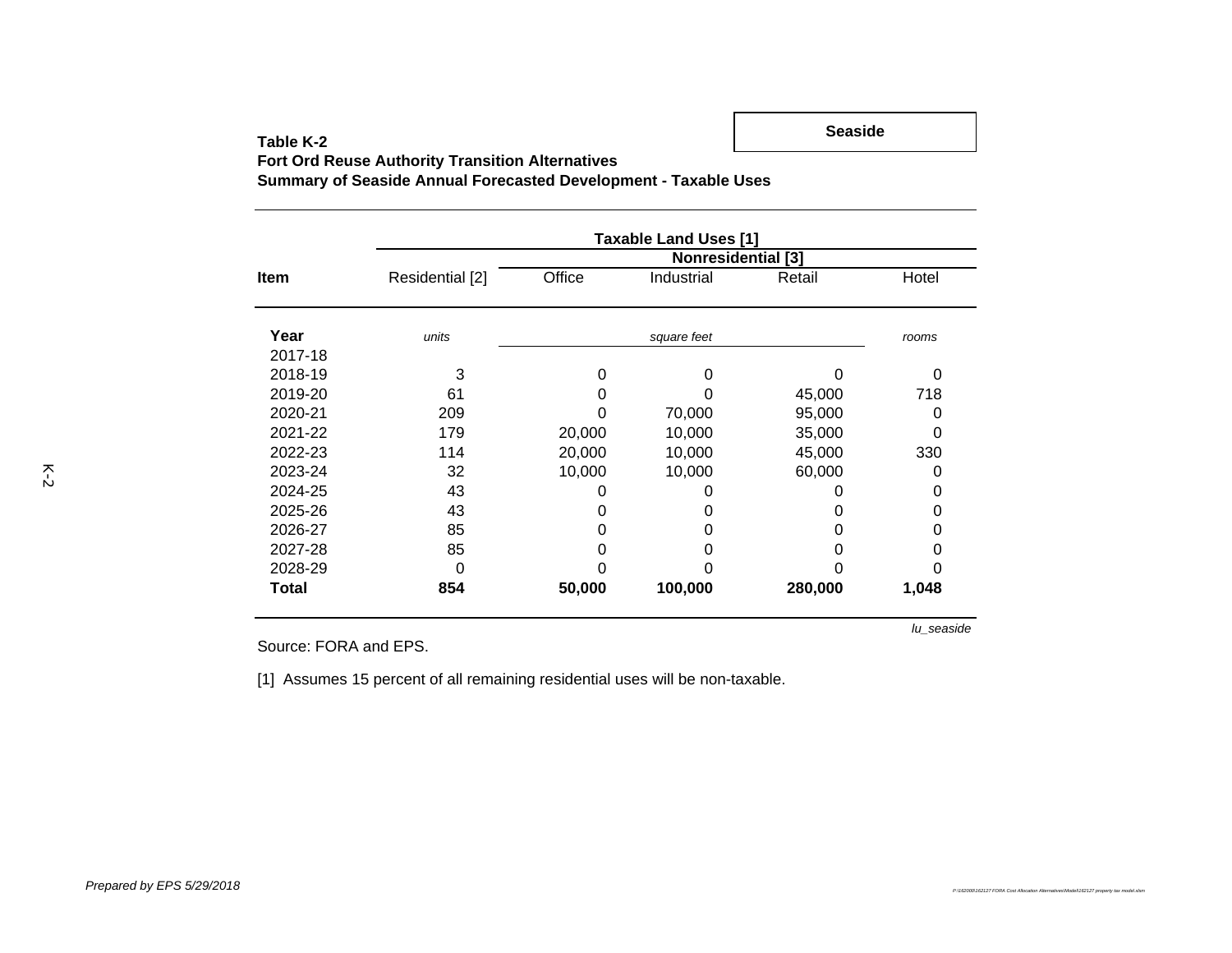**Seaside**

**Table K-2**
**Fort Ord Reuse Authority Transition Alternatives**
**Summary of Seaside Annual Forecasted Development - Taxable Uses**

| | Taxable Land Uses [1] | | | | |
|---|---|---|---|---|---|
| | | Nonresidential [3] | | | |
| **Item** | Residential [2] | Office | Industrial | Retail | Hotel |
| **Year** | *units* | *square feet* | | | *rooms* |
| 2017-18 | | | | | |
| 2018-19 | 3 | 0 | 0 | 0 | 0 |
| 2019-20 | 61 | 0 | 0 | 45,000 | 718 |
| 2020-21 | 209 | 0 | 70,000 | 95,000 | 0 |
| 2021-22 | 179 | 20,000 | 10,000 | 35,000 | 0 |
| 2022-23 | 114 | 20,000 | 10,000 | 45,000 | 330 |
| 2023-24 | 32 | 10,000 | 10,000 | 60,000 | 0 |
| 2024-25 | 43 | 0 | 0 | 0 | 0 |
| 2025-26 | 43 | 0 | 0 | 0 | 0 |
| 2026-27 | 85 | 0 | 0 | 0 | 0 |
| 2027-28 | 85 | 0 | 0 | 0 | 0 |
| 2028-29 | 0 | 0 | 0 | 0 | 0 |
| **Total** | **854** | **50,000** | **100,000** | **280,000** | **1,048** |

*lu_seaside*

Source: FORA and EPS.

[1] Assumes 15 percent of all remaining residential uses will be non-taxable.

*Prepared by EPS 5/29/2018*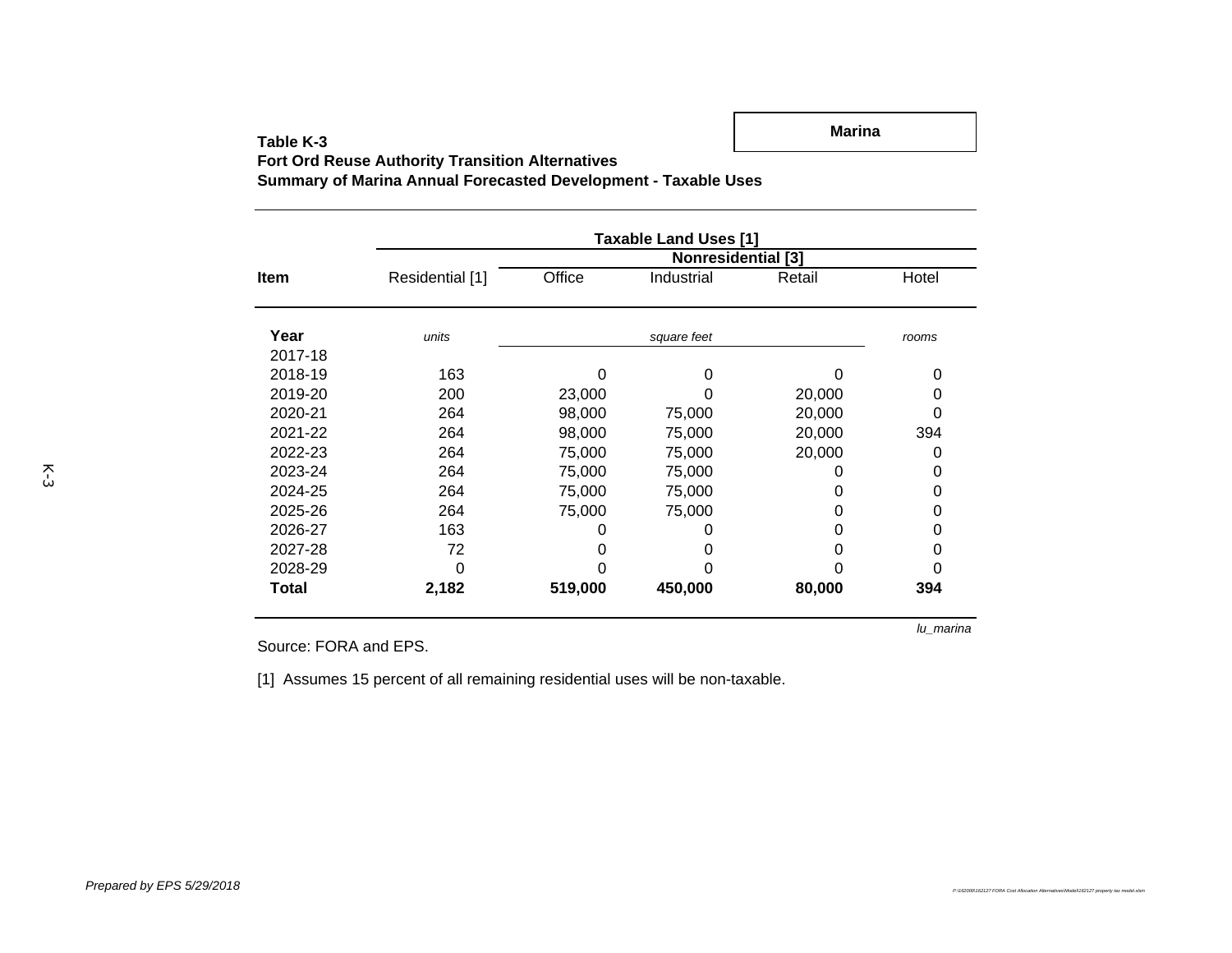**Marina**

**Table K-3**
**Fort Ord Reuse Authority Transition Alternatives**
**Summary of Marina Annual Forecasted Development - Taxable Uses**

| | Taxable Land Uses [1] | | | | |
|---|---|---|---|---|---|
| | | Nonresidential [3] | | | |
| **Item** | Residential [1] | Office | Industrial | Retail | Hotel |
| **Year** | *units* | *square feet* | | | *rooms* |
| 2017-18 | | | | | |
| 2018-19 | 163 | 0 | 0 | 0 | 0 |
| 2019-20 | 200 | 23,000 | 0 | 20,000 | 0 |
| 2020-21 | 264 | 98,000 | 75,000 | 20,000 | 0 |
| 2021-22 | 264 | 98,000 | 75,000 | 20,000 | 394 |
| 2022-23 | 264 | 75,000 | 75,000 | 20,000 | 0 |
| 2023-24 | 264 | 75,000 | 75,000 | 0 | 0 |
| 2024-25 | 264 | 75,000 | 75,000 | 0 | 0 |
| 2025-26 | 264 | 75,000 | 75,000 | 0 | 0 |
| 2026-27 | 163 | 0 | 0 | 0 | 0 |
| 2027-28 | 72 | 0 | 0 | 0 | 0 |
| 2028-29 | 0 | 0 | 0 | 0 | 0 |
| **Total** | **2,182** | **519,000** | **450,000** | **80,000** | **394** |

*lu_marina*

Source: FORA and EPS.

[1] Assumes 15 percent of all remaining residential uses will be non-taxable.

*Prepared by EPS 5/29/2018*

P:\162000\162127 FORA Cost Allocation Alternatives\Model\162127 property tax model.xlsm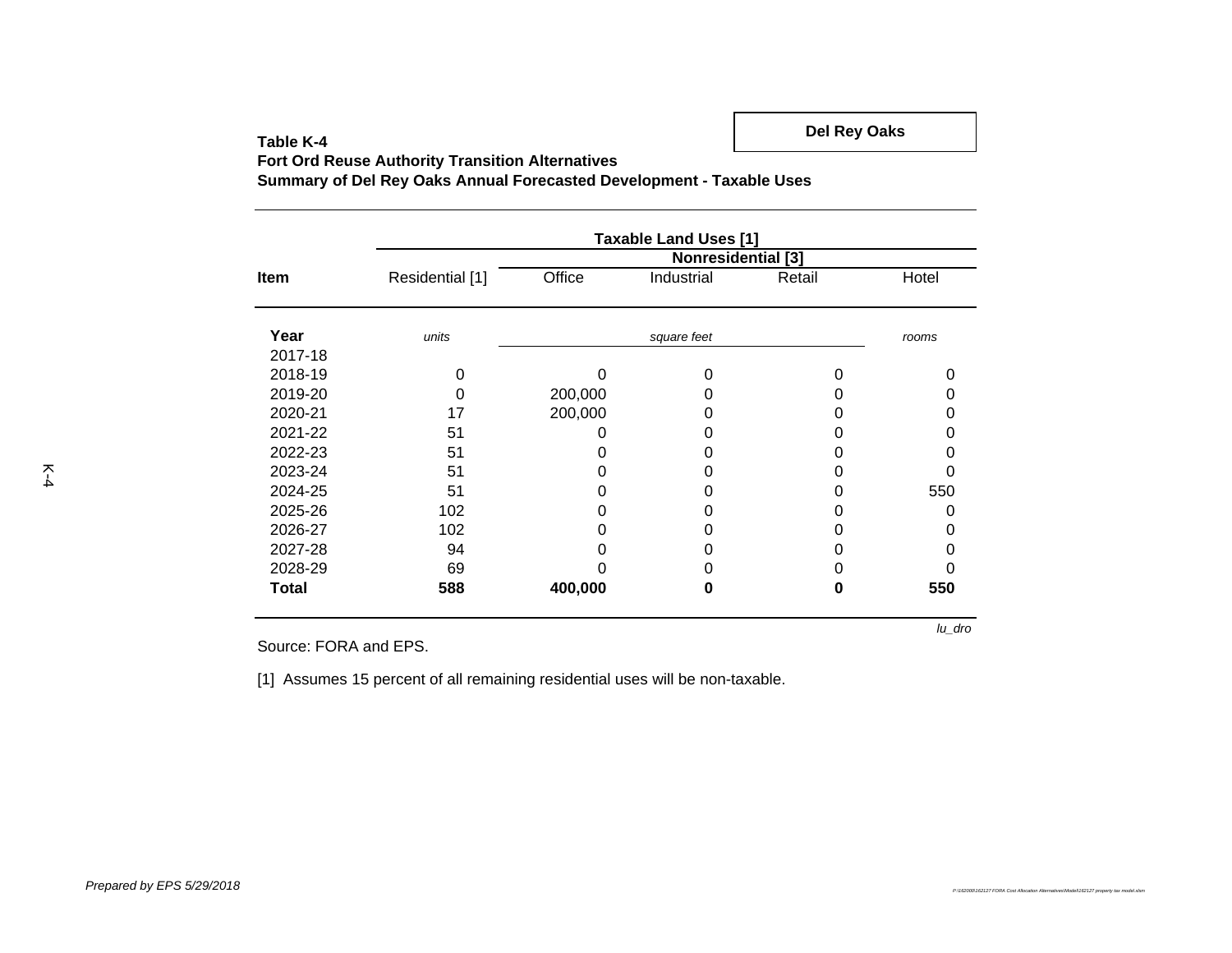**Del Rey Oaks**

**Table K-4**
**Fort Ord Reuse Authority Transition Alternatives**
**Summary of Del Rey Oaks Annual Forecasted Development - Taxable Uses**

| Item | Taxable Land Uses [1] | | | | |
|---|---|---|---|---|---|
| | | Nonresidential [3] | | | |
| | Residential [1] | Office | Industrial | Retail | Hotel |
| **Year** | *units* | *square feet* | | | *rooms* |
| 2017-18 | | | | | |
| 2018-19 | 0 | 0 | 0 | 0 | 0 |
| 2019-20 | 0 | 200,000 | 0 | 0 | 0 |
| 2020-21 | 17 | 200,000 | 0 | 0 | 0 |
| 2021-22 | 51 | 0 | 0 | 0 | 0 |
| 2022-23 | 51 | 0 | 0 | 0 | 0 |
| 2023-24 | 51 | 0 | 0 | 0 | 0 |
| 2024-25 | 51 | 0 | 0 | 0 | 550 |
| 2025-26 | 102 | 0 | 0 | 0 | 0 |
| 2026-27 | 102 | 0 | 0 | 0 | 0 |
| 2027-28 | 94 | 0 | 0 | 0 | 0 |
| 2028-29 | 69 | 0 | 0 | 0 | 0 |
| **Total** | **588** | **400,000** | **0** | **0** | **550** |

*lu_dro*

Source: FORA and EPS.

[1] Assumes 15 percent of all remaining residential uses will be non-taxable.

*Prepared by EPS 5/29/2018*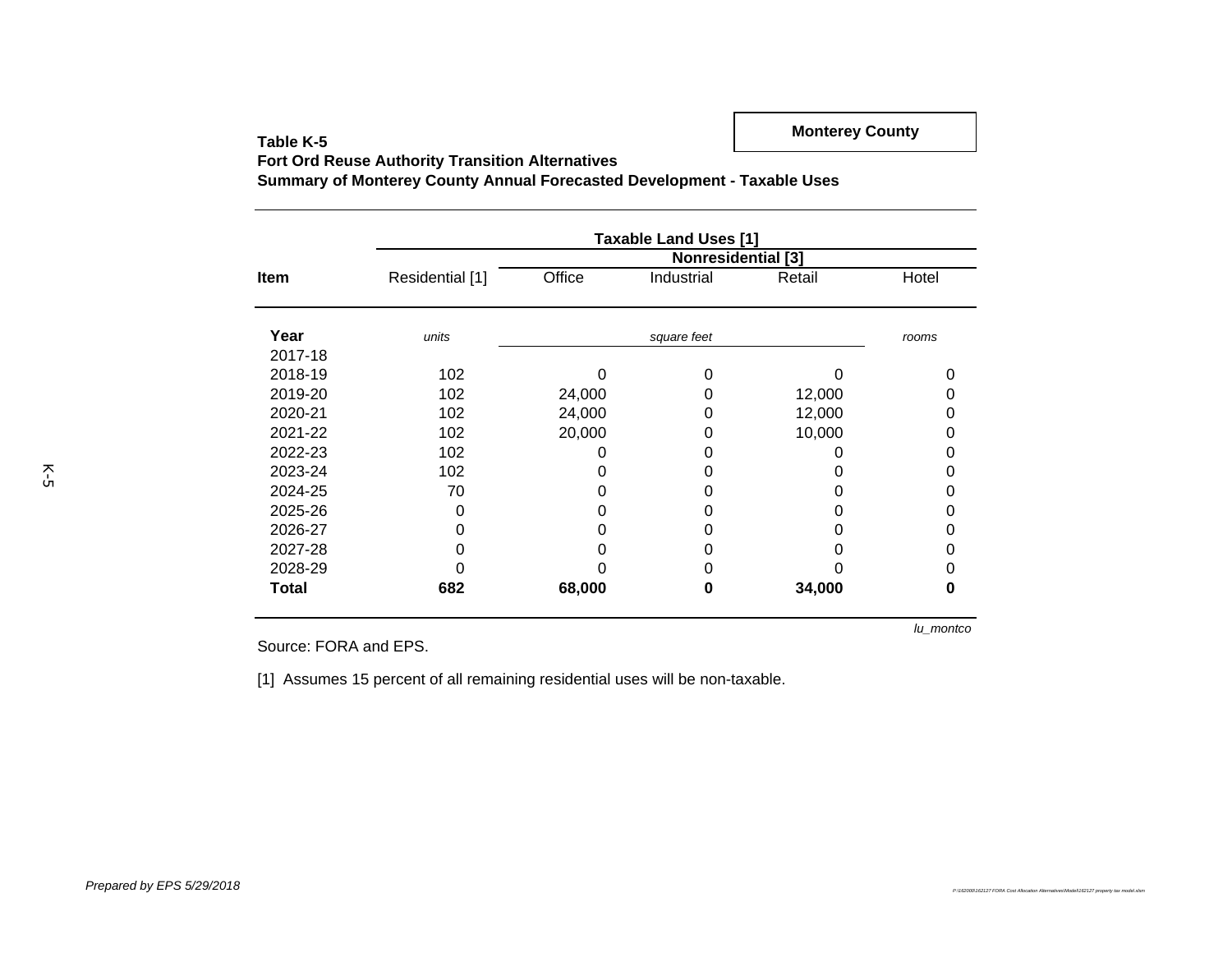**Monterey County**

**Table K-5**
**Fort Ord Reuse Authority Transition Alternatives**
**Summary of Monterey County Annual Forecasted Development - Taxable Uses**

| | Taxable Land Uses [1] | | | | |
|---|---|---|---|---|---|
| | | Nonresidential [3] | | | |
| **Item** | Residential [1] | Office | Industrial | Retail | Hotel |
| **Year** | *units* | *square feet* | | | *rooms* |
| 2017-18 | | | | | |
| 2018-19 | 102 | 0 | 0 | 0 | 0 |
| 2019-20 | 102 | 24,000 | 0 | 12,000 | 0 |
| 2020-21 | 102 | 24,000 | 0 | 12,000 | 0 |
| 2021-22 | 102 | 20,000 | 0 | 10,000 | 0 |
| 2022-23 | 102 | 0 | 0 | 0 | 0 |
| 2023-24 | 102 | 0 | 0 | 0 | 0 |
| 2024-25 | 70 | 0 | 0 | 0 | 0 |
| 2025-26 | 0 | 0 | 0 | 0 | 0 |
| 2026-27 | 0 | 0 | 0 | 0 | 0 |
| 2027-28 | 0 | 0 | 0 | 0 | 0 |
| 2028-29 | 0 | 0 | 0 | 0 | 0 |
| **Total** | **682** | **68,000** | **0** | **34,000** | **0** |

*lu_montco*

Source: FORA and EPS.

[1] Assumes 15 percent of all remaining residential uses will be non-taxable.

*Prepared by EPS 5/29/2018*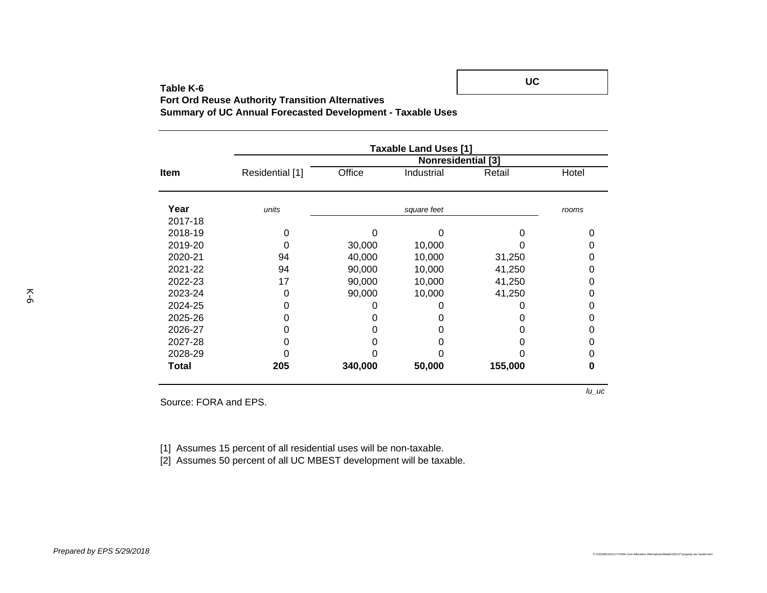**UC**

**Table K-6**
**Fort Ord Reuse Authority Transition Alternatives**
**Summary of UC Annual Forecasted Development - Taxable Uses**

| | Taxable Land Uses [1] | | | | |
|---|---|---|---|---|---|
| | | Nonresidential [3] | | | |
| **Item** | Residential [1] | Office | Industrial | Retail | Hotel |
| **Year** | *units* | *square feet* | | | *rooms* |
| 2017-18 | | | | | |
| 2018-19 | 0 | 0 | 0 | 0 | 0 |
| 2019-20 | 0 | 30,000 | 10,000 | 0 | 0 |
| 2020-21 | 94 | 40,000 | 10,000 | 31,250 | 0 |
| 2021-22 | 94 | 90,000 | 10,000 | 41,250 | 0 |
| 2022-23 | 17 | 90,000 | 10,000 | 41,250 | 0 |
| 2023-24 | 0 | 90,000 | 10,000 | 41,250 | 0 |
| 2024-25 | 0 | 0 | 0 | 0 | 0 |
| 2025-26 | 0 | 0 | 0 | 0 | 0 |
| 2026-27 | 0 | 0 | 0 | 0 | 0 |
| 2027-28 | 0 | 0 | 0 | 0 | 0 |
| 2028-29 | 0 | 0 | 0 | 0 | 0 |
| **Total** | **205** | **340,000** | **50,000** | **155,000** | **0** |

*lu_uc*

Source: FORA and EPS.

[1] Assumes 15 percent of all residential uses will be non-taxable.
[2] Assumes 50 percent of all UC MBEST development will be taxable.

*Prepared by EPS 5/29/2018*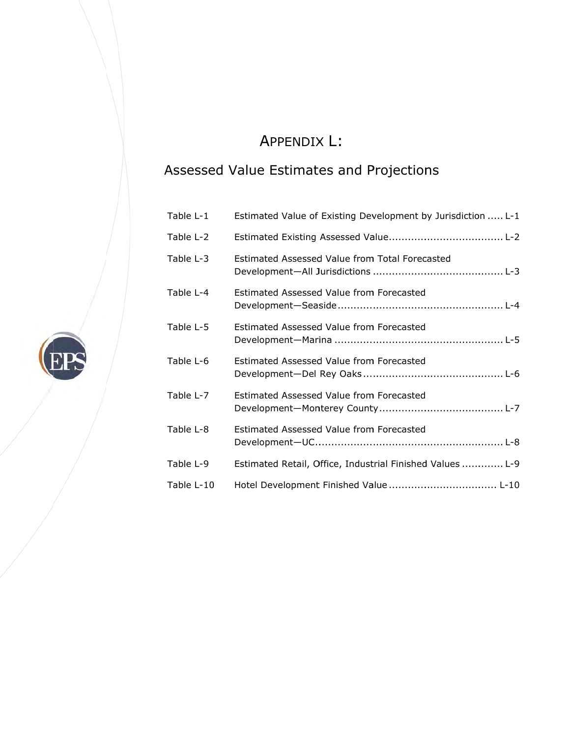# APPENDIX L:

## Assessed Value Estimates and Projections

| | | |
|---|---|---|
| Table L-1 | Estimated Value of Existing Development by Jurisdiction | L-1 |
| Table L-2 | Estimated Existing Assessed Value | L-2 |
| Table L-3 | Estimated Assessed Value from Total Forecasted Development—All Jurisdictions | L-3 |
| Table L-4 | Estimated Assessed Value from Forecasted Development—Seaside | L-4 |
| Table L-5 | Estimated Assessed Value from Forecasted Development—Marina | L-5 |
| Table L-6 | Estimated Assessed Value from Forecasted Development—Del Rey Oaks | L-6 |
| Table L-7 | Estimated Assessed Value from Forecasted Development—Monterey County | L-7 |
| Table L-8 | Estimated Assessed Value from Forecasted Development—UC | L-8 |
| Table L-9 | Estimated Retail, Office, Industrial Finished Values | L-9 |
| Table L-10 | Hotel Development Finished Value | L-10 |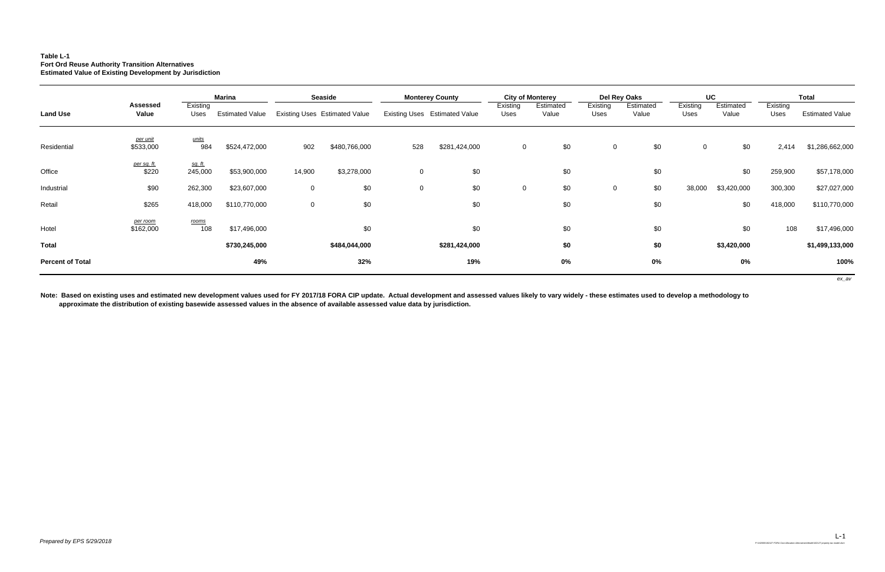**Table L-1**
**Fort Ord Reuse Authority Transition Alternatives**
**Estimated Value of Existing Development by Jurisdiction**

| Land Use | Assessed Value | Marina | | Seaside | | Monterey County | | City of Monterey | | Del Rey Oaks | | UC | | Total | |
|---|---|---|---|---|---|---|---|---|---|---|---|---|---|---|---|
| | | Existing Uses | Estimated Value | Existing Uses | Estimated Value | Existing Uses | Estimated Value | Existing Uses | Estimated Value | Existing Uses | Estimated Value | Existing Uses | Estimated Value | Existing Uses | Estimated Value |
| | *per unit* | *units* | | | | | | | | | | | | | |
| Residential | $533,000 | 984 | $524,472,000 | 902 | $480,766,000 | 528 | $281,424,000 | 0 | $0 | 0 | $0 | 0 | $0 | 2,414 | $1,286,662,000 |
| | *per sq. ft.* | *sq. ft.* | | | | | | | | | | | | | |
| Office | $220 | 245,000 | $53,900,000 | 14,900 | $3,278,000 | 0 | $0 | | $0 | | $0 | | $0 | 259,900 | $57,178,000 |
| Industrial | $90 | 262,300 | $23,607,000 | 0 | $0 | 0 | $0 | 0 | $0 | 0 | $0 | 38,000 | $3,420,000 | 300,300 | $27,027,000 |
| Retail | $265 | 418,000 | $110,770,000 | 0 | $0 | | $0 | | $0 | | $0 | | $0 | 418,000 | $110,770,000 |
| | *per room* | *rooms* | | | | | | | | | | | | | |
| Hotel | $162,000 | 108 | $17,496,000 | | $0 | | $0 | | $0 | | $0 | | $0 | 108 | $17,496,000 |
| **Total** | | | **$730,245,000** | | **$484,044,000** | | **$281,424,000** | | **$0** | | **$0** | | **$3,420,000** | | **$1,499,133,000** |
| **Percent of Total** | | | **49%** | | **32%** | | **19%** | | **0%** | | **0%** | | **0%** | | **100%** |

*ex_av*

**Note: Based on existing uses and estimated new development values used for FY 2017/18 FORA CIP update. Actual development and assessed values likely to vary widely - these estimates used to develop a methodology to approximate the distribution of existing basewide assessed values in the absence of available assessed value data by jurisdiction.**

*Prepared by EPS 5/29/2018*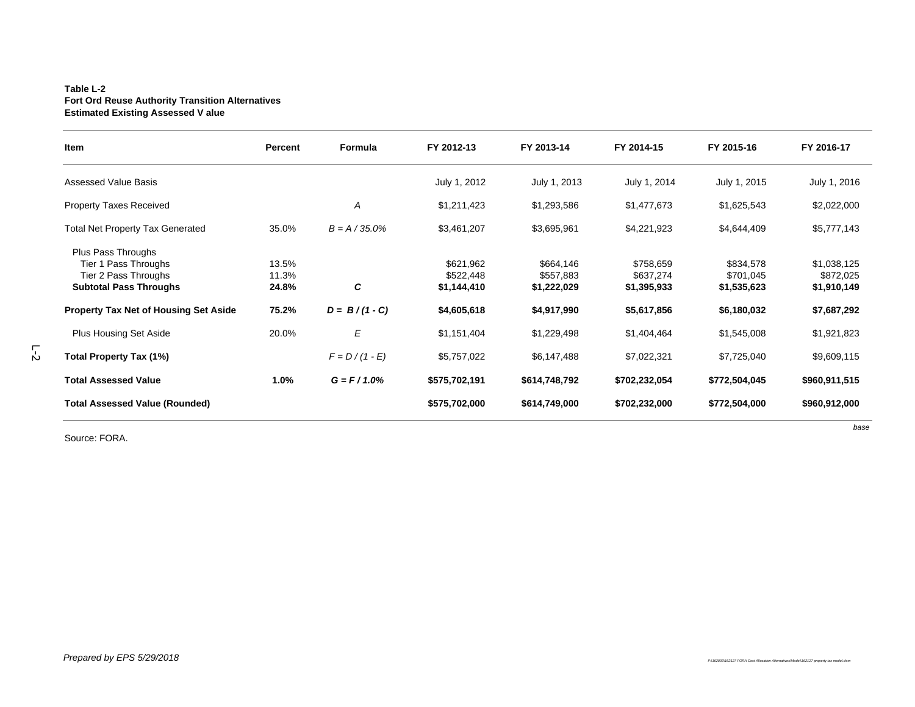**Table L-2**
**Fort Ord Reuse Authority Transition Alternatives**
**Estimated Existing Assessed Value**

| Item | Percent | Formula | FY 2012-13 | FY 2013-14 | FY 2014-15 | FY 2015-16 | FY 2016-17 |
|---|---|---|---|---|---|---|---|
| Assessed Value Basis | | | July 1, 2012 | July 1, 2013 | July 1, 2014 | July 1, 2015 | July 1, 2016 |
| Property Taxes Received | | *A* | $1,211,423 | $1,293,586 | $1,477,673 | $1,625,543 | $2,022,000 |
| Total Net Property Tax Generated | 35.0% | *B = A / 35.0%* | $3,461,207 | $3,695,961 | $4,221,923 | $4,644,409 | $5,777,143 |
| Plus Pass Throughs | | | | | | | |
| Tier 1 Pass Throughs | 13.5% | | $621,962 | $664,146 | $758,659 | $834,578 | $1,038,125 |
| Tier 2 Pass Throughs | 11.3% | | $522,448 | $557,883 | $637,274 | $701,045 | $872,025 |
| **Subtotal Pass Throughs** | **24.8%** | ***C*** | **$1,144,410** | **$1,222,029** | **$1,395,933** | **$1,535,623** | **$1,910,149** |
| **Property Tax Net of Housing Set Aside** | **75.2%** | ***D = B / (1 - C)*** | **$4,605,618** | **$4,917,990** | **$5,617,856** | **$6,180,032** | **$7,687,292** |
| Plus Housing Set Aside | 20.0% | *E* | $1,151,404 | $1,229,498 | $1,404,464 | $1,545,008 | $1,921,823 |
| **Total Property Tax (1%)** | | *F = D / (1 - E)* | $5,757,022 | $6,147,488 | $7,022,321 | $7,725,040 | $9,609,115 |
| **Total Assessed Value** | **1.0%** | ***G = F / 1.0%*** | **$575,702,191** | **$614,748,792** | **$702,232,054** | **$772,504,045** | **$960,911,515** |
| **Total Assessed Value (Rounded)** | | | **$575,702,000** | **$614,749,000** | **$702,232,000** | **$772,504,000** | **$960,912,000** |

*base*

Source: FORA.

*Prepared by EPS 5/29/2018*

P:\162000\162127 FORA Cost Allocation Alternatives\Model\162127 property tax model.xlsm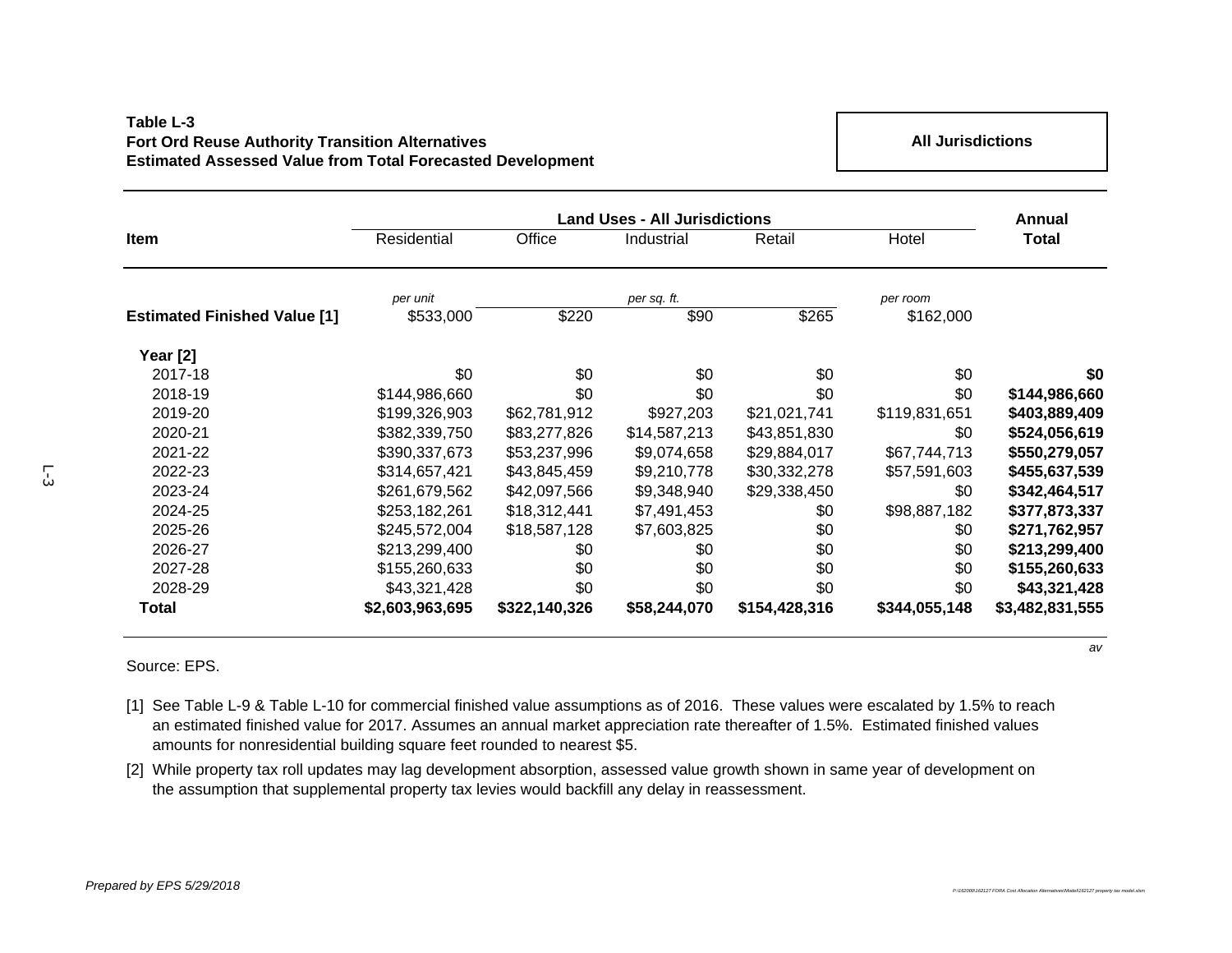**Table L-3**
**Fort Ord Reuse Authority Transition Alternatives**
**Estimated Assessed Value from Total Forecasted Development**

**All Jurisdictions**

| Item | Land Uses - All Jurisdictions | | | | | Annual |
|---|---|---|---|---|---|---|
| | Residential | Office | Industrial | Retail | Hotel | **Total** |
| | *per unit* | | *per sq. ft.* | | *per room* | |
| **Estimated Finished Value [1]** | $533,000 | $220 | $90 | $265 | $162,000 | |
| **Year [2]** | | | | | | |
| 2017-18 | $0 | $0 | $0 | $0 | $0 | **$0** |
| 2018-19 | $144,986,660 | $0 | $0 | $0 | $0 | **$144,986,660** |
| 2019-20 | $199,326,903 | $62,781,912 | $927,203 | $21,021,741 | $119,831,651 | **$403,889,409** |
| 2020-21 | $382,339,750 | $83,277,826 | $14,587,213 | $43,851,830 | $0 | **$524,056,619** |
| 2021-22 | $390,337,673 | $53,237,996 | $9,074,658 | $29,884,017 | $67,744,713 | **$550,279,057** |
| 2022-23 | $314,657,421 | $43,845,459 | $9,210,778 | $30,332,278 | $57,591,603 | **$455,637,539** |
| 2023-24 | $261,679,562 | $42,097,566 | $9,348,940 | $29,338,450 | $0 | **$342,464,517** |
| 2024-25 | $253,182,261 | $18,312,441 | $7,491,453 | $0 | $98,887,182 | **$377,873,337** |
| 2025-26 | $245,572,004 | $18,587,128 | $7,603,825 | $0 | $0 | **$271,762,957** |
| 2026-27 | $213,299,400 | $0 | $0 | $0 | $0 | **$213,299,400** |
| 2027-28 | $155,260,633 | $0 | $0 | $0 | $0 | **$155,260,633** |
| 2028-29 | $43,321,428 | $0 | $0 | $0 | $0 | **$43,321,428** |
| **Total** | **$2,603,963,695** | **$322,140,326** | **$58,244,070** | **$154,428,316** | **$344,055,148** | **$3,482,831,555** |

*av*

Source: EPS.

[1] See Table L-9 & Table L-10 for commercial finished value assumptions as of 2016. These values were escalated by 1.5% to reach an estimated finished value for 2017. Assumes an annual market appreciation rate thereafter of 1.5%. Estimated finished values amounts for nonresidential building square feet rounded to nearest $5.

[2] While property tax roll updates may lag development absorption, assessed value growth shown in same year of development on the assumption that supplemental property tax levies would backfill any delay in reassessment.

*Prepared by EPS 5/29/2018*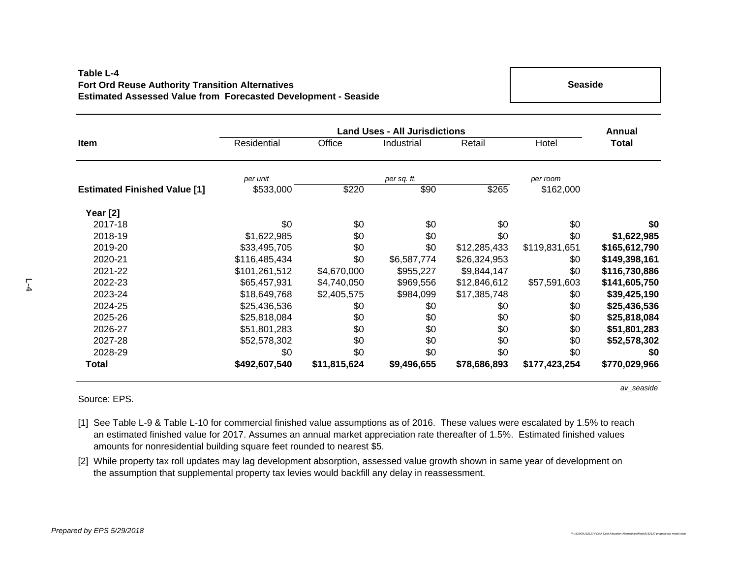**Table L-4**
**Fort Ord Reuse Authority Transition Alternatives**
**Estimated Assessed Value from Forecasted Development - Seaside**

**Seaside**

| Item | Land Uses - All Jurisdictions | | | | | Annual |
|---|---|---|---|---|---|---|
| | Residential | Office | Industrial | Retail | Hotel | Total |
| | *per unit* | | *per sq. ft.* | | *per room* | |
| **Estimated Finished Value [1]** | $533,000 | $220 | $90 | $265 | $162,000 | |
| **Year [2]** | | | | | | |
| 2017-18 | $0 | $0 | $0 | $0 | $0 | **$0** |
| 2018-19 | $1,622,985 | $0 | $0 | $0 | $0 | **$1,622,985** |
| 2019-20 | $33,495,705 | $0 | $0 | $12,285,433 | $119,831,651 | **$165,612,790** |
| 2020-21 | $116,485,434 | $0 | $6,587,774 | $26,324,953 | $0 | **$149,398,161** |
| 2021-22 | $101,261,512 | $4,670,000 | $955,227 | $9,844,147 | $0 | **$116,730,886** |
| 2022-23 | $65,457,931 | $4,740,050 | $969,556 | $12,846,612 | $57,591,603 | **$141,605,750** |
| 2023-24 | $18,649,768 | $2,405,575 | $984,099 | $17,385,748 | $0 | **$39,425,190** |
| 2024-25 | $25,436,536 | $0 | $0 | $0 | $0 | **$25,436,536** |
| 2025-26 | $25,818,084 | $0 | $0 | $0 | $0 | **$25,818,084** |
| 2026-27 | $51,801,283 | $0 | $0 | $0 | $0 | **$51,801,283** |
| 2027-28 | $52,578,302 | $0 | $0 | $0 | $0 | **$52,578,302** |
| 2028-29 | $0 | $0 | $0 | $0 | $0 | **$0** |
| **Total** | **$492,607,540** | **$11,815,624** | **$9,496,655** | **$78,686,893** | **$177,423,254** | **$770,029,966** |

*av_seaside*

Source: EPS.

[1] See Table L-9 & Table L-10 for commercial finished value assumptions as of 2016. These values were escalated by 1.5% to reach an estimated finished value for 2017. Assumes an annual market appreciation rate thereafter of 1.5%. Estimated finished values amounts for nonresidential building square feet rounded to nearest $5.

[2] While property tax roll updates may lag development absorption, assessed value growth shown in same year of development on the assumption that supplemental property tax levies would backfill any delay in reassessment.

*Prepared by EPS 5/29/2018*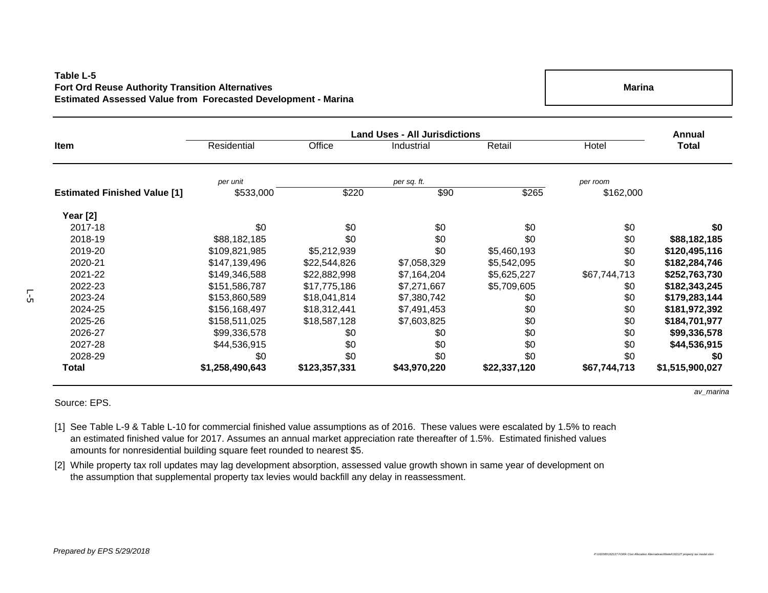**Table L-5**
**Fort Ord Reuse Authority Transition Alternatives**
**Estimated Assessed Value from Forecasted Development - Marina**

**Marina**

| Item | Land Uses - All Jurisdictions | | | | | Annual |
|---|---|---|---|---|---|---|
| | Residential | Office | Industrial | Retail | Hotel | **Total** |
| | *per unit* | | *per sq. ft.* | | *per room* | |
| **Estimated Finished Value [1]** | $533,000 | $220 | $90 | $265 | $162,000 | |
| **Year [2]** | | | | | | |
| 2017-18 | $0 | $0 | $0 | $0 | $0 | **$0** |
| 2018-19 | $88,182,185 | $0 | $0 | $0 | $0 | **$88,182,185** |
| 2019-20 | $109,821,985 | $5,212,939 | $0 | $5,460,193 | $0 | **$120,495,116** |
| 2020-21 | $147,139,496 | $22,544,826 | $7,058,329 | $5,542,095 | $0 | **$182,284,746** |
| 2021-22 | $149,346,588 | $22,882,998 | $7,164,204 | $5,625,227 | $67,744,713 | **$252,763,730** |
| 2022-23 | $151,586,787 | $17,775,186 | $7,271,667 | $5,709,605 | $0 | **$182,343,245** |
| 2023-24 | $153,860,589 | $18,041,814 | $7,380,742 | $0 | $0 | **$179,283,144** |
| 2024-25 | $156,168,497 | $18,312,441 | $7,491,453 | $0 | $0 | **$181,972,392** |
| 2025-26 | $158,511,025 | $18,587,128 | $7,603,825 | $0 | $0 | **$184,701,977** |
| 2026-27 | $99,336,578 | $0 | $0 | $0 | $0 | **$99,336,578** |
| 2027-28 | $44,536,915 | $0 | $0 | $0 | $0 | **$44,536,915** |
| 2028-29 | $0 | $0 | $0 | $0 | $0 | **$0** |
| **Total** | **$1,258,490,643** | **$123,357,331** | **$43,970,220** | **$22,337,120** | **$67,744,713** | **$1,515,900,027** |

*av_marina*

Source: EPS.

[1] See Table L-9 & Table L-10 for commercial finished value assumptions as of 2016. These values were escalated by 1.5% to reach an estimated finished value for 2017. Assumes an annual market appreciation rate thereafter of 1.5%. Estimated finished values amounts for nonresidential building square feet rounded to nearest $5.

[2] While property tax roll updates may lag development absorption, assessed value growth shown in same year of development on the assumption that supplemental property tax levies would backfill any delay in reassessment.

*Prepared by EPS 5/29/2018*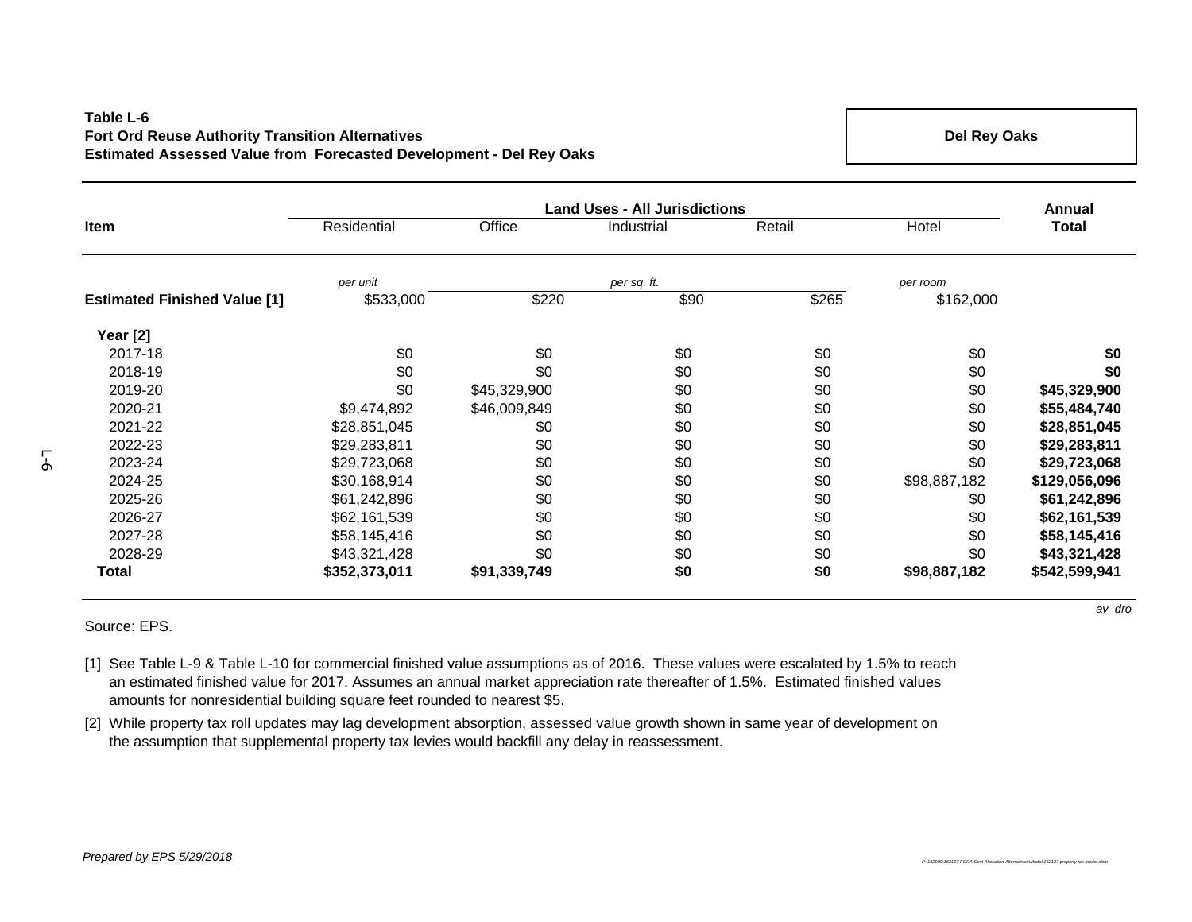**Table L-6**
**Fort Ord Reuse Authority Transition Alternatives**
**Estimated Assessed Value from Forecasted Development - Del Rey Oaks**

**Del Rey Oaks**

| Item | Residential | Office | Industrial | Retail | Hotel | Annual Total |
|---|---|---|---|---|---|---|
| | Land Uses - All Jurisdictions | | | | | |
| | *per unit* | *per sq. ft.* | | | *per room* | |
| **Estimated Finished Value [1]** | $533,000 | $220 | $90 | $265 | $162,000 | |
| **Year [2]** | | | | | | |
| 2017-18 | $0 | $0 | $0 | $0 | $0 | **$0** |
| 2018-19 | $0 | $0 | $0 | $0 | $0 | **$0** |
| 2019-20 | $0 | $45,329,900 | $0 | $0 | $0 | **$45,329,900** |
| 2020-21 | $9,474,892 | $46,009,849 | $0 | $0 | $0 | **$55,484,740** |
| 2021-22 | $28,851,045 | $0 | $0 | $0 | $0 | **$28,851,045** |
| 2022-23 | $29,283,811 | $0 | $0 | $0 | $0 | **$29,283,811** |
| 2023-24 | $29,723,068 | $0 | $0 | $0 | $0 | **$29,723,068** |
| 2024-25 | $30,168,914 | $0 | $0 | $0 | $98,887,182 | **$129,056,096** |
| 2025-26 | $61,242,896 | $0 | $0 | $0 | $0 | **$61,242,896** |
| 2026-27 | $62,161,539 | $0 | $0 | $0 | $0 | **$62,161,539** |
| 2027-28 | $58,145,416 | $0 | $0 | $0 | $0 | **$58,145,416** |
| 2028-29 | $43,321,428 | $0 | $0 | $0 | $0 | **$43,321,428** |
| **Total** | **$352,373,011** | **$91,339,749** | **$0** | **$0** | **$98,887,182** | **$542,599,941** |

*av_dro*

Source: EPS.

[1] See Table L-9 & Table L-10 for commercial finished value assumptions as of 2016. These values were escalated by 1.5% to reach an estimated finished value for 2017. Assumes an annual market appreciation rate thereafter of 1.5%. Estimated finished values amounts for nonresidential building square feet rounded to nearest $5.

[2] While property tax roll updates may lag development absorption, assessed value growth shown in same year of development on the assumption that supplemental property tax levies would backfill any delay in reassessment.

*Prepared by EPS 5/29/2018*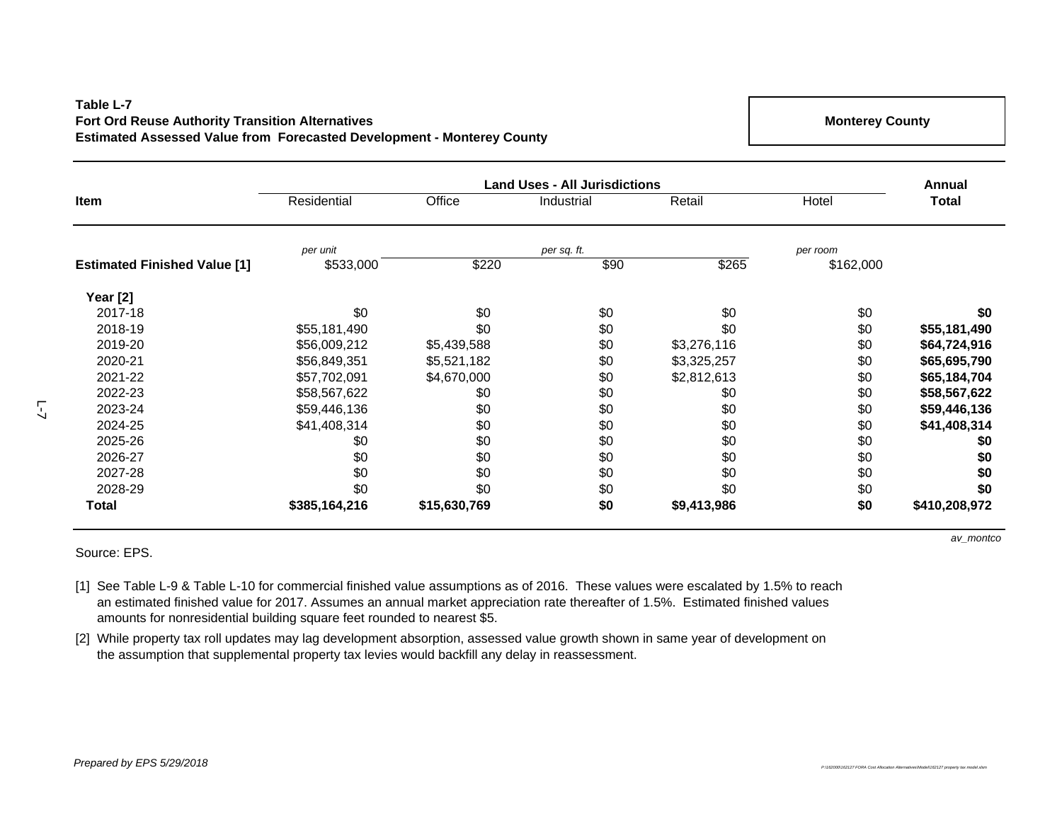**Table L-7**
**Fort Ord Reuse Authority Transition Alternatives**
**Estimated Assessed Value from Forecasted Development - Monterey County**

**Monterey County**

| Item | Land Uses - All Jurisdictions | | | | | Annual Total |
|---|---|---|---|---|---|---|
| | Residential | Office | Industrial | Retail | Hotel | |
| | *per unit* | *per sq. ft.* | | | *per room* | |
| **Estimated Finished Value [1]** | $533,000 | $220 | $90 | $265 | $162,000 | |
| **Year [2]** | | | | | | |
| 2017-18 | $0 | $0 | $0 | $0 | $0 | **$0** |
| 2018-19 | $55,181,490 | $0 | $0 | $0 | $0 | **$55,181,490** |
| 2019-20 | $56,009,212 | $5,439,588 | $0 | $3,276,116 | $0 | **$64,724,916** |
| 2020-21 | $56,849,351 | $5,521,182 | $0 | $3,325,257 | $0 | **$65,695,790** |
| 2021-22 | $57,702,091 | $4,670,000 | $0 | $2,812,613 | $0 | **$65,184,704** |
| 2022-23 | $58,567,622 | $0 | $0 | $0 | $0 | **$58,567,622** |
| 2023-24 | $59,446,136 | $0 | $0 | $0 | $0 | **$59,446,136** |
| 2024-25 | $41,408,314 | $0 | $0 | $0 | $0 | **$41,408,314** |
| 2025-26 | $0 | $0 | $0 | $0 | $0 | **$0** |
| 2026-27 | $0 | $0 | $0 | $0 | $0 | **$0** |
| 2027-28 | $0 | $0 | $0 | $0 | $0 | **$0** |
| 2028-29 | $0 | $0 | $0 | $0 | $0 | **$0** |
| **Total** | **$385,164,216** | **$15,630,769** | **$0** | **$9,413,986** | **$0** | **$410,208,972** |

*av_montco*

Source: EPS.

[1] See Table L-9 & Table L-10 for commercial finished value assumptions as of 2016. These values were escalated by 1.5% to reach an estimated finished value for 2017. Assumes an annual market appreciation rate thereafter of 1.5%. Estimated finished values amounts for nonresidential building square feet rounded to nearest $5.

[2] While property tax roll updates may lag development absorption, assessed value growth shown in same year of development on the assumption that supplemental property tax levies would backfill any delay in reassessment.

*Prepared by EPS 5/29/2018*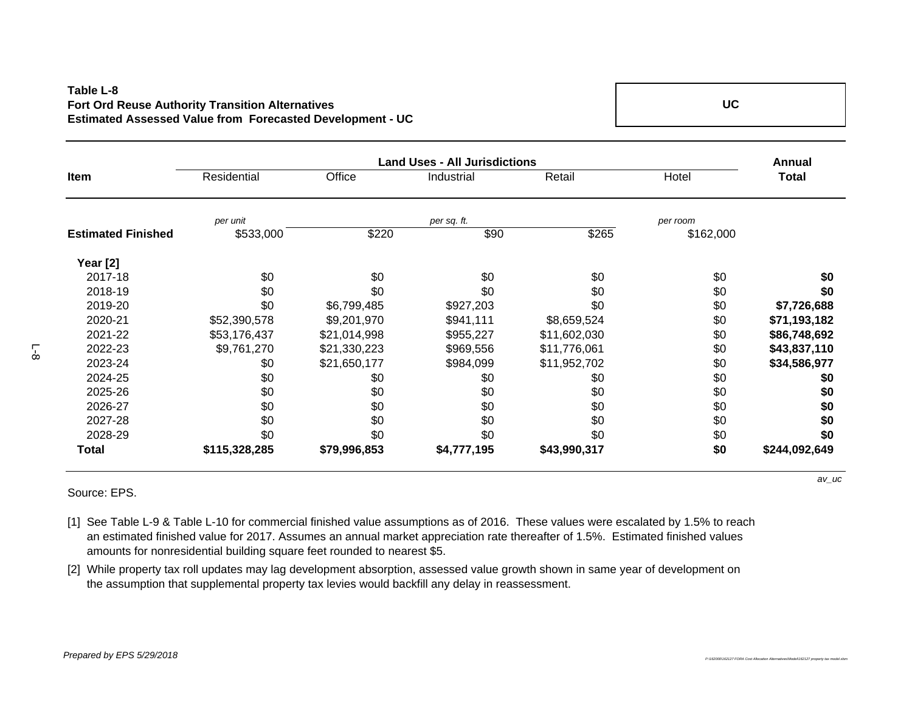**Table L-8**
**Fort Ord Reuse Authority Transition Alternatives**
**Estimated Assessed Value from Forecasted Development - UC**

**UC**

| Item | Land Uses - All Jurisdictions | | | | | Annual |
|---|---|---|---|---|---|---|
| | Residential | Office | Industrial | Retail | Hotel | **Total** |
| | *per unit* | *per sq. ft.* | | | *per room* | |
| **Estimated Finished** | $533,000 | $220 | $90 | $265 | $162,000 | |
| **Year [2]** | | | | | | |
| 2017-18 | $0 | $0 | $0 | $0 | $0 | **$0** |
| 2018-19 | $0 | $0 | $0 | $0 | $0 | **$0** |
| 2019-20 | $0 | $6,799,485 | $927,203 | $0 | $0 | **$7,726,688** |
| 2020-21 | $52,390,578 | $9,201,970 | $941,111 | $8,659,524 | $0 | **$71,193,182** |
| 2021-22 | $53,176,437 | $21,014,998 | $955,227 | $11,602,030 | $0 | **$86,748,692** |
| 2022-23 | $9,761,270 | $21,330,223 | $969,556 | $11,776,061 | $0 | **$43,837,110** |
| 2023-24 | $0 | $21,650,177 | $984,099 | $11,952,702 | $0 | **$34,586,977** |
| 2024-25 | $0 | $0 | $0 | $0 | $0 | **$0** |
| 2025-26 | $0 | $0 | $0 | $0 | $0 | **$0** |
| 2026-27 | $0 | $0 | $0 | $0 | $0 | **$0** |
| 2027-28 | $0 | $0 | $0 | $0 | $0 | **$0** |
| 2028-29 | $0 | $0 | $0 | $0 | $0 | **$0** |
| **Total** | **$115,328,285** | **$79,996,853** | **$4,777,195** | **$43,990,317** | **$0** | **$244,092,649** |

*av_uc*

Source: EPS.

[1] See Table L-9 & Table L-10 for commercial finished value assumptions as of 2016. These values were escalated by 1.5% to reach an estimated finished value for 2017. Assumes an annual market appreciation rate thereafter of 1.5%. Estimated finished values amounts for nonresidential building square feet rounded to nearest $5.

[2] While property tax roll updates may lag development absorption, assessed value growth shown in same year of development on the assumption that supplemental property tax levies would backfill any delay in reassessment.

*Prepared by EPS 5/29/2018*

*P:\162000\162127 FORA Cost Allocation Alternatives\Model\162127 property tax model.xlsm*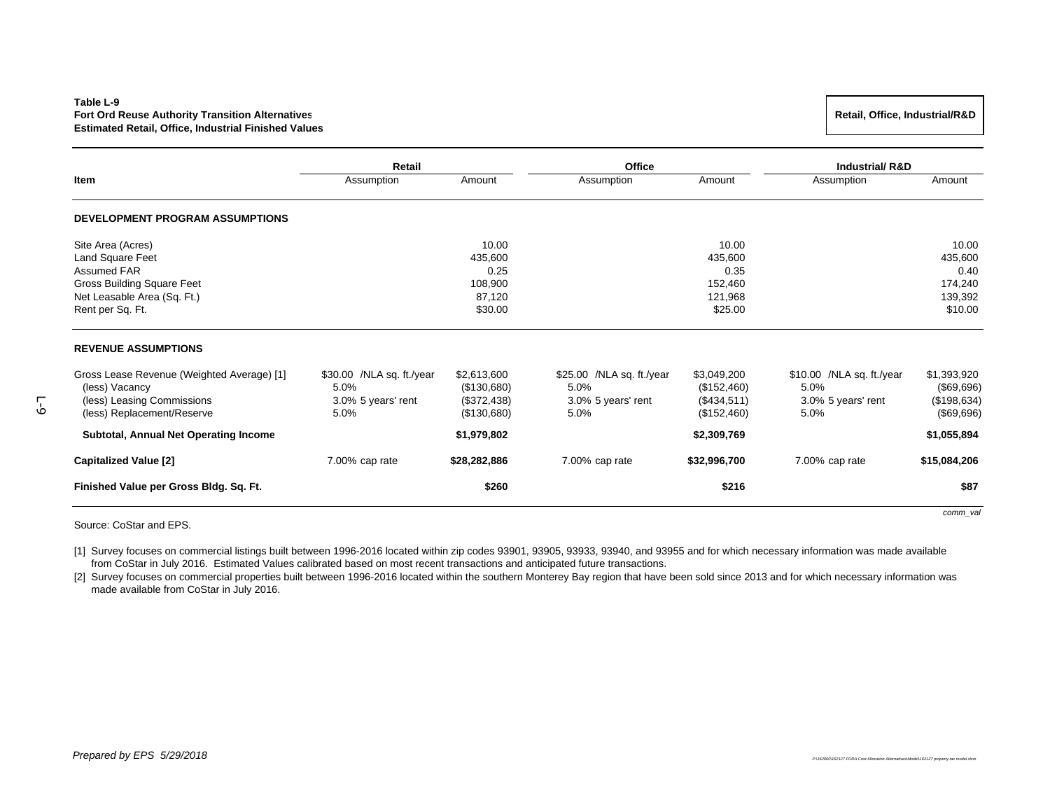**Table L-9**
**Fort Ord Reuse Authority Transition Alternatives**
**Estimated Retail, Office, Industrial Finished Values**

**Retail, Office, Industrial/R&D**

| Item | Retail | | Office | | Industrial/ R&D | |
|---|---|---|---|---|---|---|
| | Assumption | Amount | Assumption | Amount | Assumption | Amount |
| **DEVELOPMENT PROGRAM ASSUMPTIONS** | | | | | | |
| Site Area (Acres) | | 10.00 | | 10.00 | | 10.00 |
| Land Square Feet | | 435,600 | | 435,600 | | 435,600 |
| Assumed FAR | | 0.25 | | 0.35 | | 0.40 |
| Gross Building Square Feet | | 108,900 | | 152,460 | | 174,240 |
| Net Leasable Area (Sq. Ft.) | | 87,120 | | 121,968 | | 139,392 |
| Rent per Sq. Ft. | | $30.00 | | $25.00 | | $10.00 |
| **REVENUE ASSUMPTIONS** | | | | | | |
| Gross Lease Revenue (Weighted Average) [1] | $30.00 /NLA sq. ft./year | $2,613,600 | $25.00 /NLA sq. ft./year | $3,049,200 | $10.00 /NLA sq. ft./year | $1,393,920 |
| (less) Vacancy | 5.0% | ($130,680) | 5.0% | ($152,460) | 5.0% | ($69,696) |
| (less) Leasing Commissions | 3.0% 5 years' rent | ($372,438) | 3.0% 5 years' rent | ($434,511) | 3.0% 5 years' rent | ($198,634) |
| (less) Replacement/Reserve | 5.0% | ($130,680) | 5.0% | ($152,460) | 5.0% | ($69,696) |
| **Subtotal, Annual Net Operating Income** | | **$1,979,802** | | **$2,309,769** | | **$1,055,894** |
| **Capitalized Value [2]** | 7.00% cap rate | **$28,282,886** | 7.00% cap rate | **$32,996,700** | 7.00% cap rate | **$15,084,206** |
| **Finished Value per Gross Bldg. Sq. Ft.** | | **$260** | | **$216** | | **$87** |

*comm_val*

Source: CoStar and EPS.

[1] Survey focuses on commercial listings built between 1996-2016 located within zip codes 93901, 93905, 93933, 93940, and 93955 and for which necessary information was made available from CoStar in July 2016. Estimated Values calibrated based on most recent transactions and anticipated future transactions.

[2] Survey focuses on commercial properties built between 1996-2016 located within the southern Monterey Bay region that have been sold since 2013 and for which necessary information was made available from CoStar in July 2016.

*Prepared by EPS 5/29/2018*

*P:\162000\162127 FORA Cost Allocation Alternatives\Model\162127 property tax model.xlsm*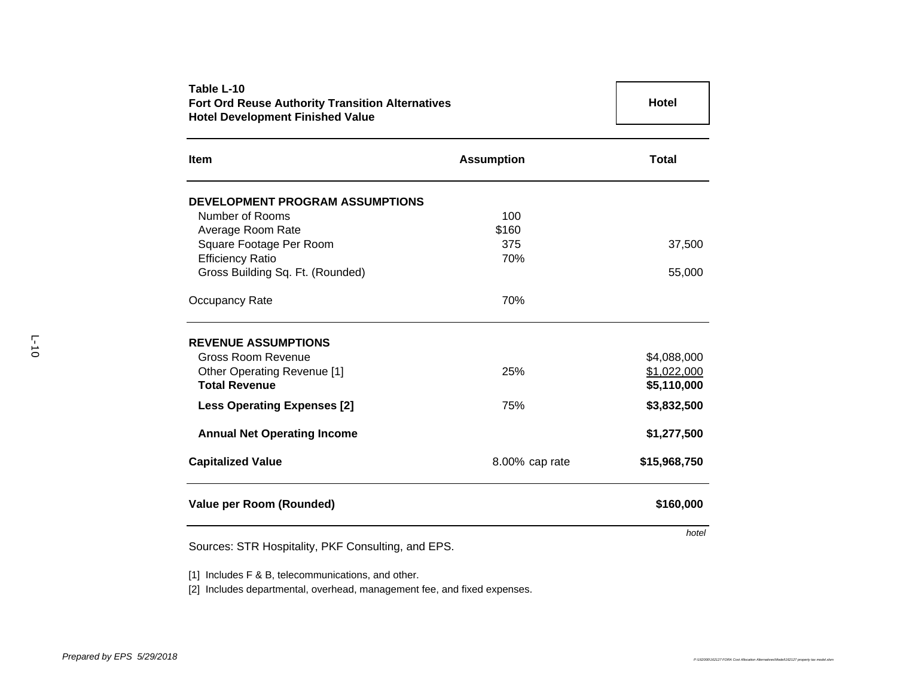**Table L-10**
**Fort Ord Reuse Authority Transition Alternatives**
**Hotel Development Finished Value**

**Hotel**

| Item | Assumption | Total |
|---|---|---|
| **DEVELOPMENT PROGRAM ASSUMPTIONS** | | |
| Number of Rooms | 100 | |
| Average Room Rate | $160 | |
| Square Footage Per Room | 375 | 37,500 |
| Efficiency Ratio | 70% | |
| Gross Building Sq. Ft. (Rounded) | | 55,000 |
| Occupancy Rate | 70% | |
| **REVENUE ASSUMPTIONS** | | |
| Gross Room Revenue | | $4,088,000 |
| Other Operating Revenue [1] | 25% | $1,022,000 |
| **Total Revenue** | | **$5,110,000** |
| **Less Operating Expenses [2]** | 75% | **$3,832,500** |
| **Annual Net Operating Income** | | **$1,277,500** |
| **Capitalized Value** | 8.00% cap rate | **$15,968,750** |
| **Value per Room (Rounded)** | | **$160,000** |

*hotel*

Sources: STR Hospitality, PKF Consulting, and EPS.

[1] Includes F & B, telecommunications, and other.
[2] Includes departmental, overhead, management fee, and fixed expenses.

*Prepared by EPS 5/29/2018*